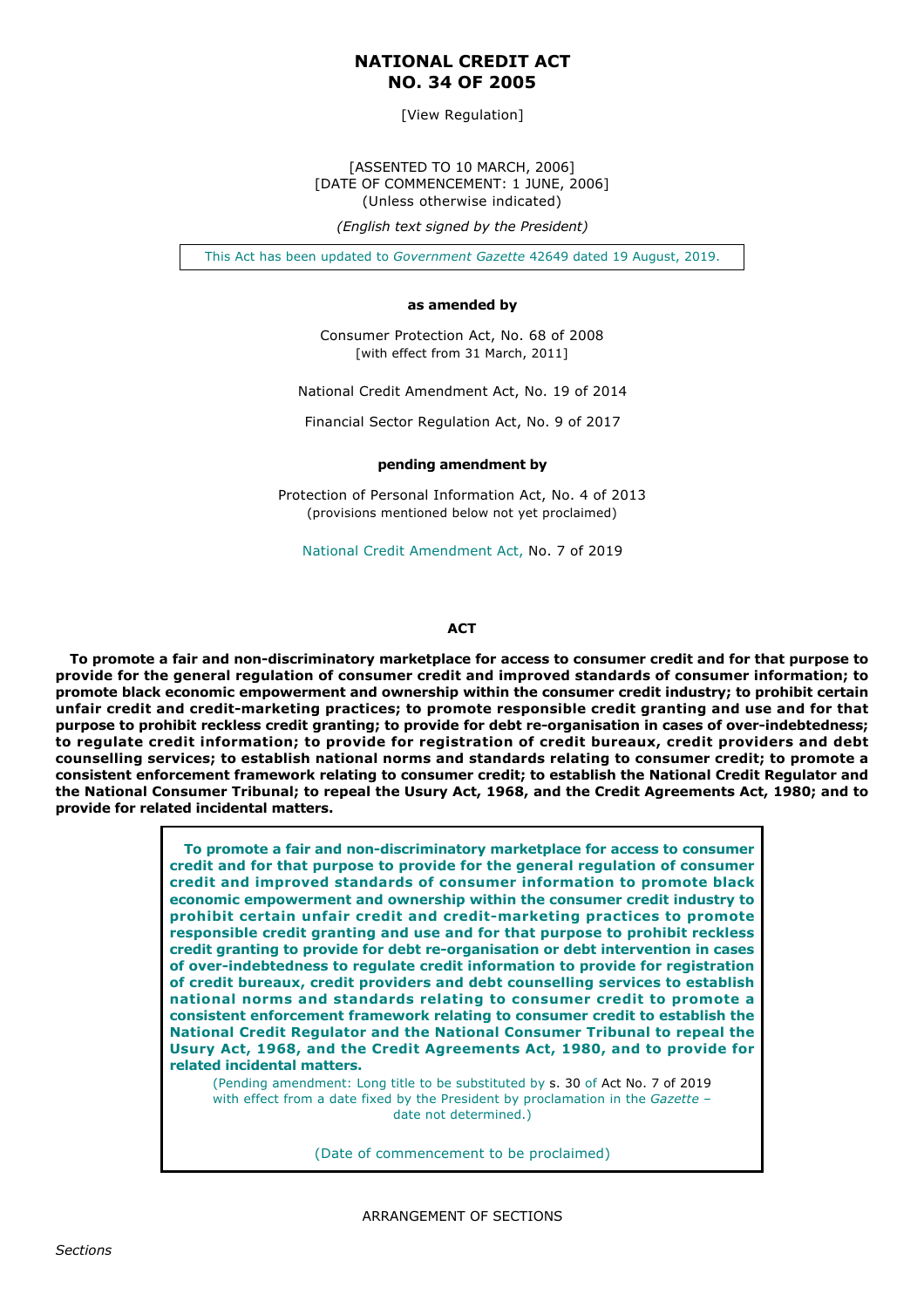# NATIONAL CREDIT ACT
# NO. 34 OF 2005

[View Regulation]

[ASSENTED TO 10 MARCH, 2006]
[DATE OF COMMENCEMENT: 1 JUNE, 2006]
(Unless otherwise indicated)

*(English text signed by the President)*

This Act has been updated to *Government Gazette* 42649 dated 19 August, 2019.

**as amended by**

Consumer Protection Act, No. 68 of 2008
[with effect from 31 March, 2011]

National Credit Amendment Act, No. 19 of 2014

Financial Sector Regulation Act, No. 9 of 2017

**pending amendment by**

Protection of Personal Information Act, No. 4 of 2013
(provisions mentioned below not yet proclaimed)

National Credit Amendment Act, No. 7 of 2019

## ACT

**To promote a fair and non-discriminatory marketplace for access to consumer credit and for that purpose to provide for the general regulation of consumer credit and improved standards of consumer information; to promote black economic empowerment and ownership within the consumer credit industry; to prohibit certain unfair credit and credit-marketing practices; to promote responsible credit granting and use and for that purpose to prohibit reckless credit granting; to provide for debt re-organisation in cases of over-indebtedness; to regulate credit information; to provide for registration of credit bureaux, credit providers and debt counselling services; to establish national norms and standards relating to consumer credit; to promote a consistent enforcement framework relating to consumer credit; to establish the National Credit Regulator and the National Consumer Tribunal; to repeal the Usury Act, 1968, and the Credit Agreements Act, 1980; and to provide for related incidental matters.**

> **To promote a fair and non-discriminatory marketplace for access to consumer credit and for that purpose to provide for the general regulation of consumer credit and improved standards of consumer information to promote black economic empowerment and ownership within the consumer credit industry to prohibit certain unfair credit and credit-marketing practices to promote responsible credit granting and use and for that purpose to prohibit reckless credit granting to provide for debt re-organisation or debt intervention in cases of over-indebtedness to regulate credit information to provide for registration of credit bureaux, credit providers and debt counselling services to establish national norms and standards relating to consumer credit to promote a consistent enforcement framework relating to consumer credit to establish the National Credit Regulator and the National Consumer Tribunal to repeal the Usury Act, 1968, and the Credit Agreements Act, 1980, and to provide for related incidental matters.**
>
> (Pending amendment: Long title to be substituted by s. 30 of Act No. 7 of 2019 with effect from a date fixed by the President by proclamation in the *Gazette* – date not determined.)
>
> (Date of commencement to be proclaimed)

ARRANGEMENT OF SECTIONS

*Sections*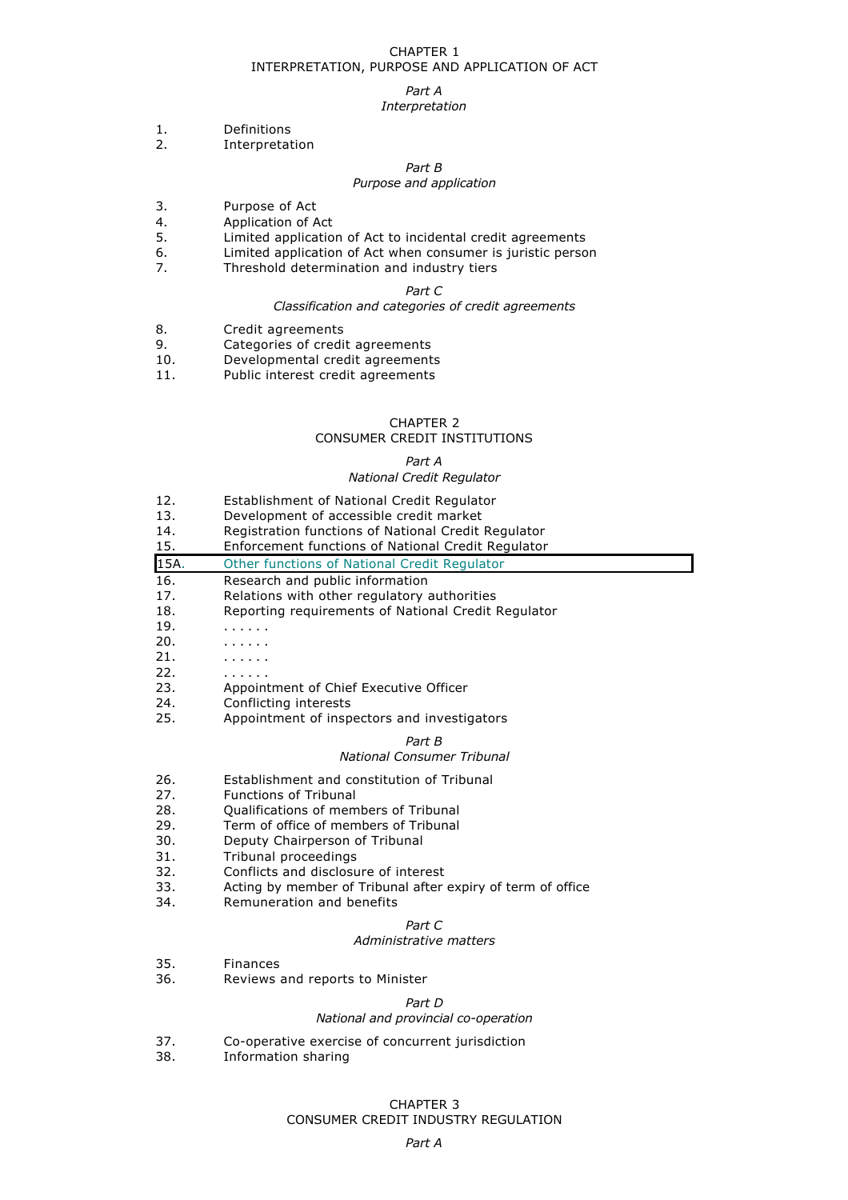CHAPTER 1
INTERPRETATION, PURPOSE AND APPLICATION OF ACT

*Part A*
*Interpretation*

1. Definitions
2. Interpretation

*Part B*
*Purpose and application*

3. Purpose of Act
4. Application of Act
5. Limited application of Act to incidental credit agreements
6. Limited application of Act when consumer is juristic person
7. Threshold determination and industry tiers

*Part C*
*Classification and categories of credit agreements*

8. Credit agreements
9. Categories of credit agreements
10. Developmental credit agreements
11. Public interest credit agreements

CHAPTER 2
CONSUMER CREDIT INSTITUTIONS

*Part A*
*National Credit Regulator*

12. Establishment of National Credit Regulator
13. Development of accessible credit market
14. Registration functions of National Credit Regulator
15. Enforcement functions of National Credit Regulator
15A. Other functions of National Credit Regulator
16. Research and public information
17. Relations with other regulatory authorities
18. Reporting requirements of National Credit Regulator
19. . . . . . .
20. . . . . . .
21. . . . . . .
22. . . . . . .
23. Appointment of Chief Executive Officer
24. Conflicting interests
25. Appointment of inspectors and investigators

*Part B*
*National Consumer Tribunal*

26. Establishment and constitution of Tribunal
27. Functions of Tribunal
28. Qualifications of members of Tribunal
29. Term of office of members of Tribunal
30. Deputy Chairperson of Tribunal
31. Tribunal proceedings
32. Conflicts and disclosure of interest
33. Acting by member of Tribunal after expiry of term of office
34. Remuneration and benefits

*Part C*
*Administrative matters*

35. Finances
36. Reviews and reports to Minister

*Part D*
*National and provincial co-operation*

37. Co-operative exercise of concurrent jurisdiction
38. Information sharing

CHAPTER 3
CONSUMER CREDIT INDUSTRY REGULATION

*Part A*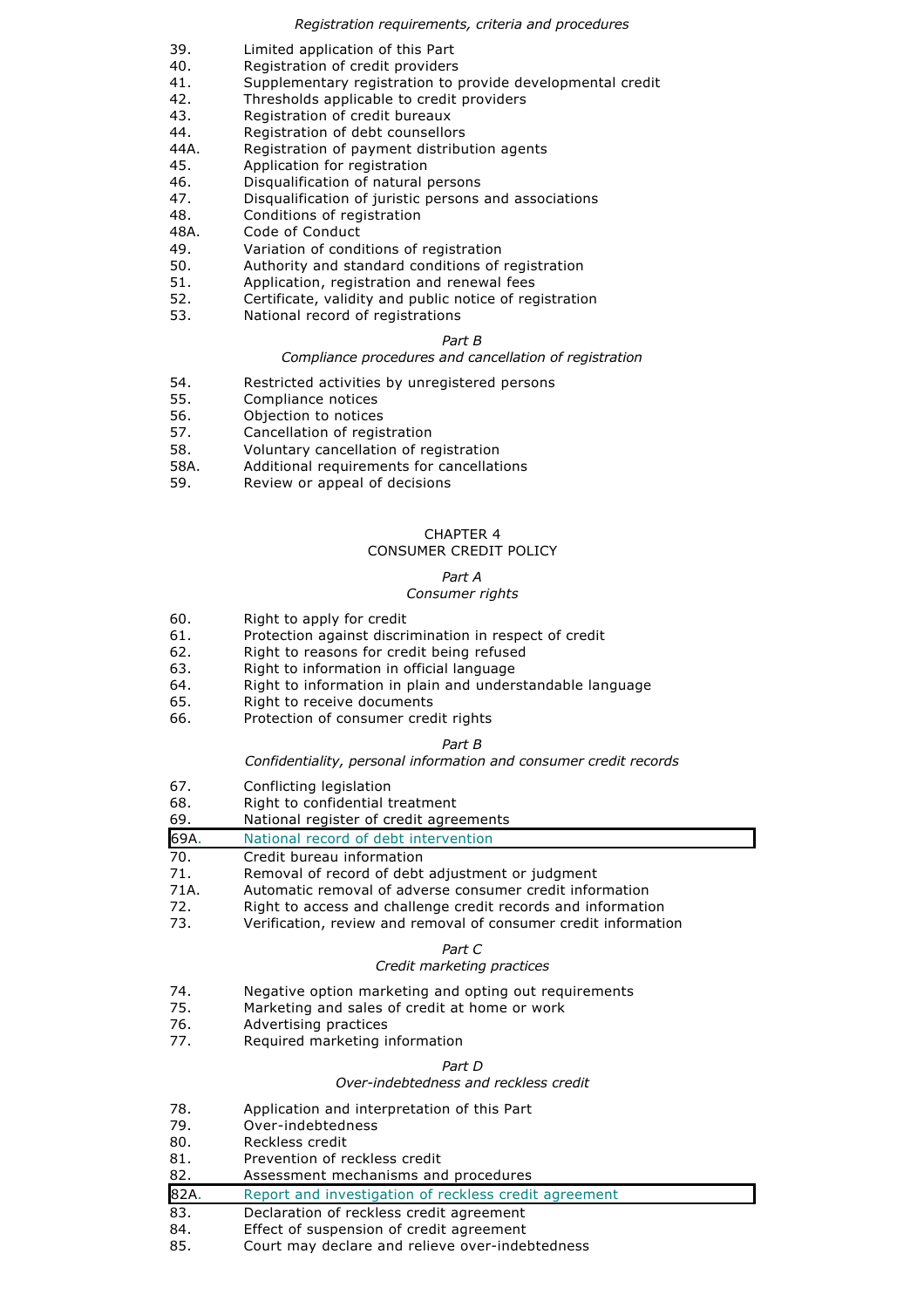*Registration requirements, criteria and procedures*

39. Limited application of this Part
40. Registration of credit providers
41. Supplementary registration to provide developmental credit
42. Thresholds applicable to credit providers
43. Registration of credit bureaux
44. Registration of debt counsellors
44A. Registration of payment distribution agents
45. Application for registration
46. Disqualification of natural persons
47. Disqualification of juristic persons and associations
48. Conditions of registration
48A. Code of Conduct
49. Variation of conditions of registration
50. Authority and standard conditions of registration
51. Application, registration and renewal fees
52. Certificate, validity and public notice of registration
53. National record of registrations

*Part B*

*Compliance procedures and cancellation of registration*

54. Restricted activities by unregistered persons
55. Compliance notices
56. Objection to notices
57. Cancellation of registration
58. Voluntary cancellation of registration
58A. Additional requirements for cancellations
59. Review or appeal of decisions

## CHAPTER 4
## CONSUMER CREDIT POLICY

*Part A*

*Consumer rights*

60. Right to apply for credit
61. Protection against discrimination in respect of credit
62. Right to reasons for credit being refused
63. Right to information in official language
64. Right to information in plain and understandable language
65. Right to receive documents
66. Protection of consumer credit rights

*Part B*

*Confidentiality, personal information and consumer credit records*

67. Conflicting legislation
68. Right to confidential treatment
69. National register of credit agreements
69A. National record of debt intervention
70. Credit bureau information
71. Removal of record of debt adjustment or judgment
71A. Automatic removal of adverse consumer credit information
72. Right to access and challenge credit records and information
73. Verification, review and removal of consumer credit information

*Part C*

*Credit marketing practices*

74. Negative option marketing and opting out requirements
75. Marketing and sales of credit at home or work
76. Advertising practices
77. Required marketing information

*Part D*

*Over-indebtedness and reckless credit*

78. Application and interpretation of this Part
79. Over-indebtedness
80. Reckless credit
81. Prevention of reckless credit
82. Assessment mechanisms and procedures
82A. Report and investigation of reckless credit agreement
83. Declaration of reckless credit agreement
84. Effect of suspension of credit agreement
85. Court may declare and relieve over-indebtedness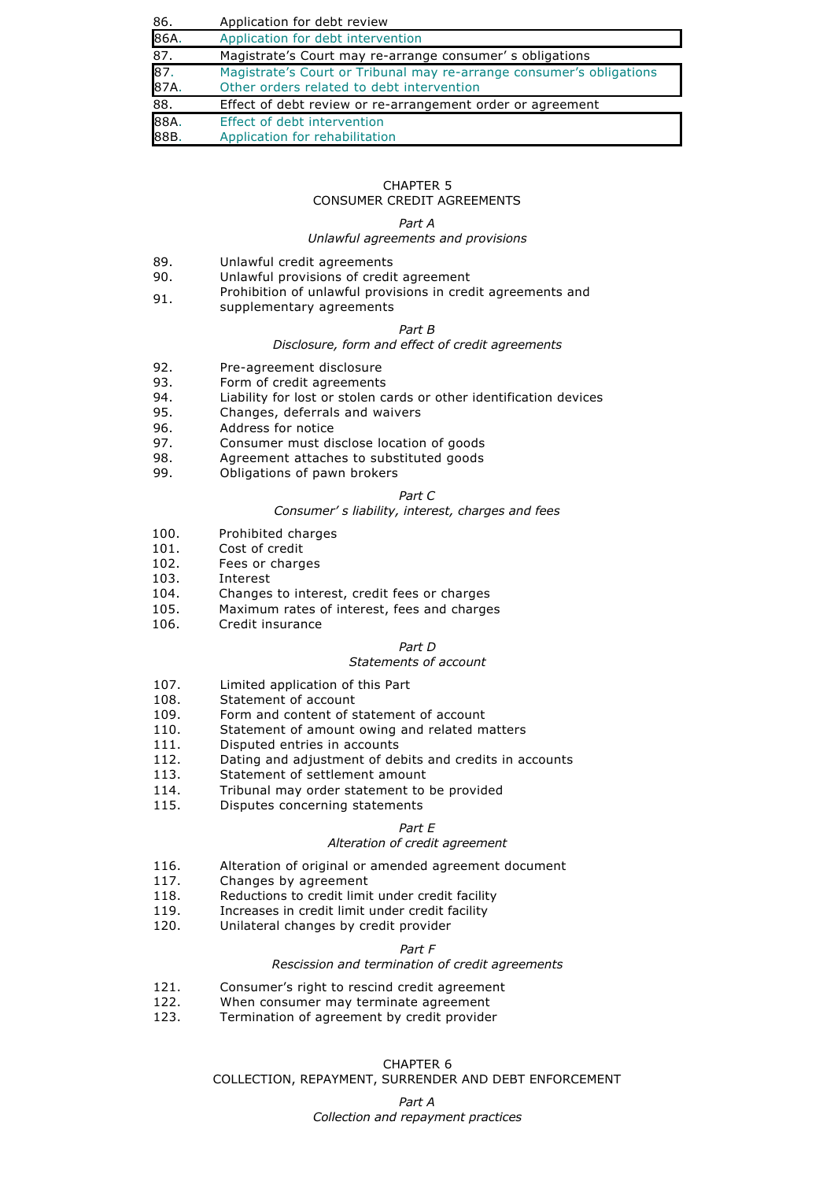86. Application for debt review
86A. Application for debt intervention
87. Magistrate's Court may re-arrange consumer' s obligations
87. Magistrate's Court or Tribunal may re-arrange consumer's obligations
87A. Other orders related to debt intervention
88. Effect of debt review or re-arrangement order or agreement
88A. Effect of debt intervention
88B. Application for rehabilitation

## CHAPTER 5
## CONSUMER CREDIT AGREEMENTS

### *Part A*
### *Unlawful agreements and provisions*

89. Unlawful credit agreements
90. Unlawful provisions of credit agreement
91. Prohibition of unlawful provisions in credit agreements and supplementary agreements

### *Part B*
### *Disclosure, form and effect of credit agreements*

92. Pre-agreement disclosure
93. Form of credit agreements
94. Liability for lost or stolen cards or other identification devices
95. Changes, deferrals and waivers
96. Address for notice
97. Consumer must disclose location of goods
98. Agreement attaches to substituted goods
99. Obligations of pawn brokers

### *Part C*
### *Consumer' s liability, interest, charges and fees*

100. Prohibited charges
101. Cost of credit
102. Fees or charges
103. Interest
104. Changes to interest, credit fees or charges
105. Maximum rates of interest, fees and charges
106. Credit insurance

### *Part D*
### *Statements of account*

107. Limited application of this Part
108. Statement of account
109. Form and content of statement of account
110. Statement of amount owing and related matters
111. Disputed entries in accounts
112. Dating and adjustment of debits and credits in accounts
113. Statement of settlement amount
114. Tribunal may order statement to be provided
115. Disputes concerning statements

### *Part E*
### *Alteration of credit agreement*

116. Alteration of original or amended agreement document
117. Changes by agreement
118. Reductions to credit limit under credit facility
119. Increases in credit limit under credit facility
120. Unilateral changes by credit provider

### *Part F*
### *Rescission and termination of credit agreements*

121. Consumer's right to rescind credit agreement
122. When consumer may terminate agreement
123. Termination of agreement by credit provider

## CHAPTER 6
## COLLECTION, REPAYMENT, SURRENDER AND DEBT ENFORCEMENT

### *Part A*
### *Collection and repayment practices*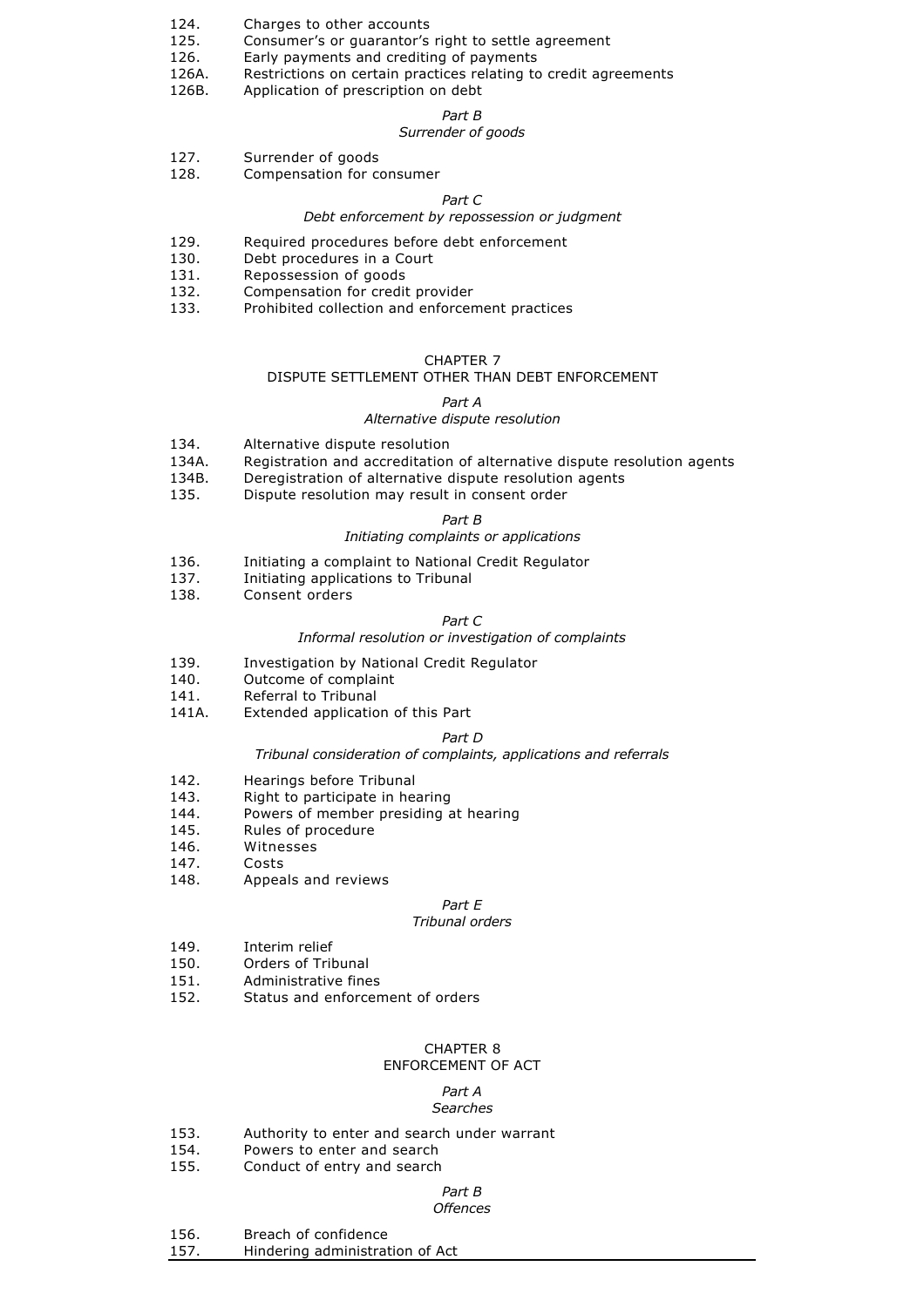124. Charges to other accounts
125. Consumer's or guarantor's right to settle agreement
126. Early payments and crediting of payments
126A. Restrictions on certain practices relating to credit agreements
126B. Application of prescription on debt

*Part B*
*Surrender of goods*

127. Surrender of goods
128. Compensation for consumer

*Part C*
*Debt enforcement by repossession or judgment*

129. Required procedures before debt enforcement
130. Debt procedures in a Court
131. Repossession of goods
132. Compensation for credit provider
133. Prohibited collection and enforcement practices

CHAPTER 7
DISPUTE SETTLEMENT OTHER THAN DEBT ENFORCEMENT

*Part A*
*Alternative dispute resolution*

134. Alternative dispute resolution
134A. Registration and accreditation of alternative dispute resolution agents
134B. Deregistration of alternative dispute resolution agents
135. Dispute resolution may result in consent order

*Part B*
*Initiating complaints or applications*

136. Initiating a complaint to National Credit Regulator
137. Initiating applications to Tribunal
138. Consent orders

*Part C*
*Informal resolution or investigation of complaints*

139. Investigation by National Credit Regulator
140. Outcome of complaint
141. Referral to Tribunal
141A. Extended application of this Part

*Part D*
*Tribunal consideration of complaints, applications and referrals*

142. Hearings before Tribunal
143. Right to participate in hearing
144. Powers of member presiding at hearing
145. Rules of procedure
146. Witnesses
147. Costs
148. Appeals and reviews

*Part E*
*Tribunal orders*

149. Interim relief
150. Orders of Tribunal
151. Administrative fines
152. Status and enforcement of orders

CHAPTER 8
ENFORCEMENT OF ACT

*Part A*
*Searches*

153. Authority to enter and search under warrant
154. Powers to enter and search
155. Conduct of entry and search

*Part B*
*Offences*

156. Breach of confidence
157. Hindering administration of Act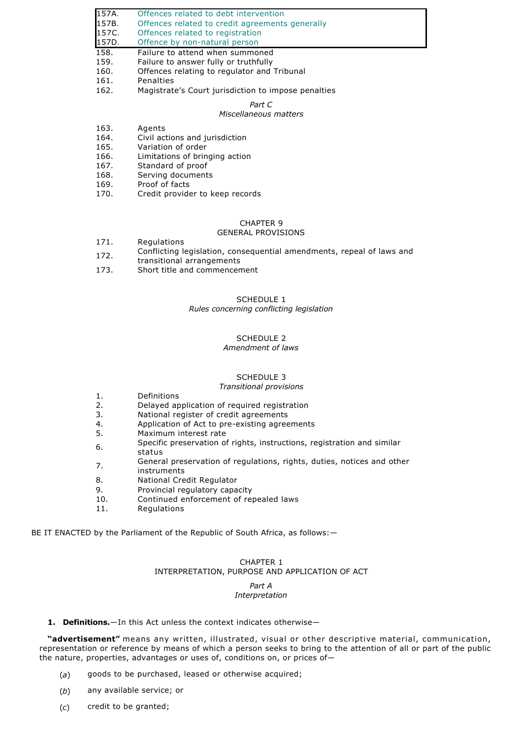157A. Offences related to debt intervention
157B. Offences related to credit agreements generally
157C. Offences related to registration
157D. Offence by non-natural person
158. Failure to attend when summoned
159. Failure to answer fully or truthfully
160. Offences relating to regulator and Tribunal
161. Penalties
162. Magistrate's Court jurisdiction to impose penalties

*Part C*
*Miscellaneous matters*

163. Agents
164. Civil actions and jurisdiction
165. Variation of order
166. Limitations of bringing action
167. Standard of proof
168. Serving documents
169. Proof of facts
170. Credit provider to keep records

CHAPTER 9
GENERAL PROVISIONS

171. Regulations
172. Conflicting legislation, consequential amendments, repeal of laws and transitional arrangements
173. Short title and commencement

SCHEDULE 1
*Rules concerning conflicting legislation*

SCHEDULE 2
*Amendment of laws*

SCHEDULE 3
*Transitional provisions*

1. Definitions
2. Delayed application of required registration
3. National register of credit agreements
4. Application of Act to pre-existing agreements
5. Maximum interest rate
6. Specific preservation of rights, instructions, registration and similar status
7. General preservation of regulations, rights, duties, notices and other instruments
8. National Credit Regulator
9. Provincial regulatory capacity
10. Continued enforcement of repealed laws
11. Regulations

BE IT ENACTED by the Parliament of the Republic of South Africa, as follows:—

## CHAPTER 1
## INTERPRETATION, PURPOSE AND APPLICATION OF ACT

*Part A*
*Interpretation*

**1. Definitions.**—In this Act unless the context indicates otherwise—

**"advertisement"** means any written, illustrated, visual or other descriptive material, communication, representation or reference by means of which a person seeks to bring to the attention of all or part of the public the nature, properties, advantages or uses of, conditions on, or prices of—

(*a*) goods to be purchased, leased or otherwise acquired;

(*b*) any available service; or

(*c*) credit to be granted;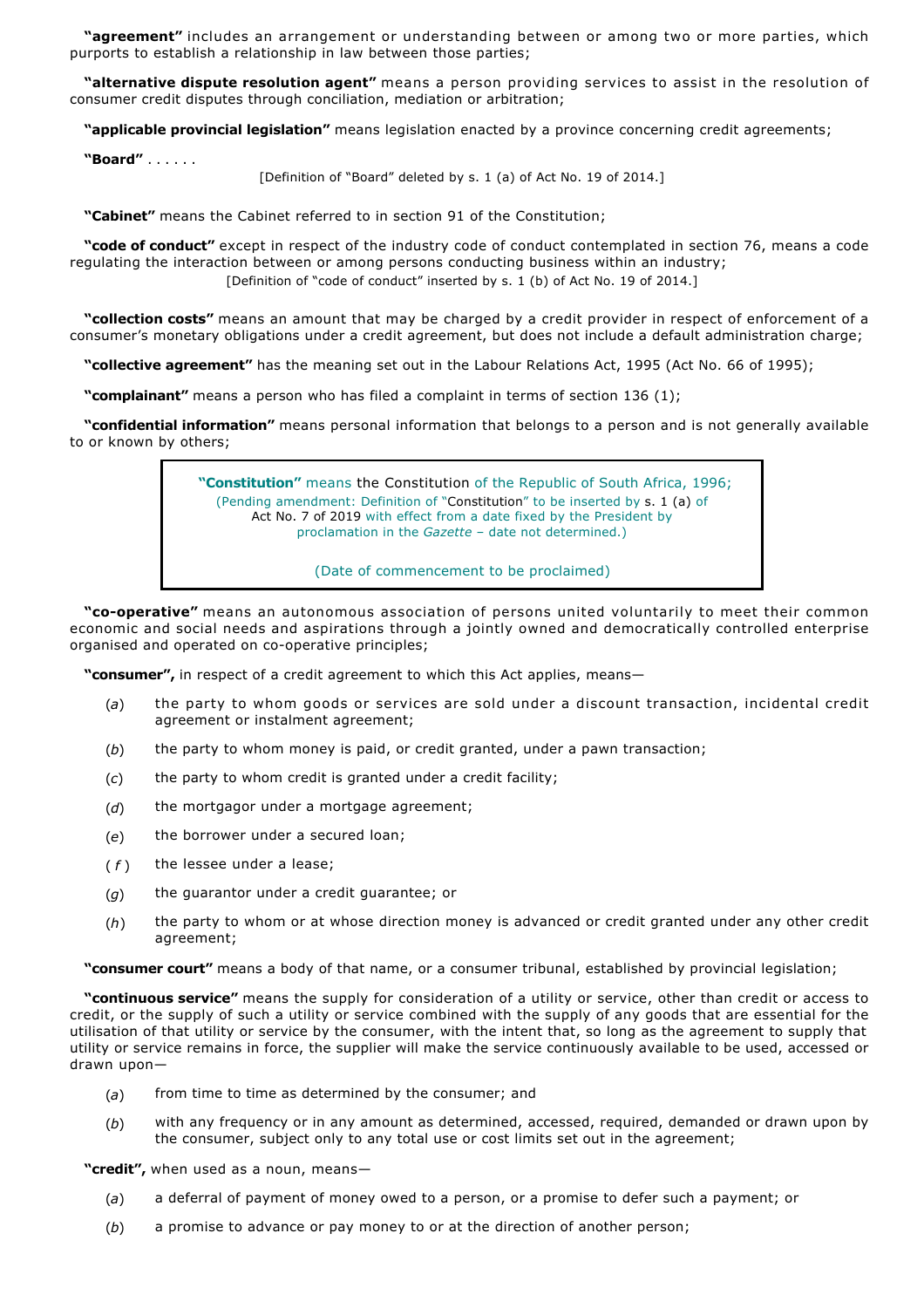**"agreement"** includes an arrangement or understanding between or among two or more parties, which purports to establish a relationship in law between those parties;

**"alternative dispute resolution agent"** means a person providing services to assist in the resolution of consumer credit disputes through conciliation, mediation or arbitration;

**"applicable provincial legislation"** means legislation enacted by a province concerning credit agreements;

**"Board"** . . . . . .

[Definition of "Board" deleted by s. 1 (a) of Act No. 19 of 2014.]

**"Cabinet"** means the Cabinet referred to in section 91 of the Constitution;

**"code of conduct"** except in respect of the industry code of conduct contemplated in section 76, means a code regulating the interaction between or among persons conducting business within an industry;

[Definition of "code of conduct" inserted by s. 1 (b) of Act No. 19 of 2014.]

**"collection costs"** means an amount that may be charged by a credit provider in respect of enforcement of a consumer's monetary obligations under a credit agreement, but does not include a default administration charge;

**"collective agreement"** has the meaning set out in the Labour Relations Act, 1995 (Act No. 66 of 1995);

**"complainant"** means a person who has filed a complaint in terms of section 136 (1);

**"confidential information"** means personal information that belongs to a person and is not generally available to or known by others;

> **"Constitution"** means the Constitution of the Republic of South Africa, 1996;
>
> (Pending amendment: Definition of "Constitution" to be inserted by s. 1 (a) of Act No. 7 of 2019 with effect from a date fixed by the President by proclamation in the *Gazette* – date not determined.)
>
> (Date of commencement to be proclaimed)

**"co-operative"** means an autonomous association of persons united voluntarily to meet their common economic and social needs and aspirations through a jointly owned and democratically controlled enterprise organised and operated on co-operative principles;

**"consumer",** in respect of a credit agreement to which this Act applies, means—

(*a*) the party to whom goods or services are sold under a discount transaction, incidental credit agreement or instalment agreement;

(*b*) the party to whom money is paid, or credit granted, under a pawn transaction;

(*c*) the party to whom credit is granted under a credit facility;

(*d*) the mortgagor under a mortgage agreement;

(*e*) the borrower under a secured loan;

(*f*) the lessee under a lease;

(*g*) the guarantor under a credit guarantee; or

(*h*) the party to whom or at whose direction money is advanced or credit granted under any other credit agreement;

**"consumer court"** means a body of that name, or a consumer tribunal, established by provincial legislation;

**"continuous service"** means the supply for consideration of a utility or service, other than credit or access to credit, or the supply of such a utility or service combined with the supply of any goods that are essential for the utilisation of that utility or service by the consumer, with the intent that, so long as the agreement to supply that utility or service remains in force, the supplier will make the service continuously available to be used, accessed or drawn upon—

(*a*) from time to time as determined by the consumer; and

(*b*) with any frequency or in any amount as determined, accessed, required, demanded or drawn upon by the consumer, subject only to any total use or cost limits set out in the agreement;

**"credit",** when used as a noun, means—

(*a*) a deferral of payment of money owed to a person, or a promise to defer such a payment; or

(*b*) a promise to advance or pay money to or at the direction of another person;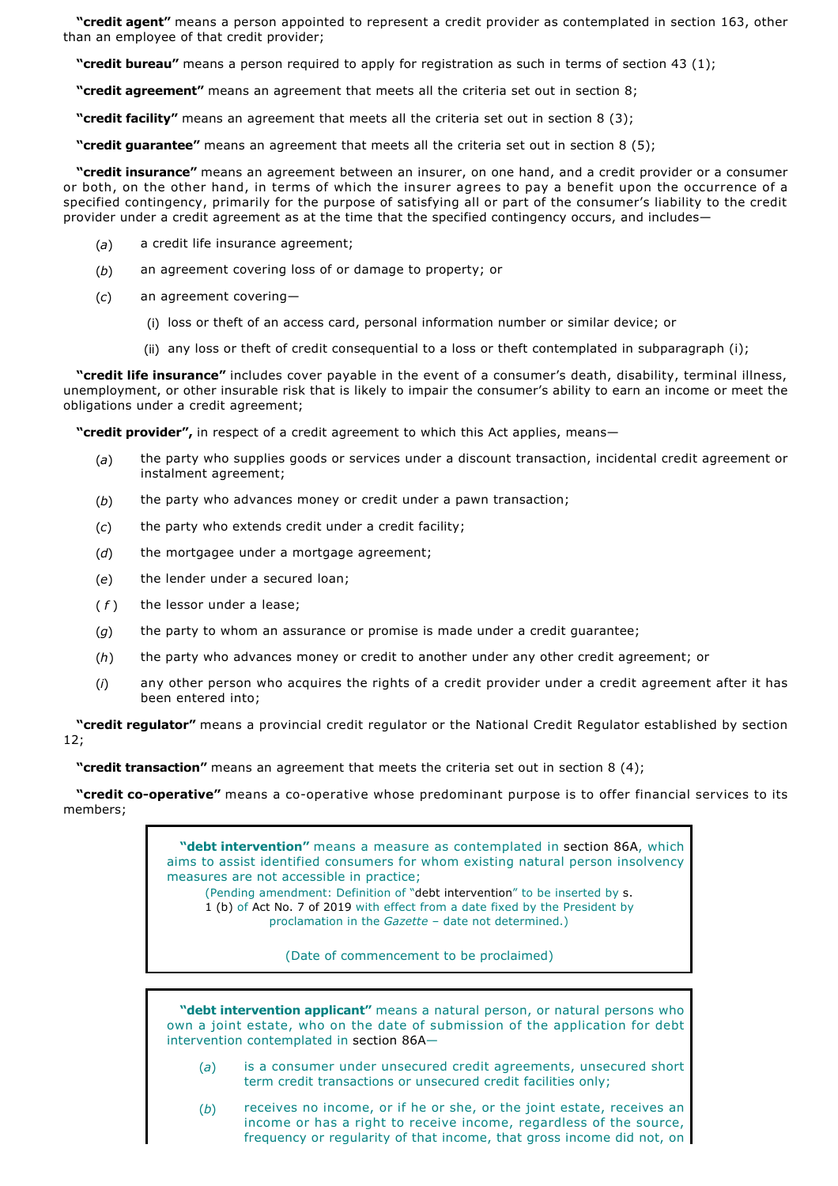**"credit agent"** means a person appointed to represent a credit provider as contemplated in section 163, other than an employee of that credit provider;

**"credit bureau"** means a person required to apply for registration as such in terms of section 43 (1);

**"credit agreement"** means an agreement that meets all the criteria set out in section 8;

**"credit facility"** means an agreement that meets all the criteria set out in section 8 (3);

**"credit guarantee"** means an agreement that meets all the criteria set out in section 8 (5);

**"credit insurance"** means an agreement between an insurer, on one hand, and a credit provider or a consumer or both, on the other hand, in terms of which the insurer agrees to pay a benefit upon the occurrence of a specified contingency, primarily for the purpose of satisfying all or part of the consumer's liability to the credit provider under a credit agreement as at the time that the specified contingency occurs, and includes—

(*a*) a credit life insurance agreement;

(*b*) an agreement covering loss of or damage to property; or

(*c*) an agreement covering—

(i) loss or theft of an access card, personal information number or similar device; or

(ii) any loss or theft of credit consequential to a loss or theft contemplated in subparagraph (i);

**"credit life insurance"** includes cover payable in the event of a consumer's death, disability, terminal illness, unemployment, or other insurable risk that is likely to impair the consumer's ability to earn an income or meet the obligations under a credit agreement;

**"credit provider",** in respect of a credit agreement to which this Act applies, means—

(*a*) the party who supplies goods or services under a discount transaction, incidental credit agreement or instalment agreement;

(*b*) the party who advances money or credit under a pawn transaction;

(*c*) the party who extends credit under a credit facility;

(*d*) the mortgagee under a mortgage agreement;

(*e*) the lender under a secured loan;

(*f*) the lessor under a lease;

(*g*) the party to whom an assurance or promise is made under a credit guarantee;

(*h*) the party who advances money or credit to another under any other credit agreement; or

(*i*) any other person who acquires the rights of a credit provider under a credit agreement after it has been entered into;

**"credit regulator"** means a provincial credit regulator or the National Credit Regulator established by section 12;

**"credit transaction"** means an agreement that meets the criteria set out in section 8 (4);

**"credit co-operative"** means a co-operative whose predominant purpose is to offer financial services to its members;

> **"debt intervention"** means a measure as contemplated in section 86A, which aims to assist identified consumers for whom existing natural person insolvency measures are not accessible in practice;
>
> (Pending amendment: Definition of "debt intervention" to be inserted by s. 1 (b) of Act No. 7 of 2019 with effect from a date fixed by the President by proclamation in the *Gazette* – date not determined.)
>
> (Date of commencement to be proclaimed)

> **"debt intervention applicant"** means a natural person, or natural persons who own a joint estate, who on the date of submission of the application for debt intervention contemplated in section 86A—
>
> (*a*) is a consumer under unsecured credit agreements, unsecured short term credit transactions or unsecured credit facilities only;
>
> (*b*) receives no income, or if he or she, or the joint estate, receives an income or has a right to receive income, regardless of the source, frequency or regularity of that income, that gross income did not, on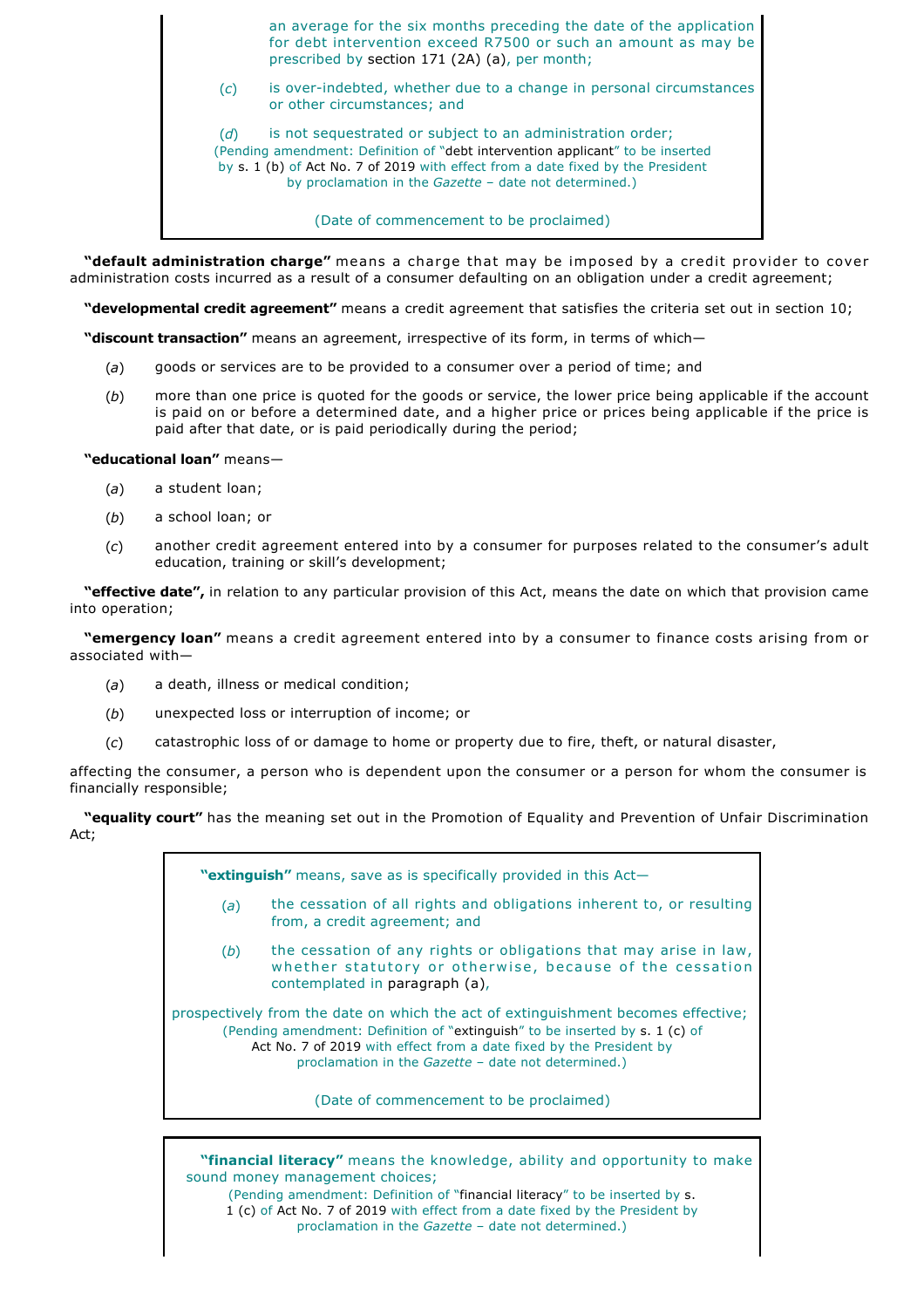an average for the six months preceding the date of the application for debt intervention exceed R7500 or such an amount as may be prescribed by section 171 (2A) (a), per month;

(*c*) is over-indebted, whether due to a change in personal circumstances or other circumstances; and

(*d*) is not sequestrated or subject to an administration order;

(Pending amendment: Definition of "debt intervention applicant" to be inserted by s. 1 (b) of Act No. 7 of 2019 with effect from a date fixed by the President by proclamation in the *Gazette* – date not determined.)

(Date of commencement to be proclaimed)

**"default administration charge"** means a charge that may be imposed by a credit provider to cover administration costs incurred as a result of a consumer defaulting on an obligation under a credit agreement;

**"developmental credit agreement"** means a credit agreement that satisfies the criteria set out in section 10;

**"discount transaction"** means an agreement, irrespective of its form, in terms of which—

(*a*) goods or services are to be provided to a consumer over a period of time; and

(*b*) more than one price is quoted for the goods or service, the lower price being applicable if the account is paid on or before a determined date, and a higher price or prices being applicable if the price is paid after that date, or is paid periodically during the period;

**"educational loan"** means—

(*a*) a student loan;

(*b*) a school loan; or

(*c*) another credit agreement entered into by a consumer for purposes related to the consumer's adult education, training or skill's development;

**"effective date",** in relation to any particular provision of this Act, means the date on which that provision came into operation;

**"emergency loan"** means a credit agreement entered into by a consumer to finance costs arising from or associated with—

(*a*) a death, illness or medical condition;

(*b*) unexpected loss or interruption of income; or

(*c*) catastrophic loss of or damage to home or property due to fire, theft, or natural disaster,

affecting the consumer, a person who is dependent upon the consumer or a person for whom the consumer is financially responsible;

**"equality court"** has the meaning set out in the Promotion of Equality and Prevention of Unfair Discrimination Act;

**"extinguish"** means, save as is specifically provided in this Act—

(*a*) the cessation of all rights and obligations inherent to, or resulting from, a credit agreement; and

(*b*) the cessation of any rights or obligations that may arise in law, whether statutory or otherwise, because of the cessation contemplated in paragraph (a),

prospectively from the date on which the act of extinguishment becomes effective;

(Pending amendment: Definition of "extinguish" to be inserted by s. 1 (c) of Act No. 7 of 2019 with effect from a date fixed by the President by proclamation in the *Gazette* – date not determined.)

(Date of commencement to be proclaimed)

**"financial literacy"** means the knowledge, ability and opportunity to make sound money management choices;

(Pending amendment: Definition of "financial literacy" to be inserted by s. 1 (c) of Act No. 7 of 2019 with effect from a date fixed by the President by proclamation in the *Gazette* – date not determined.)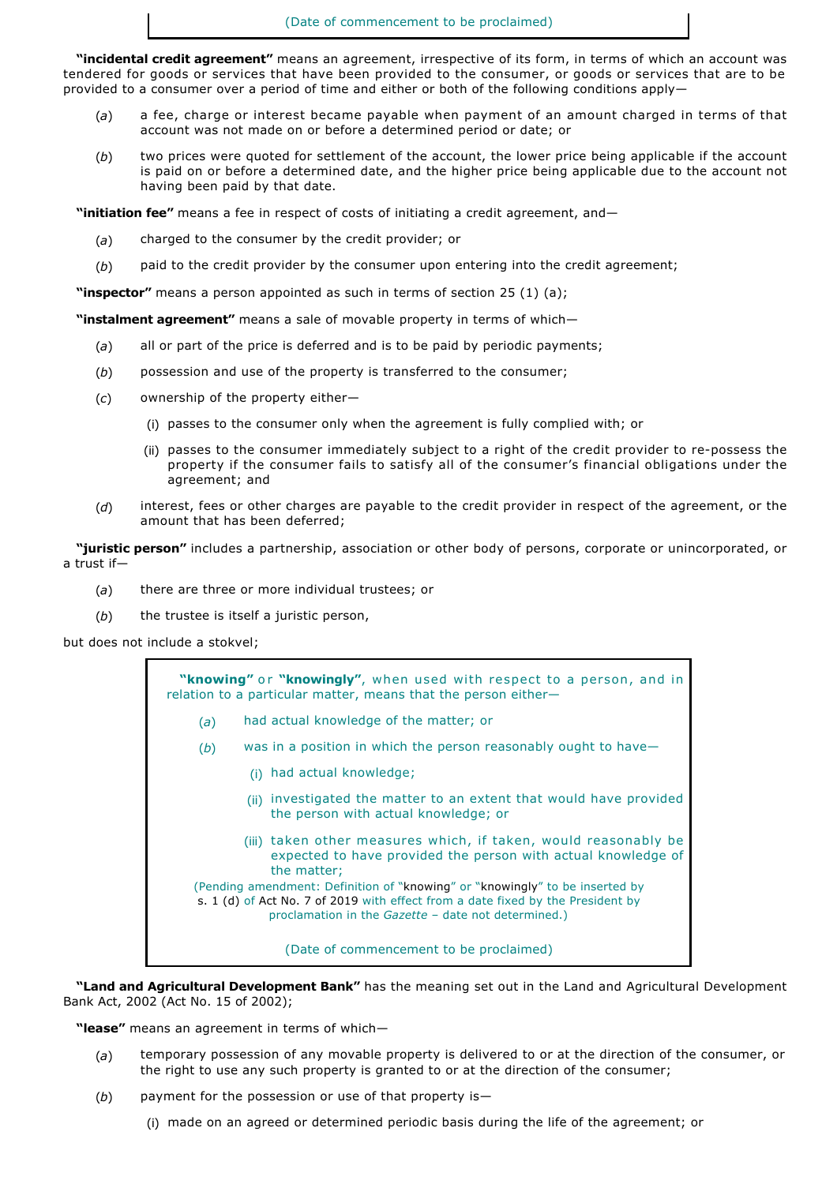(Date of commencement to be proclaimed)

**"incidental credit agreement"** means an agreement, irrespective of its form, in terms of which an account was tendered for goods or services that have been provided to the consumer, or goods or services that are to be provided to a consumer over a period of time and either or both of the following conditions apply—

(*a*) a fee, charge or interest became payable when payment of an amount charged in terms of that account was not made on or before a determined period or date; or

(*b*) two prices were quoted for settlement of the account, the lower price being applicable if the account is paid on or before a determined date, and the higher price being applicable due to the account not having been paid by that date.

**"initiation fee"** means a fee in respect of costs of initiating a credit agreement, and—

(*a*) charged to the consumer by the credit provider; or

(*b*) paid to the credit provider by the consumer upon entering into the credit agreement;

**"inspector"** means a person appointed as such in terms of section 25 (1) (a);

**"instalment agreement"** means a sale of movable property in terms of which—

(*a*) all or part of the price is deferred and is to be paid by periodic payments;

(*b*) possession and use of the property is transferred to the consumer;

(*c*) ownership of the property either—

(i) passes to the consumer only when the agreement is fully complied with; or

(ii) passes to the consumer immediately subject to a right of the credit provider to re-possess the property if the consumer fails to satisfy all of the consumer's financial obligations under the agreement; and

(*d*) interest, fees or other charges are payable to the credit provider in respect of the agreement, or the amount that has been deferred;

**"juristic person"** includes a partnership, association or other body of persons, corporate or unincorporated, or a trust if—

(*a*) there are three or more individual trustees; or

(*b*) the trustee is itself a juristic person,

but does not include a stokvel;

**"knowing"** or **"knowingly"**, when used with respect to a person, and in relation to a particular matter, means that the person either—

(*a*) had actual knowledge of the matter; or

(*b*) was in a position in which the person reasonably ought to have—

(i) had actual knowledge;

(ii) investigated the matter to an extent that would have provided the person with actual knowledge; or

(iii) taken other measures which, if taken, would reasonably be expected to have provided the person with actual knowledge of the matter;

(Pending amendment: Definition of "knowing" or "knowingly" to be inserted by s. 1 (d) of Act No. 7 of 2019 with effect from a date fixed by the President by proclamation in the *Gazette* – date not determined.)

(Date of commencement to be proclaimed)

**"Land and Agricultural Development Bank"** has the meaning set out in the Land and Agricultural Development Bank Act, 2002 (Act No. 15 of 2002);

**"lease"** means an agreement in terms of which—

(*a*) temporary possession of any movable property is delivered to or at the direction of the consumer, or the right to use any such property is granted to or at the direction of the consumer;

(*b*) payment for the possession or use of that property is—

(i) made on an agreed or determined periodic basis during the life of the agreement; or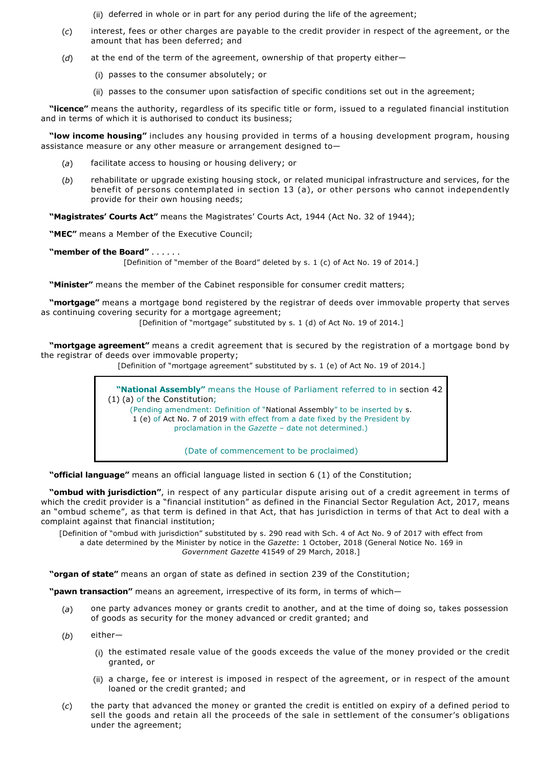(ii) deferred in whole or in part for any period during the life of the agreement;

(*c*) interest, fees or other charges are payable to the credit provider in respect of the agreement, or the amount that has been deferred; and

(*d*) at the end of the term of the agreement, ownership of that property either—

(i) passes to the consumer absolutely; or

(ii) passes to the consumer upon satisfaction of specific conditions set out in the agreement;

**"licence"** means the authority, regardless of its specific title or form, issued to a regulated financial institution and in terms of which it is authorised to conduct its business;

**"low income housing"** includes any housing provided in terms of a housing development program, housing assistance measure or any other measure or arrangement designed to—

(*a*) facilitate access to housing or housing delivery; or

(*b*) rehabilitate or upgrade existing housing stock, or related municipal infrastructure and services, for the benefit of persons contemplated in section 13 (a), or other persons who cannot independently provide for their own housing needs;

**"Magistrates' Courts Act"** means the Magistrates' Courts Act, 1944 (Act No. 32 of 1944);

**"MEC"** means a Member of the Executive Council;

**"member of the Board"** . . . . . .

[Definition of "member of the Board" deleted by s. 1 (c) of Act No. 19 of 2014.]

**"Minister"** means the member of the Cabinet responsible for consumer credit matters;

**"mortgage"** means a mortgage bond registered by the registrar of deeds over immovable property that serves as continuing covering security for a mortgage agreement;

[Definition of "mortgage" substituted by s. 1 (d) of Act No. 19 of 2014.]

**"mortgage agreement"** means a credit agreement that is secured by the registration of a mortgage bond by the registrar of deeds over immovable property;

[Definition of "mortgage agreement" substituted by s. 1 (e) of Act No. 19 of 2014.]

> **"National Assembly"** means the House of Parliament referred to in section 42 (1) (a) of the Constitution;
>
> (Pending amendment: Definition of "National Assembly" to be inserted by s. 1 (e) of Act No. 7 of 2019 with effect from a date fixed by the President by proclamation in the *Gazette* – date not determined.)
>
> (Date of commencement to be proclaimed)

**"official language"** means an official language listed in section 6 (1) of the Constitution;

**"ombud with jurisdiction"**, in respect of any particular dispute arising out of a credit agreement in terms of which the credit provider is a "financial institution" as defined in the Financial Sector Regulation Act, 2017, means an "ombud scheme", as that term is defined in that Act, that has jurisdiction in terms of that Act to deal with a complaint against that financial institution;

[Definition of "ombud with jurisdiction" substituted by s. 290 read with Sch. 4 of Act No. 9 of 2017 with effect from a date determined by the Minister by notice in the *Gazette*: 1 October, 2018 (General Notice No. 169 in *Government Gazette* 41549 of 29 March, 2018.]

**"organ of state"** means an organ of state as defined in section 239 of the Constitution;

**"pawn transaction"** means an agreement, irrespective of its form, in terms of which—

(*a*) one party advances money or grants credit to another, and at the time of doing so, takes possession of goods as security for the money advanced or credit granted; and

(*b*) either—

(i) the estimated resale value of the goods exceeds the value of the money provided or the credit granted, or

(ii) a charge, fee or interest is imposed in respect of the agreement, or in respect of the amount loaned or the credit granted; and

(*c*) the party that advanced the money or granted the credit is entitled on expiry of a defined period to sell the goods and retain all the proceeds of the sale in settlement of the consumer's obligations under the agreement;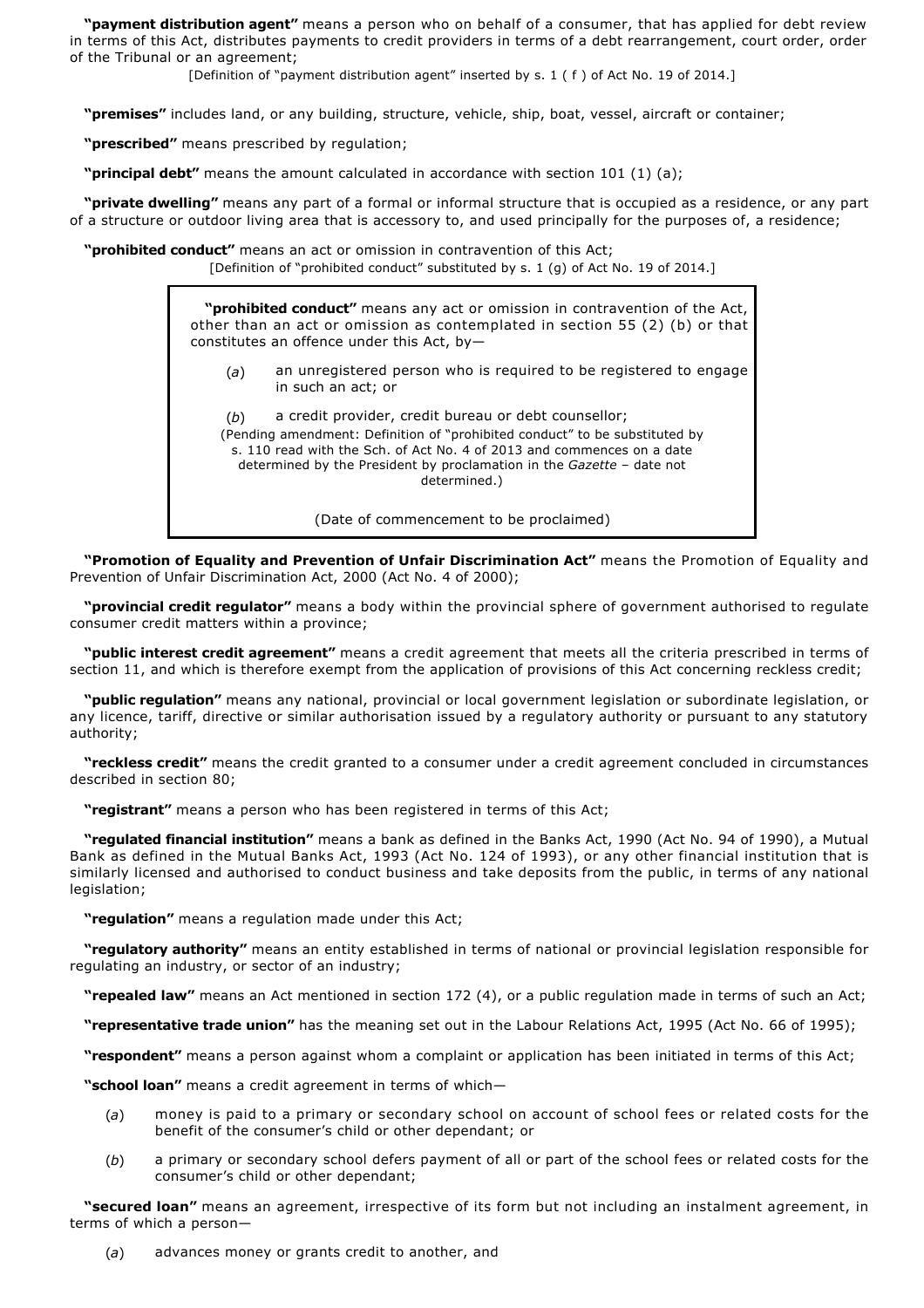**"payment distribution agent"** means a person who on behalf of a consumer, that has applied for debt review in terms of this Act, distributes payments to credit providers in terms of a debt rearrangement, court order, order of the Tribunal or an agreement;

[Definition of "payment distribution agent" inserted by s. 1 ( f ) of Act No. 19 of 2014.]

**"premises"** includes land, or any building, structure, vehicle, ship, boat, vessel, aircraft or container;

**"prescribed"** means prescribed by regulation;

**"principal debt"** means the amount calculated in accordance with section 101 (1) (a);

**"private dwelling"** means any part of a formal or informal structure that is occupied as a residence, or any part of a structure or outdoor living area that is accessory to, and used principally for the purposes of, a residence;

**"prohibited conduct"** means an act or omission in contravention of this Act;

[Definition of "prohibited conduct" substituted by s. 1 (g) of Act No. 19 of 2014.]

> **"prohibited conduct"** means any act or omission in contravention of the Act, other than an act or omission as contemplated in section 55 (2) (b) or that constitutes an offence under this Act, by—
>
> (*a*) an unregistered person who is required to be registered to engage in such an act; or
>
> (*b*) a credit provider, credit bureau or debt counsellor;
>
> (Pending amendment: Definition of "prohibited conduct" to be substituted by s. 110 read with the Sch. of Act No. 4 of 2013 and commences on a date determined by the President by proclamation in the *Gazette* – date not determined.)
>
> (Date of commencement to be proclaimed)

**"Promotion of Equality and Prevention of Unfair Discrimination Act"** means the Promotion of Equality and Prevention of Unfair Discrimination Act, 2000 (Act No. 4 of 2000);

**"provincial credit regulator"** means a body within the provincial sphere of government authorised to regulate consumer credit matters within a province;

**"public interest credit agreement"** means a credit agreement that meets all the criteria prescribed in terms of section 11, and which is therefore exempt from the application of provisions of this Act concerning reckless credit;

**"public regulation"** means any national, provincial or local government legislation or subordinate legislation, or any licence, tariff, directive or similar authorisation issued by a regulatory authority or pursuant to any statutory authority;

**"reckless credit"** means the credit granted to a consumer under a credit agreement concluded in circumstances described in section 80;

**"registrant"** means a person who has been registered in terms of this Act;

**"regulated financial institution"** means a bank as defined in the Banks Act, 1990 (Act No. 94 of 1990), a Mutual Bank as defined in the Mutual Banks Act, 1993 (Act No. 124 of 1993), or any other financial institution that is similarly licensed and authorised to conduct business and take deposits from the public, in terms of any national legislation;

**"regulation"** means a regulation made under this Act;

**"regulatory authority"** means an entity established in terms of national or provincial legislation responsible for regulating an industry, or sector of an industry;

**"repealed law"** means an Act mentioned in section 172 (4), or a public regulation made in terms of such an Act;

**"representative trade union"** has the meaning set out in the Labour Relations Act, 1995 (Act No. 66 of 1995);

**"respondent"** means a person against whom a complaint or application has been initiated in terms of this Act;

**"school loan"** means a credit agreement in terms of which—

(*a*) money is paid to a primary or secondary school on account of school fees or related costs for the benefit of the consumer's child or other dependant; or

(*b*) a primary or secondary school defers payment of all or part of the school fees or related costs for the consumer's child or other dependant;

**"secured loan"** means an agreement, irrespective of its form but not including an instalment agreement, in terms of which a person—

(*a*) advances money or grants credit to another, and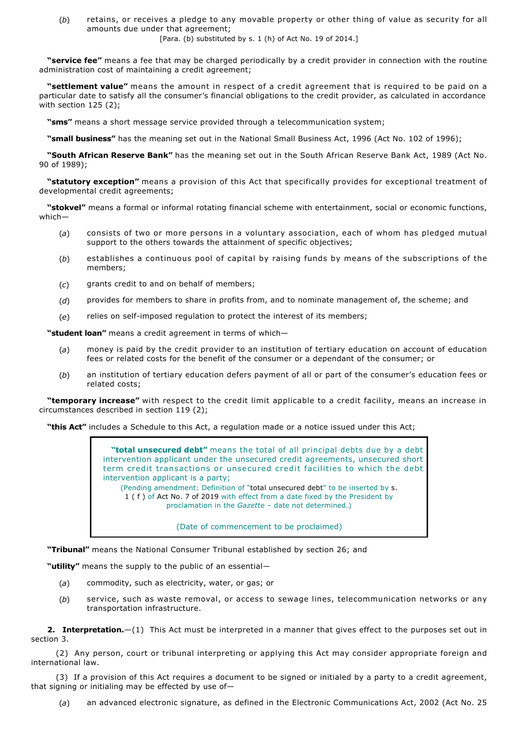(*b*) retains, or receives a pledge to any movable property or other thing of value as security for all amounts due under that agreement;

[Para. (b) substituted by s. 1 (h) of Act No. 19 of 2014.]

**"service fee"** means a fee that may be charged periodically by a credit provider in connection with the routine administration cost of maintaining a credit agreement;

**"settlement value"** means the amount in respect of a credit agreement that is required to be paid on a particular date to satisfy all the consumer's financial obligations to the credit provider, as calculated in accordance with section 125 (2);

**"sms"** means a short message service provided through a telecommunication system;

**"small business"** has the meaning set out in the National Small Business Act, 1996 (Act No. 102 of 1996);

**"South African Reserve Bank"** has the meaning set out in the South African Reserve Bank Act, 1989 (Act No. 90 of 1989);

**"statutory exception"** means a provision of this Act that specifically provides for exceptional treatment of developmental credit agreements;

**"stokvel"** means a formal or informal rotating financial scheme with entertainment, social or economic functions, which—

(*a*) consists of two or more persons in a voluntary association, each of whom has pledged mutual support to the others towards the attainment of specific objectives;

(*b*) establishes a continuous pool of capital by raising funds by means of the subscriptions of the members;

(*c*) grants credit to and on behalf of members;

(*d*) provides for members to share in profits from, and to nominate management of, the scheme; and

(*e*) relies on self-imposed regulation to protect the interest of its members;

**"student loan"** means a credit agreement in terms of which—

(*a*) money is paid by the credit provider to an institution of tertiary education on account of education fees or related costs for the benefit of the consumer or a dependant of the consumer; or

(*b*) an institution of tertiary education defers payment of all or part of the consumer's education fees or related costs;

**"temporary increase"** with respect to the credit limit applicable to a credit facility, means an increase in circumstances described in section 119 (2);

**"this Act"** includes a Schedule to this Act, a regulation made or a notice issued under this Act;

> **"total unsecured debt"** means the total of all principal debts due by a debt intervention applicant under the unsecured credit agreements, unsecured short term credit transactions or unsecured credit facilities to which the debt intervention applicant is a party;
>
> (Pending amendment: Definition of "total unsecured debt" to be inserted by s. 1 ( f ) of Act No. 7 of 2019 with effect from a date fixed by the President by proclamation in the *Gazette* – date not determined.)
>
> (Date of commencement to be proclaimed)

**"Tribunal"** means the National Consumer Tribunal established by section 26; and

**"utility"** means the supply to the public of an essential—

(*a*) commodity, such as electricity, water, or gas; or

(*b*) service, such as waste removal, or access to sewage lines, telecommunication networks or any transportation infrastructure.

**2. Interpretation.**—(1) This Act must be interpreted in a manner that gives effect to the purposes set out in section 3.

(2) Any person, court or tribunal interpreting or applying this Act may consider appropriate foreign and international law.

(3) If a provision of this Act requires a document to be signed or initialed by a party to a credit agreement, that signing or initialing may be effected by use of—

(*a*) an advanced electronic signature, as defined in the Electronic Communications Act, 2002 (Act No. 25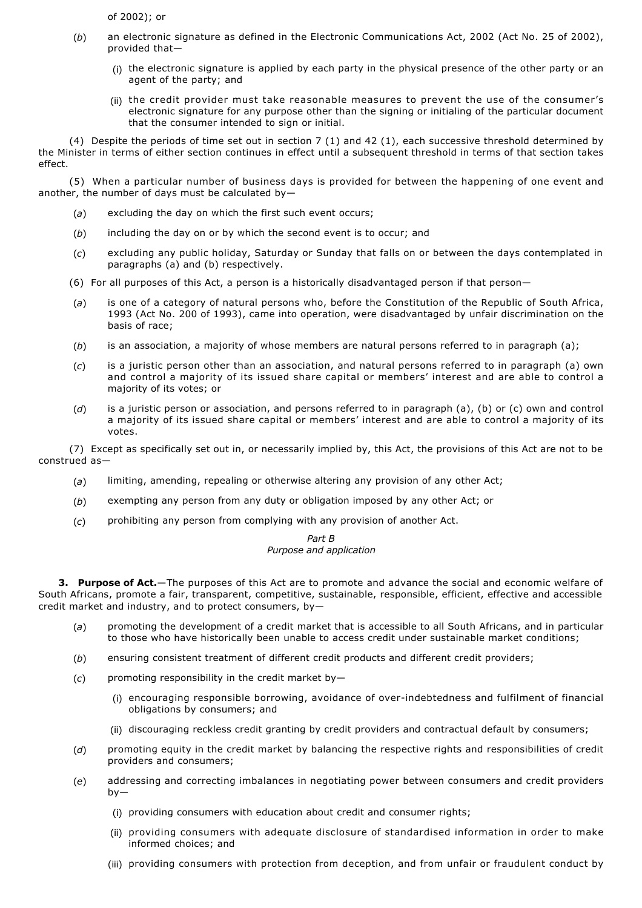of 2002); or

(*b*) an electronic signature as defined in the Electronic Communications Act, 2002 (Act No. 25 of 2002), provided that—

(i) the electronic signature is applied by each party in the physical presence of the other party or an agent of the party; and

(ii) the credit provider must take reasonable measures to prevent the use of the consumer's electronic signature for any purpose other than the signing or initialing of the particular document that the consumer intended to sign or initial.

(4) Despite the periods of time set out in section 7 (1) and 42 (1), each successive threshold determined by the Minister in terms of either section continues in effect until a subsequent threshold in terms of that section takes effect.

(5) When a particular number of business days is provided for between the happening of one event and another, the number of days must be calculated by—

(*a*) excluding the day on which the first such event occurs;

(*b*) including the day on or by which the second event is to occur; and

(*c*) excluding any public holiday, Saturday or Sunday that falls on or between the days contemplated in paragraphs (a) and (b) respectively.

(6) For all purposes of this Act, a person is a historically disadvantaged person if that person—

(*a*) is one of a category of natural persons who, before the Constitution of the Republic of South Africa, 1993 (Act No. 200 of 1993), came into operation, were disadvantaged by unfair discrimination on the basis of race;

(*b*) is an association, a majority of whose members are natural persons referred to in paragraph (a);

(*c*) is a juristic person other than an association, and natural persons referred to in paragraph (a) own and control a majority of its issued share capital or members' interest and are able to control a majority of its votes; or

(*d*) is a juristic person or association, and persons referred to in paragraph (a), (b) or (c) own and control a majority of its issued share capital or members' interest and are able to control a majority of its votes.

(7) Except as specifically set out in, or necessarily implied by, this Act, the provisions of this Act are not to be construed as—

(*a*) limiting, amending, repealing or otherwise altering any provision of any other Act;

(*b*) exempting any person from any duty or obligation imposed by any other Act; or

(*c*) prohibiting any person from complying with any provision of another Act.

*Part B*
*Purpose and application*

**3. Purpose of Act.**—The purposes of this Act are to promote and advance the social and economic welfare of South Africans, promote a fair, transparent, competitive, sustainable, responsible, efficient, effective and accessible credit market and industry, and to protect consumers, by—

(*a*) promoting the development of a credit market that is accessible to all South Africans, and in particular to those who have historically been unable to access credit under sustainable market conditions;

(*b*) ensuring consistent treatment of different credit products and different credit providers;

(*c*) promoting responsibility in the credit market by—

(i) encouraging responsible borrowing, avoidance of over-indebtedness and fulfilment of financial obligations by consumers; and

(ii) discouraging reckless credit granting by credit providers and contractual default by consumers;

(*d*) promoting equity in the credit market by balancing the respective rights and responsibilities of credit providers and consumers;

(*e*) addressing and correcting imbalances in negotiating power between consumers and credit providers by—

(i) providing consumers with education about credit and consumer rights;

(ii) providing consumers with adequate disclosure of standardised information in order to make informed choices; and

(iii) providing consumers with protection from deception, and from unfair or fraudulent conduct by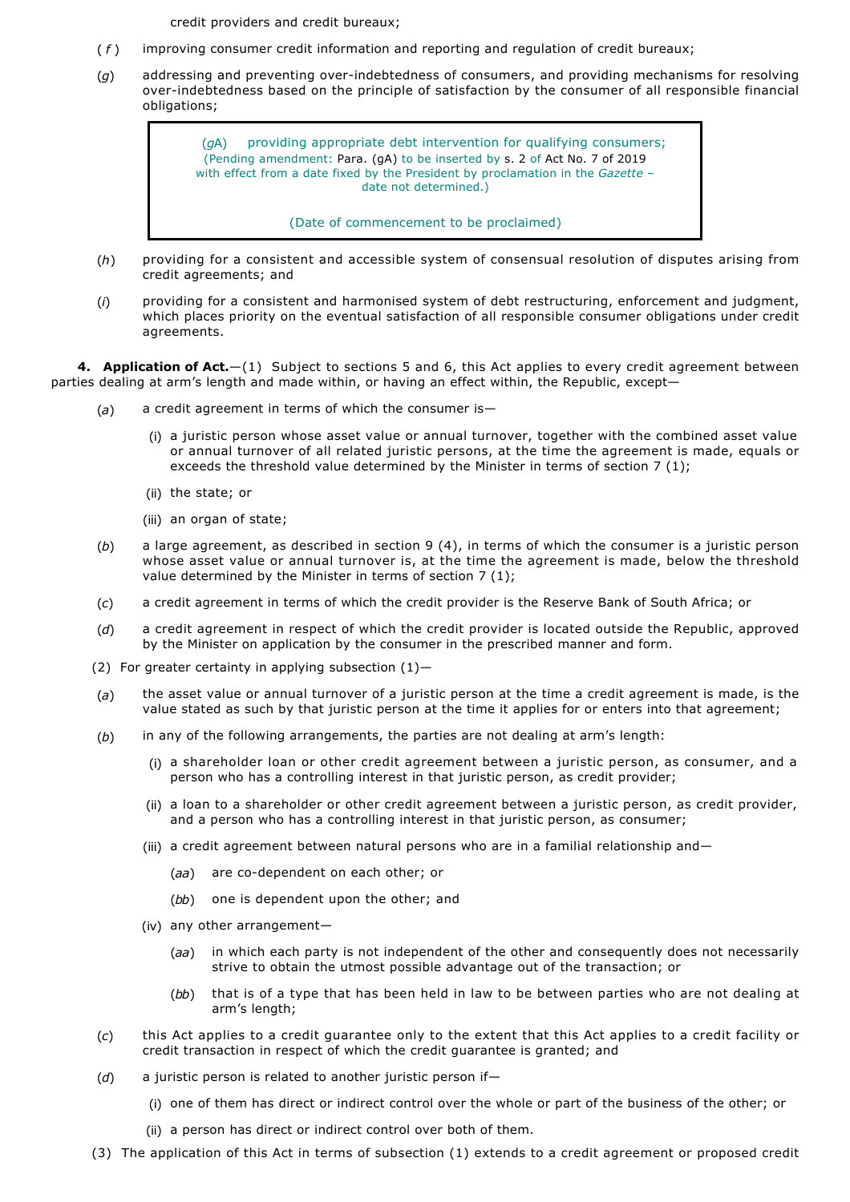credit providers and credit bureaux;

(*f*) improving consumer credit information and reporting and regulation of credit bureaux;

(*g*) addressing and preventing over-indebtedness of consumers, and providing mechanisms for resolving over-indebtedness based on the principle of satisfaction by the consumer of all responsible financial obligations;

> (*g*A) providing appropriate debt intervention for qualifying consumers;
> (Pending amendment: Para. (gA) to be inserted by s. 2 of Act No. 7 of 2019 with effect from a date fixed by the President by proclamation in the *Gazette* – date not determined.)
>
> (Date of commencement to be proclaimed)

(*h*) providing for a consistent and accessible system of consensual resolution of disputes arising from credit agreements; and

(*i*) providing for a consistent and harmonised system of debt restructuring, enforcement and judgment, which places priority on the eventual satisfaction of all responsible consumer obligations under credit agreements.

**4. Application of Act.**—(1) Subject to sections 5 and 6, this Act applies to every credit agreement between parties dealing at arm's length and made within, or having an effect within, the Republic, except—

(*a*) a credit agreement in terms of which the consumer is—

(i) a juristic person whose asset value or annual turnover, together with the combined asset value or annual turnover of all related juristic persons, at the time the agreement is made, equals or exceeds the threshold value determined by the Minister in terms of section 7 (1);

(ii) the state; or

(iii) an organ of state;

(*b*) a large agreement, as described in section 9 (4), in terms of which the consumer is a juristic person whose asset value or annual turnover is, at the time the agreement is made, below the threshold value determined by the Minister in terms of section 7 (1);

(*c*) a credit agreement in terms of which the credit provider is the Reserve Bank of South Africa; or

(*d*) a credit agreement in respect of which the credit provider is located outside the Republic, approved by the Minister on application by the consumer in the prescribed manner and form.

(2) For greater certainty in applying subsection (1)—

(*a*) the asset value or annual turnover of a juristic person at the time a credit agreement is made, is the value stated as such by that juristic person at the time it applies for or enters into that agreement;

(*b*) in any of the following arrangements, the parties are not dealing at arm's length:

(i) a shareholder loan or other credit agreement between a juristic person, as consumer, and a person who has a controlling interest in that juristic person, as credit provider;

(ii) a loan to a shareholder or other credit agreement between a juristic person, as credit provider, and a person who has a controlling interest in that juristic person, as consumer;

(iii) a credit agreement between natural persons who are in a familial relationship and—

(*aa*) are co-dependent on each other; or

(*bb*) one is dependent upon the other; and

(iv) any other arrangement—

(*aa*) in which each party is not independent of the other and consequently does not necessarily strive to obtain the utmost possible advantage out of the transaction; or

(*bb*) that is of a type that has been held in law to be between parties who are not dealing at arm's length;

(*c*) this Act applies to a credit guarantee only to the extent that this Act applies to a credit facility or credit transaction in respect of which the credit guarantee is granted; and

(*d*) a juristic person is related to another juristic person if—

(i) one of them has direct or indirect control over the whole or part of the business of the other; or

(ii) a person has direct or indirect control over both of them.

(3) The application of this Act in terms of subsection (1) extends to a credit agreement or proposed credit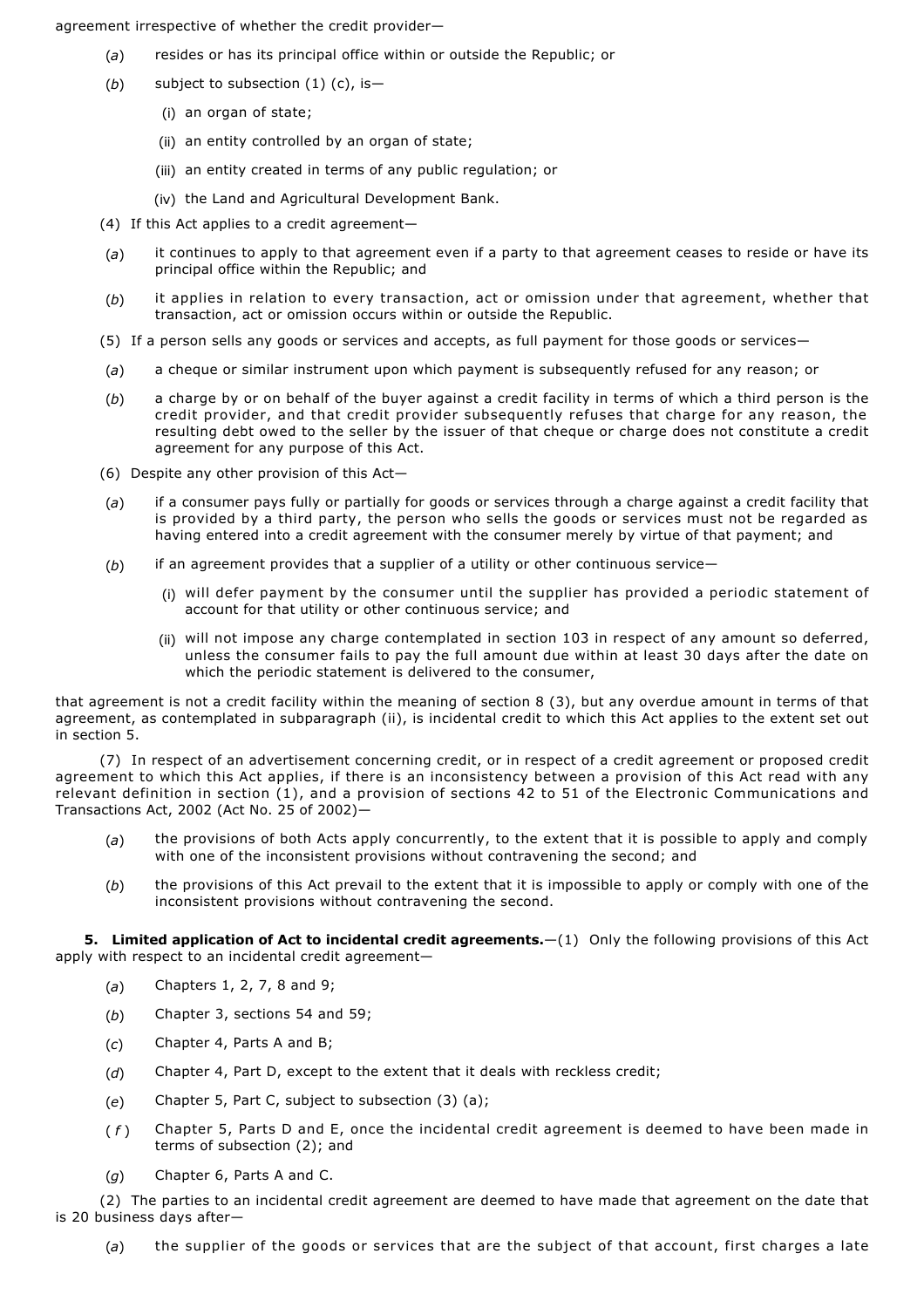agreement irrespective of whether the credit provider—

(*a*) resides or has its principal office within or outside the Republic; or

(*b*) subject to subsection (1) (c), is—

(i) an organ of state;

(ii) an entity controlled by an organ of state;

(iii) an entity created in terms of any public regulation; or

(iv) the Land and Agricultural Development Bank.

(4) If this Act applies to a credit agreement—

(*a*) it continues to apply to that agreement even if a party to that agreement ceases to reside or have its principal office within the Republic; and

(*b*) it applies in relation to every transaction, act or omission under that agreement, whether that transaction, act or omission occurs within or outside the Republic.

(5) If a person sells any goods or services and accepts, as full payment for those goods or services—

(*a*) a cheque or similar instrument upon which payment is subsequently refused for any reason; or

(*b*) a charge by or on behalf of the buyer against a credit facility in terms of which a third person is the credit provider, and that credit provider subsequently refuses that charge for any reason, the resulting debt owed to the seller by the issuer of that cheque or charge does not constitute a credit agreement for any purpose of this Act.

(6) Despite any other provision of this Act—

(*a*) if a consumer pays fully or partially for goods or services through a charge against a credit facility that is provided by a third party, the person who sells the goods or services must not be regarded as having entered into a credit agreement with the consumer merely by virtue of that payment; and

(*b*) if an agreement provides that a supplier of a utility or other continuous service—

(i) will defer payment by the consumer until the supplier has provided a periodic statement of account for that utility or other continuous service; and

(ii) will not impose any charge contemplated in section 103 in respect of any amount so deferred, unless the consumer fails to pay the full amount due within at least 30 days after the date on which the periodic statement is delivered to the consumer,

that agreement is not a credit facility within the meaning of section 8 (3), but any overdue amount in terms of that agreement, as contemplated in subparagraph (ii), is incidental credit to which this Act applies to the extent set out in section 5.

(7) In respect of an advertisement concerning credit, or in respect of a credit agreement or proposed credit agreement to which this Act applies, if there is an inconsistency between a provision of this Act read with any relevant definition in section (1), and a provision of sections 42 to 51 of the Electronic Communications and Transactions Act, 2002 (Act No. 25 of 2002)—

(*a*) the provisions of both Acts apply concurrently, to the extent that it is possible to apply and comply with one of the inconsistent provisions without contravening the second; and

(*b*) the provisions of this Act prevail to the extent that it is impossible to apply or comply with one of the inconsistent provisions without contravening the second.

**5. Limited application of Act to incidental credit agreements.**—(1) Only the following provisions of this Act apply with respect to an incidental credit agreement—

(*a*) Chapters 1, 2, 7, 8 and 9;

(*b*) Chapter 3, sections 54 and 59;

(*c*) Chapter 4, Parts A and B;

(*d*) Chapter 4, Part D, except to the extent that it deals with reckless credit;

(*e*) Chapter 5, Part C, subject to subsection (3) (a);

(*f*) Chapter 5, Parts D and E, once the incidental credit agreement is deemed to have been made in terms of subsection (2); and

(*g*) Chapter 6, Parts A and C.

(2) The parties to an incidental credit agreement are deemed to have made that agreement on the date that is 20 business days after—

(*a*) the supplier of the goods or services that are the subject of that account, first charges a late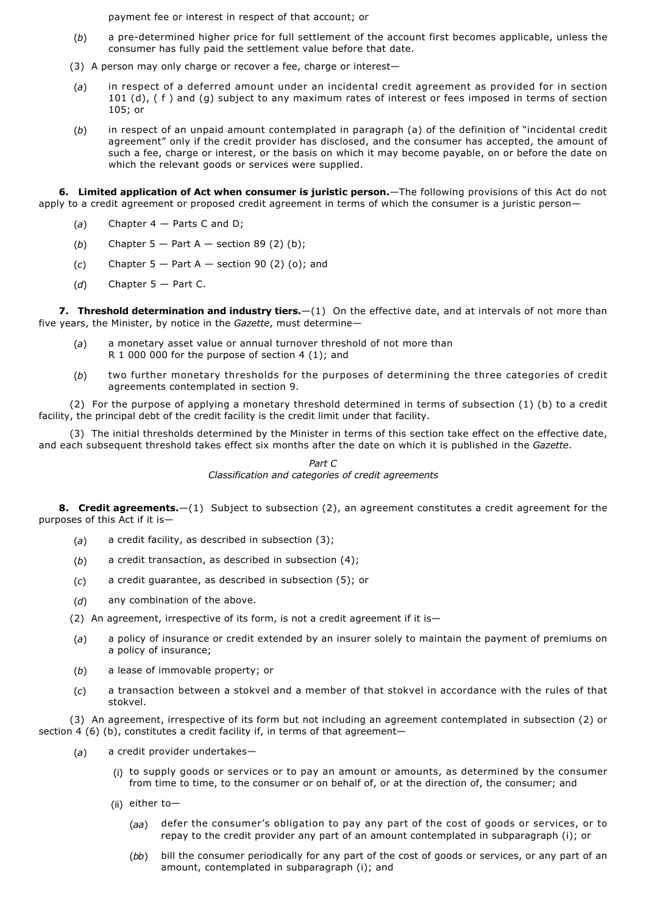payment fee or interest in respect of that account; or

(*b*) a pre-determined higher price for full settlement of the account first becomes applicable, unless the consumer has fully paid the settlement value before that date.

(3) A person may only charge or recover a fee, charge or interest—

(*a*) in respect of a deferred amount under an incidental credit agreement as provided for in section 101 (d), ( f ) and (g) subject to any maximum rates of interest or fees imposed in terms of section 105; or

(*b*) in respect of an unpaid amount contemplated in paragraph (a) of the definition of "incidental credit agreement" only if the credit provider has disclosed, and the consumer has accepted, the amount of such a fee, charge or interest, or the basis on which it may become payable, on or before the date on which the relevant goods or services were supplied.

**6. Limited application of Act when consumer is juristic person.**—The following provisions of this Act do not apply to a credit agreement or proposed credit agreement in terms of which the consumer is a juristic person—

(*a*) Chapter 4 — Parts C and D;

(*b*) Chapter 5 — Part A — section 89 (2) (b);

(*c*) Chapter 5 — Part A — section 90 (2) (o); and

(*d*) Chapter 5 — Part C.

**7. Threshold determination and industry tiers.**—(1) On the effective date, and at intervals of not more than five years, the Minister, by notice in the *Gazette*, must determine—

(*a*) a monetary asset value or annual turnover threshold of not more than R 1 000 000 for the purpose of section 4 (1); and

(*b*) two further monetary thresholds for the purposes of determining the three categories of credit agreements contemplated in section 9.

(2) For the purpose of applying a monetary threshold determined in terms of subsection (1) (b) to a credit facility, the principal debt of the credit facility is the credit limit under that facility.

(3) The initial thresholds determined by the Minister in terms of this section take effect on the effective date, and each subsequent threshold takes effect six months after the date on which it is published in the *Gazette*.

*Part C*
*Classification and categories of credit agreements*

**8. Credit agreements.**—(1) Subject to subsection (2), an agreement constitutes a credit agreement for the purposes of this Act if it is—

(*a*) a credit facility, as described in subsection (3);

(*b*) a credit transaction, as described in subsection (4);

(*c*) a credit guarantee, as described in subsection (5); or

(*d*) any combination of the above.

(2) An agreement, irrespective of its form, is not a credit agreement if it is—

(*a*) a policy of insurance or credit extended by an insurer solely to maintain the payment of premiums on a policy of insurance;

(*b*) a lease of immovable property; or

(*c*) a transaction between a stokvel and a member of that stokvel in accordance with the rules of that stokvel.

(3) An agreement, irrespective of its form but not including an agreement contemplated in subsection (2) or section 4 (6) (b), constitutes a credit facility if, in terms of that agreement—

(*a*) a credit provider undertakes—

(i) to supply goods or services or to pay an amount or amounts, as determined by the consumer from time to time, to the consumer or on behalf of, or at the direction of, the consumer; and

(ii) either to—

(*aa*) defer the consumer's obligation to pay any part of the cost of goods or services, or to repay to the credit provider any part of an amount contemplated in subparagraph (i); or

(*bb*) bill the consumer periodically for any part of the cost of goods or services, or any part of an amount, contemplated in subparagraph (i); and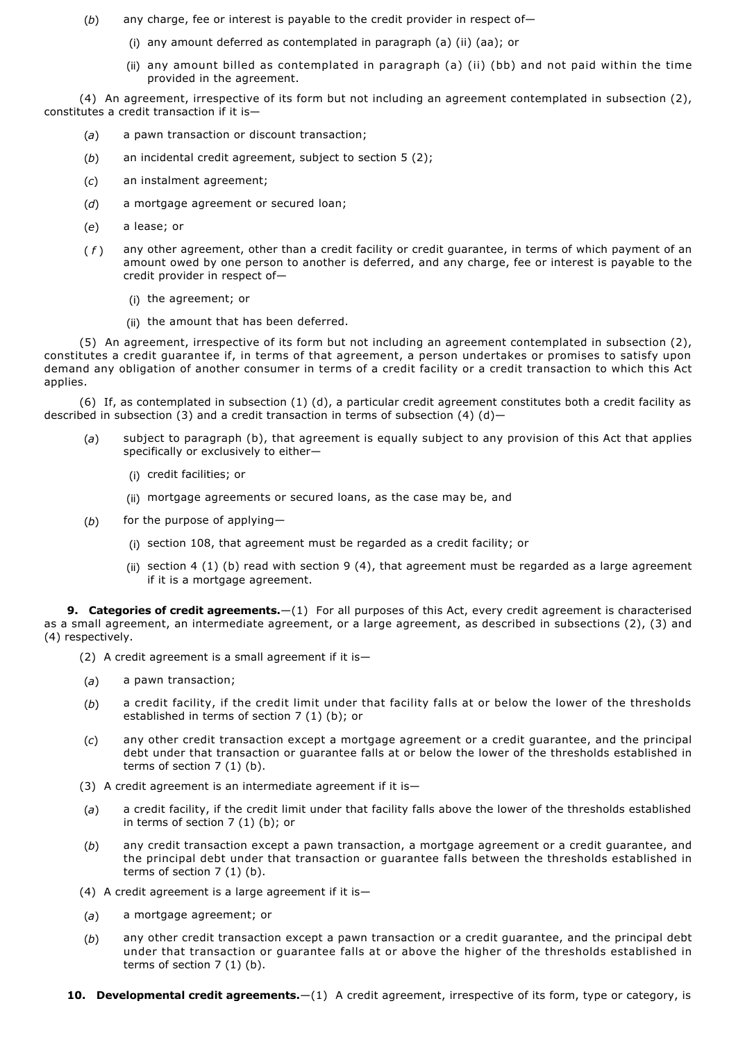(*b*) any charge, fee or interest is payable to the credit provider in respect of—

(i) any amount deferred as contemplated in paragraph (a) (ii) (aa); or

(ii) any amount billed as contemplated in paragraph (a) (ii) (bb) and not paid within the time provided in the agreement.

(4) An agreement, irrespective of its form but not including an agreement contemplated in subsection (2), constitutes a credit transaction if it is—

(*a*) a pawn transaction or discount transaction;

(*b*) an incidental credit agreement, subject to section 5 (2);

(*c*) an instalment agreement;

(*d*) a mortgage agreement or secured loan;

(*e*) a lease; or

(*f*) any other agreement, other than a credit facility or credit guarantee, in terms of which payment of an amount owed by one person to another is deferred, and any charge, fee or interest is payable to the credit provider in respect of—

(i) the agreement; or

(ii) the amount that has been deferred.

(5) An agreement, irrespective of its form but not including an agreement contemplated in subsection (2), constitutes a credit guarantee if, in terms of that agreement, a person undertakes or promises to satisfy upon demand any obligation of another consumer in terms of a credit facility or a credit transaction to which this Act applies.

(6) If, as contemplated in subsection (1) (d), a particular credit agreement constitutes both a credit facility as described in subsection (3) and a credit transaction in terms of subsection (4) (d)—

(*a*) subject to paragraph (b), that agreement is equally subject to any provision of this Act that applies specifically or exclusively to either—

(i) credit facilities; or

(ii) mortgage agreements or secured loans, as the case may be, and

(*b*) for the purpose of applying—

(i) section 108, that agreement must be regarded as a credit facility; or

(ii) section 4 (1) (b) read with section 9 (4), that agreement must be regarded as a large agreement if it is a mortgage agreement.

**9. Categories of credit agreements.**—(1) For all purposes of this Act, every credit agreement is characterised as a small agreement, an intermediate agreement, or a large agreement, as described in subsections (2), (3) and (4) respectively.

(2) A credit agreement is a small agreement if it is—

(*a*) a pawn transaction;

(*b*) a credit facility, if the credit limit under that facility falls at or below the lower of the thresholds established in terms of section 7 (1) (b); or

(*c*) any other credit transaction except a mortgage agreement or a credit guarantee, and the principal debt under that transaction or guarantee falls at or below the lower of the thresholds established in terms of section 7 (1) (b).

(3) A credit agreement is an intermediate agreement if it is—

(*a*) a credit facility, if the credit limit under that facility falls above the lower of the thresholds established in terms of section 7 (1) (b); or

(*b*) any credit transaction except a pawn transaction, a mortgage agreement or a credit guarantee, and the principal debt under that transaction or guarantee falls between the thresholds established in terms of section 7 (1) (b).

(4) A credit agreement is a large agreement if it is—

(*a*) a mortgage agreement; or

(*b*) any other credit transaction except a pawn transaction or a credit guarantee, and the principal debt under that transaction or guarantee falls at or above the higher of the thresholds established in terms of section 7 (1) (b).

**10. Developmental credit agreements.**—(1) A credit agreement, irrespective of its form, type or category, is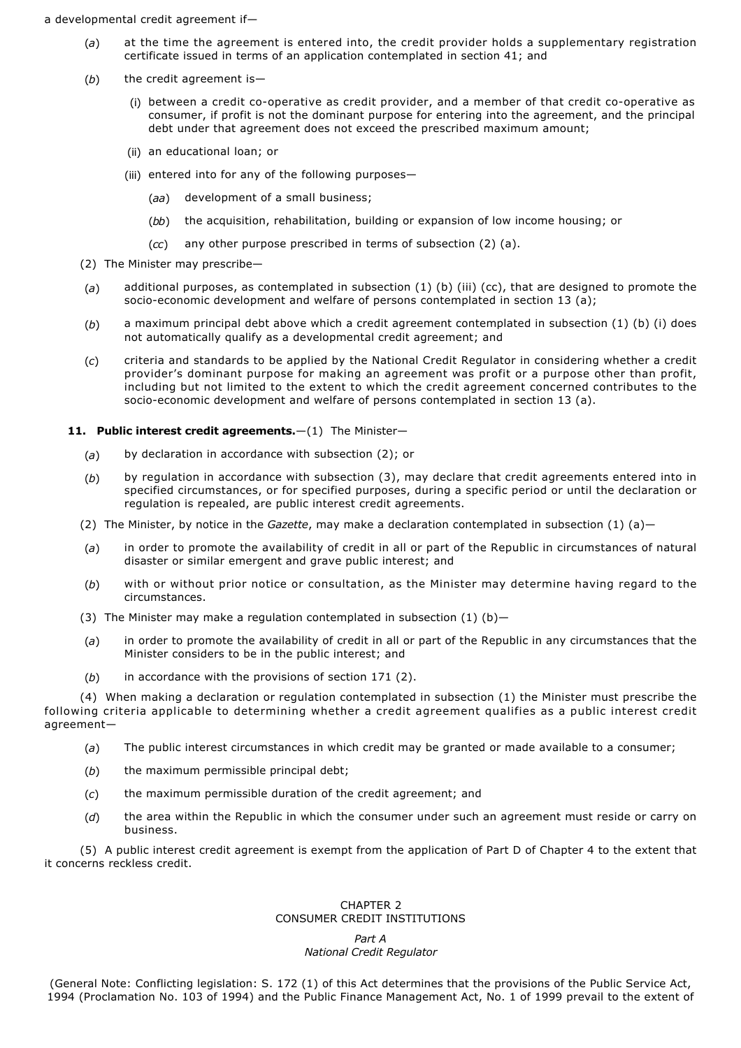a developmental credit agreement if—

(*a*) at the time the agreement is entered into, the credit provider holds a supplementary registration certificate issued in terms of an application contemplated in section 41; and

(*b*) the credit agreement is—

(i) between a credit co-operative as credit provider, and a member of that credit co-operative as consumer, if profit is not the dominant purpose for entering into the agreement, and the principal debt under that agreement does not exceed the prescribed maximum amount;

(ii) an educational loan; or

(iii) entered into for any of the following purposes—

(*aa*) development of a small business;

(*bb*) the acquisition, rehabilitation, building or expansion of low income housing; or

(*cc*) any other purpose prescribed in terms of subsection (2) (a).

(2) The Minister may prescribe—

(*a*) additional purposes, as contemplated in subsection (1) (b) (iii) (cc), that are designed to promote the socio-economic development and welfare of persons contemplated in section 13 (a);

(*b*) a maximum principal debt above which a credit agreement contemplated in subsection (1) (b) (i) does not automatically qualify as a developmental credit agreement; and

(*c*) criteria and standards to be applied by the National Credit Regulator in considering whether a credit provider's dominant purpose for making an agreement was profit or a purpose other than profit, including but not limited to the extent to which the credit agreement concerned contributes to the socio-economic development and welfare of persons contemplated in section 13 (a).

**11. Public interest credit agreements.**—(1) The Minister—

(*a*) by declaration in accordance with subsection (2); or

(*b*) by regulation in accordance with subsection (3), may declare that credit agreements entered into in specified circumstances, or for specified purposes, during a specific period or until the declaration or regulation is repealed, are public interest credit agreements.

(2) The Minister, by notice in the *Gazette*, may make a declaration contemplated in subsection (1) (a)—

(*a*) in order to promote the availability of credit in all or part of the Republic in circumstances of natural disaster or similar emergent and grave public interest; and

(*b*) with or without prior notice or consultation, as the Minister may determine having regard to the circumstances.

(3) The Minister may make a regulation contemplated in subsection (1) (b)—

(*a*) in order to promote the availability of credit in all or part of the Republic in any circumstances that the Minister considers to be in the public interest; and

(*b*) in accordance with the provisions of section 171 (2).

(4) When making a declaration or regulation contemplated in subsection (1) the Minister must prescribe the following criteria applicable to determining whether a credit agreement qualifies as a public interest credit agreement—

(*a*) The public interest circumstances in which credit may be granted or made available to a consumer;

(*b*) the maximum permissible principal debt;

(*c*) the maximum permissible duration of the credit agreement; and

(*d*) the area within the Republic in which the consumer under such an agreement must reside or carry on business.

(5) A public interest credit agreement is exempt from the application of Part D of Chapter 4 to the extent that it concerns reckless credit.

## CHAPTER 2
## CONSUMER CREDIT INSTITUTIONS

### *Part A*
### *National Credit Regulator*

(General Note: Conflicting legislation: S. 172 (1) of this Act determines that the provisions of the Public Service Act, 1994 (Proclamation No. 103 of 1994) and the Public Finance Management Act, No. 1 of 1999 prevail to the extent of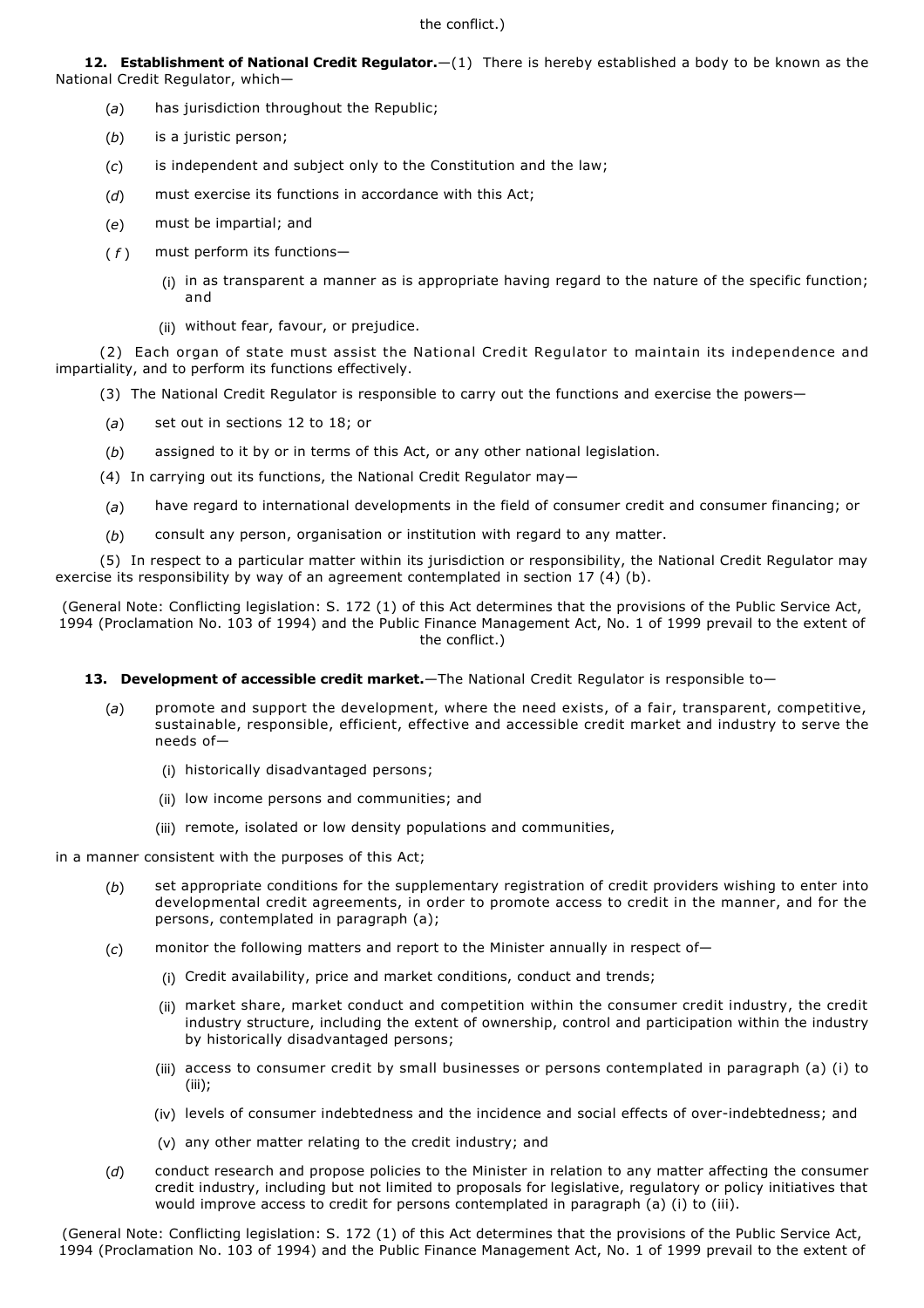the conflict.)

**12. Establishment of National Credit Regulator.**—(1) There is hereby established a body to be known as the National Credit Regulator, which—

(*a*) has jurisdiction throughout the Republic;

(*b*) is a juristic person;

(*c*) is independent and subject only to the Constitution and the law;

(*d*) must exercise its functions in accordance with this Act;

(*e*) must be impartial; and

(*f*) must perform its functions—

(i) in as transparent a manner as is appropriate having regard to the nature of the specific function; and

(ii) without fear, favour, or prejudice.

(2) Each organ of state must assist the National Credit Regulator to maintain its independence and impartiality, and to perform its functions effectively.

(3) The National Credit Regulator is responsible to carry out the functions and exercise the powers—

(*a*) set out in sections 12 to 18; or

(*b*) assigned to it by or in terms of this Act, or any other national legislation.

(4) In carrying out its functions, the National Credit Regulator may—

(*a*) have regard to international developments in the field of consumer credit and consumer financing; or

(*b*) consult any person, organisation or institution with regard to any matter.

(5) In respect to a particular matter within its jurisdiction or responsibility, the National Credit Regulator may exercise its responsibility by way of an agreement contemplated in section 17 (4) (b).

(General Note: Conflicting legislation: S. 172 (1) of this Act determines that the provisions of the Public Service Act, 1994 (Proclamation No. 103 of 1994) and the Public Finance Management Act, No. 1 of 1999 prevail to the extent of the conflict.)

**13. Development of accessible credit market.**—The National Credit Regulator is responsible to—

(*a*) promote and support the development, where the need exists, of a fair, transparent, competitive, sustainable, responsible, efficient, effective and accessible credit market and industry to serve the needs of—

(i) historically disadvantaged persons;

(ii) low income persons and communities; and

(iii) remote, isolated or low density populations and communities,

in a manner consistent with the purposes of this Act;

(*b*) set appropriate conditions for the supplementary registration of credit providers wishing to enter into developmental credit agreements, in order to promote access to credit in the manner, and for the persons, contemplated in paragraph (a);

(*c*) monitor the following matters and report to the Minister annually in respect of—

(i) Credit availability, price and market conditions, conduct and trends;

(ii) market share, market conduct and competition within the consumer credit industry, the credit industry structure, including the extent of ownership, control and participation within the industry by historically disadvantaged persons;

(iii) access to consumer credit by small businesses or persons contemplated in paragraph (a) (i) to (iii);

(iv) levels of consumer indebtedness and the incidence and social effects of over-indebtedness; and

(v) any other matter relating to the credit industry; and

(*d*) conduct research and propose policies to the Minister in relation to any matter affecting the consumer credit industry, including but not limited to proposals for legislative, regulatory or policy initiatives that would improve access to credit for persons contemplated in paragraph (a) (i) to (iii).

(General Note: Conflicting legislation: S. 172 (1) of this Act determines that the provisions of the Public Service Act, 1994 (Proclamation No. 103 of 1994) and the Public Finance Management Act, No. 1 of 1999 prevail to the extent of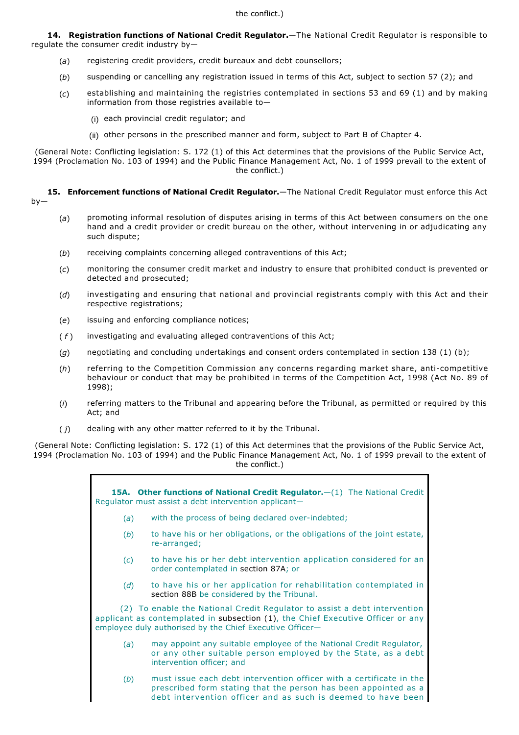the conflict.)

**14. Registration functions of National Credit Regulator.**—The National Credit Regulator is responsible to regulate the consumer credit industry by—

(*a*) registering credit providers, credit bureaux and debt counsellors;

(*b*) suspending or cancelling any registration issued in terms of this Act, subject to section 57 (2); and

(*c*) establishing and maintaining the registries contemplated in sections 53 and 69 (1) and by making information from those registries available to—

(i) each provincial credit regulator; and

(ii) other persons in the prescribed manner and form, subject to Part B of Chapter 4.

(General Note: Conflicting legislation: S. 172 (1) of this Act determines that the provisions of the Public Service Act, 1994 (Proclamation No. 103 of 1994) and the Public Finance Management Act, No. 1 of 1999 prevail to the extent of the conflict.)

**15. Enforcement functions of National Credit Regulator.**—The National Credit Regulator must enforce this Act by—

(*a*) promoting informal resolution of disputes arising in terms of this Act between consumers on the one hand and a credit provider or credit bureau on the other, without intervening in or adjudicating any such dispute;

(*b*) receiving complaints concerning alleged contraventions of this Act;

(*c*) monitoring the consumer credit market and industry to ensure that prohibited conduct is prevented or detected and prosecuted;

(*d*) investigating and ensuring that national and provincial registrants comply with this Act and their respective registrations;

(*e*) issuing and enforcing compliance notices;

(*f*) investigating and evaluating alleged contraventions of this Act;

(*g*) negotiating and concluding undertakings and consent orders contemplated in section 138 (1) (b);

(*h*) referring to the Competition Commission any concerns regarding market share, anti-competitive behaviour or conduct that may be prohibited in terms of the Competition Act, 1998 (Act No. 89 of 1998);

(*i*) referring matters to the Tribunal and appearing before the Tribunal, as permitted or required by this Act; and

(*j*) dealing with any other matter referred to it by the Tribunal.

(General Note: Conflicting legislation: S. 172 (1) of this Act determines that the provisions of the Public Service Act, 1994 (Proclamation No. 103 of 1994) and the Public Finance Management Act, No. 1 of 1999 prevail to the extent of the conflict.)

**15A. Other functions of National Credit Regulator.**—(1) The National Credit Regulator must assist a debt intervention applicant—

(*a*) with the process of being declared over-indebted;

(*b*) to have his or her obligations, or the obligations of the joint estate, re-arranged;

(*c*) to have his or her debt intervention application considered for an order contemplated in section 87A; or

(*d*) to have his or her application for rehabilitation contemplated in section 88B be considered by the Tribunal.

(2) To enable the National Credit Regulator to assist a debt intervention applicant as contemplated in subsection (1), the Chief Executive Officer or any employee duly authorised by the Chief Executive Officer—

(*a*) may appoint any suitable employee of the National Credit Regulator, or any other suitable person employed by the State, as a debt intervention officer; and

(*b*) must issue each debt intervention officer with a certificate in the prescribed form stating that the person has been appointed as a debt intervention officer and as such is deemed to have been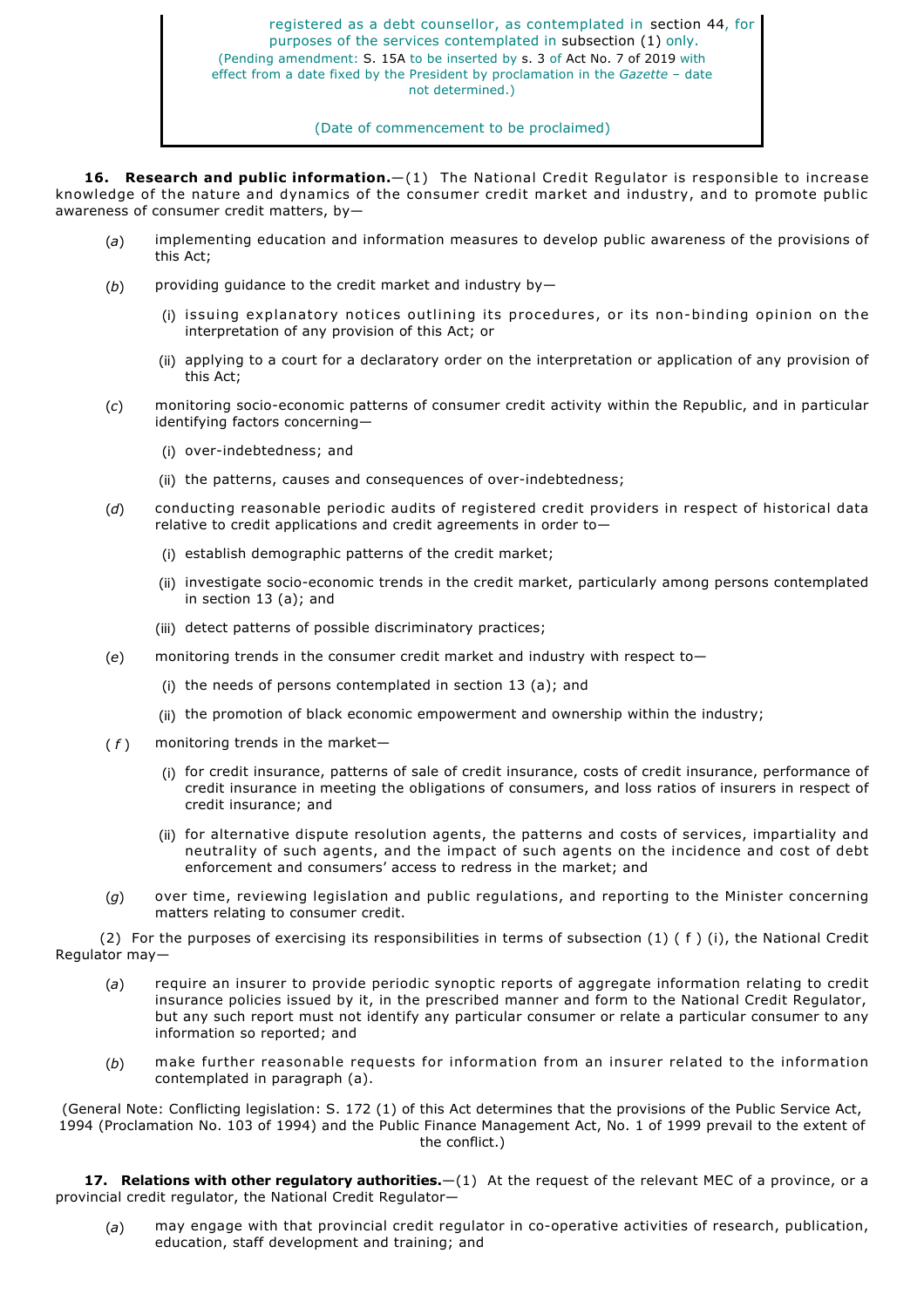registered as a debt counsellor, as contemplated in section 44, for purposes of the services contemplated in subsection (1) only.

(Pending amendment: S. 15A to be inserted by s. 3 of Act No. 7 of 2019 with effect from a date fixed by the President by proclamation in the *Gazette* – date not determined.)

(Date of commencement to be proclaimed)

**16. Research and public information.**—(1) The National Credit Regulator is responsible to increase knowledge of the nature and dynamics of the consumer credit market and industry, and to promote public awareness of consumer credit matters, by—

(*a*) implementing education and information measures to develop public awareness of the provisions of this Act;

(*b*) providing guidance to the credit market and industry by—

(i) issuing explanatory notices outlining its procedures, or its non-binding opinion on the interpretation of any provision of this Act; or

(ii) applying to a court for a declaratory order on the interpretation or application of any provision of this Act;

(*c*) monitoring socio-economic patterns of consumer credit activity within the Republic, and in particular identifying factors concerning—

(i) over-indebtedness; and

(ii) the patterns, causes and consequences of over-indebtedness;

(*d*) conducting reasonable periodic audits of registered credit providers in respect of historical data relative to credit applications and credit agreements in order to—

(i) establish demographic patterns of the credit market;

(ii) investigate socio-economic trends in the credit market, particularly among persons contemplated in section 13 (a); and

(iii) detect patterns of possible discriminatory practices;

(*e*) monitoring trends in the consumer credit market and industry with respect to—

(i) the needs of persons contemplated in section 13 (a); and

(ii) the promotion of black economic empowerment and ownership within the industry;

(*f*) monitoring trends in the market—

(i) for credit insurance, patterns of sale of credit insurance, costs of credit insurance, performance of credit insurance in meeting the obligations of consumers, and loss ratios of insurers in respect of credit insurance; and

(ii) for alternative dispute resolution agents, the patterns and costs of services, impartiality and neutrality of such agents, and the impact of such agents on the incidence and cost of debt enforcement and consumers' access to redress in the market; and

(*g*) over time, reviewing legislation and public regulations, and reporting to the Minister concerning matters relating to consumer credit.

(2) For the purposes of exercising its responsibilities in terms of subsection (1) ( f ) (i), the National Credit Regulator may—

(*a*) require an insurer to provide periodic synoptic reports of aggregate information relating to credit insurance policies issued by it, in the prescribed manner and form to the National Credit Regulator, but any such report must not identify any particular consumer or relate a particular consumer to any information so reported; and

(*b*) make further reasonable requests for information from an insurer related to the information contemplated in paragraph (a).

(General Note: Conflicting legislation: S. 172 (1) of this Act determines that the provisions of the Public Service Act, 1994 (Proclamation No. 103 of 1994) and the Public Finance Management Act, No. 1 of 1999 prevail to the extent of the conflict.)

**17. Relations with other regulatory authorities.**—(1) At the request of the relevant MEC of a province, or a provincial credit regulator, the National Credit Regulator—

(*a*) may engage with that provincial credit regulator in co-operative activities of research, publication, education, staff development and training; and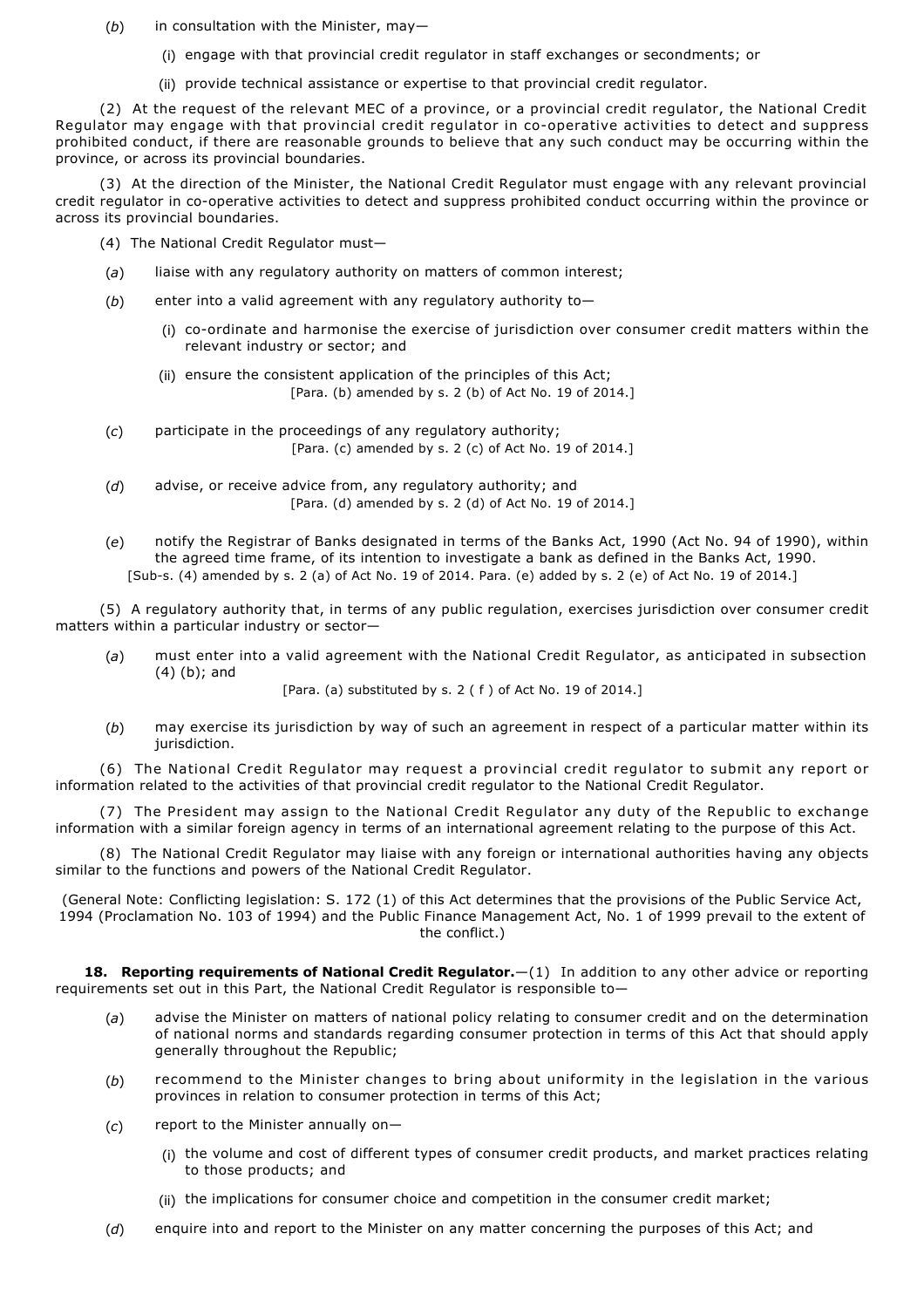(*b*) in consultation with the Minister, may—

(i) engage with that provincial credit regulator in staff exchanges or secondments; or

(ii) provide technical assistance or expertise to that provincial credit regulator.

(2) At the request of the relevant MEC of a province, or a provincial credit regulator, the National Credit Regulator may engage with that provincial credit regulator in co-operative activities to detect and suppress prohibited conduct, if there are reasonable grounds to believe that any such conduct may be occurring within the province, or across its provincial boundaries.

(3) At the direction of the Minister, the National Credit Regulator must engage with any relevant provincial credit regulator in co-operative activities to detect and suppress prohibited conduct occurring within the province or across its provincial boundaries.

(4) The National Credit Regulator must—

(*a*) liaise with any regulatory authority on matters of common interest;

(*b*) enter into a valid agreement with any regulatory authority to—

(i) co-ordinate and harmonise the exercise of jurisdiction over consumer credit matters within the relevant industry or sector; and

(ii) ensure the consistent application of the principles of this Act;
[Para. (b) amended by s. 2 (b) of Act No. 19 of 2014.]

(*c*) participate in the proceedings of any regulatory authority;
[Para. (c) amended by s. 2 (c) of Act No. 19 of 2014.]

(*d*) advise, or receive advice from, any regulatory authority; and
[Para. (d) amended by s. 2 (d) of Act No. 19 of 2014.]

(*e*) notify the Registrar of Banks designated in terms of the Banks Act, 1990 (Act No. 94 of 1990), within the agreed time frame, of its intention to investigate a bank as defined in the Banks Act, 1990.
[Sub-s. (4) amended by s. 2 (a) of Act No. 19 of 2014. Para. (e) added by s. 2 (e) of Act No. 19 of 2014.]

(5) A regulatory authority that, in terms of any public regulation, exercises jurisdiction over consumer credit matters within a particular industry or sector—

(*a*) must enter into a valid agreement with the National Credit Regulator, as anticipated in subsection (4) (b); and
[Para. (a) substituted by s. 2 ( f ) of Act No. 19 of 2014.]

(*b*) may exercise its jurisdiction by way of such an agreement in respect of a particular matter within its jurisdiction.

(6) The National Credit Regulator may request a provincial credit regulator to submit any report or information related to the activities of that provincial credit regulator to the National Credit Regulator.

(7) The President may assign to the National Credit Regulator any duty of the Republic to exchange information with a similar foreign agency in terms of an international agreement relating to the purpose of this Act.

(8) The National Credit Regulator may liaise with any foreign or international authorities having any objects similar to the functions and powers of the National Credit Regulator.

(General Note: Conflicting legislation: S. 172 (1) of this Act determines that the provisions of the Public Service Act, 1994 (Proclamation No. 103 of 1994) and the Public Finance Management Act, No. 1 of 1999 prevail to the extent of the conflict.)

**18. Reporting requirements of National Credit Regulator.**—(1) In addition to any other advice or reporting requirements set out in this Part, the National Credit Regulator is responsible to—

(*a*) advise the Minister on matters of national policy relating to consumer credit and on the determination of national norms and standards regarding consumer protection in terms of this Act that should apply generally throughout the Republic;

(*b*) recommend to the Minister changes to bring about uniformity in the legislation in the various provinces in relation to consumer protection in terms of this Act;

(*c*) report to the Minister annually on—

(i) the volume and cost of different types of consumer credit products, and market practices relating to those products; and

(ii) the implications for consumer choice and competition in the consumer credit market;

(*d*) enquire into and report to the Minister on any matter concerning the purposes of this Act; and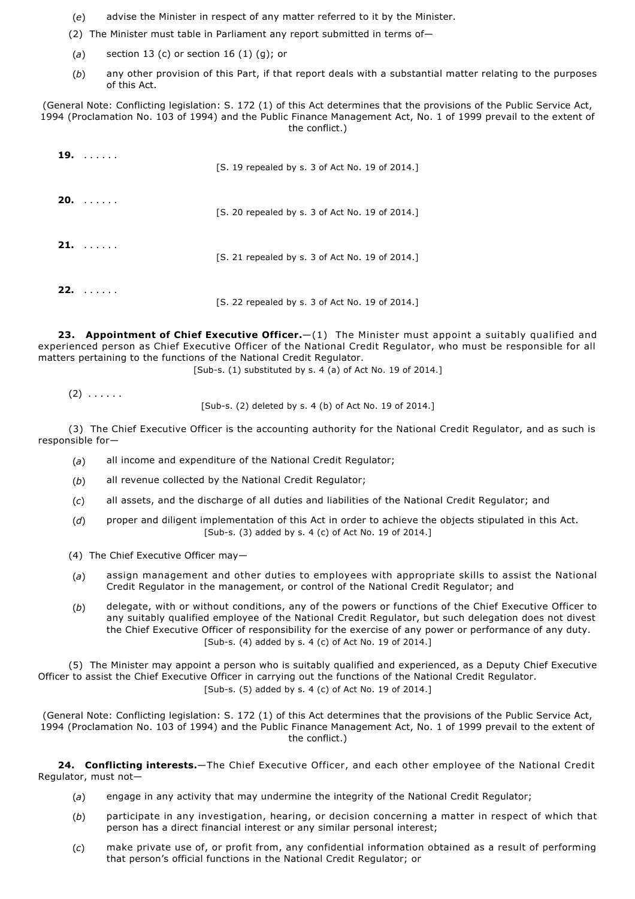(*e*) advise the Minister in respect of any matter referred to it by the Minister.

(2) The Minister must table in Parliament any report submitted in terms of—

(*a*) section 13 (c) or section 16 (1) (g); or

(*b*) any other provision of this Part, if that report deals with a substantial matter relating to the purposes of this Act.

(General Note: Conflicting legislation: S. 172 (1) of this Act determines that the provisions of the Public Service Act, 1994 (Proclamation No. 103 of 1994) and the Public Finance Management Act, No. 1 of 1999 prevail to the extent of the conflict.)

**19.** . . . . . .

[S. 19 repealed by s. 3 of Act No. 19 of 2014.]

**20.** . . . . . .

[S. 20 repealed by s. 3 of Act No. 19 of 2014.]

**21.** . . . . . .

[S. 21 repealed by s. 3 of Act No. 19 of 2014.]

**22.** . . . . . .

[S. 22 repealed by s. 3 of Act No. 19 of 2014.]

**23. Appointment of Chief Executive Officer.**—(1) The Minister must appoint a suitably qualified and experienced person as Chief Executive Officer of the National Credit Regulator, who must be responsible for all matters pertaining to the functions of the National Credit Regulator.

[Sub-s. (1) substituted by s. 4 (a) of Act No. 19 of 2014.]

(2) . . . . . .

[Sub-s. (2) deleted by s. 4 (b) of Act No. 19 of 2014.]

(3) The Chief Executive Officer is the accounting authority for the National Credit Regulator, and as such is responsible for—

(*a*) all income and expenditure of the National Credit Regulator;

(*b*) all revenue collected by the National Credit Regulator;

(*c*) all assets, and the discharge of all duties and liabilities of the National Credit Regulator; and

(*d*) proper and diligent implementation of this Act in order to achieve the objects stipulated in this Act.

[Sub-s. (3) added by s. 4 (c) of Act No. 19 of 2014.]

(4) The Chief Executive Officer may—

(*a*) assign management and other duties to employees with appropriate skills to assist the National Credit Regulator in the management, or control of the National Credit Regulator; and

(*b*) delegate, with or without conditions, any of the powers or functions of the Chief Executive Officer to any suitably qualified employee of the National Credit Regulator, but such delegation does not divest the Chief Executive Officer of responsibility for the exercise of any power or performance of any duty.

[Sub-s. (4) added by s. 4 (c) of Act No. 19 of 2014.]

(5) The Minister may appoint a person who is suitably qualified and experienced, as a Deputy Chief Executive Officer to assist the Chief Executive Officer in carrying out the functions of the National Credit Regulator.

[Sub-s. (5) added by s. 4 (c) of Act No. 19 of 2014.]

(General Note: Conflicting legislation: S. 172 (1) of this Act determines that the provisions of the Public Service Act, 1994 (Proclamation No. 103 of 1994) and the Public Finance Management Act, No. 1 of 1999 prevail to the extent of the conflict.)

**24. Conflicting interests.**—The Chief Executive Officer, and each other employee of the National Credit Regulator, must not—

(*a*) engage in any activity that may undermine the integrity of the National Credit Regulator;

(*b*) participate in any investigation, hearing, or decision concerning a matter in respect of which that person has a direct financial interest or any similar personal interest;

(*c*) make private use of, or profit from, any confidential information obtained as a result of performing that person's official functions in the National Credit Regulator; or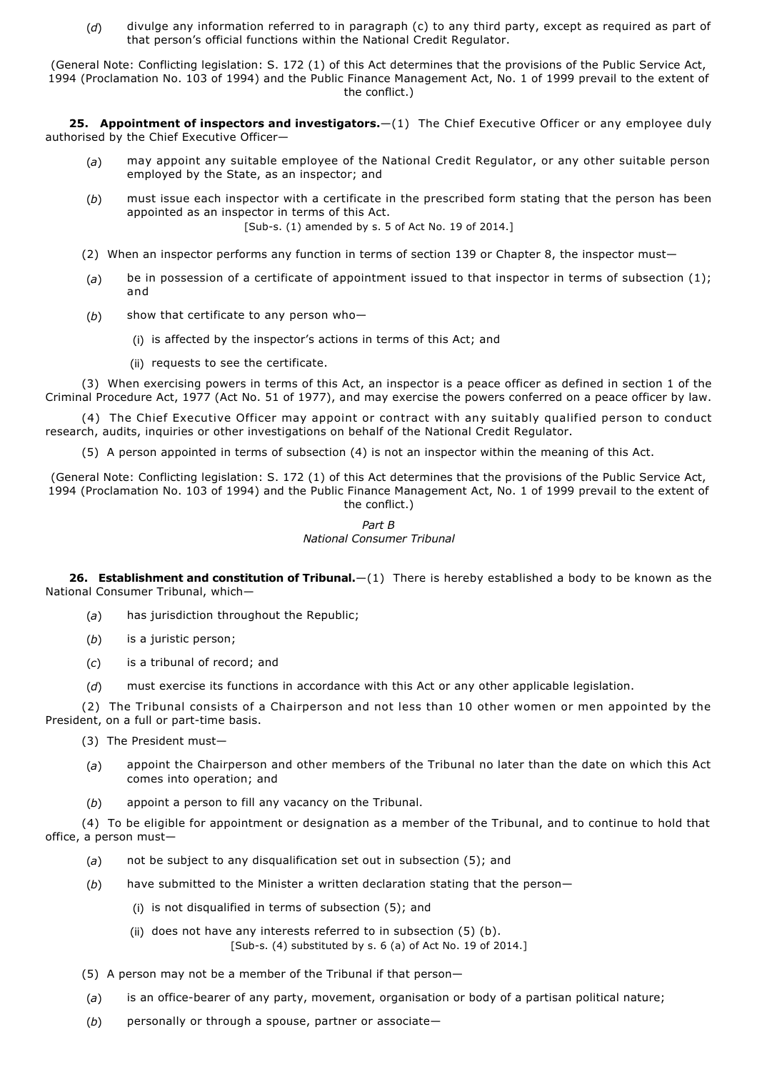(*d*) divulge any information referred to in paragraph (c) to any third party, except as required as part of that person's official functions within the National Credit Regulator.

(General Note: Conflicting legislation: S. 172 (1) of this Act determines that the provisions of the Public Service Act, 1994 (Proclamation No. 103 of 1994) and the Public Finance Management Act, No. 1 of 1999 prevail to the extent of the conflict.)

**25. Appointment of inspectors and investigators.**—(1) The Chief Executive Officer or any employee duly authorised by the Chief Executive Officer—

(*a*) may appoint any suitable employee of the National Credit Regulator, or any other suitable person employed by the State, as an inspector; and

(*b*) must issue each inspector with a certificate in the prescribed form stating that the person has been appointed as an inspector in terms of this Act.

[Sub-s. (1) amended by s. 5 of Act No. 19 of 2014.]

(2) When an inspector performs any function in terms of section 139 or Chapter 8, the inspector must—

(*a*) be in possession of a certificate of appointment issued to that inspector in terms of subsection (1); and

(*b*) show that certificate to any person who—

(i) is affected by the inspector's actions in terms of this Act; and

(ii) requests to see the certificate.

(3) When exercising powers in terms of this Act, an inspector is a peace officer as defined in section 1 of the Criminal Procedure Act, 1977 (Act No. 51 of 1977), and may exercise the powers conferred on a peace officer by law.

(4) The Chief Executive Officer may appoint or contract with any suitably qualified person to conduct research, audits, inquiries or other investigations on behalf of the National Credit Regulator.

(5) A person appointed in terms of subsection (4) is not an inspector within the meaning of this Act.

(General Note: Conflicting legislation: S. 172 (1) of this Act determines that the provisions of the Public Service Act, 1994 (Proclamation No. 103 of 1994) and the Public Finance Management Act, No. 1 of 1999 prevail to the extent of the conflict.)

*Part B*
*National Consumer Tribunal*

**26. Establishment and constitution of Tribunal.**—(1) There is hereby established a body to be known as the National Consumer Tribunal, which—

(*a*) has jurisdiction throughout the Republic;

(*b*) is a juristic person;

(*c*) is a tribunal of record; and

(*d*) must exercise its functions in accordance with this Act or any other applicable legislation.

(2) The Tribunal consists of a Chairperson and not less than 10 other women or men appointed by the President, on a full or part-time basis.

(3) The President must—

(*a*) appoint the Chairperson and other members of the Tribunal no later than the date on which this Act comes into operation; and

(*b*) appoint a person to fill any vacancy on the Tribunal.

(4) To be eligible for appointment or designation as a member of the Tribunal, and to continue to hold that office, a person must—

(*a*) not be subject to any disqualification set out in subsection (5); and

(*b*) have submitted to the Minister a written declaration stating that the person—

(i) is not disqualified in terms of subsection (5); and

(ii) does not have any interests referred to in subsection (5) (b).

[Sub-s. (4) substituted by s. 6 (a) of Act No. 19 of 2014.]

(5) A person may not be a member of the Tribunal if that person—

(*a*) is an office-bearer of any party, movement, organisation or body of a partisan political nature;

(*b*) personally or through a spouse, partner or associate—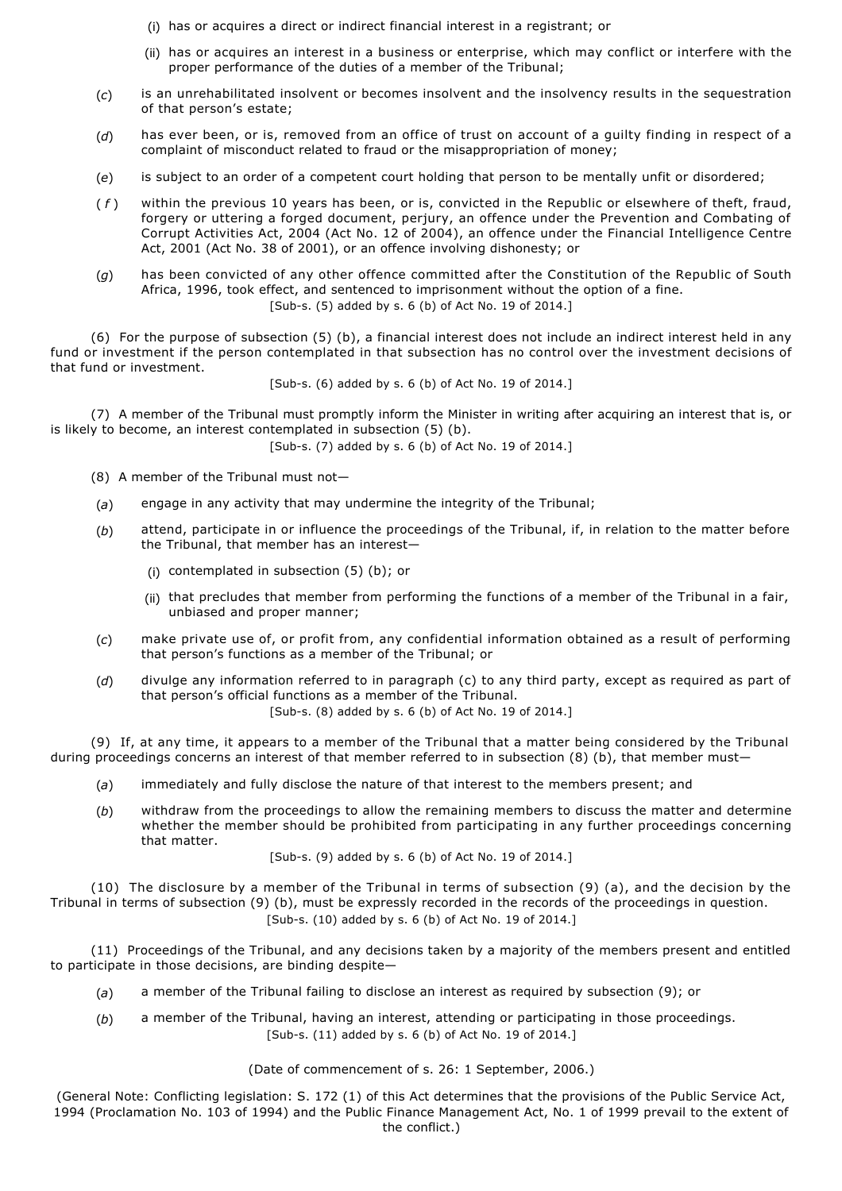(i) has or acquires a direct or indirect financial interest in a registrant; or

(ii) has or acquires an interest in a business or enterprise, which may conflict or interfere with the proper performance of the duties of a member of the Tribunal;

(*c*) is an unrehabilitated insolvent or becomes insolvent and the insolvency results in the sequestration of that person's estate;

(*d*) has ever been, or is, removed from an office of trust on account of a guilty finding in respect of a complaint of misconduct related to fraud or the misappropriation of money;

(*e*) is subject to an order of a competent court holding that person to be mentally unfit or disordered;

(*f*) within the previous 10 years has been, or is, convicted in the Republic or elsewhere of theft, fraud, forgery or uttering a forged document, perjury, an offence under the Prevention and Combating of Corrupt Activities Act, 2004 (Act No. 12 of 2004), an offence under the Financial Intelligence Centre Act, 2001 (Act No. 38 of 2001), or an offence involving dishonesty; or

(*g*) has been convicted of any other offence committed after the Constitution of the Republic of South Africa, 1996, took effect, and sentenced to imprisonment without the option of a fine.

[Sub-s. (5) added by s. 6 (b) of Act No. 19 of 2014.]

(6) For the purpose of subsection (5) (b), a financial interest does not include an indirect interest held in any fund or investment if the person contemplated in that subsection has no control over the investment decisions of that fund or investment.

[Sub-s. (6) added by s. 6 (b) of Act No. 19 of 2014.]

(7) A member of the Tribunal must promptly inform the Minister in writing after acquiring an interest that is, or is likely to become, an interest contemplated in subsection (5) (b).

[Sub-s. (7) added by s. 6 (b) of Act No. 19 of 2014.]

(8) A member of the Tribunal must not—

(*a*) engage in any activity that may undermine the integrity of the Tribunal;

(*b*) attend, participate in or influence the proceedings of the Tribunal, if, in relation to the matter before the Tribunal, that member has an interest—

(i) contemplated in subsection (5) (b); or

(ii) that precludes that member from performing the functions of a member of the Tribunal in a fair, unbiased and proper manner;

(*c*) make private use of, or profit from, any confidential information obtained as a result of performing that person's functions as a member of the Tribunal; or

(*d*) divulge any information referred to in paragraph (c) to any third party, except as required as part of that person's official functions as a member of the Tribunal.

[Sub-s. (8) added by s. 6 (b) of Act No. 19 of 2014.]

(9) If, at any time, it appears to a member of the Tribunal that a matter being considered by the Tribunal during proceedings concerns an interest of that member referred to in subsection (8) (b), that member must—

(*a*) immediately and fully disclose the nature of that interest to the members present; and

(*b*) withdraw from the proceedings to allow the remaining members to discuss the matter and determine whether the member should be prohibited from participating in any further proceedings concerning that matter.

[Sub-s. (9) added by s. 6 (b) of Act No. 19 of 2014.]

(10) The disclosure by a member of the Tribunal in terms of subsection (9) (a), and the decision by the Tribunal in terms of subsection (9) (b), must be expressly recorded in the records of the proceedings in question.

[Sub-s. (10) added by s. 6 (b) of Act No. 19 of 2014.]

(11) Proceedings of the Tribunal, and any decisions taken by a majority of the members present and entitled to participate in those decisions, are binding despite—

(*a*) a member of the Tribunal failing to disclose an interest as required by subsection (9); or

(*b*) a member of the Tribunal, having an interest, attending or participating in those proceedings.

[Sub-s. (11) added by s. 6 (b) of Act No. 19 of 2014.]

(Date of commencement of s. 26: 1 September, 2006.)

(General Note: Conflicting legislation: S. 172 (1) of this Act determines that the provisions of the Public Service Act, 1994 (Proclamation No. 103 of 1994) and the Public Finance Management Act, No. 1 of 1999 prevail to the extent of the conflict.)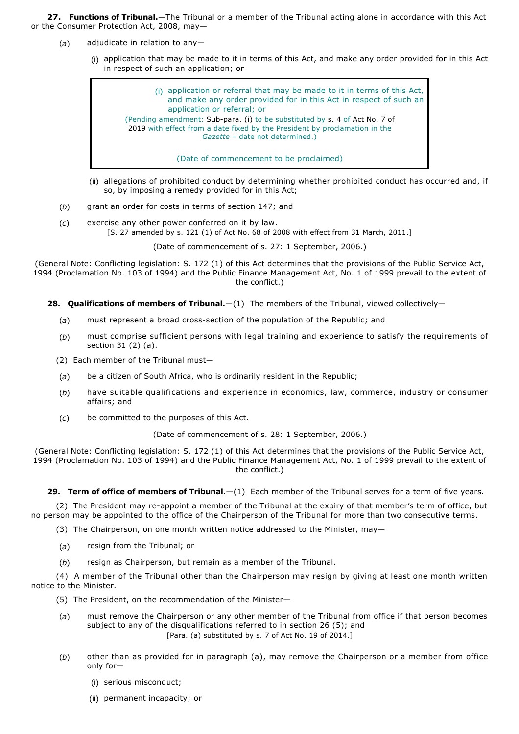**27. Functions of Tribunal.**—The Tribunal or a member of the Tribunal acting alone in accordance with this Act or the Consumer Protection Act, 2008, may—

(*a*) adjudicate in relation to any—

(i) application that may be made to it in terms of this Act, and make any order provided for in this Act in respect of such an application; or

> (i) application or referral that may be made to it in terms of this Act, and make any order provided for in this Act in respect of such an application or referral; or
>
> (Pending amendment: Sub-para. (i) to be substituted by s. 4 of Act No. 7 of 2019 with effect from a date fixed by the President by proclamation in the *Gazette* – date not determined.)
>
> (Date of commencement to be proclaimed)

(ii) allegations of prohibited conduct by determining whether prohibited conduct has occurred and, if so, by imposing a remedy provided for in this Act;

(*b*) grant an order for costs in terms of section 147; and

(*c*) exercise any other power conferred on it by law.

[S. 27 amended by s. 121 (1) of Act No. 68 of 2008 with effect from 31 March, 2011.]

(Date of commencement of s. 27: 1 September, 2006.)

(General Note: Conflicting legislation: S. 172 (1) of this Act determines that the provisions of the Public Service Act, 1994 (Proclamation No. 103 of 1994) and the Public Finance Management Act, No. 1 of 1999 prevail to the extent of the conflict.)

**28. Qualifications of members of Tribunal.**—(1) The members of the Tribunal, viewed collectively—

(*a*) must represent a broad cross-section of the population of the Republic; and

(*b*) must comprise sufficient persons with legal training and experience to satisfy the requirements of section 31 (2) (a).

(2) Each member of the Tribunal must—

(*a*) be a citizen of South Africa, who is ordinarily resident in the Republic;

(*b*) have suitable qualifications and experience in economics, law, commerce, industry or consumer affairs; and

(*c*) be committed to the purposes of this Act.

(Date of commencement of s. 28: 1 September, 2006.)

(General Note: Conflicting legislation: S. 172 (1) of this Act determines that the provisions of the Public Service Act, 1994 (Proclamation No. 103 of 1994) and the Public Finance Management Act, No. 1 of 1999 prevail to the extent of the conflict.)

**29. Term of office of members of Tribunal.**—(1) Each member of the Tribunal serves for a term of five years.

(2) The President may re-appoint a member of the Tribunal at the expiry of that member's term of office, but no person may be appointed to the office of the Chairperson of the Tribunal for more than two consecutive terms.

(3) The Chairperson, on one month written notice addressed to the Minister, may—

(*a*) resign from the Tribunal; or

(*b*) resign as Chairperson, but remain as a member of the Tribunal.

(4) A member of the Tribunal other than the Chairperson may resign by giving at least one month written notice to the Minister.

(5) The President, on the recommendation of the Minister—

(*a*) must remove the Chairperson or any other member of the Tribunal from office if that person becomes subject to any of the disqualifications referred to in section 26 (5); and

[Para. (a) substituted by s. 7 of Act No. 19 of 2014.]

(*b*) other than as provided for in paragraph (a), may remove the Chairperson or a member from office only for—

(i) serious misconduct;

(ii) permanent incapacity; or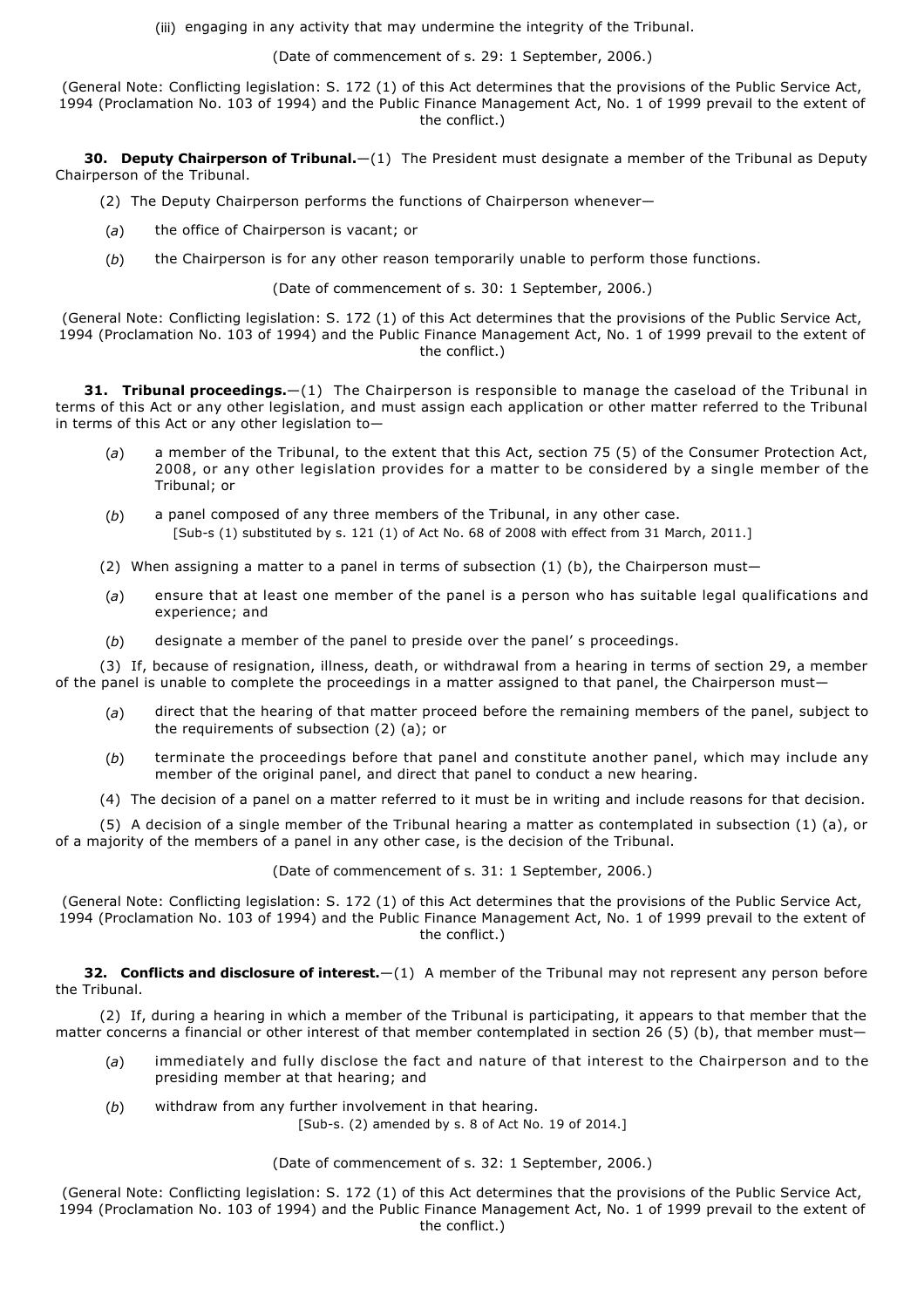(iii) engaging in any activity that may undermine the integrity of the Tribunal.

(Date of commencement of s. 29: 1 September, 2006.)

(General Note: Conflicting legislation: S. 172 (1) of this Act determines that the provisions of the Public Service Act, 1994 (Proclamation No. 103 of 1994) and the Public Finance Management Act, No. 1 of 1999 prevail to the extent of the conflict.)

**30. Deputy Chairperson of Tribunal.**—(1) The President must designate a member of the Tribunal as Deputy Chairperson of the Tribunal.

(2) The Deputy Chairperson performs the functions of Chairperson whenever—

(*a*) the office of Chairperson is vacant; or

(*b*) the Chairperson is for any other reason temporarily unable to perform those functions.

(Date of commencement of s. 30: 1 September, 2006.)

(General Note: Conflicting legislation: S. 172 (1) of this Act determines that the provisions of the Public Service Act, 1994 (Proclamation No. 103 of 1994) and the Public Finance Management Act, No. 1 of 1999 prevail to the extent of the conflict.)

**31. Tribunal proceedings.**—(1) The Chairperson is responsible to manage the caseload of the Tribunal in terms of this Act or any other legislation, and must assign each application or other matter referred to the Tribunal in terms of this Act or any other legislation to—

(*a*) a member of the Tribunal, to the extent that this Act, section 75 (5) of the Consumer Protection Act, 2008, or any other legislation provides for a matter to be considered by a single member of the Tribunal; or

(*b*) a panel composed of any three members of the Tribunal, in any other case.
[Sub-s (1) substituted by s. 121 (1) of Act No. 68 of 2008 with effect from 31 March, 2011.]

(2) When assigning a matter to a panel in terms of subsection (1) (b), the Chairperson must—

(*a*) ensure that at least one member of the panel is a person who has suitable legal qualifications and experience; and

(*b*) designate a member of the panel to preside over the panel' s proceedings.

(3) If, because of resignation, illness, death, or withdrawal from a hearing in terms of section 29, a member of the panel is unable to complete the proceedings in a matter assigned to that panel, the Chairperson must—

(*a*) direct that the hearing of that matter proceed before the remaining members of the panel, subject to the requirements of subsection (2) (a); or

(*b*) terminate the proceedings before that panel and constitute another panel, which may include any member of the original panel, and direct that panel to conduct a new hearing.

(4) The decision of a panel on a matter referred to it must be in writing and include reasons for that decision.

(5) A decision of a single member of the Tribunal hearing a matter as contemplated in subsection (1) (a), or of a majority of the members of a panel in any other case, is the decision of the Tribunal.

(Date of commencement of s. 31: 1 September, 2006.)

(General Note: Conflicting legislation: S. 172 (1) of this Act determines that the provisions of the Public Service Act, 1994 (Proclamation No. 103 of 1994) and the Public Finance Management Act, No. 1 of 1999 prevail to the extent of the conflict.)

**32. Conflicts and disclosure of interest.**—(1) A member of the Tribunal may not represent any person before the Tribunal.

(2) If, during a hearing in which a member of the Tribunal is participating, it appears to that member that the matter concerns a financial or other interest of that member contemplated in section 26 (5) (b), that member must—

(*a*) immediately and fully disclose the fact and nature of that interest to the Chairperson and to the presiding member at that hearing; and

(*b*) withdraw from any further involvement in that hearing.
[Sub-s. (2) amended by s. 8 of Act No. 19 of 2014.]

(Date of commencement of s. 32: 1 September, 2006.)

(General Note: Conflicting legislation: S. 172 (1) of this Act determines that the provisions of the Public Service Act, 1994 (Proclamation No. 103 of 1994) and the Public Finance Management Act, No. 1 of 1999 prevail to the extent of the conflict.)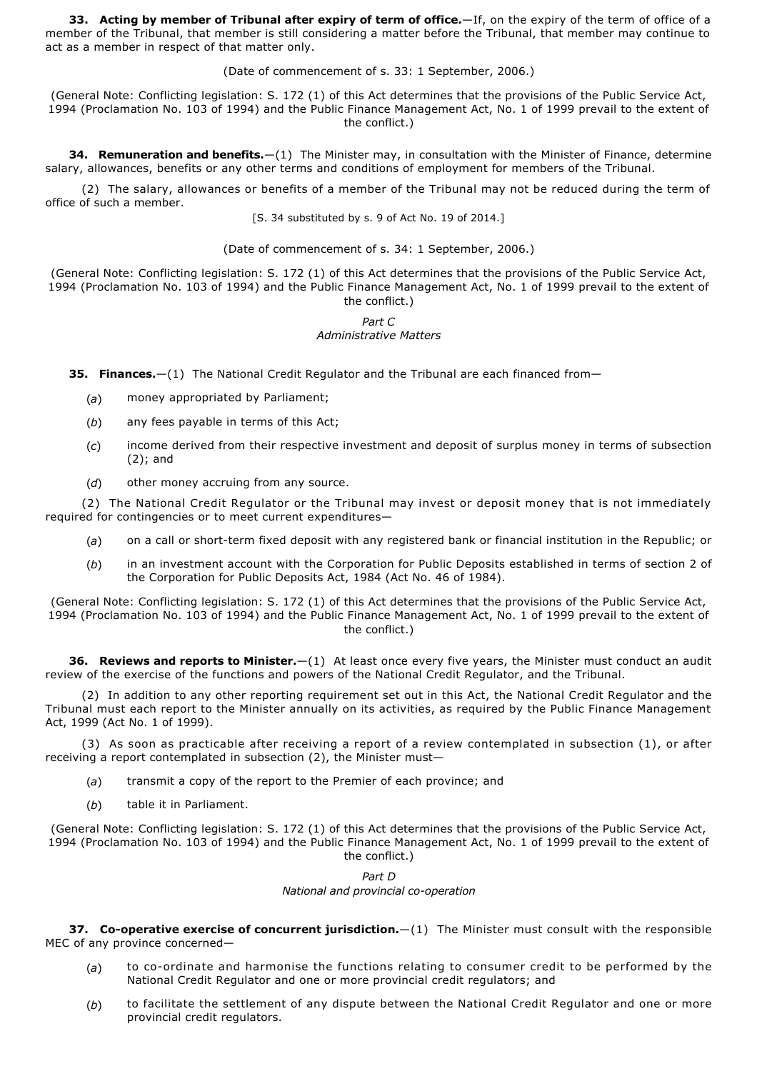**33. Acting by member of Tribunal after expiry of term of office.**—If, on the expiry of the term of office of a member of the Tribunal, that member is still considering a matter before the Tribunal, that member may continue to act as a member in respect of that matter only.

(Date of commencement of s. 33: 1 September, 2006.)

(General Note: Conflicting legislation: S. 172 (1) of this Act determines that the provisions of the Public Service Act, 1994 (Proclamation No. 103 of 1994) and the Public Finance Management Act, No. 1 of 1999 prevail to the extent of the conflict.)

**34. Remuneration and benefits.**—(1) The Minister may, in consultation with the Minister of Finance, determine salary, allowances, benefits or any other terms and conditions of employment for members of the Tribunal.

(2) The salary, allowances or benefits of a member of the Tribunal may not be reduced during the term of office of such a member.

[S. 34 substituted by s. 9 of Act No. 19 of 2014.]

(Date of commencement of s. 34: 1 September, 2006.)

(General Note: Conflicting legislation: S. 172 (1) of this Act determines that the provisions of the Public Service Act, 1994 (Proclamation No. 103 of 1994) and the Public Finance Management Act, No. 1 of 1999 prevail to the extent of the conflict.)

*Part C*
*Administrative Matters*

**35. Finances.**—(1) The National Credit Regulator and the Tribunal are each financed from—

(*a*) money appropriated by Parliament;

(*b*) any fees payable in terms of this Act;

(*c*) income derived from their respective investment and deposit of surplus money in terms of subsection (2); and

(*d*) other money accruing from any source.

(2) The National Credit Regulator or the Tribunal may invest or deposit money that is not immediately required for contingencies or to meet current expenditures—

(*a*) on a call or short-term fixed deposit with any registered bank or financial institution in the Republic; or

(*b*) in an investment account with the Corporation for Public Deposits established in terms of section 2 of the Corporation for Public Deposits Act, 1984 (Act No. 46 of 1984).

(General Note: Conflicting legislation: S. 172 (1) of this Act determines that the provisions of the Public Service Act, 1994 (Proclamation No. 103 of 1994) and the Public Finance Management Act, No. 1 of 1999 prevail to the extent of the conflict.)

**36. Reviews and reports to Minister.**—(1) At least once every five years, the Minister must conduct an audit review of the exercise of the functions and powers of the National Credit Regulator, and the Tribunal.

(2) In addition to any other reporting requirement set out in this Act, the National Credit Regulator and the Tribunal must each report to the Minister annually on its activities, as required by the Public Finance Management Act, 1999 (Act No. 1 of 1999).

(3) As soon as practicable after receiving a report of a review contemplated in subsection (1), or after receiving a report contemplated in subsection (2), the Minister must—

(*a*) transmit a copy of the report to the Premier of each province; and

(*b*) table it in Parliament.

(General Note: Conflicting legislation: S. 172 (1) of this Act determines that the provisions of the Public Service Act, 1994 (Proclamation No. 103 of 1994) and the Public Finance Management Act, No. 1 of 1999 prevail to the extent of the conflict.)

*Part D*
*National and provincial co-operation*

**37. Co-operative exercise of concurrent jurisdiction.**—(1) The Minister must consult with the responsible MEC of any province concerned—

(*a*) to co-ordinate and harmonise the functions relating to consumer credit to be performed by the National Credit Regulator and one or more provincial credit regulators; and

(*b*) to facilitate the settlement of any dispute between the National Credit Regulator and one or more provincial credit regulators.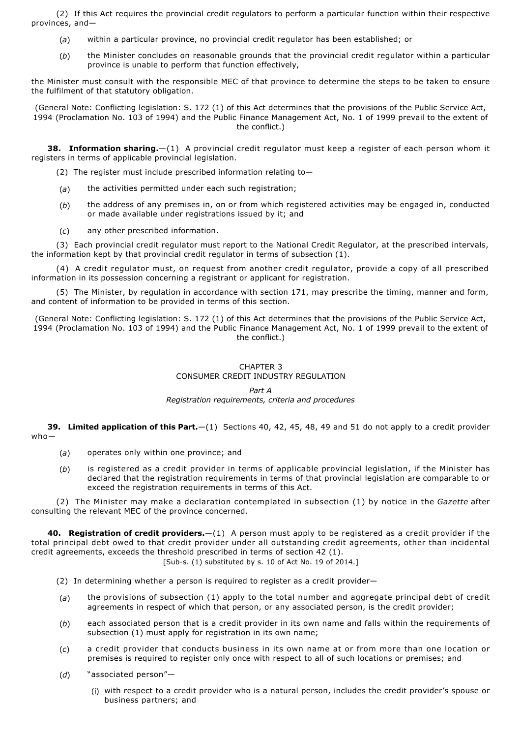(2) If this Act requires the provincial credit regulators to perform a particular function within their respective provinces, and—

(*a*) within a particular province, no provincial credit regulator has been established; or

(*b*) the Minister concludes on reasonable grounds that the provincial credit regulator within a particular province is unable to perform that function effectively,

the Minister must consult with the responsible MEC of that province to determine the steps to be taken to ensure the fulfilment of that statutory obligation.

(General Note: Conflicting legislation: S. 172 (1) of this Act determines that the provisions of the Public Service Act, 1994 (Proclamation No. 103 of 1994) and the Public Finance Management Act, No. 1 of 1999 prevail to the extent of the conflict.)

**38. Information sharing.**—(1) A provincial credit regulator must keep a register of each person whom it registers in terms of applicable provincial legislation.

(2) The register must include prescribed information relating to—

(*a*) the activities permitted under each such registration;

(*b*) the address of any premises in, on or from which registered activities may be engaged in, conducted or made available under registrations issued by it; and

(*c*) any other prescribed information.

(3) Each provincial credit regulator must report to the National Credit Regulator, at the prescribed intervals, the information kept by that provincial credit regulator in terms of subsection (1).

(4) A credit regulator must, on request from another credit regulator, provide a copy of all prescribed information in its possession concerning a registrant or applicant for registration.

(5) The Minister, by regulation in accordance with section 171, may prescribe the timing, manner and form, and content of information to be provided in terms of this section.

(General Note: Conflicting legislation: S. 172 (1) of this Act determines that the provisions of the Public Service Act, 1994 (Proclamation No. 103 of 1994) and the Public Finance Management Act, No. 1 of 1999 prevail to the extent of the conflict.)

## CHAPTER 3
## CONSUMER CREDIT INDUSTRY REGULATION

### *Part A*
### *Registration requirements, criteria and procedures*

**39. Limited application of this Part.**—(1) Sections 40, 42, 45, 48, 49 and 51 do not apply to a credit provider who—

(*a*) operates only within one province; and

(*b*) is registered as a credit provider in terms of applicable provincial legislation, if the Minister has declared that the registration requirements in terms of that provincial legislation are comparable to or exceed the registration requirements in terms of this Act.

(2) The Minister may make a declaration contemplated in subsection (1) by notice in the *Gazette* after consulting the relevant MEC of the province concerned.

**40. Registration of credit providers.**—(1) A person must apply to be registered as a credit provider if the total principal debt owed to that credit provider under all outstanding credit agreements, other than incidental credit agreements, exceeds the threshold prescribed in terms of section 42 (1).

[Sub-s. (1) substituted by s. 10 of Act No. 19 of 2014.]

(2) In determining whether a person is required to register as a credit provider—

(*a*) the provisions of subsection (1) apply to the total number and aggregate principal debt of credit agreements in respect of which that person, or any associated person, is the credit provider;

(*b*) each associated person that is a credit provider in its own name and falls within the requirements of subsection (1) must apply for registration in its own name;

(*c*) a credit provider that conducts business in its own name at or from more than one location or premises is required to register only once with respect to all of such locations or premises; and

(*d*) "associated person"—

(i) with respect to a credit provider who is a natural person, includes the credit provider's spouse or business partners; and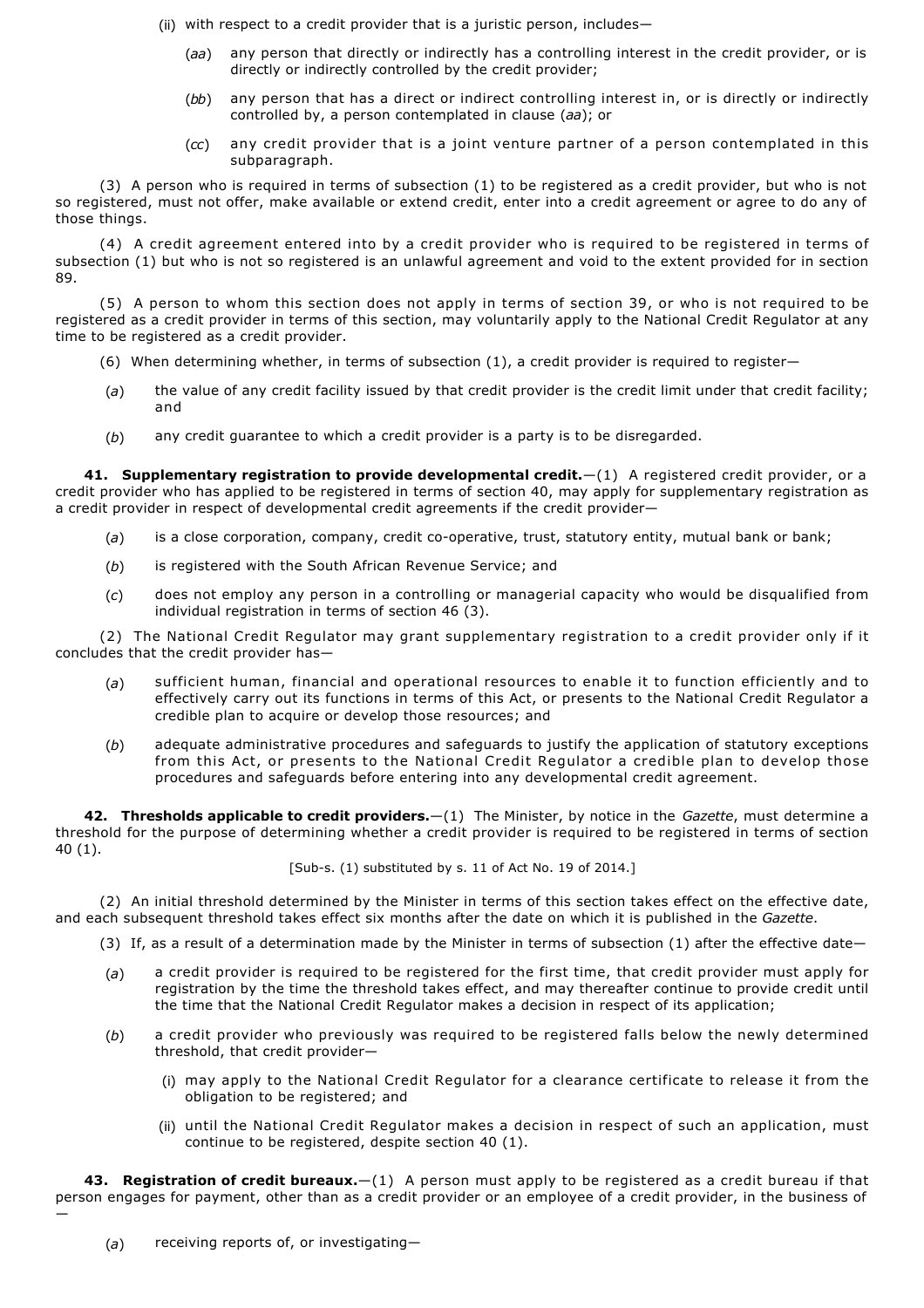(ii) with respect to a credit provider that is a juristic person, includes—

(*aa*) any person that directly or indirectly has a controlling interest in the credit provider, or is directly or indirectly controlled by the credit provider;

(*bb*) any person that has a direct or indirect controlling interest in, or is directly or indirectly controlled by, a person contemplated in clause (*aa*); or

(*cc*) any credit provider that is a joint venture partner of a person contemplated in this subparagraph.

(3) A person who is required in terms of subsection (1) to be registered as a credit provider, but who is not so registered, must not offer, make available or extend credit, enter into a credit agreement or agree to do any of those things.

(4) A credit agreement entered into by a credit provider who is required to be registered in terms of subsection (1) but who is not so registered is an unlawful agreement and void to the extent provided for in section 89.

(5) A person to whom this section does not apply in terms of section 39, or who is not required to be registered as a credit provider in terms of this section, may voluntarily apply to the National Credit Regulator at any time to be registered as a credit provider.

(6) When determining whether, in terms of subsection (1), a credit provider is required to register—

(*a*) the value of any credit facility issued by that credit provider is the credit limit under that credit facility; and

(*b*) any credit guarantee to which a credit provider is a party is to be disregarded.

**41. Supplementary registration to provide developmental credit.**—(1) A registered credit provider, or a credit provider who has applied to be registered in terms of section 40, may apply for supplementary registration as a credit provider in respect of developmental credit agreements if the credit provider—

(*a*) is a close corporation, company, credit co-operative, trust, statutory entity, mutual bank or bank;

(*b*) is registered with the South African Revenue Service; and

(*c*) does not employ any person in a controlling or managerial capacity who would be disqualified from individual registration in terms of section 46 (3).

(2) The National Credit Regulator may grant supplementary registration to a credit provider only if it concludes that the credit provider has—

(*a*) sufficient human, financial and operational resources to enable it to function efficiently and to effectively carry out its functions in terms of this Act, or presents to the National Credit Regulator a credible plan to acquire or develop those resources; and

(*b*) adequate administrative procedures and safeguards to justify the application of statutory exceptions from this Act, or presents to the National Credit Regulator a credible plan to develop those procedures and safeguards before entering into any developmental credit agreement.

**42. Thresholds applicable to credit providers.**—(1) The Minister, by notice in the *Gazette*, must determine a threshold for the purpose of determining whether a credit provider is required to be registered in terms of section 40 (1).

[Sub-s. (1) substituted by s. 11 of Act No. 19 of 2014.]

(2) An initial threshold determined by the Minister in terms of this section takes effect on the effective date, and each subsequent threshold takes effect six months after the date on which it is published in the *Gazette*.

(3) If, as a result of a determination made by the Minister in terms of subsection (1) after the effective date—

(*a*) a credit provider is required to be registered for the first time, that credit provider must apply for registration by the time the threshold takes effect, and may thereafter continue to provide credit until the time that the National Credit Regulator makes a decision in respect of its application;

(*b*) a credit provider who previously was required to be registered falls below the newly determined threshold, that credit provider—

(i) may apply to the National Credit Regulator for a clearance certificate to release it from the obligation to be registered; and

(ii) until the National Credit Regulator makes a decision in respect of such an application, must continue to be registered, despite section 40 (1).

**43. Registration of credit bureaux.**—(1) A person must apply to be registered as a credit bureau if that person engages for payment, other than as a credit provider or an employee of a credit provider, in the business of —

(*a*) receiving reports of, or investigating—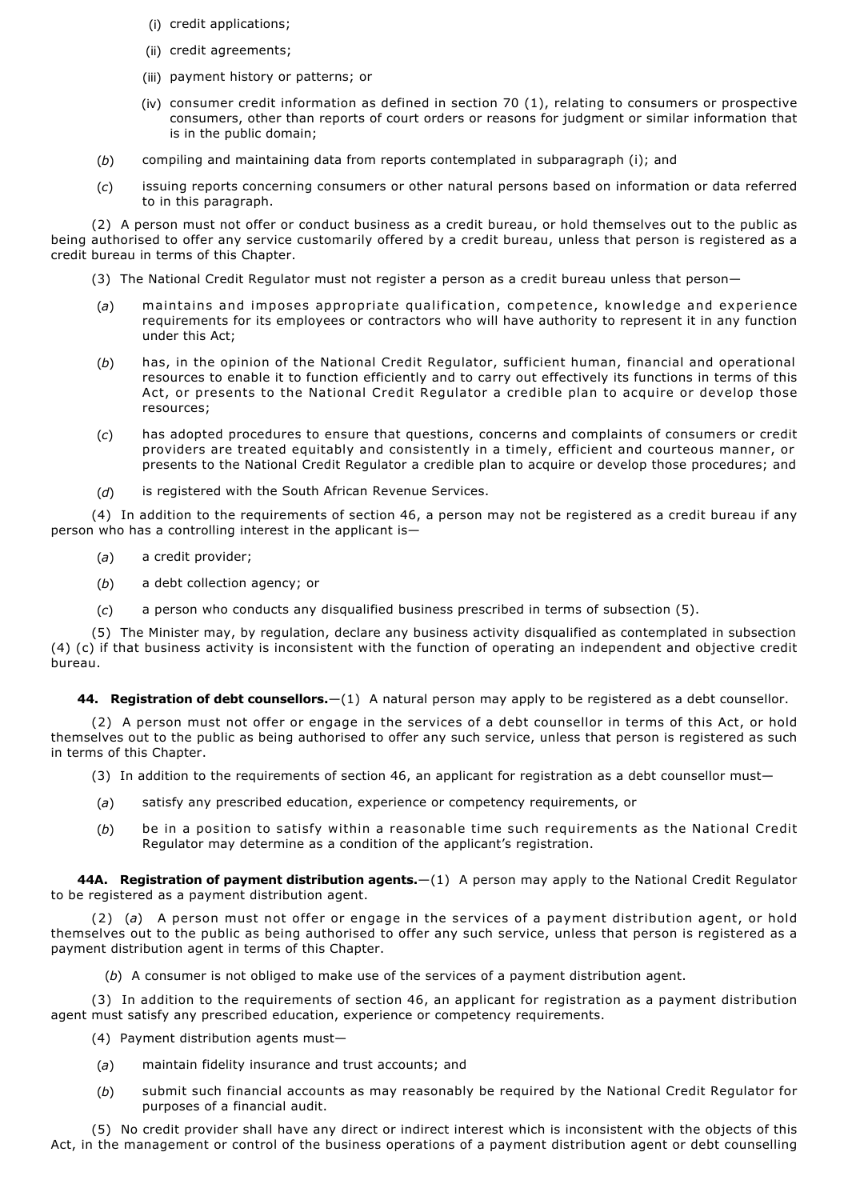(i) credit applications;

(ii) credit agreements;

(iii) payment history or patterns; or

(iv) consumer credit information as defined in section 70 (1), relating to consumers or prospective consumers, other than reports of court orders or reasons for judgment or similar information that is in the public domain;

(*b*) compiling and maintaining data from reports contemplated in subparagraph (i); and

(*c*) issuing reports concerning consumers or other natural persons based on information or data referred to in this paragraph.

(2) A person must not offer or conduct business as a credit bureau, or hold themselves out to the public as being authorised to offer any service customarily offered by a credit bureau, unless that person is registered as a credit bureau in terms of this Chapter.

(3) The National Credit Regulator must not register a person as a credit bureau unless that person—

(*a*) maintains and imposes appropriate qualification, competence, knowledge and experience requirements for its employees or contractors who will have authority to represent it in any function under this Act;

(*b*) has, in the opinion of the National Credit Regulator, sufficient human, financial and operational resources to enable it to function efficiently and to carry out effectively its functions in terms of this Act, or presents to the National Credit Regulator a credible plan to acquire or develop those resources;

(*c*) has adopted procedures to ensure that questions, concerns and complaints of consumers or credit providers are treated equitably and consistently in a timely, efficient and courteous manner, or presents to the National Credit Regulator a credible plan to acquire or develop those procedures; and

(*d*) is registered with the South African Revenue Services.

(4) In addition to the requirements of section 46, a person may not be registered as a credit bureau if any person who has a controlling interest in the applicant is—

(*a*) a credit provider;

(*b*) a debt collection agency; or

(*c*) a person who conducts any disqualified business prescribed in terms of subsection (5).

(5) The Minister may, by regulation, declare any business activity disqualified as contemplated in subsection (4) (c) if that business activity is inconsistent with the function of operating an independent and objective credit bureau.

**44. Registration of debt counsellors.**—(1) A natural person may apply to be registered as a debt counsellor.

(2) A person must not offer or engage in the services of a debt counsellor in terms of this Act, or hold themselves out to the public as being authorised to offer any such service, unless that person is registered as such in terms of this Chapter.

(3) In addition to the requirements of section 46, an applicant for registration as a debt counsellor must—

(*a*) satisfy any prescribed education, experience or competency requirements, or

(*b*) be in a position to satisfy within a reasonable time such requirements as the National Credit Regulator may determine as a condition of the applicant's registration.

**44A. Registration of payment distribution agents.**—(1) A person may apply to the National Credit Regulator to be registered as a payment distribution agent.

(2) (*a*) A person must not offer or engage in the services of a payment distribution agent, or hold themselves out to the public as being authorised to offer any such service, unless that person is registered as a payment distribution agent in terms of this Chapter.

(*b*) A consumer is not obliged to make use of the services of a payment distribution agent.

(3) In addition to the requirements of section 46, an applicant for registration as a payment distribution agent must satisfy any prescribed education, experience or competency requirements.

(4) Payment distribution agents must—

(*a*) maintain fidelity insurance and trust accounts; and

(*b*) submit such financial accounts as may reasonably be required by the National Credit Regulator for purposes of a financial audit.

(5) No credit provider shall have any direct or indirect interest which is inconsistent with the objects of this Act, in the management or control of the business operations of a payment distribution agent or debt counselling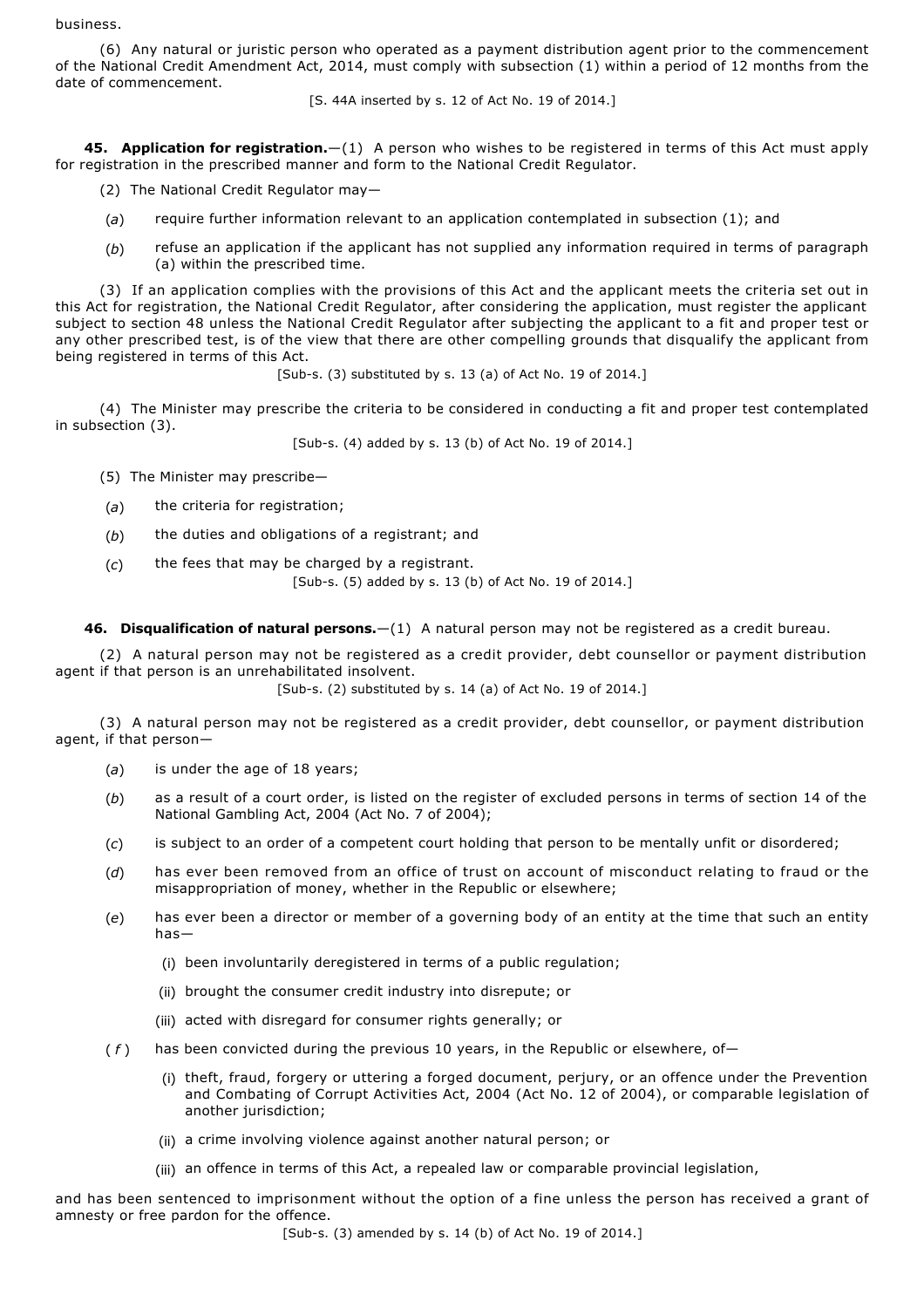business.

(6) Any natural or juristic person who operated as a payment distribution agent prior to the commencement of the National Credit Amendment Act, 2014, must comply with subsection (1) within a period of 12 months from the date of commencement.

[S. 44A inserted by s. 12 of Act No. 19 of 2014.]

**45. Application for registration.**—(1) A person who wishes to be registered in terms of this Act must apply for registration in the prescribed manner and form to the National Credit Regulator.

(2) The National Credit Regulator may—

(*a*) require further information relevant to an application contemplated in subsection (1); and

(*b*) refuse an application if the applicant has not supplied any information required in terms of paragraph (a) within the prescribed time.

(3) If an application complies with the provisions of this Act and the applicant meets the criteria set out in this Act for registration, the National Credit Regulator, after considering the application, must register the applicant subject to section 48 unless the National Credit Regulator after subjecting the applicant to a fit and proper test or any other prescribed test, is of the view that there are other compelling grounds that disqualify the applicant from being registered in terms of this Act.

[Sub-s. (3) substituted by s. 13 (a) of Act No. 19 of 2014.]

(4) The Minister may prescribe the criteria to be considered in conducting a fit and proper test contemplated in subsection (3).

[Sub-s. (4) added by s. 13 (b) of Act No. 19 of 2014.]

(5) The Minister may prescribe—

(*a*) the criteria for registration;

(*b*) the duties and obligations of a registrant; and

(*c*) the fees that may be charged by a registrant.

[Sub-s. (5) added by s. 13 (b) of Act No. 19 of 2014.]

**46. Disqualification of natural persons.**—(1) A natural person may not be registered as a credit bureau.

(2) A natural person may not be registered as a credit provider, debt counsellor or payment distribution agent if that person is an unrehabilitated insolvent.

[Sub-s. (2) substituted by s. 14 (a) of Act No. 19 of 2014.]

(3) A natural person may not be registered as a credit provider, debt counsellor, or payment distribution agent, if that person—

(*a*) is under the age of 18 years;

(*b*) as a result of a court order, is listed on the register of excluded persons in terms of section 14 of the National Gambling Act, 2004 (Act No. 7 of 2004);

(*c*) is subject to an order of a competent court holding that person to be mentally unfit or disordered;

(*d*) has ever been removed from an office of trust on account of misconduct relating to fraud or the misappropriation of money, whether in the Republic or elsewhere;

(*e*) has ever been a director or member of a governing body of an entity at the time that such an entity has—

(i) been involuntarily deregistered in terms of a public regulation;

(ii) brought the consumer credit industry into disrepute; or

(iii) acted with disregard for consumer rights generally; or

(*f*) has been convicted during the previous 10 years, in the Republic or elsewhere, of—

(i) theft, fraud, forgery or uttering a forged document, perjury, or an offence under the Prevention and Combating of Corrupt Activities Act, 2004 (Act No. 12 of 2004), or comparable legislation of another jurisdiction;

(ii) a crime involving violence against another natural person; or

(iii) an offence in terms of this Act, a repealed law or comparable provincial legislation,

and has been sentenced to imprisonment without the option of a fine unless the person has received a grant of amnesty or free pardon for the offence.

[Sub-s. (3) amended by s. 14 (b) of Act No. 19 of 2014.]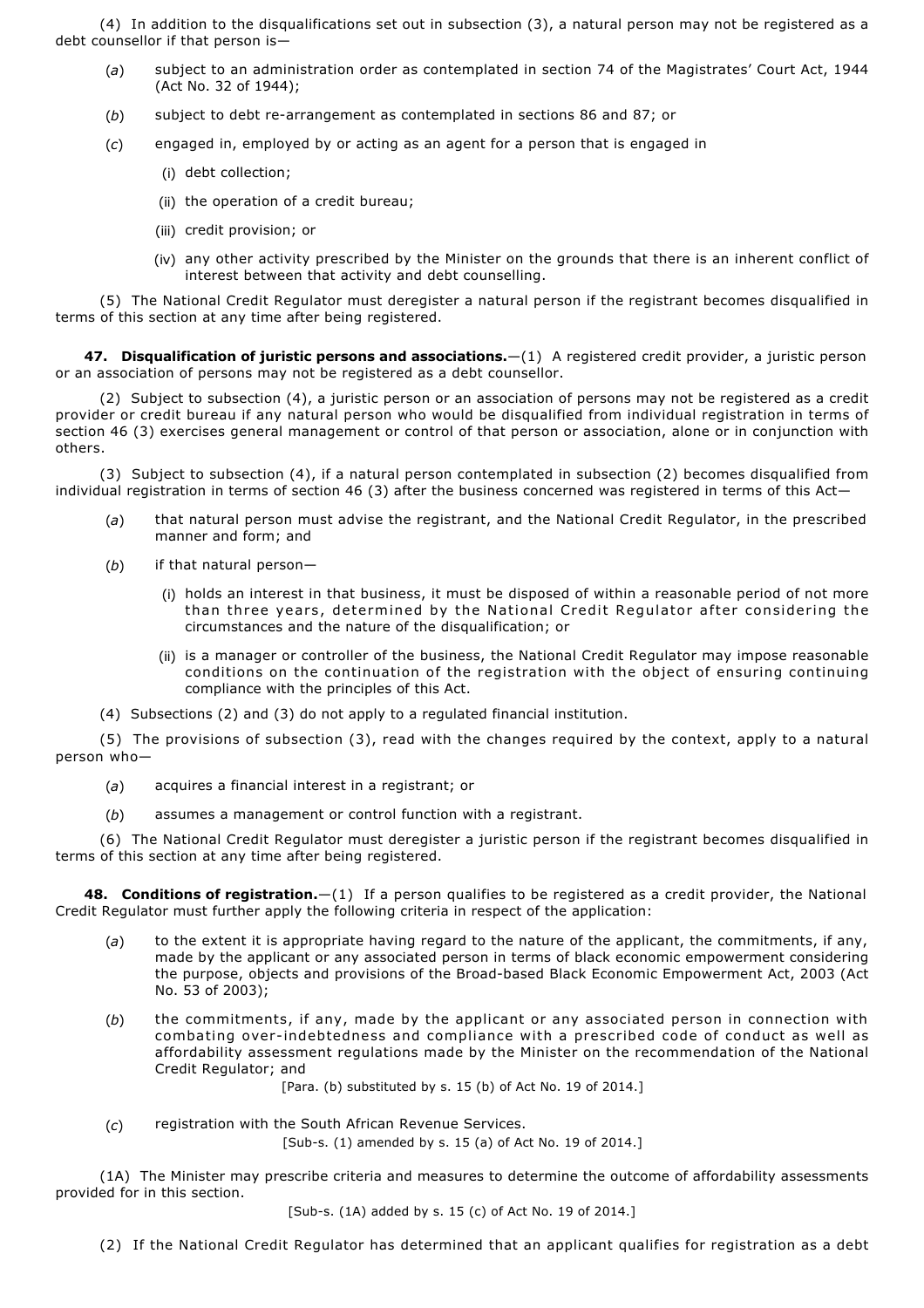(4) In addition to the disqualifications set out in subsection (3), a natural person may not be registered as a debt counsellor if that person is—

(*a*) subject to an administration order as contemplated in section 74 of the Magistrates' Court Act, 1944 (Act No. 32 of 1944);

(*b*) subject to debt re-arrangement as contemplated in sections 86 and 87; or

(*c*) engaged in, employed by or acting as an agent for a person that is engaged in

(i) debt collection;

(ii) the operation of a credit bureau;

(iii) credit provision; or

(iv) any other activity prescribed by the Minister on the grounds that there is an inherent conflict of interest between that activity and debt counselling.

(5) The National Credit Regulator must deregister a natural person if the registrant becomes disqualified in terms of this section at any time after being registered.

**47. Disqualification of juristic persons and associations.**—(1) A registered credit provider, a juristic person or an association of persons may not be registered as a debt counsellor.

(2) Subject to subsection (4), a juristic person or an association of persons may not be registered as a credit provider or credit bureau if any natural person who would be disqualified from individual registration in terms of section 46 (3) exercises general management or control of that person or association, alone or in conjunction with others.

(3) Subject to subsection (4), if a natural person contemplated in subsection (2) becomes disqualified from individual registration in terms of section 46 (3) after the business concerned was registered in terms of this Act—

(*a*) that natural person must advise the registrant, and the National Credit Regulator, in the prescribed manner and form; and

(*b*) if that natural person—

(i) holds an interest in that business, it must be disposed of within a reasonable period of not more than three years, determined by the National Credit Regulator after considering the circumstances and the nature of the disqualification; or

(ii) is a manager or controller of the business, the National Credit Regulator may impose reasonable conditions on the continuation of the registration with the object of ensuring continuing compliance with the principles of this Act.

(4) Subsections (2) and (3) do not apply to a regulated financial institution.

(5) The provisions of subsection (3), read with the changes required by the context, apply to a natural person who—

(*a*) acquires a financial interest in a registrant; or

(*b*) assumes a management or control function with a registrant.

(6) The National Credit Regulator must deregister a juristic person if the registrant becomes disqualified in terms of this section at any time after being registered.

**48. Conditions of registration.**—(1) If a person qualifies to be registered as a credit provider, the National Credit Regulator must further apply the following criteria in respect of the application:

(*a*) to the extent it is appropriate having regard to the nature of the applicant, the commitments, if any, made by the applicant or any associated person in terms of black economic empowerment considering the purpose, objects and provisions of the Broad-based Black Economic Empowerment Act, 2003 (Act No. 53 of 2003);

(*b*) the commitments, if any, made by the applicant or any associated person in connection with combating over-indebtedness and compliance with a prescribed code of conduct as well as affordability assessment regulations made by the Minister on the recommendation of the National Credit Regulator; and

[Para. (b) substituted by s. 15 (b) of Act No. 19 of 2014.]

(*c*) registration with the South African Revenue Services.

[Sub-s. (1) amended by s. 15 (a) of Act No. 19 of 2014.]

(1A) The Minister may prescribe criteria and measures to determine the outcome of affordability assessments provided for in this section.

[Sub-s. (1A) added by s. 15 (c) of Act No. 19 of 2014.]

(2) If the National Credit Regulator has determined that an applicant qualifies for registration as a debt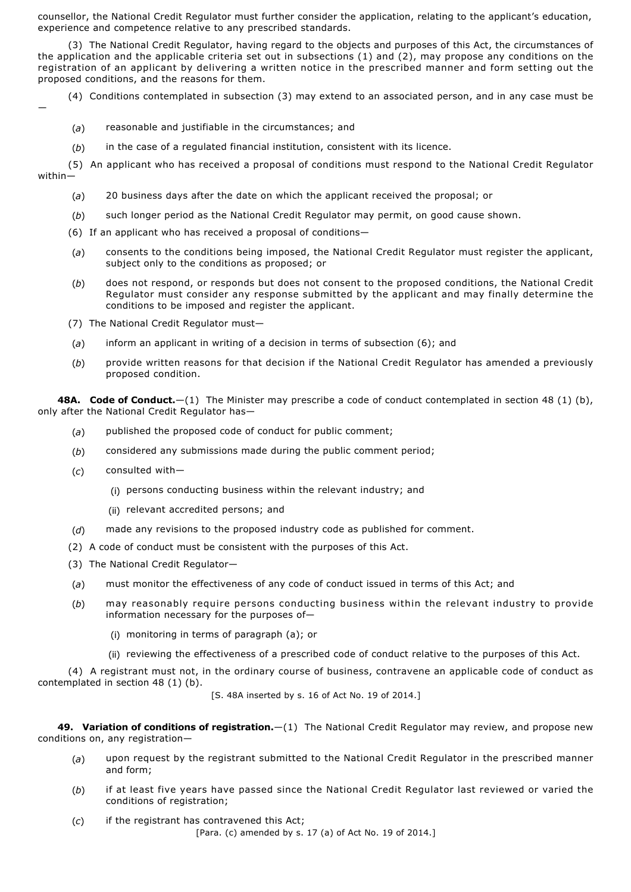counsellor, the National Credit Regulator must further consider the application, relating to the applicant's education, experience and competence relative to any prescribed standards.

(3) The National Credit Regulator, having regard to the objects and purposes of this Act, the circumstances of the application and the applicable criteria set out in subsections (1) and (2), may propose any conditions on the registration of an applicant by delivering a written notice in the prescribed manner and form setting out the proposed conditions, and the reasons for them.

(4) Conditions contemplated in subsection (3) may extend to an associated person, and in any case must be —

(*a*) reasonable and justifiable in the circumstances; and

(*b*) in the case of a regulated financial institution, consistent with its licence.

(5) An applicant who has received a proposal of conditions must respond to the National Credit Regulator within—

(*a*) 20 business days after the date on which the applicant received the proposal; or

(*b*) such longer period as the National Credit Regulator may permit, on good cause shown.

(6) If an applicant who has received a proposal of conditions—

(*a*) consents to the conditions being imposed, the National Credit Regulator must register the applicant, subject only to the conditions as proposed; or

(*b*) does not respond, or responds but does not consent to the proposed conditions, the National Credit Regulator must consider any response submitted by the applicant and may finally determine the conditions to be imposed and register the applicant.

(7) The National Credit Regulator must—

(*a*) inform an applicant in writing of a decision in terms of subsection (6); and

(*b*) provide written reasons for that decision if the National Credit Regulator has amended a previously proposed condition.

**48A. Code of Conduct.**—(1) The Minister may prescribe a code of conduct contemplated in section 48 (1) (b), only after the National Credit Regulator has—

(*a*) published the proposed code of conduct for public comment;

(*b*) considered any submissions made during the public comment period;

(*c*) consulted with—

(i) persons conducting business within the relevant industry; and

(ii) relevant accredited persons; and

(*d*) made any revisions to the proposed industry code as published for comment.

(2) A code of conduct must be consistent with the purposes of this Act.

(3) The National Credit Regulator—

(*a*) must monitor the effectiveness of any code of conduct issued in terms of this Act; and

(*b*) may reasonably require persons conducting business within the relevant industry to provide information necessary for the purposes of—

(i) monitoring in terms of paragraph (a); or

(ii) reviewing the effectiveness of a prescribed code of conduct relative to the purposes of this Act.

(4) A registrant must not, in the ordinary course of business, contravene an applicable code of conduct as contemplated in section 48 (1) (b).

[S. 48A inserted by s. 16 of Act No. 19 of 2014.]

**49. Variation of conditions of registration.**—(1) The National Credit Regulator may review, and propose new conditions on, any registration—

(*a*) upon request by the registrant submitted to the National Credit Regulator in the prescribed manner and form;

(*b*) if at least five years have passed since the National Credit Regulator last reviewed or varied the conditions of registration;

(*c*) if the registrant has contravened this Act;

[Para. (c) amended by s. 17 (a) of Act No. 19 of 2014.]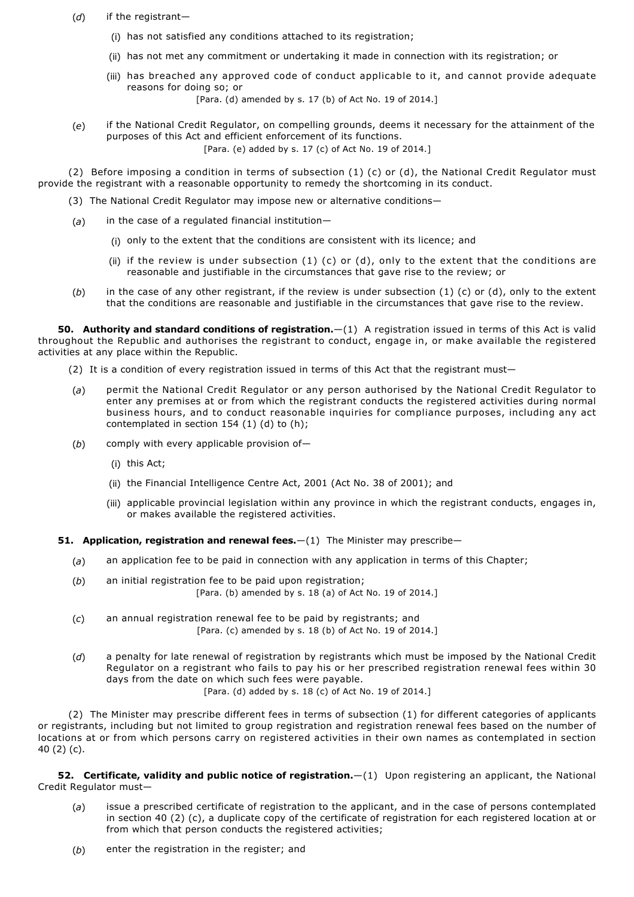(*d*) if the registrant—

(i) has not satisfied any conditions attached to its registration;

(ii) has not met any commitment or undertaking it made in connection with its registration; or

(iii) has breached any approved code of conduct applicable to it, and cannot provide adequate reasons for doing so; or

[Para. (d) amended by s. 17 (b) of Act No. 19 of 2014.]

(*e*) if the National Credit Regulator, on compelling grounds, deems it necessary for the attainment of the purposes of this Act and efficient enforcement of its functions.

[Para. (e) added by s. 17 (c) of Act No. 19 of 2014.]

(2) Before imposing a condition in terms of subsection (1) (c) or (d), the National Credit Regulator must provide the registrant with a reasonable opportunity to remedy the shortcoming in its conduct.

(3) The National Credit Regulator may impose new or alternative conditions—

(*a*) in the case of a regulated financial institution—

(i) only to the extent that the conditions are consistent with its licence; and

(ii) if the review is under subsection (1) (c) or (d), only to the extent that the conditions are reasonable and justifiable in the circumstances that gave rise to the review; or

(*b*) in the case of any other registrant, if the review is under subsection (1) (c) or (d), only to the extent that the conditions are reasonable and justifiable in the circumstances that gave rise to the review.

**50. Authority and standard conditions of registration.**—(1) A registration issued in terms of this Act is valid throughout the Republic and authorises the registrant to conduct, engage in, or make available the registered activities at any place within the Republic.

(2) It is a condition of every registration issued in terms of this Act that the registrant must—

(*a*) permit the National Credit Regulator or any person authorised by the National Credit Regulator to enter any premises at or from which the registrant conducts the registered activities during normal business hours, and to conduct reasonable inquiries for compliance purposes, including any act contemplated in section 154 (1) (d) to (h);

(*b*) comply with every applicable provision of—

(i) this Act;

(ii) the Financial Intelligence Centre Act, 2001 (Act No. 38 of 2001); and

(iii) applicable provincial legislation within any province in which the registrant conducts, engages in, or makes available the registered activities.

**51. Application, registration and renewal fees.**—(1) The Minister may prescribe—

(*a*) an application fee to be paid in connection with any application in terms of this Chapter;

(*b*) an initial registration fee to be paid upon registration;

[Para. (b) amended by s. 18 (a) of Act No. 19 of 2014.]

(*c*) an annual registration renewal fee to be paid by registrants; and

[Para. (c) amended by s. 18 (b) of Act No. 19 of 2014.]

(*d*) a penalty for late renewal of registration by registrants which must be imposed by the National Credit Regulator on a registrant who fails to pay his or her prescribed registration renewal fees within 30 days from the date on which such fees were payable.

[Para. (d) added by s. 18 (c) of Act No. 19 of 2014.]

(2) The Minister may prescribe different fees in terms of subsection (1) for different categories of applicants or registrants, including but not limited to group registration and registration renewal fees based on the number of locations at or from which persons carry on registered activities in their own names as contemplated in section 40 (2) (c).

**52. Certificate, validity and public notice of registration.**—(1) Upon registering an applicant, the National Credit Regulator must—

(*a*) issue a prescribed certificate of registration to the applicant, and in the case of persons contemplated in section 40 (2) (c), a duplicate copy of the certificate of registration for each registered location at or from which that person conducts the registered activities;

(*b*) enter the registration in the register; and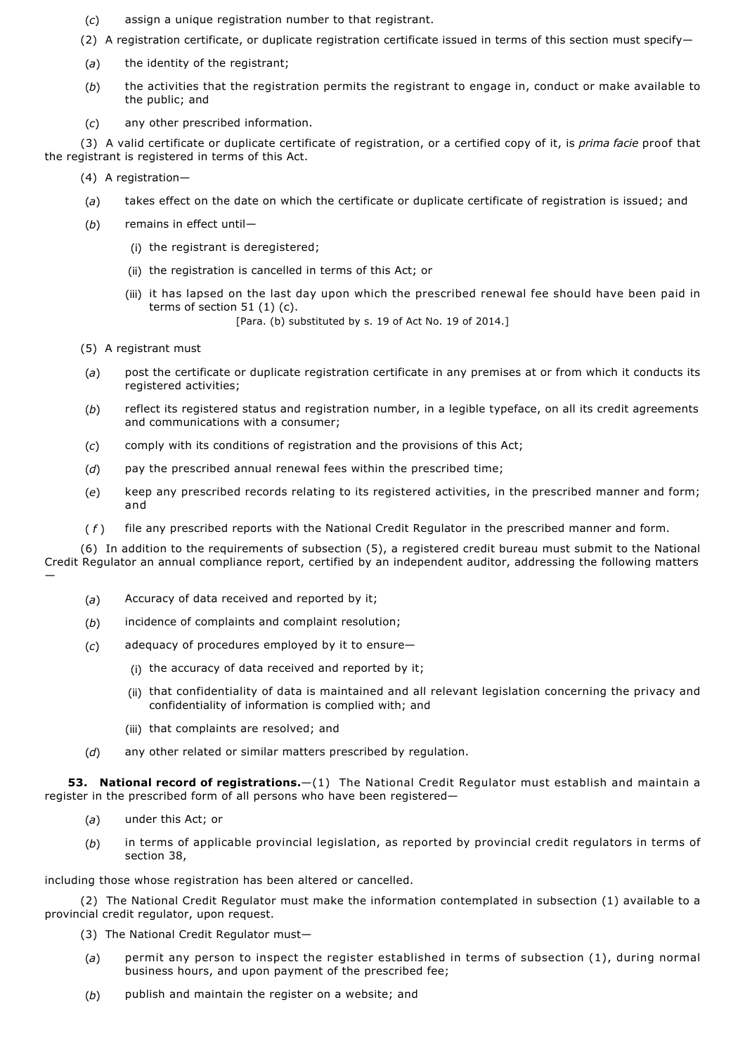(*c*) assign a unique registration number to that registrant.

(2) A registration certificate, or duplicate registration certificate issued in terms of this section must specify—

(*a*) the identity of the registrant;

(*b*) the activities that the registration permits the registrant to engage in, conduct or make available to the public; and

(*c*) any other prescribed information.

(3) A valid certificate or duplicate certificate of registration, or a certified copy of it, is *prima facie* proof that the registrant is registered in terms of this Act.

(4) A registration—

(*a*) takes effect on the date on which the certificate or duplicate certificate of registration is issued; and

(*b*) remains in effect until—

(i) the registrant is deregistered;

(ii) the registration is cancelled in terms of this Act; or

(iii) it has lapsed on the last day upon which the prescribed renewal fee should have been paid in terms of section 51 (1) (c).

[Para. (b) substituted by s. 19 of Act No. 19 of 2014.]

(5) A registrant must

(*a*) post the certificate or duplicate registration certificate in any premises at or from which it conducts its registered activities;

(*b*) reflect its registered status and registration number, in a legible typeface, on all its credit agreements and communications with a consumer;

(*c*) comply with its conditions of registration and the provisions of this Act;

(*d*) pay the prescribed annual renewal fees within the prescribed time;

(*e*) keep any prescribed records relating to its registered activities, in the prescribed manner and form; and

(*f*) file any prescribed reports with the National Credit Regulator in the prescribed manner and form.

(6) In addition to the requirements of subsection (5), a registered credit bureau must submit to the National Credit Regulator an annual compliance report, certified by an independent auditor, addressing the following matters —

(*a*) Accuracy of data received and reported by it;

(*b*) incidence of complaints and complaint resolution;

(*c*) adequacy of procedures employed by it to ensure—

(i) the accuracy of data received and reported by it;

(ii) that confidentiality of data is maintained and all relevant legislation concerning the privacy and confidentiality of information is complied with; and

(iii) that complaints are resolved; and

(*d*) any other related or similar matters prescribed by regulation.

**53. National record of registrations.**—(1) The National Credit Regulator must establish and maintain a register in the prescribed form of all persons who have been registered—

(*a*) under this Act; or

(*b*) in terms of applicable provincial legislation, as reported by provincial credit regulators in terms of section 38,

including those whose registration has been altered or cancelled.

(2) The National Credit Regulator must make the information contemplated in subsection (1) available to a provincial credit regulator, upon request.

(3) The National Credit Regulator must—

(*a*) permit any person to inspect the register established in terms of subsection (1), during normal business hours, and upon payment of the prescribed fee;

(*b*) publish and maintain the register on a website; and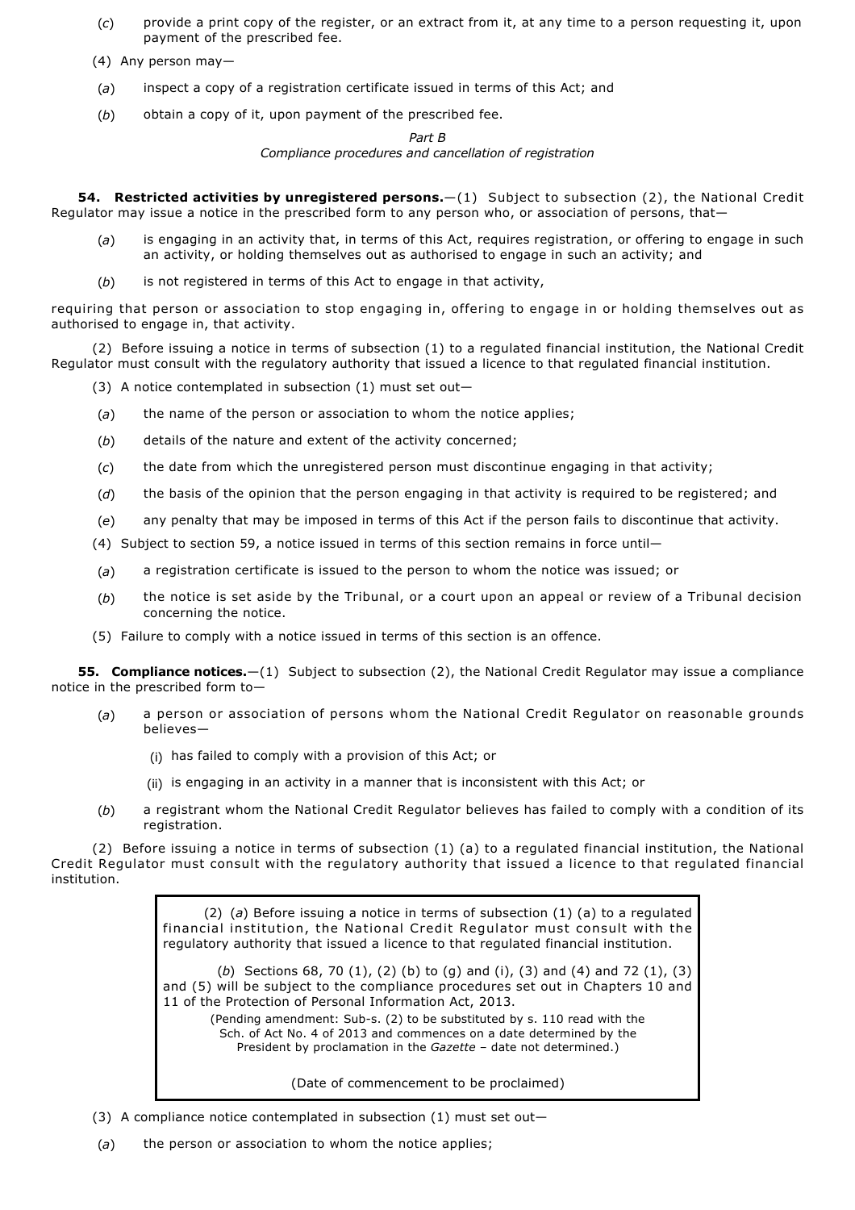(*c*) provide a print copy of the register, or an extract from it, at any time to a person requesting it, upon payment of the prescribed fee.

(4) Any person may—

(*a*) inspect a copy of a registration certificate issued in terms of this Act; and

(*b*) obtain a copy of it, upon payment of the prescribed fee.

*Part B*
*Compliance procedures and cancellation of registration*

**54. Restricted activities by unregistered persons.**—(1) Subject to subsection (2), the National Credit Regulator may issue a notice in the prescribed form to any person who, or association of persons, that—

(*a*) is engaging in an activity that, in terms of this Act, requires registration, or offering to engage in such an activity, or holding themselves out as authorised to engage in such an activity; and

(*b*) is not registered in terms of this Act to engage in that activity,

requiring that person or association to stop engaging in, offering to engage in or holding themselves out as authorised to engage in, that activity.

(2) Before issuing a notice in terms of subsection (1) to a regulated financial institution, the National Credit Regulator must consult with the regulatory authority that issued a licence to that regulated financial institution.

(3) A notice contemplated in subsection (1) must set out—

(*a*) the name of the person or association to whom the notice applies;

(*b*) details of the nature and extent of the activity concerned;

(*c*) the date from which the unregistered person must discontinue engaging in that activity;

(*d*) the basis of the opinion that the person engaging in that activity is required to be registered; and

(*e*) any penalty that may be imposed in terms of this Act if the person fails to discontinue that activity.

(4) Subject to section 59, a notice issued in terms of this section remains in force until—

(*a*) a registration certificate is issued to the person to whom the notice was issued; or

(*b*) the notice is set aside by the Tribunal, or a court upon an appeal or review of a Tribunal decision concerning the notice.

(5) Failure to comply with a notice issued in terms of this section is an offence.

**55. Compliance notices.**—(1) Subject to subsection (2), the National Credit Regulator may issue a compliance notice in the prescribed form to—

(*a*) a person or association of persons whom the National Credit Regulator on reasonable grounds believes—

(i) has failed to comply with a provision of this Act; or

(ii) is engaging in an activity in a manner that is inconsistent with this Act; or

(*b*) a registrant whom the National Credit Regulator believes has failed to comply with a condition of its registration.

(2) Before issuing a notice in terms of subsection (1) (a) to a regulated financial institution, the National Credit Regulator must consult with the regulatory authority that issued a licence to that regulated financial institution.

> (2) (*a*) Before issuing a notice in terms of subsection (1) (a) to a regulated financial institution, the National Credit Regulator must consult with the regulatory authority that issued a licence to that regulated financial institution.
>
> (*b*) Sections 68, 70 (1), (2) (b) to (g) and (i), (3) and (4) and 72 (1), (3) and (5) will be subject to the compliance procedures set out in Chapters 10 and 11 of the Protection of Personal Information Act, 2013.
>
> (Pending amendment: Sub-s. (2) to be substituted by s. 110 read with the Sch. of Act No. 4 of 2013 and commences on a date determined by the President by proclamation in the *Gazette* – date not determined.)
>
> (Date of commencement to be proclaimed)

(3) A compliance notice contemplated in subsection (1) must set out—

(*a*) the person or association to whom the notice applies;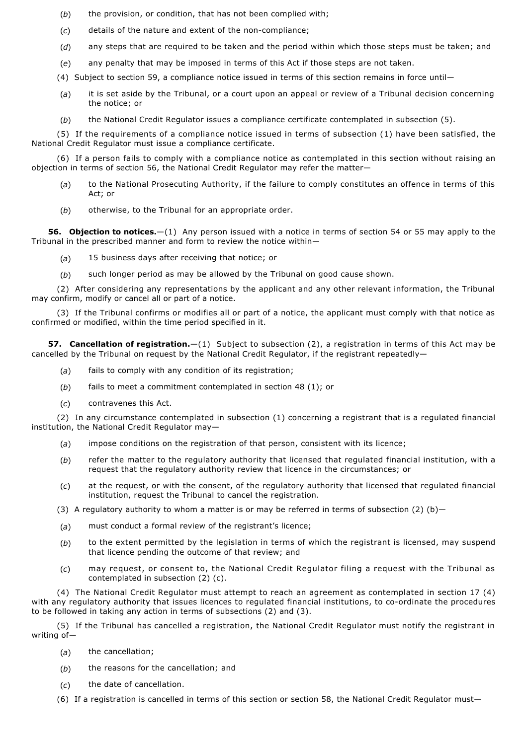(*b*) the provision, or condition, that has not been complied with;

(*c*) details of the nature and extent of the non-compliance;

(*d*) any steps that are required to be taken and the period within which those steps must be taken; and

(*e*) any penalty that may be imposed in terms of this Act if those steps are not taken.

(4) Subject to section 59, a compliance notice issued in terms of this section remains in force until—

(*a*) it is set aside by the Tribunal, or a court upon an appeal or review of a Tribunal decision concerning the notice; or

(*b*) the National Credit Regulator issues a compliance certificate contemplated in subsection (5).

(5) If the requirements of a compliance notice issued in terms of subsection (1) have been satisfied, the National Credit Regulator must issue a compliance certificate.

(6) If a person fails to comply with a compliance notice as contemplated in this section without raising an objection in terms of section 56, the National Credit Regulator may refer the matter—

(*a*) to the National Prosecuting Authority, if the failure to comply constitutes an offence in terms of this Act; or

(*b*) otherwise, to the Tribunal for an appropriate order.

**56. Objection to notices.**—(1) Any person issued with a notice in terms of section 54 or 55 may apply to the Tribunal in the prescribed manner and form to review the notice within—

(*a*) 15 business days after receiving that notice; or

(*b*) such longer period as may be allowed by the Tribunal on good cause shown.

(2) After considering any representations by the applicant and any other relevant information, the Tribunal may confirm, modify or cancel all or part of a notice.

(3) If the Tribunal confirms or modifies all or part of a notice, the applicant must comply with that notice as confirmed or modified, within the time period specified in it.

**57. Cancellation of registration.**—(1) Subject to subsection (2), a registration in terms of this Act may be cancelled by the Tribunal on request by the National Credit Regulator, if the registrant repeatedly—

(*a*) fails to comply with any condition of its registration;

(*b*) fails to meet a commitment contemplated in section 48 (1); or

(*c*) contravenes this Act.

(2) In any circumstance contemplated in subsection (1) concerning a registrant that is a regulated financial institution, the National Credit Regulator may—

(*a*) impose conditions on the registration of that person, consistent with its licence;

(*b*) refer the matter to the regulatory authority that licensed that regulated financial institution, with a request that the regulatory authority review that licence in the circumstances; or

(*c*) at the request, or with the consent, of the regulatory authority that licensed that regulated financial institution, request the Tribunal to cancel the registration.

(3) A regulatory authority to whom a matter is or may be referred in terms of subsection (2) (b)—

(*a*) must conduct a formal review of the registrant's licence;

(*b*) to the extent permitted by the legislation in terms of which the registrant is licensed, may suspend that licence pending the outcome of that review; and

(*c*) may request, or consent to, the National Credit Regulator filing a request with the Tribunal as contemplated in subsection (2) (c).

(4) The National Credit Regulator must attempt to reach an agreement as contemplated in section 17 (4) with any regulatory authority that issues licences to regulated financial institutions, to co-ordinate the procedures to be followed in taking any action in terms of subsections (2) and (3).

(5) If the Tribunal has cancelled a registration, the National Credit Regulator must notify the registrant in writing of—

(*a*) the cancellation;

(*b*) the reasons for the cancellation; and

(*c*) the date of cancellation.

(6) If a registration is cancelled in terms of this section or section 58, the National Credit Regulator must—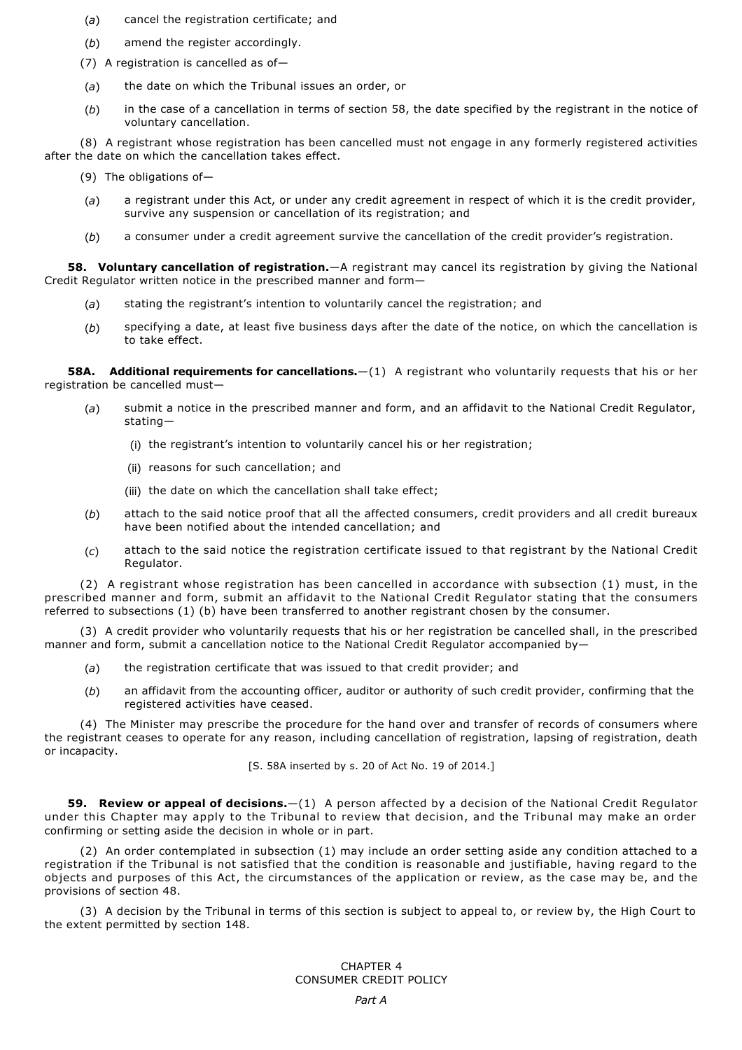(*a*) cancel the registration certificate; and

(*b*) amend the register accordingly.

(7) A registration is cancelled as of—

(*a*) the date on which the Tribunal issues an order, or

(*b*) in the case of a cancellation in terms of section 58, the date specified by the registrant in the notice of voluntary cancellation.

(8) A registrant whose registration has been cancelled must not engage in any formerly registered activities after the date on which the cancellation takes effect.

(9) The obligations of—

(*a*) a registrant under this Act, or under any credit agreement in respect of which it is the credit provider, survive any suspension or cancellation of its registration; and

(*b*) a consumer under a credit agreement survive the cancellation of the credit provider's registration.

**58. Voluntary cancellation of registration.**—A registrant may cancel its registration by giving the National Credit Regulator written notice in the prescribed manner and form—

(*a*) stating the registrant's intention to voluntarily cancel the registration; and

(*b*) specifying a date, at least five business days after the date of the notice, on which the cancellation is to take effect.

**58A. Additional requirements for cancellations.**—(1) A registrant who voluntarily requests that his or her registration be cancelled must—

(*a*) submit a notice in the prescribed manner and form, and an affidavit to the National Credit Regulator, stating—

(i) the registrant's intention to voluntarily cancel his or her registration;

(ii) reasons for such cancellation; and

(iii) the date on which the cancellation shall take effect;

(*b*) attach to the said notice proof that all the affected consumers, credit providers and all credit bureaux have been notified about the intended cancellation; and

(*c*) attach to the said notice the registration certificate issued to that registrant by the National Credit Regulator.

(2) A registrant whose registration has been cancelled in accordance with subsection (1) must, in the prescribed manner and form, submit an affidavit to the National Credit Regulator stating that the consumers referred to subsections (1) (b) have been transferred to another registrant chosen by the consumer.

(3) A credit provider who voluntarily requests that his or her registration be cancelled shall, in the prescribed manner and form, submit a cancellation notice to the National Credit Regulator accompanied by—

(*a*) the registration certificate that was issued to that credit provider; and

(*b*) an affidavit from the accounting officer, auditor or authority of such credit provider, confirming that the registered activities have ceased.

(4) The Minister may prescribe the procedure for the hand over and transfer of records of consumers where the registrant ceases to operate for any reason, including cancellation of registration, lapsing of registration, death or incapacity.

[S. 58A inserted by s. 20 of Act No. 19 of 2014.]

**59. Review or appeal of decisions.**—(1) A person affected by a decision of the National Credit Regulator under this Chapter may apply to the Tribunal to review that decision, and the Tribunal may make an order confirming or setting aside the decision in whole or in part.

(2) An order contemplated in subsection (1) may include an order setting aside any condition attached to a registration if the Tribunal is not satisfied that the condition is reasonable and justifiable, having regard to the objects and purposes of this Act, the circumstances of the application or review, as the case may be, and the provisions of section 48.

(3) A decision by the Tribunal in terms of this section is subject to appeal to, or review by, the High Court to the extent permitted by section 148.

## CHAPTER 4
## CONSUMER CREDIT POLICY

*Part A*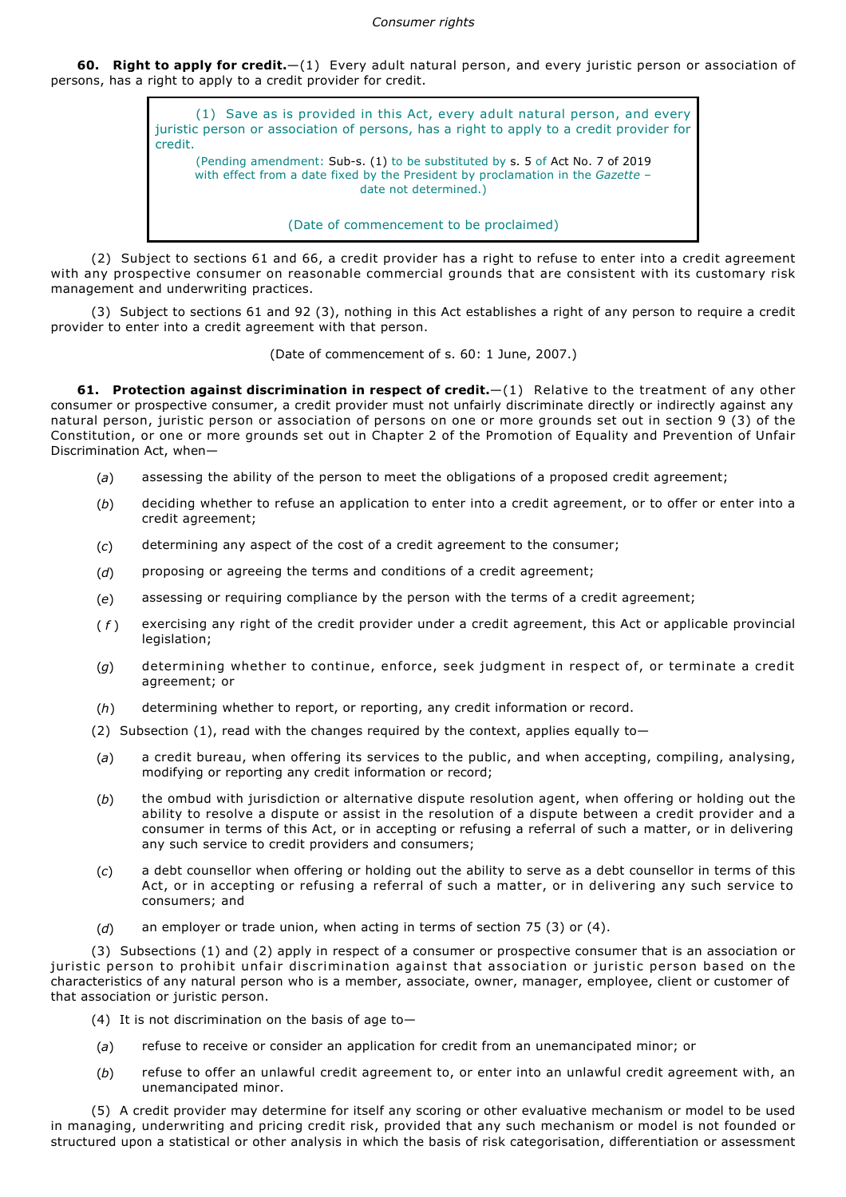**60. Right to apply for credit.**—(1) Every adult natural person, and every juristic person or association of persons, has a right to apply to a credit provider for credit.

> (1) Save as is provided in this Act, every adult natural person, and every juristic person or association of persons, has a right to apply to a credit provider for credit.
>
> (Pending amendment: Sub-s. (1) to be substituted by s. 5 of Act No. 7 of 2019 with effect from a date fixed by the President by proclamation in the *Gazette* – date not determined.)
>
> (Date of commencement to be proclaimed)

(2) Subject to sections 61 and 66, a credit provider has a right to refuse to enter into a credit agreement with any prospective consumer on reasonable commercial grounds that are consistent with its customary risk management and underwriting practices.

(3) Subject to sections 61 and 92 (3), nothing in this Act establishes a right of any person to require a credit provider to enter into a credit agreement with that person.

(Date of commencement of s. 60: 1 June, 2007.)

**61. Protection against discrimination in respect of credit.**—(1) Relative to the treatment of any other consumer or prospective consumer, a credit provider must not unfairly discriminate directly or indirectly against any natural person, juristic person or association of persons on one or more grounds set out in section 9 (3) of the Constitution, or one or more grounds set out in Chapter 2 of the Promotion of Equality and Prevention of Unfair Discrimination Act, when—

(*a*) assessing the ability of the person to meet the obligations of a proposed credit agreement;

(*b*) deciding whether to refuse an application to enter into a credit agreement, or to offer or enter into a credit agreement;

(*c*) determining any aspect of the cost of a credit agreement to the consumer;

(*d*) proposing or agreeing the terms and conditions of a credit agreement;

(*e*) assessing or requiring compliance by the person with the terms of a credit agreement;

(*f*) exercising any right of the credit provider under a credit agreement, this Act or applicable provincial legislation;

(*g*) determining whether to continue, enforce, seek judgment in respect of, or terminate a credit agreement; or

(*h*) determining whether to report, or reporting, any credit information or record.

(2) Subsection (1), read with the changes required by the context, applies equally to—

(*a*) a credit bureau, when offering its services to the public, and when accepting, compiling, analysing, modifying or reporting any credit information or record;

(*b*) the ombud with jurisdiction or alternative dispute resolution agent, when offering or holding out the ability to resolve a dispute or assist in the resolution of a dispute between a credit provider and a consumer in terms of this Act, or in accepting or refusing a referral of such a matter, or in delivering any such service to credit providers and consumers;

(*c*) a debt counsellor when offering or holding out the ability to serve as a debt counsellor in terms of this Act, or in accepting or refusing a referral of such a matter, or in delivering any such service to consumers; and

(*d*) an employer or trade union, when acting in terms of section 75 (3) or (4).

(3) Subsections (1) and (2) apply in respect of a consumer or prospective consumer that is an association or juristic person to prohibit unfair discrimination against that association or juristic person based on the characteristics of any natural person who is a member, associate, owner, manager, employee, client or customer of that association or juristic person.

(4) It is not discrimination on the basis of age to—

(*a*) refuse to receive or consider an application for credit from an unemancipated minor; or

(*b*) refuse to offer an unlawful credit agreement to, or enter into an unlawful credit agreement with, an unemancipated minor.

(5) A credit provider may determine for itself any scoring or other evaluative mechanism or model to be used in managing, underwriting and pricing credit risk, provided that any such mechanism or model is not founded or structured upon a statistical or other analysis in which the basis of risk categorisation, differentiation or assessment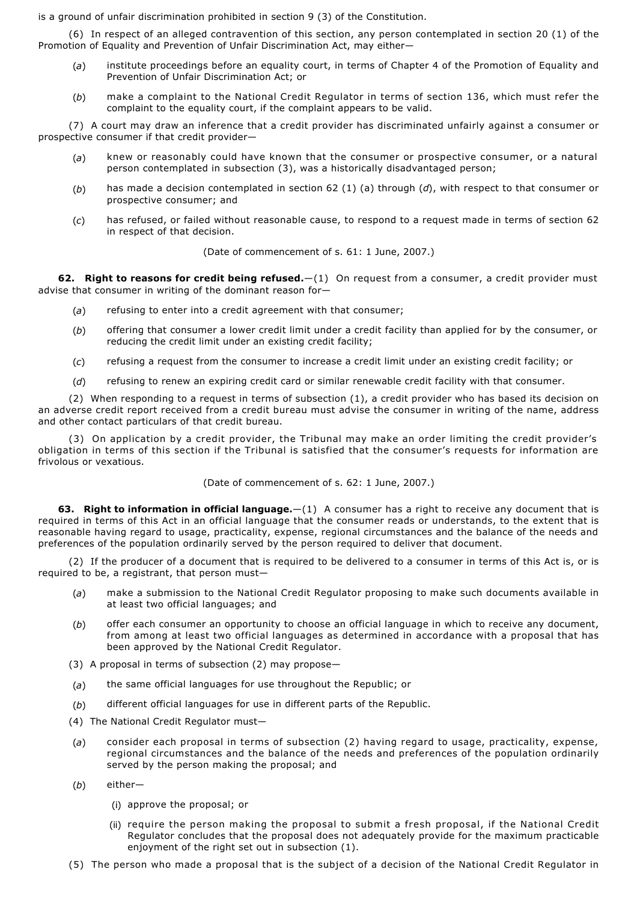is a ground of unfair discrimination prohibited in section 9 (3) of the Constitution.

(6) In respect of an alleged contravention of this section, any person contemplated in section 20 (1) of the Promotion of Equality and Prevention of Unfair Discrimination Act, may either—

(*a*) institute proceedings before an equality court, in terms of Chapter 4 of the Promotion of Equality and Prevention of Unfair Discrimination Act; or

(*b*) make a complaint to the National Credit Regulator in terms of section 136, which must refer the complaint to the equality court, if the complaint appears to be valid.

(7) A court may draw an inference that a credit provider has discriminated unfairly against a consumer or prospective consumer if that credit provider—

(*a*) knew or reasonably could have known that the consumer or prospective consumer, or a natural person contemplated in subsection (3), was a historically disadvantaged person;

(*b*) has made a decision contemplated in section 62 (1) (a) through (*d*), with respect to that consumer or prospective consumer; and

(*c*) has refused, or failed without reasonable cause, to respond to a request made in terms of section 62 in respect of that decision.

(Date of commencement of s. 61: 1 June, 2007.)

**62. Right to reasons for credit being refused.**—(1) On request from a consumer, a credit provider must advise that consumer in writing of the dominant reason for—

(*a*) refusing to enter into a credit agreement with that consumer;

(*b*) offering that consumer a lower credit limit under a credit facility than applied for by the consumer, or reducing the credit limit under an existing credit facility;

(*c*) refusing a request from the consumer to increase a credit limit under an existing credit facility; or

(*d*) refusing to renew an expiring credit card or similar renewable credit facility with that consumer.

(2) When responding to a request in terms of subsection (1), a credit provider who has based its decision on an adverse credit report received from a credit bureau must advise the consumer in writing of the name, address and other contact particulars of that credit bureau.

(3) On application by a credit provider, the Tribunal may make an order limiting the credit provider's obligation in terms of this section if the Tribunal is satisfied that the consumer's requests for information are frivolous or vexatious.

(Date of commencement of s. 62: 1 June, 2007.)

**63. Right to information in official language.**—(1) A consumer has a right to receive any document that is required in terms of this Act in an official language that the consumer reads or understands, to the extent that is reasonable having regard to usage, practicality, expense, regional circumstances and the balance of the needs and preferences of the population ordinarily served by the person required to deliver that document.

(2) If the producer of a document that is required to be delivered to a consumer in terms of this Act is, or is required to be, a registrant, that person must—

(*a*) make a submission to the National Credit Regulator proposing to make such documents available in at least two official languages; and

(*b*) offer each consumer an opportunity to choose an official language in which to receive any document, from among at least two official languages as determined in accordance with a proposal that has been approved by the National Credit Regulator.

(3) A proposal in terms of subsection (2) may propose—

(*a*) the same official languages for use throughout the Republic; or

(*b*) different official languages for use in different parts of the Republic.

(4) The National Credit Regulator must—

(*a*) consider each proposal in terms of subsection (2) having regard to usage, practicality, expense, regional circumstances and the balance of the needs and preferences of the population ordinarily served by the person making the proposal; and

(*b*) either—

(i) approve the proposal; or

(ii) require the person making the proposal to submit a fresh proposal, if the National Credit Regulator concludes that the proposal does not adequately provide for the maximum practicable enjoyment of the right set out in subsection (1).

(5) The person who made a proposal that is the subject of a decision of the National Credit Regulator in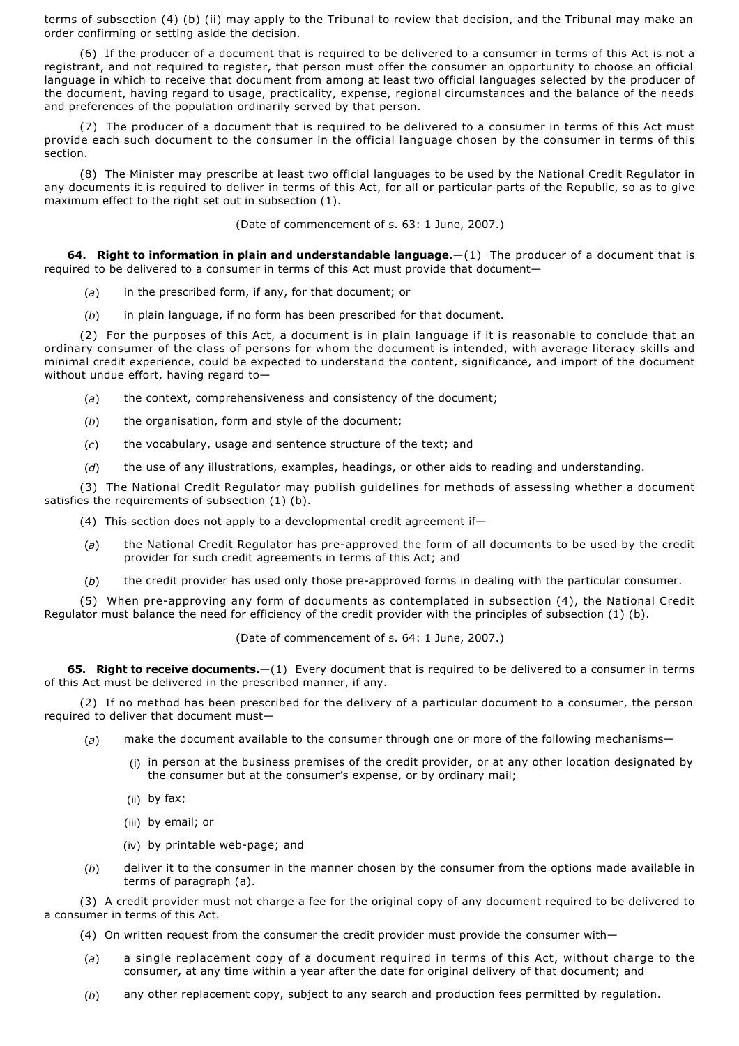terms of subsection (4) (b) (ii) may apply to the Tribunal to review that decision, and the Tribunal may make an order confirming or setting aside the decision.

(6) If the producer of a document that is required to be delivered to a consumer in terms of this Act is not a registrant, and not required to register, that person must offer the consumer an opportunity to choose an official language in which to receive that document from among at least two official languages selected by the producer of the document, having regard to usage, practicality, expense, regional circumstances and the balance of the needs and preferences of the population ordinarily served by that person.

(7) The producer of a document that is required to be delivered to a consumer in terms of this Act must provide each such document to the consumer in the official language chosen by the consumer in terms of this section.

(8) The Minister may prescribe at least two official languages to be used by the National Credit Regulator in any documents it is required to deliver in terms of this Act, for all or particular parts of the Republic, so as to give maximum effect to the right set out in subsection (1).

(Date of commencement of s. 63: 1 June, 2007.)

**64. Right to information in plain and understandable language.**—(1) The producer of a document that is required to be delivered to a consumer in terms of this Act must provide that document—

(*a*) in the prescribed form, if any, for that document; or

(*b*) in plain language, if no form has been prescribed for that document.

(2) For the purposes of this Act, a document is in plain language if it is reasonable to conclude that an ordinary consumer of the class of persons for whom the document is intended, with average literacy skills and minimal credit experience, could be expected to understand the content, significance, and import of the document without undue effort, having regard to—

(*a*) the context, comprehensiveness and consistency of the document;

(*b*) the organisation, form and style of the document;

(*c*) the vocabulary, usage and sentence structure of the text; and

(*d*) the use of any illustrations, examples, headings, or other aids to reading and understanding.

(3) The National Credit Regulator may publish guidelines for methods of assessing whether a document satisfies the requirements of subsection (1) (b).

(4) This section does not apply to a developmental credit agreement if—

(*a*) the National Credit Regulator has pre-approved the form of all documents to be used by the credit provider for such credit agreements in terms of this Act; and

(*b*) the credit provider has used only those pre-approved forms in dealing with the particular consumer.

(5) When pre-approving any form of documents as contemplated in subsection (4), the National Credit Regulator must balance the need for efficiency of the credit provider with the principles of subsection (1) (b).

(Date of commencement of s. 64: 1 June, 2007.)

**65. Right to receive documents.**—(1) Every document that is required to be delivered to a consumer in terms of this Act must be delivered in the prescribed manner, if any.

(2) If no method has been prescribed for the delivery of a particular document to a consumer, the person required to deliver that document must—

(*a*) make the document available to the consumer through one or more of the following mechanisms—

(i) in person at the business premises of the credit provider, or at any other location designated by the consumer but at the consumer's expense, or by ordinary mail;

(ii) by fax;

(iii) by email; or

(iv) by printable web-page; and

(*b*) deliver it to the consumer in the manner chosen by the consumer from the options made available in terms of paragraph (a).

(3) A credit provider must not charge a fee for the original copy of any document required to be delivered to a consumer in terms of this Act.

(4) On written request from the consumer the credit provider must provide the consumer with—

(*a*) a single replacement copy of a document required in terms of this Act, without charge to the consumer, at any time within a year after the date for original delivery of that document; and

(*b*) any other replacement copy, subject to any search and production fees permitted by regulation.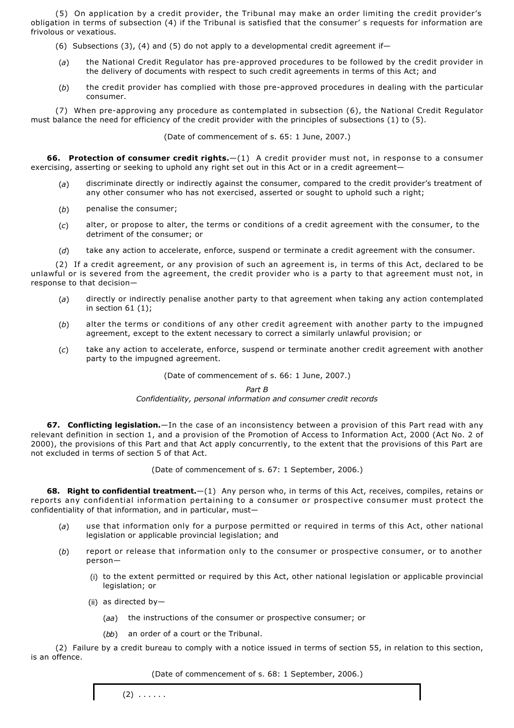(5) On application by a credit provider, the Tribunal may make an order limiting the credit provider's obligation in terms of subsection (4) if the Tribunal is satisfied that the consumer' s requests for information are frivolous or vexatious.

(6) Subsections (3), (4) and (5) do not apply to a developmental credit agreement if—

(*a*) the National Credit Regulator has pre-approved procedures to be followed by the credit provider in the delivery of documents with respect to such credit agreements in terms of this Act; and

(*b*) the credit provider has complied with those pre-approved procedures in dealing with the particular consumer.

(7) When pre-approving any procedure as contemplated in subsection (6), the National Credit Regulator must balance the need for efficiency of the credit provider with the principles of subsections (1) to (5).

(Date of commencement of s. 65: 1 June, 2007.)

**66. Protection of consumer credit rights.**—(1) A credit provider must not, in response to a consumer exercising, asserting or seeking to uphold any right set out in this Act or in a credit agreement—

(*a*) discriminate directly or indirectly against the consumer, compared to the credit provider's treatment of any other consumer who has not exercised, asserted or sought to uphold such a right;

(*b*) penalise the consumer;

(*c*) alter, or propose to alter, the terms or conditions of a credit agreement with the consumer, to the detriment of the consumer; or

(*d*) take any action to accelerate, enforce, suspend or terminate a credit agreement with the consumer.

(2) If a credit agreement, or any provision of such an agreement is, in terms of this Act, declared to be unlawful or is severed from the agreement, the credit provider who is a party to that agreement must not, in response to that decision—

(*a*) directly or indirectly penalise another party to that agreement when taking any action contemplated in section 61 (1);

(*b*) alter the terms or conditions of any other credit agreement with another party to the impugned agreement, except to the extent necessary to correct a similarly unlawful provision; or

(*c*) take any action to accelerate, enforce, suspend or terminate another credit agreement with another party to the impugned agreement.

(Date of commencement of s. 66: 1 June, 2007.)

*Part B*

*Confidentiality, personal information and consumer credit records*

**67. Conflicting legislation.**—In the case of an inconsistency between a provision of this Part read with any relevant definition in section 1, and a provision of the Promotion of Access to Information Act, 2000 (Act No. 2 of 2000), the provisions of this Part and that Act apply concurrently, to the extent that the provisions of this Part are not excluded in terms of section 5 of that Act.

(Date of commencement of s. 67: 1 September, 2006.)

**68. Right to confidential treatment.**—(1) Any person who, in terms of this Act, receives, compiles, retains or reports any confidential information pertaining to a consumer or prospective consumer must protect the confidentiality of that information, and in particular, must—

(*a*) use that information only for a purpose permitted or required in terms of this Act, other national legislation or applicable provincial legislation; and

(*b*) report or release that information only to the consumer or prospective consumer, or to another person—

(i) to the extent permitted or required by this Act, other national legislation or applicable provincial legislation; or

(ii) as directed by—

(*aa*) the instructions of the consumer or prospective consumer; or

(*bb*) an order of a court or the Tribunal.

(2) Failure by a credit bureau to comply with a notice issued in terms of section 55, in relation to this section, is an offence.

(Date of commencement of s. 68: 1 September, 2006.)

(2) . . . . . .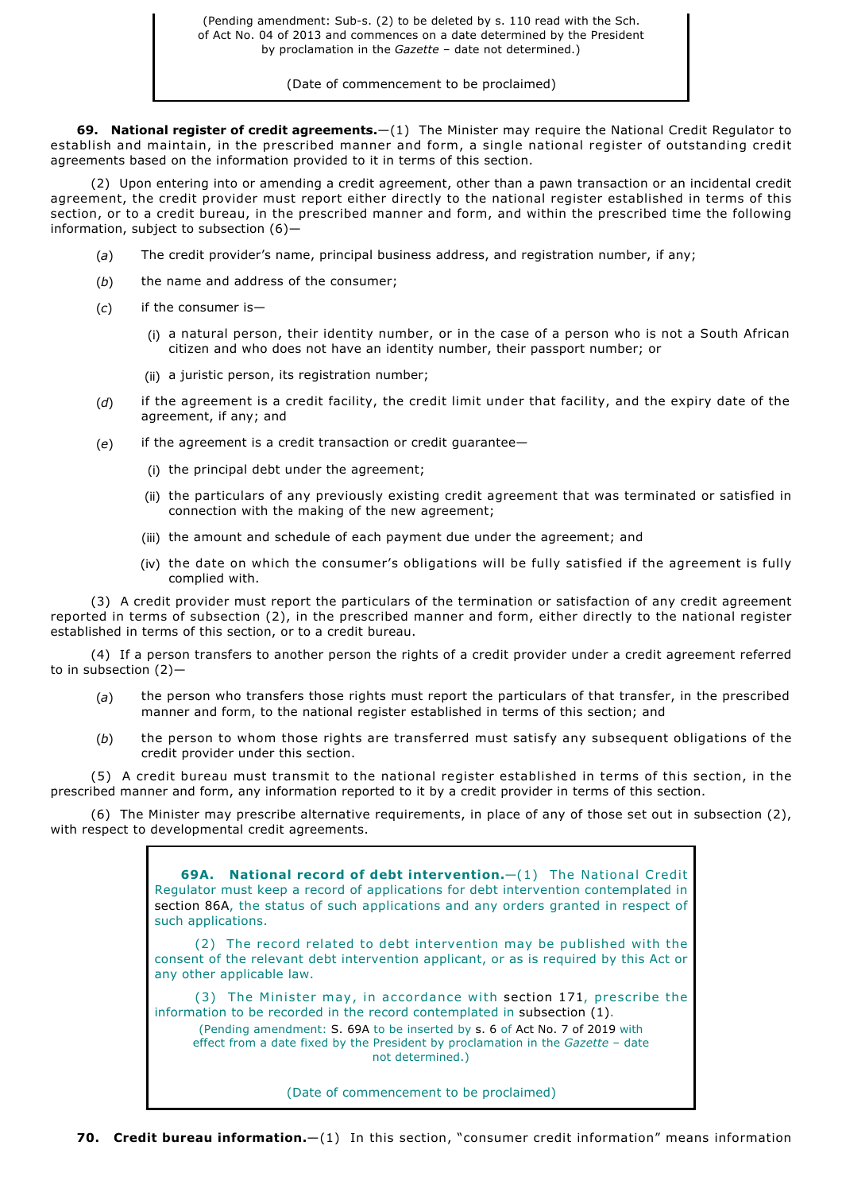(Pending amendment: Sub-s. (2) to be deleted by s. 110 read with the Sch. of Act No. 04 of 2013 and commences on a date determined by the President by proclamation in the *Gazette* – date not determined.)

(Date of commencement to be proclaimed)

**69. National register of credit agreements.**—(1) The Minister may require the National Credit Regulator to establish and maintain, in the prescribed manner and form, a single national register of outstanding credit agreements based on the information provided to it in terms of this section.

(2) Upon entering into or amending a credit agreement, other than a pawn transaction or an incidental credit agreement, the credit provider must report either directly to the national register established in terms of this section, or to a credit bureau, in the prescribed manner and form, and within the prescribed time the following information, subject to subsection (6)—

(*a*) The credit provider's name, principal business address, and registration number, if any;

(*b*) the name and address of the consumer;

(*c*) if the consumer is—

(i) a natural person, their identity number, or in the case of a person who is not a South African citizen and who does not have an identity number, their passport number; or

(ii) a juristic person, its registration number;

(*d*) if the agreement is a credit facility, the credit limit under that facility, and the expiry date of the agreement, if any; and

(*e*) if the agreement is a credit transaction or credit guarantee—

(i) the principal debt under the agreement;

(ii) the particulars of any previously existing credit agreement that was terminated or satisfied in connection with the making of the new agreement;

(iii) the amount and schedule of each payment due under the agreement; and

(iv) the date on which the consumer's obligations will be fully satisfied if the agreement is fully complied with.

(3) A credit provider must report the particulars of the termination or satisfaction of any credit agreement reported in terms of subsection (2), in the prescribed manner and form, either directly to the national register established in terms of this section, or to a credit bureau.

(4) If a person transfers to another person the rights of a credit provider under a credit agreement referred to in subsection (2)—

(*a*) the person who transfers those rights must report the particulars of that transfer, in the prescribed manner and form, to the national register established in terms of this section; and

(*b*) the person to whom those rights are transferred must satisfy any subsequent obligations of the credit provider under this section.

(5) A credit bureau must transmit to the national register established in terms of this section, in the prescribed manner and form, any information reported to it by a credit provider in terms of this section.

(6) The Minister may prescribe alternative requirements, in place of any of those set out in subsection (2), with respect to developmental credit agreements.

**69A. National record of debt intervention.**—(1) The National Credit Regulator must keep a record of applications for debt intervention contemplated in section 86A, the status of such applications and any orders granted in respect of such applications.

(2) The record related to debt intervention may be published with the consent of the relevant debt intervention applicant, or as is required by this Act or any other applicable law.

(3) The Minister may, in accordance with section 171, prescribe the information to be recorded in the record contemplated in subsection (1).

(Pending amendment: S. 69A to be inserted by s. 6 of Act No. 7 of 2019 with effect from a date fixed by the President by proclamation in the *Gazette* – date not determined.)

(Date of commencement to be proclaimed)

**70. Credit bureau information.**—(1) In this section, "consumer credit information" means information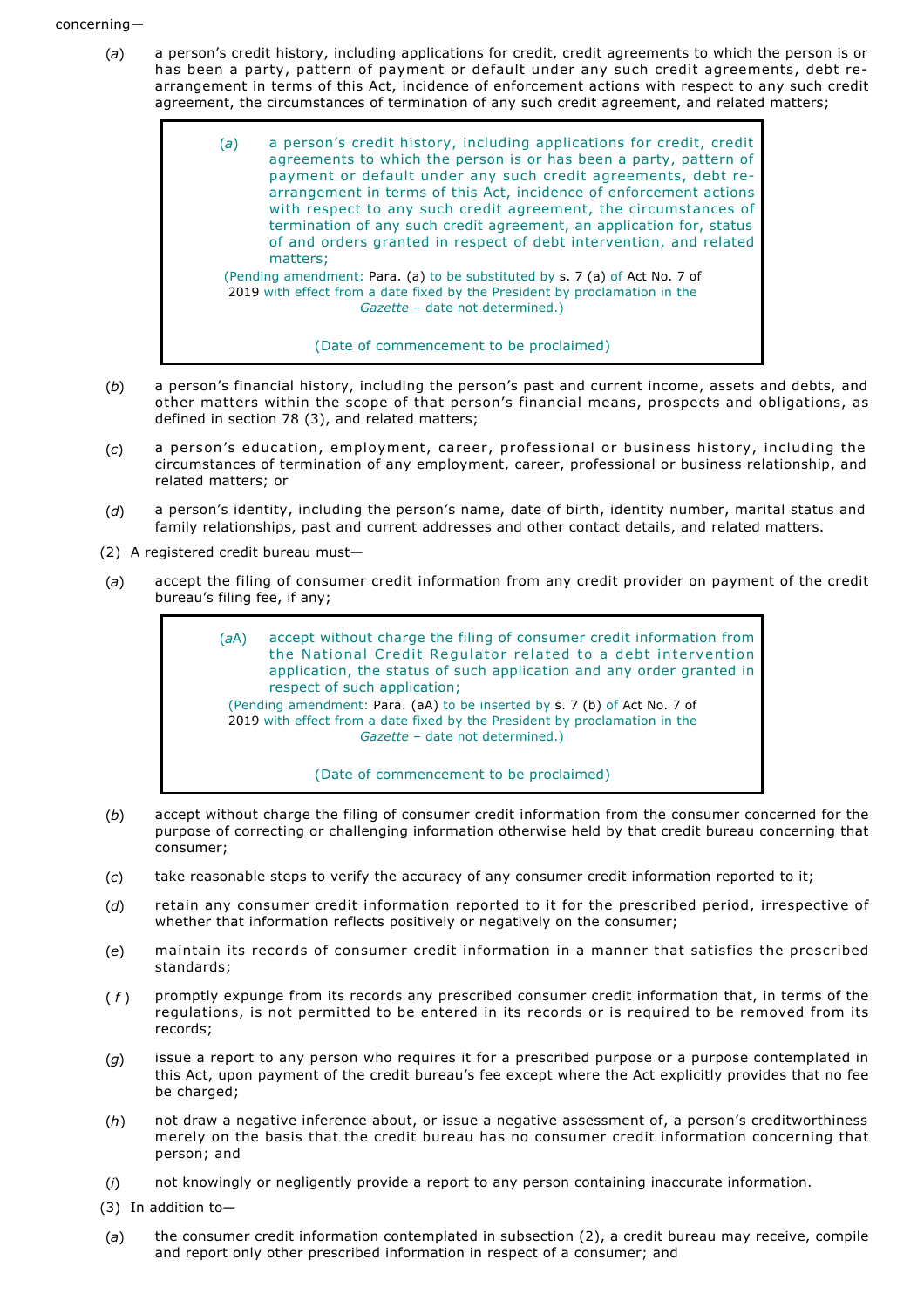concerning—

(*a*) a person's credit history, including applications for credit, credit agreements to which the person is or has been a party, pattern of payment or default under any such credit agreements, debt re-arrangement in terms of this Act, incidence of enforcement actions with respect to any such credit agreement, the circumstances of termination of any such credit agreement, and related matters;

> (*a*) a person's credit history, including applications for credit, credit agreements to which the person is or has been a party, pattern of payment or default under any such credit agreements, debt re-arrangement in terms of this Act, incidence of enforcement actions with respect to any such credit agreement, the circumstances of termination of any such credit agreement, an application for, status of and orders granted in respect of debt intervention, and related matters;
>
> (Pending amendment: Para. (a) to be substituted by s. 7 (a) of Act No. 7 of 2019 with effect from a date fixed by the President by proclamation in the *Gazette* – date not determined.)
>
> (Date of commencement to be proclaimed)

(*b*) a person's financial history, including the person's past and current income, assets and debts, and other matters within the scope of that person's financial means, prospects and obligations, as defined in section 78 (3), and related matters;

(*c*) a person's education, employment, career, professional or business history, including the circumstances of termination of any employment, career, professional or business relationship, and related matters; or

(*d*) a person's identity, including the person's name, date of birth, identity number, marital status and family relationships, past and current addresses and other contact details, and related matters.

(2) A registered credit bureau must—

(*a*) accept the filing of consumer credit information from any credit provider on payment of the credit bureau's filing fee, if any;

> (*a*A) accept without charge the filing of consumer credit information from the National Credit Regulator related to a debt intervention application, the status of such application and any order granted in respect of such application;
>
> (Pending amendment: Para. (aA) to be inserted by s. 7 (b) of Act No. 7 of 2019 with effect from a date fixed by the President by proclamation in the *Gazette* – date not determined.)
>
> (Date of commencement to be proclaimed)

(*b*) accept without charge the filing of consumer credit information from the consumer concerned for the purpose of correcting or challenging information otherwise held by that credit bureau concerning that consumer;

(*c*) take reasonable steps to verify the accuracy of any consumer credit information reported to it;

(*d*) retain any consumer credit information reported to it for the prescribed period, irrespective of whether that information reflects positively or negatively on the consumer;

(*e*) maintain its records of consumer credit information in a manner that satisfies the prescribed standards;

(*f*) promptly expunge from its records any prescribed consumer credit information that, in terms of the regulations, is not permitted to be entered in its records or is required to be removed from its records;

(*g*) issue a report to any person who requires it for a prescribed purpose or a purpose contemplated in this Act, upon payment of the credit bureau's fee except where the Act explicitly provides that no fee be charged;

(*h*) not draw a negative inference about, or issue a negative assessment of, a person's creditworthiness merely on the basis that the credit bureau has no consumer credit information concerning that person; and

(*i*) not knowingly or negligently provide a report to any person containing inaccurate information.

(3) In addition to—

(*a*) the consumer credit information contemplated in subsection (2), a credit bureau may receive, compile and report only other prescribed information in respect of a consumer; and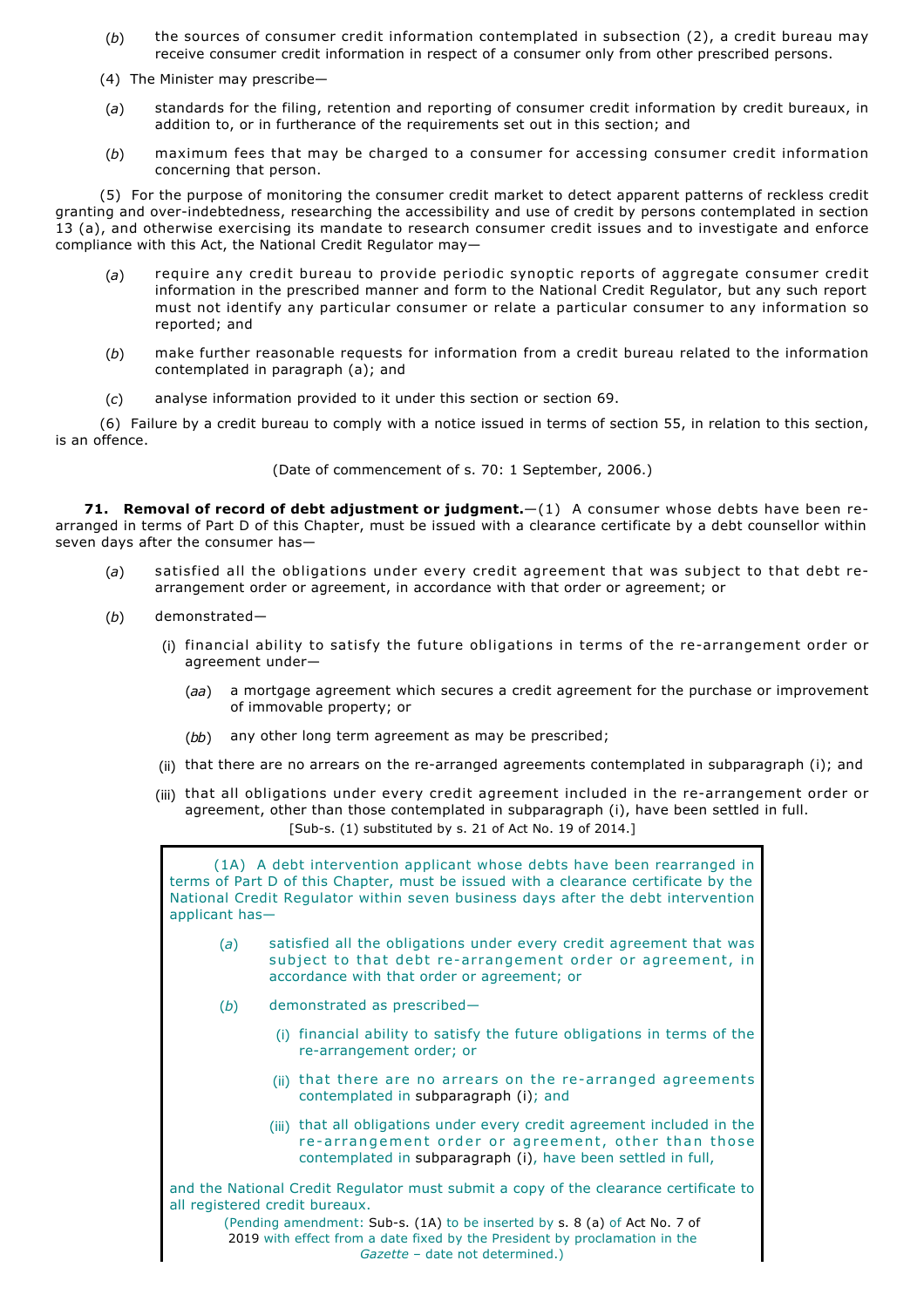(*b*) the sources of consumer credit information contemplated in subsection (2), a credit bureau may receive consumer credit information in respect of a consumer only from other prescribed persons.

(4) The Minister may prescribe—

(*a*) standards for the filing, retention and reporting of consumer credit information by credit bureaux, in addition to, or in furtherance of the requirements set out in this section; and

(*b*) maximum fees that may be charged to a consumer for accessing consumer credit information concerning that person.

(5) For the purpose of monitoring the consumer credit market to detect apparent patterns of reckless credit granting and over-indebtedness, researching the accessibility and use of credit by persons contemplated in section 13 (a), and otherwise exercising its mandate to research consumer credit issues and to investigate and enforce compliance with this Act, the National Credit Regulator may—

(*a*) require any credit bureau to provide periodic synoptic reports of aggregate consumer credit information in the prescribed manner and form to the National Credit Regulator, but any such report must not identify any particular consumer or relate a particular consumer to any information so reported; and

(*b*) make further reasonable requests for information from a credit bureau related to the information contemplated in paragraph (a); and

(*c*) analyse information provided to it under this section or section 69.

(6) Failure by a credit bureau to comply with a notice issued in terms of section 55, in relation to this section, is an offence.

(Date of commencement of s. 70: 1 September, 2006.)

**71. Removal of record of debt adjustment or judgment.**—(1) A consumer whose debts have been re-arranged in terms of Part D of this Chapter, must be issued with a clearance certificate by a debt counsellor within seven days after the consumer has—

(*a*) satisfied all the obligations under every credit agreement that was subject to that debt re-arrangement order or agreement, in accordance with that order or agreement; or

(*b*) demonstrated—

(i) financial ability to satisfy the future obligations in terms of the re-arrangement order or agreement under—

(*aa*) a mortgage agreement which secures a credit agreement for the purchase or improvement of immovable property; or

(*bb*) any other long term agreement as may be prescribed;

(ii) that there are no arrears on the re-arranged agreements contemplated in subparagraph (i); and

(iii) that all obligations under every credit agreement included in the re-arrangement order or agreement, other than those contemplated in subparagraph (i), have been settled in full.

[Sub-s. (1) substituted by s. 21 of Act No. 19 of 2014.]

(1A) A debt intervention applicant whose debts have been rearranged in terms of Part D of this Chapter, must be issued with a clearance certificate by the National Credit Regulator within seven business days after the debt intervention applicant has—

(*a*) satisfied all the obligations under every credit agreement that was subject to that debt re-arrangement order or agreement, in accordance with that order or agreement; or

(*b*) demonstrated as prescribed—

(i) financial ability to satisfy the future obligations in terms of the re-arrangement order; or

(ii) that there are no arrears on the re-arranged agreements contemplated in subparagraph (i); and

(iii) that all obligations under every credit agreement included in the re-arrangement order or agreement, other than those contemplated in subparagraph (i), have been settled in full,

and the National Credit Regulator must submit a copy of the clearance certificate to all registered credit bureaux.

(Pending amendment: Sub-s. (1A) to be inserted by s. 8 (a) of Act No. 7 of 2019 with effect from a date fixed by the President by proclamation in the *Gazette* – date not determined.)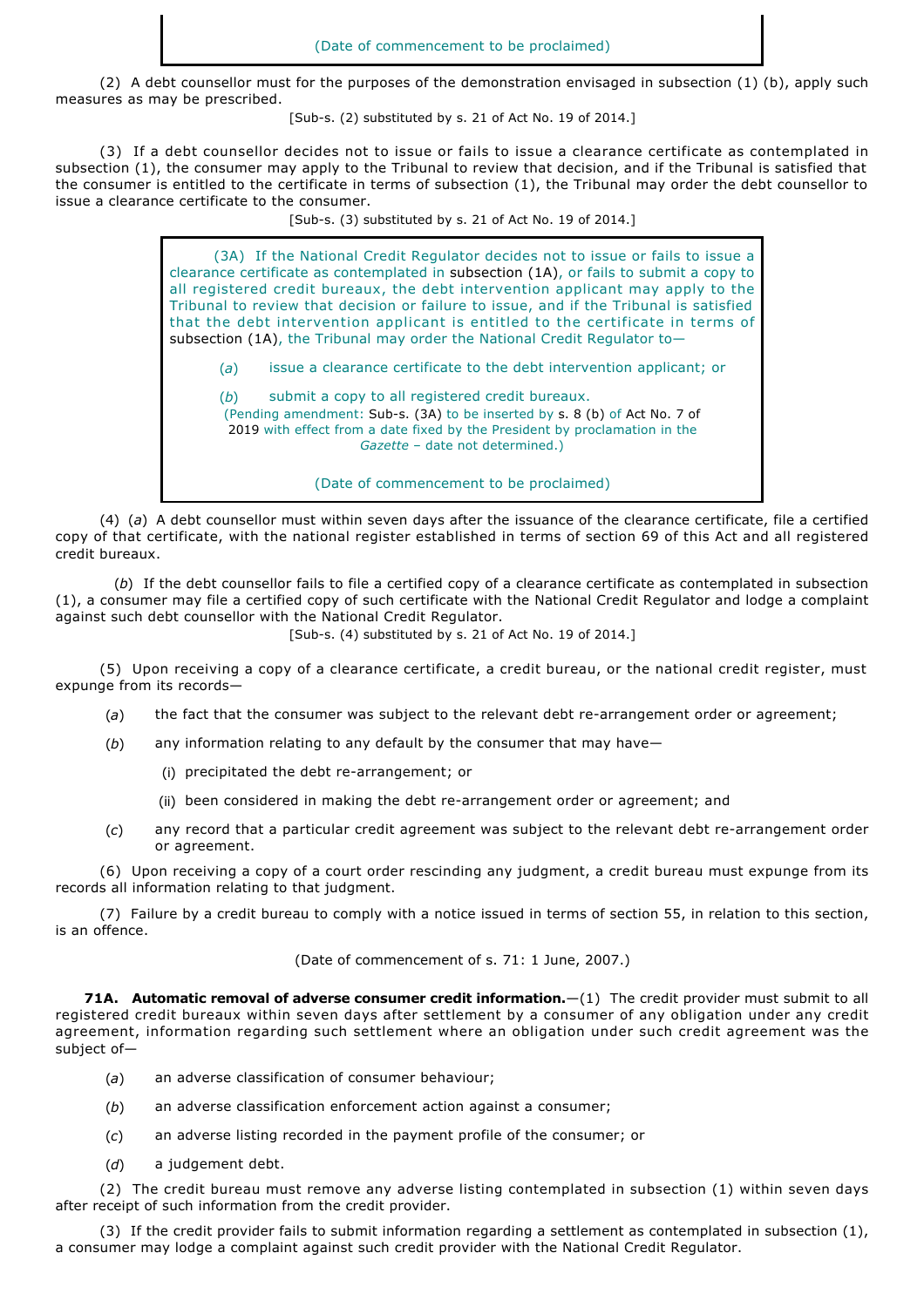(Date of commencement to be proclaimed)

(2) A debt counsellor must for the purposes of the demonstration envisaged in subsection (1) (b), apply such measures as may be prescribed.

[Sub-s. (2) substituted by s. 21 of Act No. 19 of 2014.]

(3) If a debt counsellor decides not to issue or fails to issue a clearance certificate as contemplated in subsection (1), the consumer may apply to the Tribunal to review that decision, and if the Tribunal is satisfied that the consumer is entitled to the certificate in terms of subsection (1), the Tribunal may order the debt counsellor to issue a clearance certificate to the consumer.

[Sub-s. (3) substituted by s. 21 of Act No. 19 of 2014.]

(3A) If the National Credit Regulator decides not to issue or fails to issue a clearance certificate as contemplated in subsection (1A), or fails to submit a copy to all registered credit bureaux, the debt intervention applicant may apply to the Tribunal to review that decision or failure to issue, and if the Tribunal is satisfied that the debt intervention applicant is entitled to the certificate in terms of subsection (1A), the Tribunal may order the National Credit Regulator to—

(*a*) issue a clearance certificate to the debt intervention applicant; or

(*b*) submit a copy to all registered credit bureaux.

(Pending amendment: Sub-s. (3A) to be inserted by s. 8 (b) of Act No. 7 of 2019 with effect from a date fixed by the President by proclamation in the *Gazette* – date not determined.)

(Date of commencement to be proclaimed)

(4) (*a*) A debt counsellor must within seven days after the issuance of the clearance certificate, file a certified copy of that certificate, with the national register established in terms of section 69 of this Act and all registered credit bureaux.

(*b*) If the debt counsellor fails to file a certified copy of a clearance certificate as contemplated in subsection (1), a consumer may file a certified copy of such certificate with the National Credit Regulator and lodge a complaint against such debt counsellor with the National Credit Regulator.

[Sub-s. (4) substituted by s. 21 of Act No. 19 of 2014.]

(5) Upon receiving a copy of a clearance certificate, a credit bureau, or the national credit register, must expunge from its records—

(*a*) the fact that the consumer was subject to the relevant debt re-arrangement order or agreement;

(*b*) any information relating to any default by the consumer that may have—

(i) precipitated the debt re-arrangement; or

(ii) been considered in making the debt re-arrangement order or agreement; and

(*c*) any record that a particular credit agreement was subject to the relevant debt re-arrangement order or agreement.

(6) Upon receiving a copy of a court order rescinding any judgment, a credit bureau must expunge from its records all information relating to that judgment.

(7) Failure by a credit bureau to comply with a notice issued in terms of section 55, in relation to this section, is an offence.

(Date of commencement of s. 71: 1 June, 2007.)

**71A. Automatic removal of adverse consumer credit information.**—(1) The credit provider must submit to all registered credit bureaux within seven days after settlement by a consumer of any obligation under any credit agreement, information regarding such settlement where an obligation under such credit agreement was the subject of—

(*a*) an adverse classification of consumer behaviour;

(*b*) an adverse classification enforcement action against a consumer;

(*c*) an adverse listing recorded in the payment profile of the consumer; or

(*d*) a judgement debt.

(2) The credit bureau must remove any adverse listing contemplated in subsection (1) within seven days after receipt of such information from the credit provider.

(3) If the credit provider fails to submit information regarding a settlement as contemplated in subsection (1), a consumer may lodge a complaint against such credit provider with the National Credit Regulator.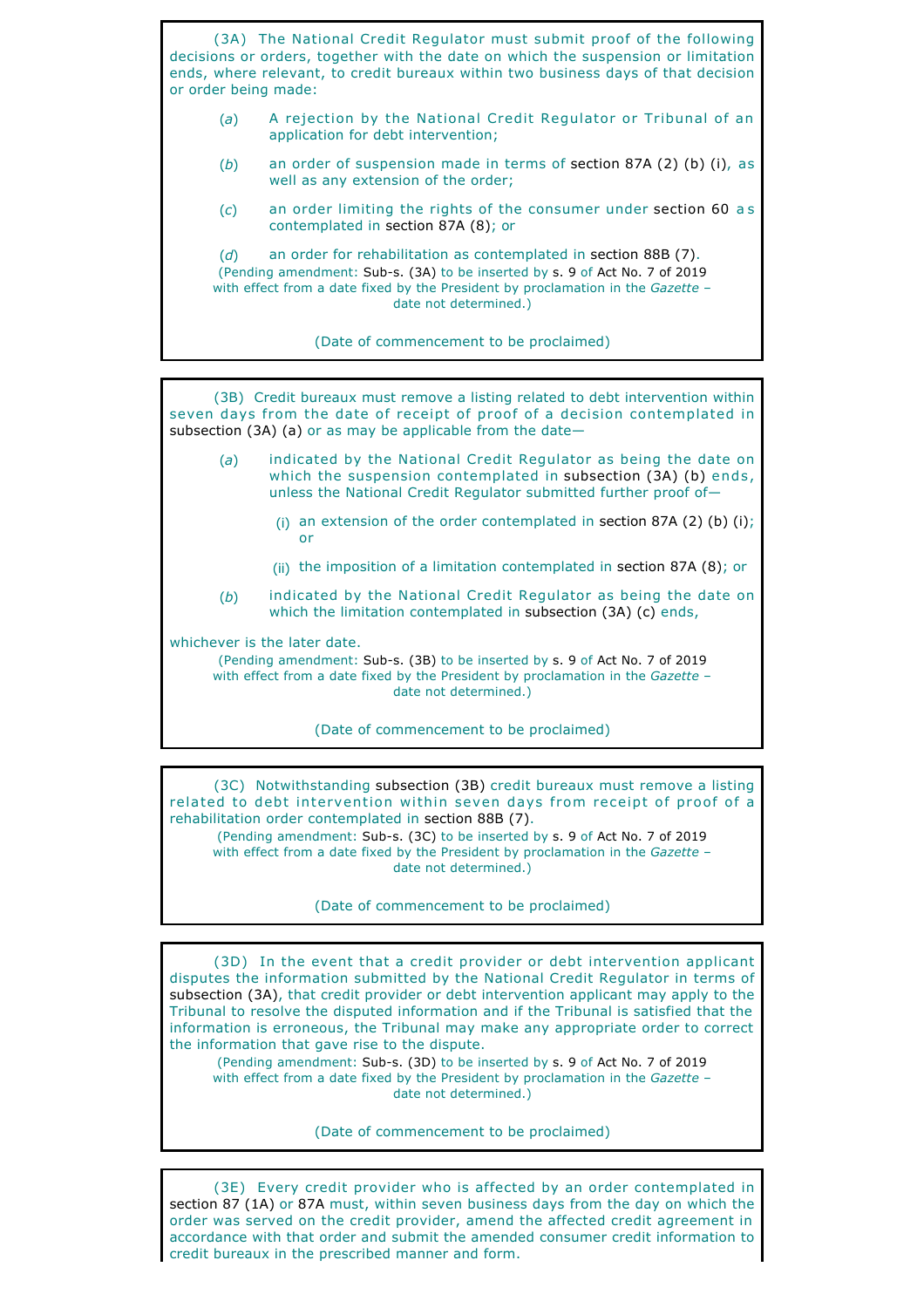(3A) The National Credit Regulator must submit proof of the following decisions or orders, together with the date on which the suspension or limitation ends, where relevant, to credit bureaux within two business days of that decision or order being made:

(*a*) A rejection by the National Credit Regulator or Tribunal of an application for debt intervention;

(*b*) an order of suspension made in terms of section 87A (2) (b) (i), as well as any extension of the order;

(*c*) an order limiting the rights of the consumer under section 60 as contemplated in section 87A (8); or

(*d*) an order for rehabilitation as contemplated in section 88B (7).

(Pending amendment: Sub-s. (3A) to be inserted by s. 9 of Act No. 7 of 2019 with effect from a date fixed by the President by proclamation in the *Gazette* – date not determined.)

(Date of commencement to be proclaimed)

(3B) Credit bureaux must remove a listing related to debt intervention within seven days from the date of receipt of proof of a decision contemplated in subsection (3A) (a) or as may be applicable from the date—

(*a*) indicated by the National Credit Regulator as being the date on which the suspension contemplated in subsection (3A) (b) ends, unless the National Credit Regulator submitted further proof of—

(i) an extension of the order contemplated in section 87A (2) (b) (i); or

(ii) the imposition of a limitation contemplated in section 87A (8); or

(*b*) indicated by the National Credit Regulator as being the date on which the limitation contemplated in subsection (3A) (c) ends,

whichever is the later date.

(Pending amendment: Sub-s. (3B) to be inserted by s. 9 of Act No. 7 of 2019 with effect from a date fixed by the President by proclamation in the *Gazette* – date not determined.)

(Date of commencement to be proclaimed)

(3C) Notwithstanding subsection (3B) credit bureaux must remove a listing related to debt intervention within seven days from receipt of proof of a rehabilitation order contemplated in section 88B (7).

(Pending amendment: Sub-s. (3C) to be inserted by s. 9 of Act No. 7 of 2019 with effect from a date fixed by the President by proclamation in the *Gazette* – date not determined.)

(Date of commencement to be proclaimed)

(3D) In the event that a credit provider or debt intervention applicant disputes the information submitted by the National Credit Regulator in terms of subsection (3A), that credit provider or debt intervention applicant may apply to the Tribunal to resolve the disputed information and if the Tribunal is satisfied that the information is erroneous, the Tribunal may make any appropriate order to correct the information that gave rise to the dispute.

(Pending amendment: Sub-s. (3D) to be inserted by s. 9 of Act No. 7 of 2019 with effect from a date fixed by the President by proclamation in the *Gazette* – date not determined.)

(Date of commencement to be proclaimed)

(3E) Every credit provider who is affected by an order contemplated in section 87 (1A) or 87A must, within seven business days from the day on which the order was served on the credit provider, amend the affected credit agreement in accordance with that order and submit the amended consumer credit information to credit bureaux in the prescribed manner and form.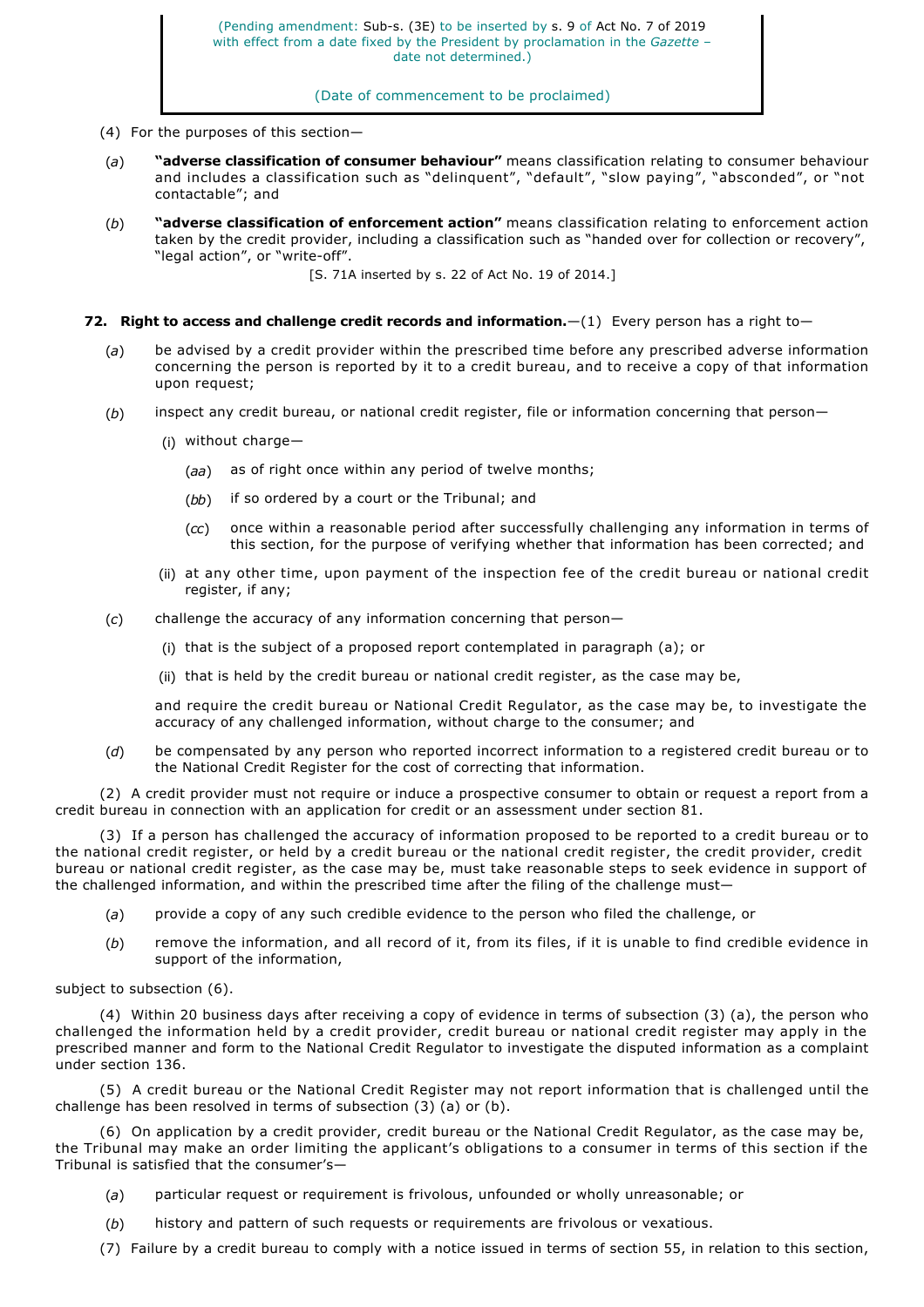(Pending amendment: Sub-s. (3E) to be inserted by s. 9 of Act No. 7 of 2019 with effect from a date fixed by the President by proclamation in the *Gazette* – date not determined.)

(Date of commencement to be proclaimed)

(4) For the purposes of this section—

(*a*) **"adverse classification of consumer behaviour"** means classification relating to consumer behaviour and includes a classification such as "delinquent", "default", "slow paying", "absconded", or "not contactable"; and

(*b*) **"adverse classification of enforcement action"** means classification relating to enforcement action taken by the credit provider, including a classification such as "handed over for collection or recovery", "legal action", or "write-off".

[S. 71A inserted by s. 22 of Act No. 19 of 2014.]

**72. Right to access and challenge credit records and information.**—(1) Every person has a right to—

(*a*) be advised by a credit provider within the prescribed time before any prescribed adverse information concerning the person is reported by it to a credit bureau, and to receive a copy of that information upon request;

(*b*) inspect any credit bureau, or national credit register, file or information concerning that person—

(i) without charge—

(*aa*) as of right once within any period of twelve months;

(*bb*) if so ordered by a court or the Tribunal; and

(*cc*) once within a reasonable period after successfully challenging any information in terms of this section, for the purpose of verifying whether that information has been corrected; and

(ii) at any other time, upon payment of the inspection fee of the credit bureau or national credit register, if any;

(*c*) challenge the accuracy of any information concerning that person—

(i) that is the subject of a proposed report contemplated in paragraph (a); or

(ii) that is held by the credit bureau or national credit register, as the case may be,

and require the credit bureau or National Credit Regulator, as the case may be, to investigate the accuracy of any challenged information, without charge to the consumer; and

(*d*) be compensated by any person who reported incorrect information to a registered credit bureau or to the National Credit Register for the cost of correcting that information.

(2) A credit provider must not require or induce a prospective consumer to obtain or request a report from a credit bureau in connection with an application for credit or an assessment under section 81.

(3) If a person has challenged the accuracy of information proposed to be reported to a credit bureau or to the national credit register, or held by a credit bureau or the national credit register, the credit provider, credit bureau or national credit register, as the case may be, must take reasonable steps to seek evidence in support of the challenged information, and within the prescribed time after the filing of the challenge must—

(*a*) provide a copy of any such credible evidence to the person who filed the challenge, or

(*b*) remove the information, and all record of it, from its files, if it is unable to find credible evidence in support of the information,

subject to subsection (6).

(4) Within 20 business days after receiving a copy of evidence in terms of subsection (3) (a), the person who challenged the information held by a credit provider, credit bureau or national credit register may apply in the prescribed manner and form to the National Credit Regulator to investigate the disputed information as a complaint under section 136.

(5) A credit bureau or the National Credit Register may not report information that is challenged until the challenge has been resolved in terms of subsection (3) (a) or (b).

(6) On application by a credit provider, credit bureau or the National Credit Regulator, as the case may be, the Tribunal may make an order limiting the applicant's obligations to a consumer in terms of this section if the Tribunal is satisfied that the consumer's—

(*a*) particular request or requirement is frivolous, unfounded or wholly unreasonable; or

(*b*) history and pattern of such requests or requirements are frivolous or vexatious.

(7) Failure by a credit bureau to comply with a notice issued in terms of section 55, in relation to this section,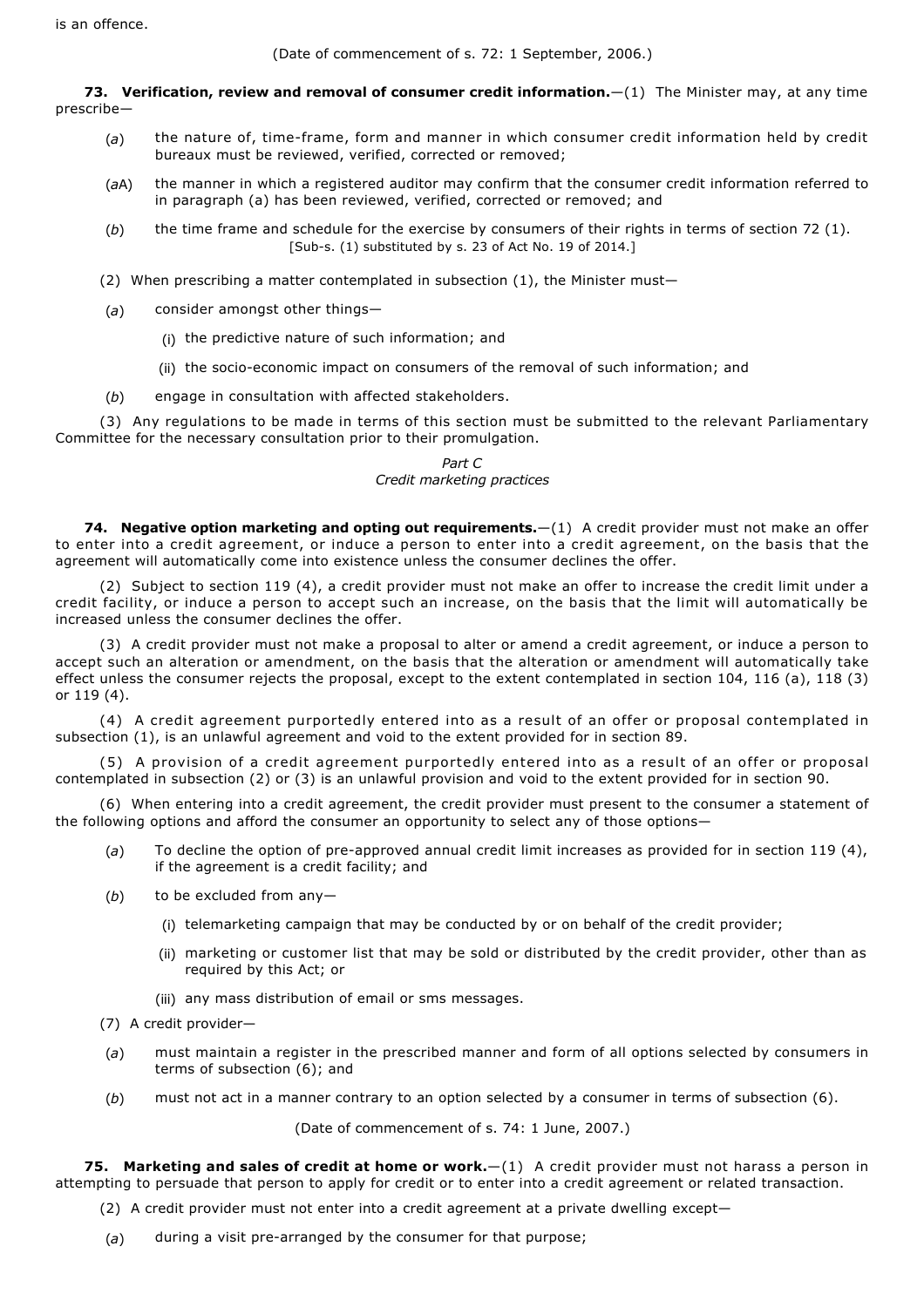is an offence.

(Date of commencement of s. 72: 1 September, 2006.)

**73. Verification, review and removal of consumer credit information.**—(1) The Minister may, at any time prescribe—

(*a*) the nature of, time-frame, form and manner in which consumer credit information held by credit bureaux must be reviewed, verified, corrected or removed;

(*a*A) the manner in which a registered auditor may confirm that the consumer credit information referred to in paragraph (a) has been reviewed, verified, corrected or removed; and

(*b*) the time frame and schedule for the exercise by consumers of their rights in terms of section 72 (1).
[Sub-s. (1) substituted by s. 23 of Act No. 19 of 2014.]

(2) When prescribing a matter contemplated in subsection (1), the Minister must—

(*a*) consider amongst other things—

(i) the predictive nature of such information; and

(ii) the socio-economic impact on consumers of the removal of such information; and

(*b*) engage in consultation with affected stakeholders.

(3) Any regulations to be made in terms of this section must be submitted to the relevant Parliamentary Committee for the necessary consultation prior to their promulgation.

*Part C*
*Credit marketing practices*

**74. Negative option marketing and opting out requirements.**—(1) A credit provider must not make an offer to enter into a credit agreement, or induce a person to enter into a credit agreement, on the basis that the agreement will automatically come into existence unless the consumer declines the offer.

(2) Subject to section 119 (4), a credit provider must not make an offer to increase the credit limit under a credit facility, or induce a person to accept such an increase, on the basis that the limit will automatically be increased unless the consumer declines the offer.

(3) A credit provider must not make a proposal to alter or amend a credit agreement, or induce a person to accept such an alteration or amendment, on the basis that the alteration or amendment will automatically take effect unless the consumer rejects the proposal, except to the extent contemplated in section 104, 116 (a), 118 (3) or 119 (4).

(4) A credit agreement purportedly entered into as a result of an offer or proposal contemplated in subsection (1), is an unlawful agreement and void to the extent provided for in section 89.

(5) A provision of a credit agreement purportedly entered into as a result of an offer or proposal contemplated in subsection (2) or (3) is an unlawful provision and void to the extent provided for in section 90.

(6) When entering into a credit agreement, the credit provider must present to the consumer a statement of the following options and afford the consumer an opportunity to select any of those options—

(*a*) To decline the option of pre-approved annual credit limit increases as provided for in section 119 (4), if the agreement is a credit facility; and

(*b*) to be excluded from any—

(i) telemarketing campaign that may be conducted by or on behalf of the credit provider;

(ii) marketing or customer list that may be sold or distributed by the credit provider, other than as required by this Act; or

(iii) any mass distribution of email or sms messages.

(7) A credit provider—

(*a*) must maintain a register in the prescribed manner and form of all options selected by consumers in terms of subsection (6); and

(*b*) must not act in a manner contrary to an option selected by a consumer in terms of subsection (6).

(Date of commencement of s. 74: 1 June, 2007.)

**75. Marketing and sales of credit at home or work.**—(1) A credit provider must not harass a person in attempting to persuade that person to apply for credit or to enter into a credit agreement or related transaction.

(2) A credit provider must not enter into a credit agreement at a private dwelling except—

(*a*) during a visit pre-arranged by the consumer for that purpose;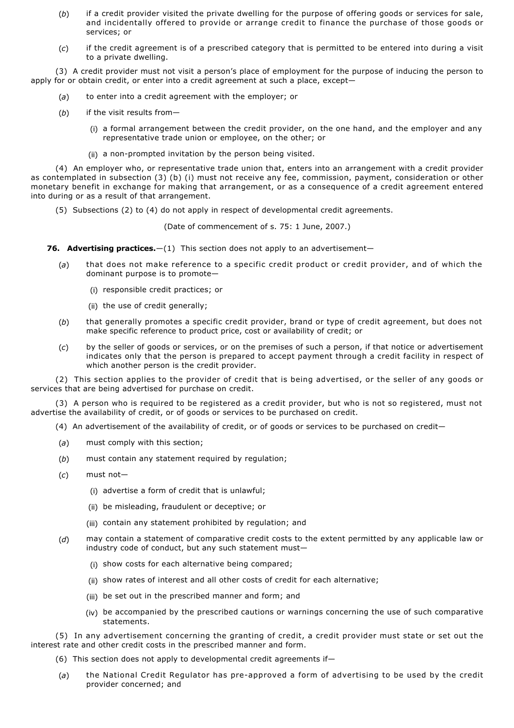(*b*) if a credit provider visited the private dwelling for the purpose of offering goods or services for sale, and incidentally offered to provide or arrange credit to finance the purchase of those goods or services; or

(*c*) if the credit agreement is of a prescribed category that is permitted to be entered into during a visit to a private dwelling.

(3) A credit provider must not visit a person's place of employment for the purpose of inducing the person to apply for or obtain credit, or enter into a credit agreement at such a place, except—

(*a*) to enter into a credit agreement with the employer; or

(*b*) if the visit results from—

(i) a formal arrangement between the credit provider, on the one hand, and the employer and any representative trade union or employee, on the other; or

(ii) a non-prompted invitation by the person being visited.

(4) An employer who, or representative trade union that, enters into an arrangement with a credit provider as contemplated in subsection (3) (b) (i) must not receive any fee, commission, payment, consideration or other monetary benefit in exchange for making that arrangement, or as a consequence of a credit agreement entered into during or as a result of that arrangement.

(5) Subsections (2) to (4) do not apply in respect of developmental credit agreements.

(Date of commencement of s. 75: 1 June, 2007.)

**76. Advertising practices.**—(1) This section does not apply to an advertisement—

(*a*) that does not make reference to a specific credit product or credit provider, and of which the dominant purpose is to promote—

(i) responsible credit practices; or

(ii) the use of credit generally;

(*b*) that generally promotes a specific credit provider, brand or type of credit agreement, but does not make specific reference to product price, cost or availability of credit; or

(*c*) by the seller of goods or services, or on the premises of such a person, if that notice or advertisement indicates only that the person is prepared to accept payment through a credit facility in respect of which another person is the credit provider.

(2) This section applies to the provider of credit that is being advertised, or the seller of any goods or services that are being advertised for purchase on credit.

(3) A person who is required to be registered as a credit provider, but who is not so registered, must not advertise the availability of credit, or of goods or services to be purchased on credit.

(4) An advertisement of the availability of credit, or of goods or services to be purchased on credit—

(*a*) must comply with this section;

(*b*) must contain any statement required by regulation;

(*c*) must not—

(i) advertise a form of credit that is unlawful;

(ii) be misleading, fraudulent or deceptive; or

(iii) contain any statement prohibited by regulation; and

(*d*) may contain a statement of comparative credit costs to the extent permitted by any applicable law or industry code of conduct, but any such statement must—

(i) show costs for each alternative being compared;

(ii) show rates of interest and all other costs of credit for each alternative;

(iii) be set out in the prescribed manner and form; and

(iv) be accompanied by the prescribed cautions or warnings concerning the use of such comparative statements.

(5) In any advertisement concerning the granting of credit, a credit provider must state or set out the interest rate and other credit costs in the prescribed manner and form.

(6) This section does not apply to developmental credit agreements if—

(*a*) the National Credit Regulator has pre-approved a form of advertising to be used by the credit provider concerned; and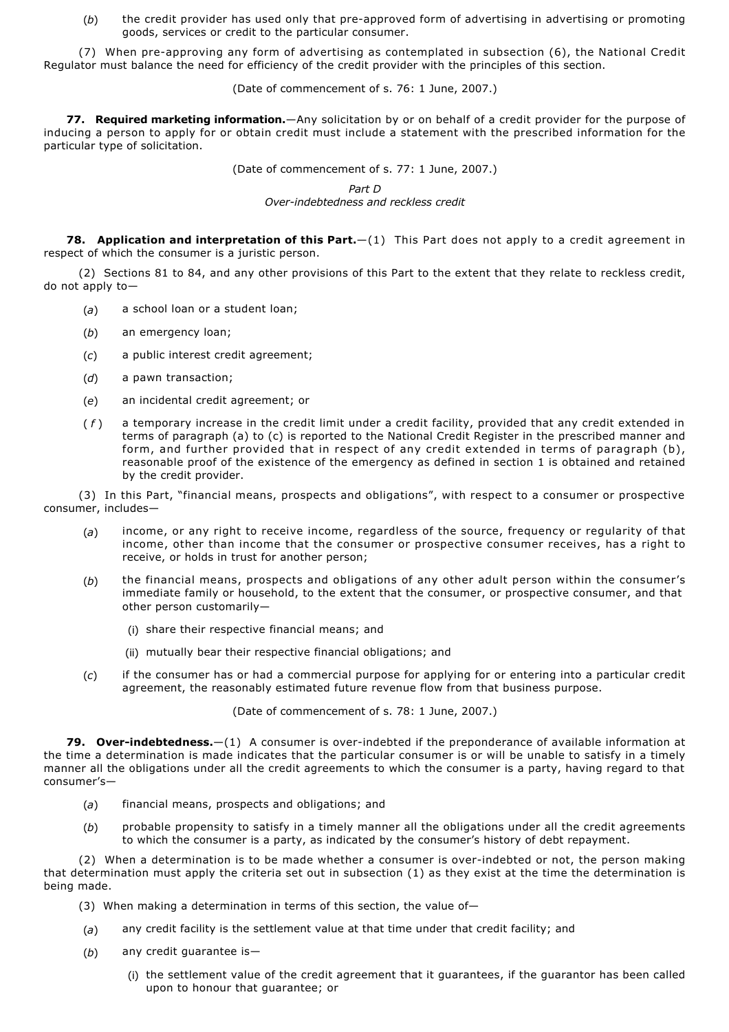(*b*) the credit provider has used only that pre-approved form of advertising in advertising or promoting goods, services or credit to the particular consumer.

(7) When pre-approving any form of advertising as contemplated in subsection (6), the National Credit Regulator must balance the need for efficiency of the credit provider with the principles of this section.

(Date of commencement of s. 76: 1 June, 2007.)

**77. Required marketing information.**—Any solicitation by or on behalf of a credit provider for the purpose of inducing a person to apply for or obtain credit must include a statement with the prescribed information for the particular type of solicitation.

(Date of commencement of s. 77: 1 June, 2007.)

*Part D*
*Over-indebtedness and reckless credit*

**78. Application and interpretation of this Part.**—(1) This Part does not apply to a credit agreement in respect of which the consumer is a juristic person.

(2) Sections 81 to 84, and any other provisions of this Part to the extent that they relate to reckless credit, do not apply to—

(*a*) a school loan or a student loan;

(*b*) an emergency loan;

(*c*) a public interest credit agreement;

(*d*) a pawn transaction;

(*e*) an incidental credit agreement; or

(*f*) a temporary increase in the credit limit under a credit facility, provided that any credit extended in terms of paragraph (a) to (c) is reported to the National Credit Register in the prescribed manner and form, and further provided that in respect of any credit extended in terms of paragraph (b), reasonable proof of the existence of the emergency as defined in section 1 is obtained and retained by the credit provider.

(3) In this Part, "financial means, prospects and obligations", with respect to a consumer or prospective consumer, includes—

(*a*) income, or any right to receive income, regardless of the source, frequency or regularity of that income, other than income that the consumer or prospective consumer receives, has a right to receive, or holds in trust for another person;

(*b*) the financial means, prospects and obligations of any other adult person within the consumer's immediate family or household, to the extent that the consumer, or prospective consumer, and that other person customarily—

(i) share their respective financial means; and

(ii) mutually bear their respective financial obligations; and

(*c*) if the consumer has or had a commercial purpose for applying for or entering into a particular credit agreement, the reasonably estimated future revenue flow from that business purpose.

(Date of commencement of s. 78: 1 June, 2007.)

**79. Over-indebtedness.**—(1) A consumer is over-indebted if the preponderance of available information at the time a determination is made indicates that the particular consumer is or will be unable to satisfy in a timely manner all the obligations under all the credit agreements to which the consumer is a party, having regard to that consumer's—

(*a*) financial means, prospects and obligations; and

(*b*) probable propensity to satisfy in a timely manner all the obligations under all the credit agreements to which the consumer is a party, as indicated by the consumer's history of debt repayment.

(2) When a determination is to be made whether a consumer is over-indebted or not, the person making that determination must apply the criteria set out in subsection (1) as they exist at the time the determination is being made.

(3) When making a determination in terms of this section, the value of—

(*a*) any credit facility is the settlement value at that time under that credit facility; and

(*b*) any credit guarantee is—

(i) the settlement value of the credit agreement that it guarantees, if the guarantor has been called upon to honour that guarantee; or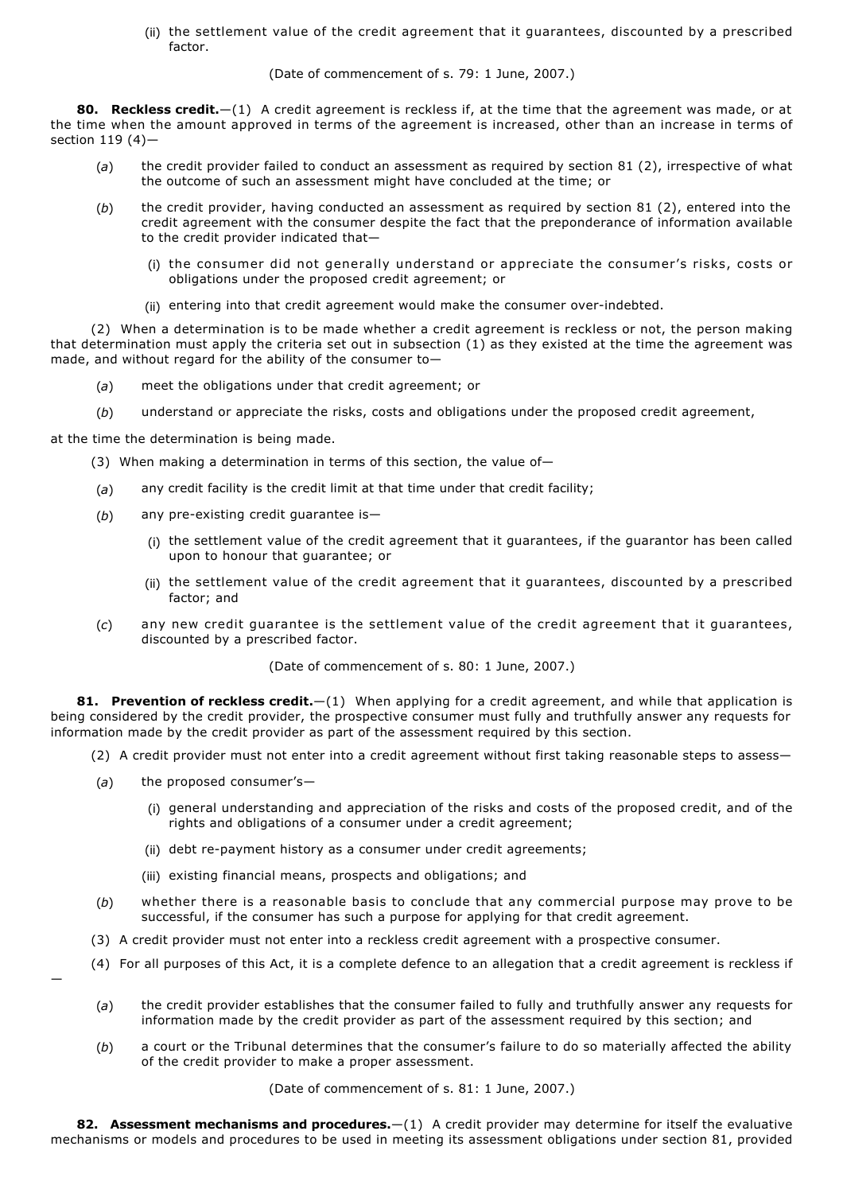(ii) the settlement value of the credit agreement that it guarantees, discounted by a prescribed factor.

(Date of commencement of s. 79: 1 June, 2007.)

**80. Reckless credit.**—(1) A credit agreement is reckless if, at the time that the agreement was made, or at the time when the amount approved in terms of the agreement is increased, other than an increase in terms of section 119 (4)—

(*a*) the credit provider failed to conduct an assessment as required by section 81 (2), irrespective of what the outcome of such an assessment might have concluded at the time; or

(*b*) the credit provider, having conducted an assessment as required by section 81 (2), entered into the credit agreement with the consumer despite the fact that the preponderance of information available to the credit provider indicated that—

(i) the consumer did not generally understand or appreciate the consumer's risks, costs or obligations under the proposed credit agreement; or

(ii) entering into that credit agreement would make the consumer over-indebted.

(2) When a determination is to be made whether a credit agreement is reckless or not, the person making that determination must apply the criteria set out in subsection (1) as they existed at the time the agreement was made, and without regard for the ability of the consumer to—

(*a*) meet the obligations under that credit agreement; or

(*b*) understand or appreciate the risks, costs and obligations under the proposed credit agreement,

at the time the determination is being made.

(3) When making a determination in terms of this section, the value of—

(*a*) any credit facility is the credit limit at that time under that credit facility;

(*b*) any pre-existing credit guarantee is—

(i) the settlement value of the credit agreement that it guarantees, if the guarantor has been called upon to honour that guarantee; or

(ii) the settlement value of the credit agreement that it guarantees, discounted by a prescribed factor; and

(*c*) any new credit guarantee is the settlement value of the credit agreement that it guarantees, discounted by a prescribed factor.

(Date of commencement of s. 80: 1 June, 2007.)

**81. Prevention of reckless credit.**—(1) When applying for a credit agreement, and while that application is being considered by the credit provider, the prospective consumer must fully and truthfully answer any requests for information made by the credit provider as part of the assessment required by this section.

(2) A credit provider must not enter into a credit agreement without first taking reasonable steps to assess—

(*a*) the proposed consumer's—

(i) general understanding and appreciation of the risks and costs of the proposed credit, and of the rights and obligations of a consumer under a credit agreement;

(ii) debt re-payment history as a consumer under credit agreements;

(iii) existing financial means, prospects and obligations; and

(*b*) whether there is a reasonable basis to conclude that any commercial purpose may prove to be successful, if the consumer has such a purpose for applying for that credit agreement.

(3) A credit provider must not enter into a reckless credit agreement with a prospective consumer.

(4) For all purposes of this Act, it is a complete defence to an allegation that a credit agreement is reckless if—

(*a*) the credit provider establishes that the consumer failed to fully and truthfully answer any requests for information made by the credit provider as part of the assessment required by this section; and

(*b*) a court or the Tribunal determines that the consumer's failure to do so materially affected the ability of the credit provider to make a proper assessment.

(Date of commencement of s. 81: 1 June, 2007.)

**82. Assessment mechanisms and procedures.**—(1) A credit provider may determine for itself the evaluative mechanisms or models and procedures to be used in meeting its assessment obligations under section 81, provided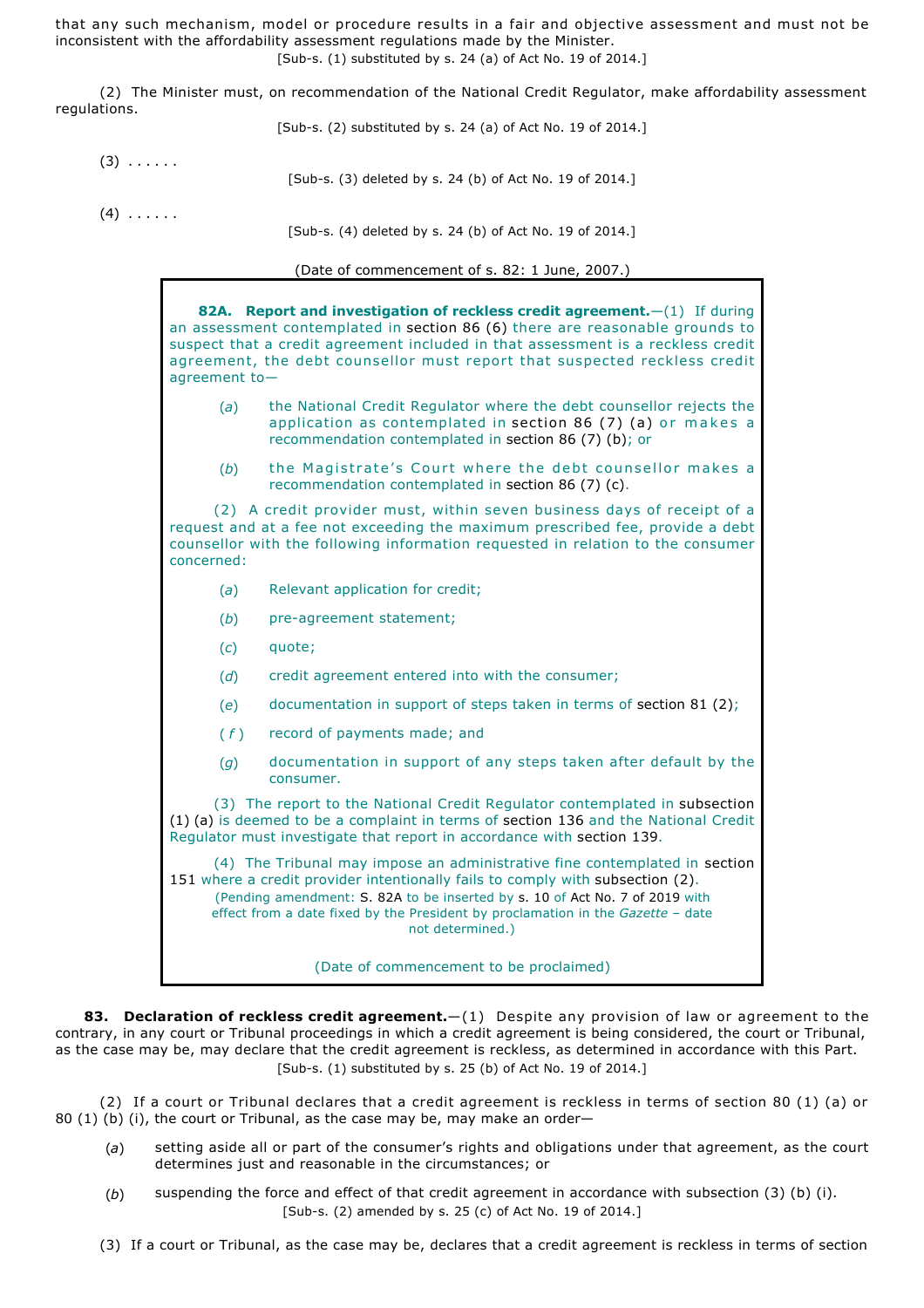that any such mechanism, model or procedure results in a fair and objective assessment and must not be inconsistent with the affordability assessment regulations made by the Minister.

[Sub-s. (1) substituted by s. 24 (a) of Act No. 19 of 2014.]

(2) The Minister must, on recommendation of the National Credit Regulator, make affordability assessment regulations.

[Sub-s. (2) substituted by s. 24 (a) of Act No. 19 of 2014.]

(3) ......

[Sub-s. (3) deleted by s. 24 (b) of Act No. 19 of 2014.]

(4) ......

[Sub-s. (4) deleted by s. 24 (b) of Act No. 19 of 2014.]

(Date of commencement of s. 82: 1 June, 2007.)

**82A. Report and investigation of reckless credit agreement.**—(1) If during an assessment contemplated in section 86 (6) there are reasonable grounds to suspect that a credit agreement included in that assessment is a reckless credit agreement, the debt counsellor must report that suspected reckless credit agreement to—

(*a*) the National Credit Regulator where the debt counsellor rejects the application as contemplated in section 86 (7) (a) or makes a recommendation contemplated in section 86 (7) (b); or

(*b*) the Magistrate's Court where the debt counsellor makes a recommendation contemplated in section 86 (7) (c).

(2) A credit provider must, within seven business days of receipt of a request and at a fee not exceeding the maximum prescribed fee, provide a debt counsellor with the following information requested in relation to the consumer concerned:

(*a*) Relevant application for credit;

(*b*) pre-agreement statement;

(*c*) quote;

(*d*) credit agreement entered into with the consumer;

(*e*) documentation in support of steps taken in terms of section 81 (2);

(*f*) record of payments made; and

(*g*) documentation in support of any steps taken after default by the consumer.

(3) The report to the National Credit Regulator contemplated in subsection (1) (a) is deemed to be a complaint in terms of section 136 and the National Credit Regulator must investigate that report in accordance with section 139.

(4) The Tribunal may impose an administrative fine contemplated in section 151 where a credit provider intentionally fails to comply with subsection (2).

(Pending amendment: S. 82A to be inserted by s. 10 of Act No. 7 of 2019 with effect from a date fixed by the President by proclamation in the *Gazette* – date not determined.)

(Date of commencement to be proclaimed)

**83. Declaration of reckless credit agreement.**—(1) Despite any provision of law or agreement to the contrary, in any court or Tribunal proceedings in which a credit agreement is being considered, the court or Tribunal, as the case may be, may declare that the credit agreement is reckless, as determined in accordance with this Part.

[Sub-s. (1) substituted by s. 25 (b) of Act No. 19 of 2014.]

(2) If a court or Tribunal declares that a credit agreement is reckless in terms of section 80 (1) (a) or 80 (1) (b) (i), the court or Tribunal, as the case may be, may make an order—

(*a*) setting aside all or part of the consumer's rights and obligations under that agreement, as the court determines just and reasonable in the circumstances; or

(*b*) suspending the force and effect of that credit agreement in accordance with subsection (3) (b) (i).

[Sub-s. (2) amended by s. 25 (c) of Act No. 19 of 2014.]

(3) If a court or Tribunal, as the case may be, declares that a credit agreement is reckless in terms of section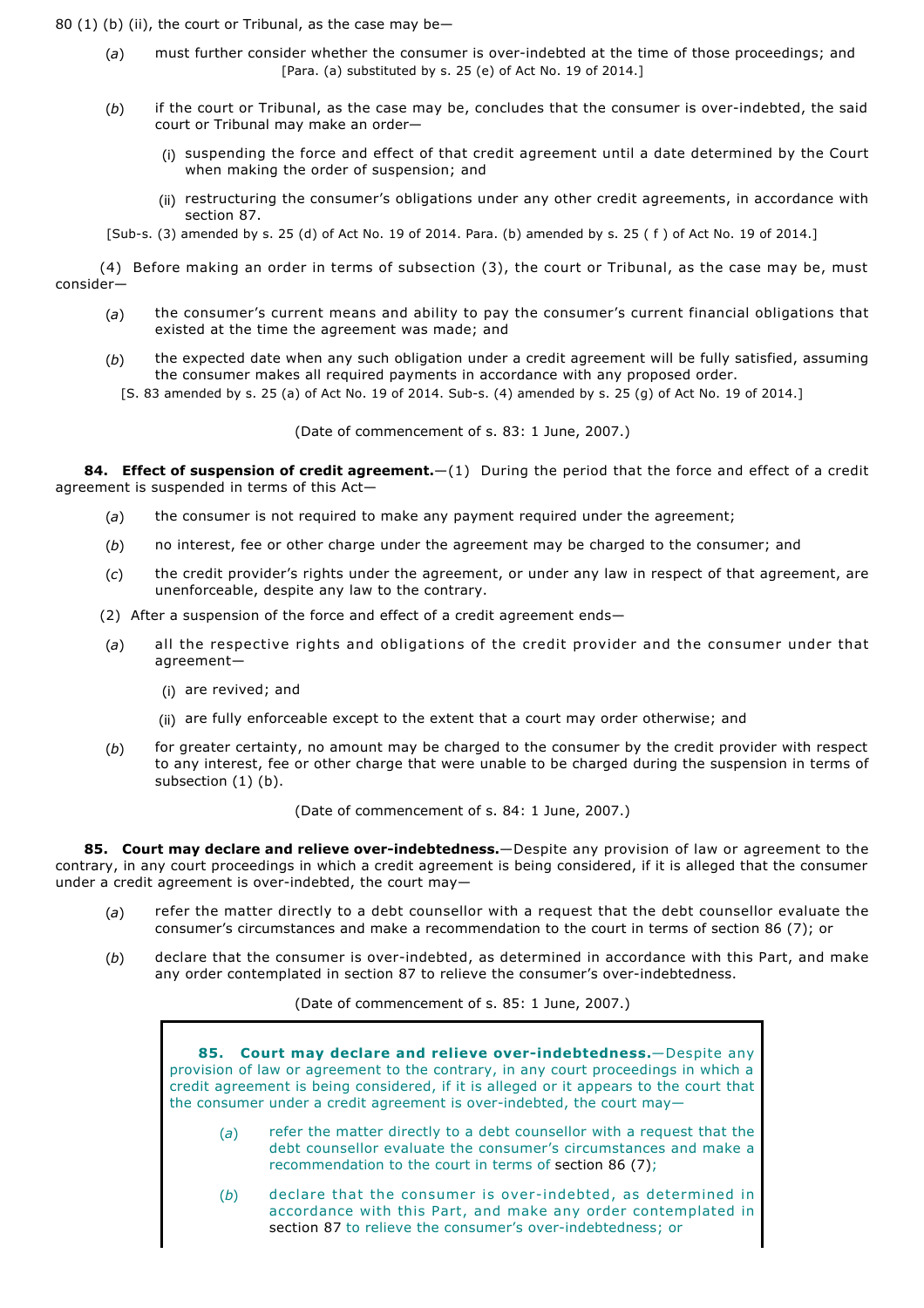80 (1) (b) (ii), the court or Tribunal, as the case may be—

(*a*) must further consider whether the consumer is over-indebted at the time of those proceedings; and
[Para. (a) substituted by s. 25 (e) of Act No. 19 of 2014.]

(*b*) if the court or Tribunal, as the case may be, concludes that the consumer is over-indebted, the said court or Tribunal may make an order—

(i) suspending the force and effect of that credit agreement until a date determined by the Court when making the order of suspension; and

(ii) restructuring the consumer's obligations under any other credit agreements, in accordance with section 87.

[Sub-s. (3) amended by s. 25 (d) of Act No. 19 of 2014. Para. (b) amended by s. 25 ( f ) of Act No. 19 of 2014.]

(4) Before making an order in terms of subsection (3), the court or Tribunal, as the case may be, must consider—

(*a*) the consumer's current means and ability to pay the consumer's current financial obligations that existed at the time the agreement was made; and

(*b*) the expected date when any such obligation under a credit agreement will be fully satisfied, assuming the consumer makes all required payments in accordance with any proposed order.

[S. 83 amended by s. 25 (a) of Act No. 19 of 2014. Sub-s. (4) amended by s. 25 (g) of Act No. 19 of 2014.]

(Date of commencement of s. 83: 1 June, 2007.)

**84. Effect of suspension of credit agreement.**—(1) During the period that the force and effect of a credit agreement is suspended in terms of this Act—

(*a*) the consumer is not required to make any payment required under the agreement;

(*b*) no interest, fee or other charge under the agreement may be charged to the consumer; and

(*c*) the credit provider's rights under the agreement, or under any law in respect of that agreement, are unenforceable, despite any law to the contrary.

(2) After a suspension of the force and effect of a credit agreement ends—

(*a*) all the respective rights and obligations of the credit provider and the consumer under that agreement—

(i) are revived; and

(ii) are fully enforceable except to the extent that a court may order otherwise; and

(*b*) for greater certainty, no amount may be charged to the consumer by the credit provider with respect to any interest, fee or other charge that were unable to be charged during the suspension in terms of subsection (1) (b).

(Date of commencement of s. 84: 1 June, 2007.)

**85. Court may declare and relieve over-indebtedness.**—Despite any provision of law or agreement to the contrary, in any court proceedings in which a credit agreement is being considered, if it is alleged that the consumer under a credit agreement is over-indebted, the court may—

(*a*) refer the matter directly to a debt counsellor with a request that the debt counsellor evaluate the consumer's circumstances and make a recommendation to the court in terms of section 86 (7); or

(*b*) declare that the consumer is over-indebted, as determined in accordance with this Part, and make any order contemplated in section 87 to relieve the consumer's over-indebtedness.

(Date of commencement of s. 85: 1 June, 2007.)

**85. Court may declare and relieve over-indebtedness.**—Despite any provision of law or agreement to the contrary, in any court proceedings in which a credit agreement is being considered, if it is alleged or it appears to the court that the consumer under a credit agreement is over-indebted, the court may—

(*a*) refer the matter directly to a debt counsellor with a request that the debt counsellor evaluate the consumer's circumstances and make a recommendation to the court in terms of section 86 (7);

(*b*) declare that the consumer is over-indebted, as determined in accordance with this Part, and make any order contemplated in section 87 to relieve the consumer's over-indebtedness; or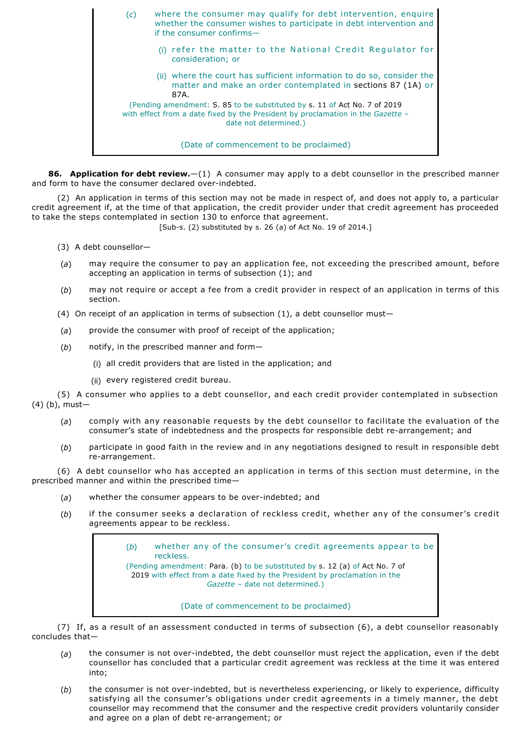> (*c*) where the consumer may qualify for debt intervention, enquire whether the consumer wishes to participate in debt intervention and if the consumer confirms—
>
> (i) refer the matter to the National Credit Regulator for consideration; or
>
> (ii) where the court has sufficient information to do so, consider the matter and make an order contemplated in sections 87 (1A) or 87A.
>
> (Pending amendment: S. 85 to be substituted by s. 11 of Act No. 7 of 2019 with effect from a date fixed by the President by proclamation in the *Gazette* – date not determined.)
>
> (Date of commencement to be proclaimed)

**86. Application for debt review.**—(1) A consumer may apply to a debt counsellor in the prescribed manner and form to have the consumer declared over-indebted.

(2) An application in terms of this section may not be made in respect of, and does not apply to, a particular credit agreement if, at the time of that application, the credit provider under that credit agreement has proceeded to take the steps contemplated in section 130 to enforce that agreement.

[Sub-s. (2) substituted by s. 26 (a) of Act No. 19 of 2014.]

(3) A debt counsellor—

(*a*) may require the consumer to pay an application fee, not exceeding the prescribed amount, before accepting an application in terms of subsection (1); and

(*b*) may not require or accept a fee from a credit provider in respect of an application in terms of this section.

(4) On receipt of an application in terms of subsection (1), a debt counsellor must—

(*a*) provide the consumer with proof of receipt of the application;

(*b*) notify, in the prescribed manner and form—

(i) all credit providers that are listed in the application; and

(ii) every registered credit bureau.

(5) A consumer who applies to a debt counsellor, and each credit provider contemplated in subsection (4) (b), must—

(*a*) comply with any reasonable requests by the debt counsellor to facilitate the evaluation of the consumer's state of indebtedness and the prospects for responsible debt re-arrangement; and

(*b*) participate in good faith in the review and in any negotiations designed to result in responsible debt re-arrangement.

(6) A debt counsellor who has accepted an application in terms of this section must determine, in the prescribed manner and within the prescribed time—

(*a*) whether the consumer appears to be over-indebted; and

(*b*) if the consumer seeks a declaration of reckless credit, whether any of the consumer's credit agreements appear to be reckless.

> (*b*) whether any of the consumer's credit agreements appear to be reckless.
>
> (Pending amendment: Para. (b) to be substituted by s. 12 (a) of Act No. 7 of 2019 with effect from a date fixed by the President by proclamation in the *Gazette* – date not determined.)
>
> (Date of commencement to be proclaimed)

(7) If, as a result of an assessment conducted in terms of subsection (6), a debt counsellor reasonably concludes that—

(*a*) the consumer is not over-indebted, the debt counsellor must reject the application, even if the debt counsellor has concluded that a particular credit agreement was reckless at the time it was entered into;

(*b*) the consumer is not over-indebted, but is nevertheless experiencing, or likely to experience, difficulty satisfying all the consumer's obligations under credit agreements in a timely manner, the debt counsellor may recommend that the consumer and the respective credit providers voluntarily consider and agree on a plan of debt re-arrangement; or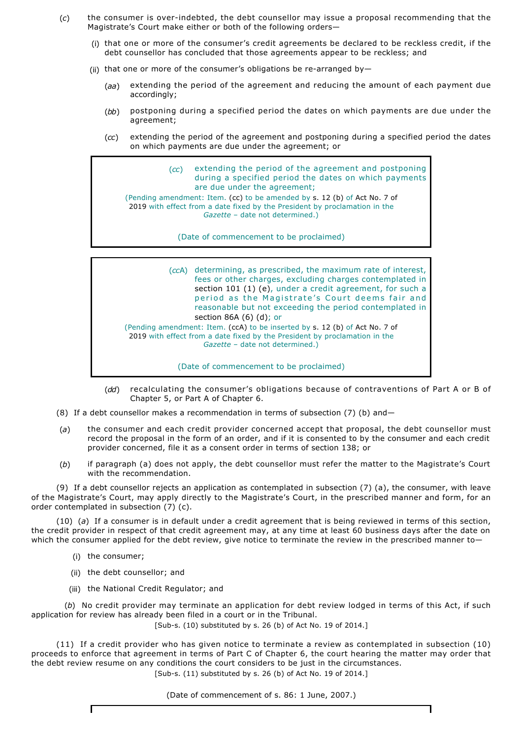(*c*) the consumer is over-indebted, the debt counsellor may issue a proposal recommending that the Magistrate's Court make either or both of the following orders—

(i) that one or more of the consumer's credit agreements be declared to be reckless credit, if the debt counsellor has concluded that those agreements appear to be reckless; and

(ii) that one or more of the consumer's obligations be re-arranged by—

(*aa*) extending the period of the agreement and reducing the amount of each payment due accordingly;

(*bb*) postponing during a specified period the dates on which payments are due under the agreement;

(*cc*) extending the period of the agreement and postponing during a specified period the dates on which payments are due under the agreement; or

> (*cc*) extending the period of the agreement and postponing during a specified period the dates on which payments are due under the agreement;
>
> (Pending amendment: Item. (cc) to be amended by s. 12 (b) of Act No. 7 of 2019 with effect from a date fixed by the President by proclamation in the *Gazette* – date not determined.)
>
> (Date of commencement to be proclaimed)

> (*cc*A) determining, as prescribed, the maximum rate of interest, fees or other charges, excluding charges contemplated in section 101 (1) (e), under a credit agreement, for such a period as the Magistrate's Court deems fair and reasonable but not exceeding the period contemplated in section 86A (6) (d); or
>
> (Pending amendment: Item. (ccA) to be inserted by s. 12 (b) of Act No. 7 of 2019 with effect from a date fixed by the President by proclamation in the *Gazette* – date not determined.)
>
> (Date of commencement to be proclaimed)

(*dd*) recalculating the consumer's obligations because of contraventions of Part A or B of Chapter 5, or Part A of Chapter 6.

(8) If a debt counsellor makes a recommendation in terms of subsection (7) (b) and—

(*a*) the consumer and each credit provider concerned accept that proposal, the debt counsellor must record the proposal in the form of an order, and if it is consented to by the consumer and each credit provider concerned, file it as a consent order in terms of section 138; or

(*b*) if paragraph (a) does not apply, the debt counsellor must refer the matter to the Magistrate's Court with the recommendation.

(9) If a debt counsellor rejects an application as contemplated in subsection (7) (a), the consumer, with leave of the Magistrate's Court, may apply directly to the Magistrate's Court, in the prescribed manner and form, for an order contemplated in subsection (7) (c).

(10) (*a*) If a consumer is in default under a credit agreement that is being reviewed in terms of this section, the credit provider in respect of that credit agreement may, at any time at least 60 business days after the date on which the consumer applied for the debt review, give notice to terminate the review in the prescribed manner to—

(i) the consumer;

(ii) the debt counsellor; and

(iii) the National Credit Regulator; and

(*b*) No credit provider may terminate an application for debt review lodged in terms of this Act, if such application for review has already been filed in a court or in the Tribunal.

[Sub-s. (10) substituted by s. 26 (b) of Act No. 19 of 2014.]

(11) If a credit provider who has given notice to terminate a review as contemplated in subsection (10) proceeds to enforce that agreement in terms of Part C of Chapter 6, the court hearing the matter may order that the debt review resume on any conditions the court considers to be just in the circumstances.

[Sub-s. (11) substituted by s. 26 (b) of Act No. 19 of 2014.]

(Date of commencement of s. 86: 1 June, 2007.)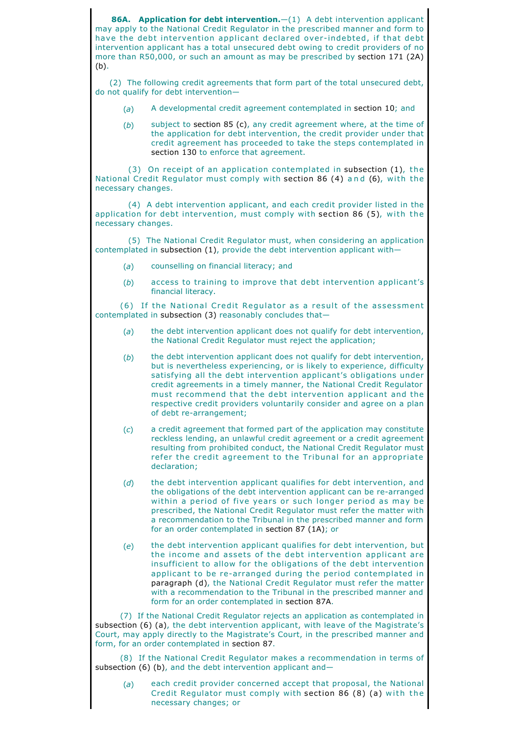**86A. Application for debt intervention.**—(1) A debt intervention applicant may apply to the National Credit Regulator in the prescribed manner and form to have the debt intervention applicant declared over-indebted, if that debt intervention applicant has a total unsecured debt owing to credit providers of no more than R50,000, or such an amount as may be prescribed by section 171 (2A) (b).

(2) The following credit agreements that form part of the total unsecured debt, do not qualify for debt intervention—

(*a*) A developmental credit agreement contemplated in section 10; and

(*b*) subject to section 85 (c), any credit agreement where, at the time of the application for debt intervention, the credit provider under that credit agreement has proceeded to take the steps contemplated in section 130 to enforce that agreement.

(3) On receipt of an application contemplated in subsection (1), the National Credit Regulator must comply with section 86 (4) and (6), with the necessary changes.

(4) A debt intervention applicant, and each credit provider listed in the application for debt intervention, must comply with section 86 (5), with the necessary changes.

(5) The National Credit Regulator must, when considering an application contemplated in subsection (1), provide the debt intervention applicant with—

(*a*) counselling on financial literacy; and

(*b*) access to training to improve that debt intervention applicant's financial literacy.

(6) If the National Credit Regulator as a result of the assessment contemplated in subsection (3) reasonably concludes that—

(*a*) the debt intervention applicant does not qualify for debt intervention, the National Credit Regulator must reject the application;

(*b*) the debt intervention applicant does not qualify for debt intervention, but is nevertheless experiencing, or is likely to experience, difficulty satisfying all the debt intervention applicant's obligations under credit agreements in a timely manner, the National Credit Regulator must recommend that the debt intervention applicant and the respective credit providers voluntarily consider and agree on a plan of debt re-arrangement;

(*c*) a credit agreement that formed part of the application may constitute reckless lending, an unlawful credit agreement or a credit agreement resulting from prohibited conduct, the National Credit Regulator must refer the credit agreement to the Tribunal for an appropriate declaration;

(*d*) the debt intervention applicant qualifies for debt intervention, and the obligations of the debt intervention applicant can be re-arranged within a period of five years or such longer period as may be prescribed, the National Credit Regulator must refer the matter with a recommendation to the Tribunal in the prescribed manner and form for an order contemplated in section 87 (1A); or

(*e*) the debt intervention applicant qualifies for debt intervention, but the income and assets of the debt intervention applicant are insufficient to allow for the obligations of the debt intervention applicant to be re-arranged during the period contemplated in paragraph (d), the National Credit Regulator must refer the matter with a recommendation to the Tribunal in the prescribed manner and form for an order contemplated in section 87A.

(7) If the National Credit Regulator rejects an application as contemplated in subsection (6) (a), the debt intervention applicant, with leave of the Magistrate's Court, may apply directly to the Magistrate's Court, in the prescribed manner and form, for an order contemplated in section 87.

(8) If the National Credit Regulator makes a recommendation in terms of subsection (6) (b), and the debt intervention applicant and—

(*a*) each credit provider concerned accept that proposal, the National Credit Regulator must comply with section 86 (8) (a) with the necessary changes; or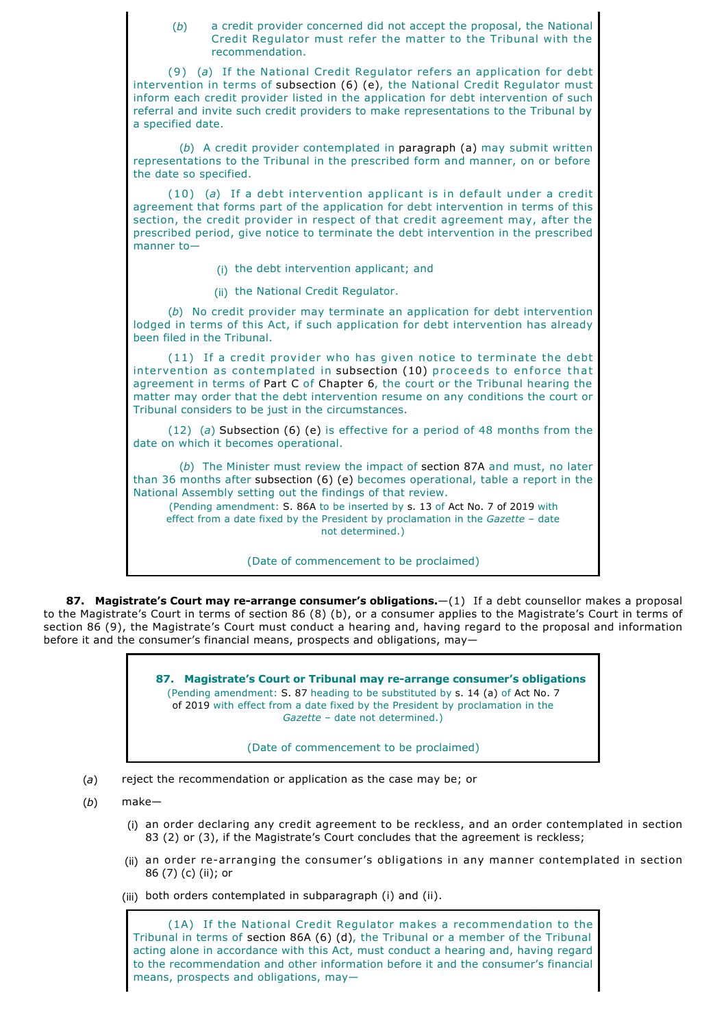(*b*) a credit provider concerned did not accept the proposal, the National Credit Regulator must refer the matter to the Tribunal with the recommendation.

(9) (*a*) If the National Credit Regulator refers an application for debt intervention in terms of subsection (6) (e), the National Credit Regulator must inform each credit provider listed in the application for debt intervention of such referral and invite such credit providers to make representations to the Tribunal by a specified date.

(*b*) A credit provider contemplated in paragraph (a) may submit written representations to the Tribunal in the prescribed form and manner, on or before the date so specified.

(10) (*a*) If a debt intervention applicant is in default under a credit agreement that forms part of the application for debt intervention in terms of this section, the credit provider in respect of that credit agreement may, after the prescribed period, give notice to terminate the debt intervention in the prescribed manner to—

(i) the debt intervention applicant; and

(ii) the National Credit Regulator.

(*b*) No credit provider may terminate an application for debt intervention lodged in terms of this Act, if such application for debt intervention has already been filed in the Tribunal.

(11) If a credit provider who has given notice to terminate the debt intervention as contemplated in subsection (10) proceeds to enforce that agreement in terms of Part C of Chapter 6, the court or the Tribunal hearing the matter may order that the debt intervention resume on any conditions the court or Tribunal considers to be just in the circumstances.

(12) (*a*) Subsection (6) (e) is effective for a period of 48 months from the date on which it becomes operational.

(*b*) The Minister must review the impact of section 87A and must, no later than 36 months after subsection (6) (e) becomes operational, table a report in the National Assembly setting out the findings of that review.

(Pending amendment: S. 86A to be inserted by s. 13 of Act No. 7 of 2019 with effect from a date fixed by the President by proclamation in the *Gazette* – date not determined.)

(Date of commencement to be proclaimed)

**87. Magistrate's Court may re-arrange consumer's obligations.**—(1) If a debt counsellor makes a proposal to the Magistrate's Court in terms of section 86 (8) (b), or a consumer applies to the Magistrate's Court in terms of section 86 (9), the Magistrate's Court must conduct a hearing and, having regard to the proposal and information before it and the consumer's financial means, prospects and obligations, may—

**87. Magistrate's Court or Tribunal may re-arrange consumer's obligations**

(Pending amendment: S. 87 heading to be substituted by s. 14 (a) of Act No. 7 of 2019 with effect from a date fixed by the President by proclamation in the *Gazette* – date not determined.)

(Date of commencement to be proclaimed)

(*a*) reject the recommendation or application as the case may be; or

(*b*) make—

(i) an order declaring any credit agreement to be reckless, and an order contemplated in section 83 (2) or (3), if the Magistrate's Court concludes that the agreement is reckless;

(ii) an order re-arranging the consumer's obligations in any manner contemplated in section 86 (7) (c) (ii); or

(iii) both orders contemplated in subparagraph (i) and (ii).

(1A) If the National Credit Regulator makes a recommendation to the Tribunal in terms of section 86A (6) (d), the Tribunal or a member of the Tribunal acting alone in accordance with this Act, must conduct a hearing and, having regard to the recommendation and other information before it and the consumer's financial means, prospects and obligations, may—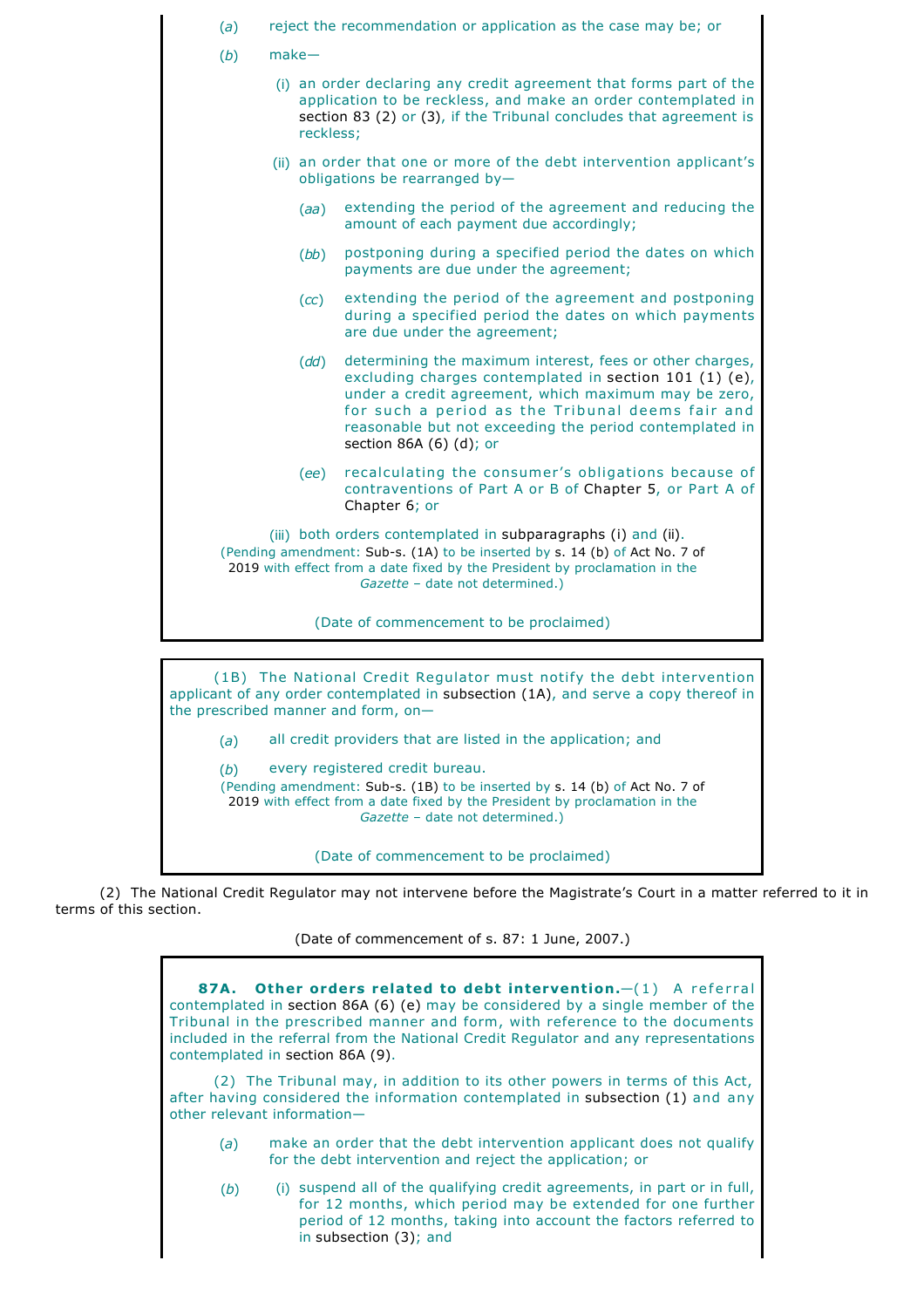(*a*) reject the recommendation or application as the case may be; or

(*b*) make—

(i) an order declaring any credit agreement that forms part of the application to be reckless, and make an order contemplated in section 83 (2) or (3), if the Tribunal concludes that agreement is reckless;

(ii) an order that one or more of the debt intervention applicant's obligations be rearranged by—

(*aa*) extending the period of the agreement and reducing the amount of each payment due accordingly;

(*bb*) postponing during a specified period the dates on which payments are due under the agreement;

(*cc*) extending the period of the agreement and postponing during a specified period the dates on which payments are due under the agreement;

(*dd*) determining the maximum interest, fees or other charges, excluding charges contemplated in section 101 (1) (e), under a credit agreement, which maximum may be zero, for such a period as the Tribunal deems fair and reasonable but not exceeding the period contemplated in section 86A (6) (d); or

(*ee*) recalculating the consumer's obligations because of contraventions of Part A or B of Chapter 5, or Part A of Chapter 6; or

(iii) both orders contemplated in subparagraphs (i) and (ii).

(Pending amendment: Sub-s. (1A) to be inserted by s. 14 (b) of Act No. 7 of 2019 with effect from a date fixed by the President by proclamation in the *Gazette* – date not determined.)

(Date of commencement to be proclaimed)

(1B) The National Credit Regulator must notify the debt intervention applicant of any order contemplated in subsection (1A), and serve a copy thereof in the prescribed manner and form, on—

(*a*) all credit providers that are listed in the application; and

(*b*) every registered credit bureau.

(Pending amendment: Sub-s. (1B) to be inserted by s. 14 (b) of Act No. 7 of 2019 with effect from a date fixed by the President by proclamation in the *Gazette* – date not determined.)

(Date of commencement to be proclaimed)

(2) The National Credit Regulator may not intervene before the Magistrate's Court in a matter referred to it in terms of this section.

(Date of commencement of s. 87: 1 June, 2007.)

**87A. Other orders related to debt intervention.**—(1) A referral contemplated in section 86A (6) (e) may be considered by a single member of the Tribunal in the prescribed manner and form, with reference to the documents included in the referral from the National Credit Regulator and any representations contemplated in section 86A (9).

(2) The Tribunal may, in addition to its other powers in terms of this Act, after having considered the information contemplated in subsection (1) and any other relevant information—

(*a*) make an order that the debt intervention applicant does not qualify for the debt intervention and reject the application; or

(*b*) (i) suspend all of the qualifying credit agreements, in part or in full, for 12 months, which period may be extended for one further period of 12 months, taking into account the factors referred to in subsection (3); and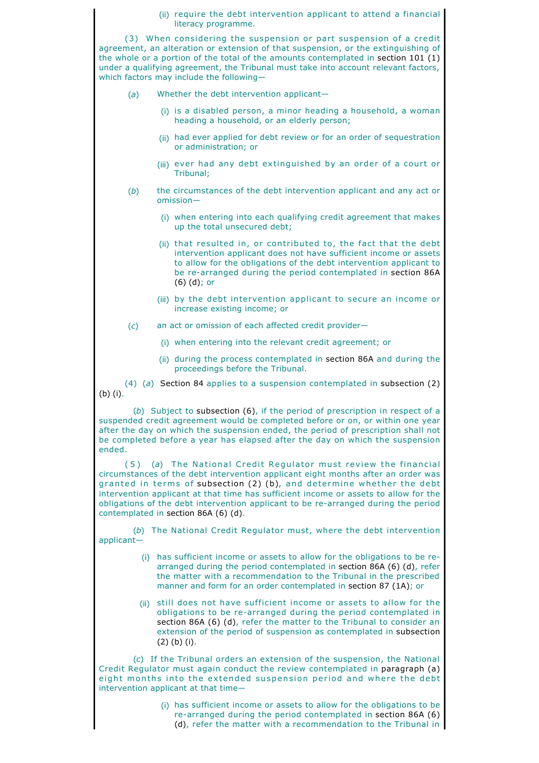(ii) require the debt intervention applicant to attend a financial literacy programme.

(3) When considering the suspension or part suspension of a credit agreement, an alteration or extension of that suspension, or the extinguishing of the whole or a portion of the total of the amounts contemplated in section 101 (1) under a qualifying agreement, the Tribunal must take into account relevant factors, which factors may include the following—

(*a*) Whether the debt intervention applicant—

(i) is a disabled person, a minor heading a household, a woman heading a household, or an elderly person;

(ii) had ever applied for debt review or for an order of sequestration or administration; or

(iii) ever had any debt extinguished by an order of a court or Tribunal;

(*b*) the circumstances of the debt intervention applicant and any act or omission—

(i) when entering into each qualifying credit agreement that makes up the total unsecured debt;

(ii) that resulted in, or contributed to, the fact that the debt intervention applicant does not have sufficient income or assets to allow for the obligations of the debt intervention applicant to be re-arranged during the period contemplated in section 86A (6) (d); or

(iii) by the debt intervention applicant to secure an income or increase existing income; or

(*c*) an act or omission of each affected credit provider—

(i) when entering into the relevant credit agreement; or

(ii) during the process contemplated in section 86A and during the proceedings before the Tribunal.

(4) (*a*) Section 84 applies to a suspension contemplated in subsection (2) (b) (i).

(*b*) Subject to subsection (6), if the period of prescription in respect of a suspended credit agreement would be completed before or on, or within one year after the day on which the suspension ended, the period of prescription shall not be completed before a year has elapsed after the day on which the suspension ended.

(5) (*a*) The National Credit Regulator must review the financial circumstances of the debt intervention applicant eight months after an order was granted in terms of subsection (2) (b), and determine whether the debt intervention applicant at that time has sufficient income or assets to allow for the obligations of the debt intervention applicant to be re-arranged during the period contemplated in section 86A (6) (d).

(*b*) The National Credit Regulator must, where the debt intervention applicant—

(i) has sufficient income or assets to allow for the obligations to be re-arranged during the period contemplated in section 86A (6) (d), refer the matter with a recommendation to the Tribunal in the prescribed manner and form for an order contemplated in section 87 (1A); or

(ii) still does not have sufficient income or assets to allow for the obligations to be re-arranged during the period contemplated in section 86A (6) (d), refer the matter to the Tribunal to consider an extension of the period of suspension as contemplated in subsection (2) (b) (i).

(*c*) If the Tribunal orders an extension of the suspension, the National Credit Regulator must again conduct the review contemplated in paragraph (a) eight months into the extended suspension period and where the debt intervention applicant at that time—

(i) has sufficient income or assets to allow for the obligations to be re-arranged during the period contemplated in section 86A (6) (d), refer the matter with a recommendation to the Tribunal in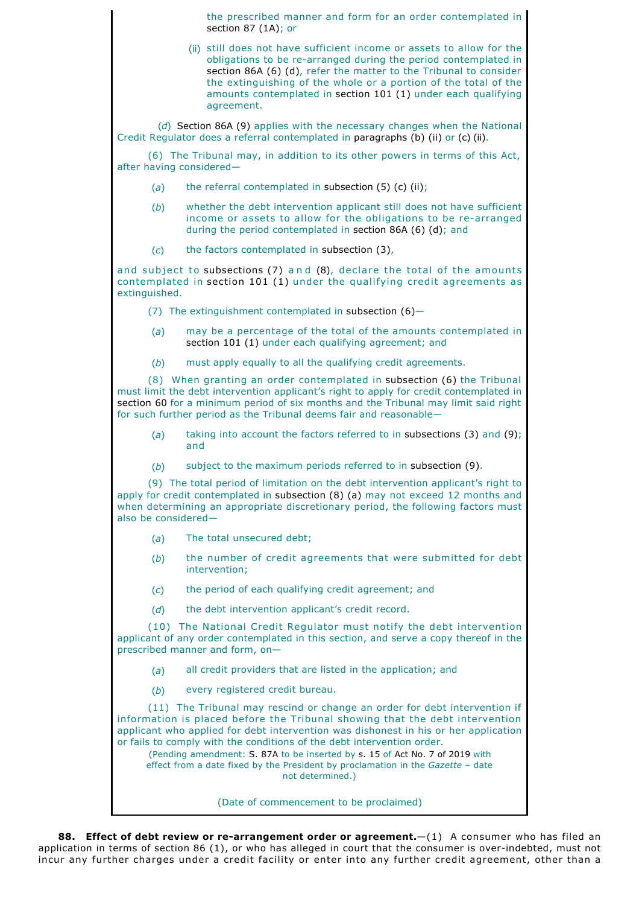the prescribed manner and form for an order contemplated in section 87 (1A); or

(ii) still does not have sufficient income or assets to allow for the obligations to be re-arranged during the period contemplated in section 86A (6) (d), refer the matter to the Tribunal to consider the extinguishing of the whole or a portion of the total of the amounts contemplated in section 101 (1) under each qualifying agreement.

(*d*) Section 86A (9) applies with the necessary changes when the National Credit Regulator does a referral contemplated in paragraphs (b) (ii) or (c) (ii).

(6) The Tribunal may, in addition to its other powers in terms of this Act, after having considered—

(*a*) the referral contemplated in subsection (5) (c) (ii);

(*b*) whether the debt intervention applicant still does not have sufficient income or assets to allow for the obligations to be re-arranged during the period contemplated in section 86A (6) (d); and

(*c*) the factors contemplated in subsection (3),

and subject to subsections (7) and (8), declare the total of the amounts contemplated in section 101 (1) under the qualifying credit agreements as extinguished.

(7) The extinguishment contemplated in subsection (6)—

(*a*) may be a percentage of the total of the amounts contemplated in section 101 (1) under each qualifying agreement; and

(*b*) must apply equally to all the qualifying credit agreements.

(8) When granting an order contemplated in subsection (6) the Tribunal must limit the debt intervention applicant's right to apply for credit contemplated in section 60 for a minimum period of six months and the Tribunal may limit said right for such further period as the Tribunal deems fair and reasonable—

(*a*) taking into account the factors referred to in subsections (3) and (9); and

(*b*) subject to the maximum periods referred to in subsection (9).

(9) The total period of limitation on the debt intervention applicant's right to apply for credit contemplated in subsection (8) (a) may not exceed 12 months and when determining an appropriate discretionary period, the following factors must also be considered—

(*a*) The total unsecured debt;

(*b*) the number of credit agreements that were submitted for debt intervention;

(*c*) the period of each qualifying credit agreement; and

(*d*) the debt intervention applicant's credit record.

(10) The National Credit Regulator must notify the debt intervention applicant of any order contemplated in this section, and serve a copy thereof in the prescribed manner and form, on—

(*a*) all credit providers that are listed in the application; and

(*b*) every registered credit bureau.

(11) The Tribunal may rescind or change an order for debt intervention if information is placed before the Tribunal showing that the debt intervention applicant who applied for debt intervention was dishonest in his or her application or fails to comply with the conditions of the debt intervention order.

(Pending amendment: S. 87A to be inserted by s. 15 of Act No. 7 of 2019 with effect from a date fixed by the President by proclamation in the *Gazette* – date not determined.)

(Date of commencement to be proclaimed)

**88. Effect of debt review or re-arrangement order or agreement.**—(1) A consumer who has filed an application in terms of section 86 (1), or who has alleged in court that the consumer is over-indebted, must not incur any further charges under a credit facility or enter into any further credit agreement, other than a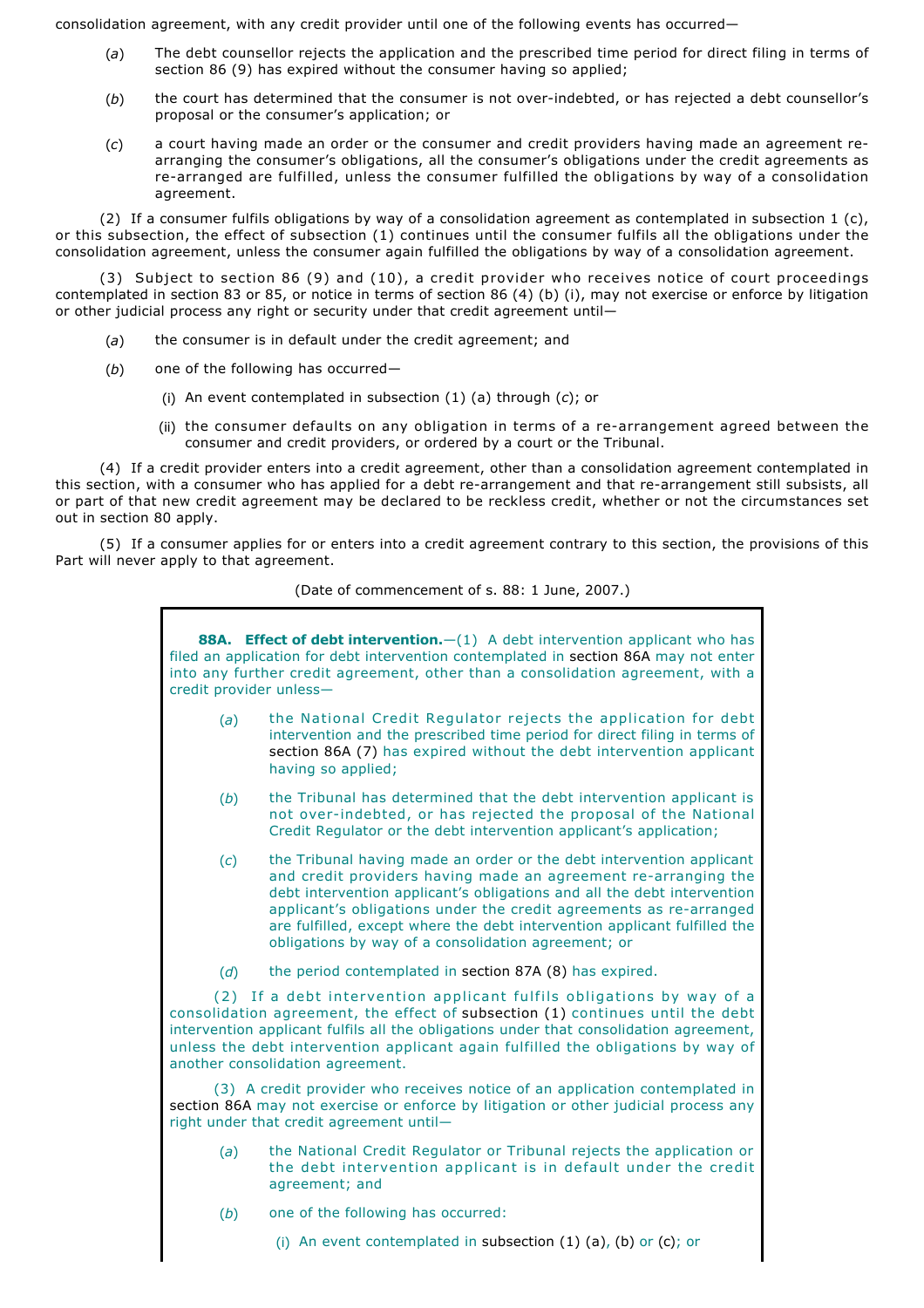consolidation agreement, with any credit provider until one of the following events has occurred—

(*a*) The debt counsellor rejects the application and the prescribed time period for direct filing in terms of section 86 (9) has expired without the consumer having so applied;

(*b*) the court has determined that the consumer is not over-indebted, or has rejected a debt counsellor's proposal or the consumer's application; or

(*c*) a court having made an order or the consumer and credit providers having made an agreement re-arranging the consumer's obligations, all the consumer's obligations under the credit agreements as re-arranged are fulfilled, unless the consumer fulfilled the obligations by way of a consolidation agreement.

(2) If a consumer fulfils obligations by way of a consolidation agreement as contemplated in subsection 1 (c), or this subsection, the effect of subsection (1) continues until the consumer fulfils all the obligations under the consolidation agreement, unless the consumer again fulfilled the obligations by way of a consolidation agreement.

(3) Subject to section 86 (9) and (10), a credit provider who receives notice of court proceedings contemplated in section 83 or 85, or notice in terms of section 86 (4) (b) (i), may not exercise or enforce by litigation or other judicial process any right or security under that credit agreement until—

(*a*) the consumer is in default under the credit agreement; and

(*b*) one of the following has occurred—

(i) An event contemplated in subsection (1) (a) through (*c*); or

(ii) the consumer defaults on any obligation in terms of a re-arrangement agreed between the consumer and credit providers, or ordered by a court or the Tribunal.

(4) If a credit provider enters into a credit agreement, other than a consolidation agreement contemplated in this section, with a consumer who has applied for a debt re-arrangement and that re-arrangement still subsists, all or part of that new credit agreement may be declared to be reckless credit, whether or not the circumstances set out in section 80 apply.

(5) If a consumer applies for or enters into a credit agreement contrary to this section, the provisions of this Part will never apply to that agreement.

(Date of commencement of s. 88: 1 June, 2007.)

**88A. Effect of debt intervention.**—(1) A debt intervention applicant who has filed an application for debt intervention contemplated in section 86A may not enter into any further credit agreement, other than a consolidation agreement, with a credit provider unless—

(*a*) the National Credit Regulator rejects the application for debt intervention and the prescribed time period for direct filing in terms of section 86A (7) has expired without the debt intervention applicant having so applied;

(*b*) the Tribunal has determined that the debt intervention applicant is not over-indebted, or has rejected the proposal of the National Credit Regulator or the debt intervention applicant's application;

(*c*) the Tribunal having made an order or the debt intervention applicant and credit providers having made an agreement re-arranging the debt intervention applicant's obligations and all the debt intervention applicant's obligations under the credit agreements as re-arranged are fulfilled, except where the debt intervention applicant fulfilled the obligations by way of a consolidation agreement; or

(*d*) the period contemplated in section 87A (8) has expired.

(2) If a debt intervention applicant fulfils obligations by way of a consolidation agreement, the effect of subsection (1) continues until the debt intervention applicant fulfils all the obligations under that consolidation agreement, unless the debt intervention applicant again fulfilled the obligations by way of another consolidation agreement.

(3) A credit provider who receives notice of an application contemplated in section 86A may not exercise or enforce by litigation or other judicial process any right under that credit agreement until—

(*a*) the National Credit Regulator or Tribunal rejects the application or the debt intervention applicant is in default under the credit agreement; and

(*b*) one of the following has occurred:

(i) An event contemplated in subsection (1) (a), (b) or (c); or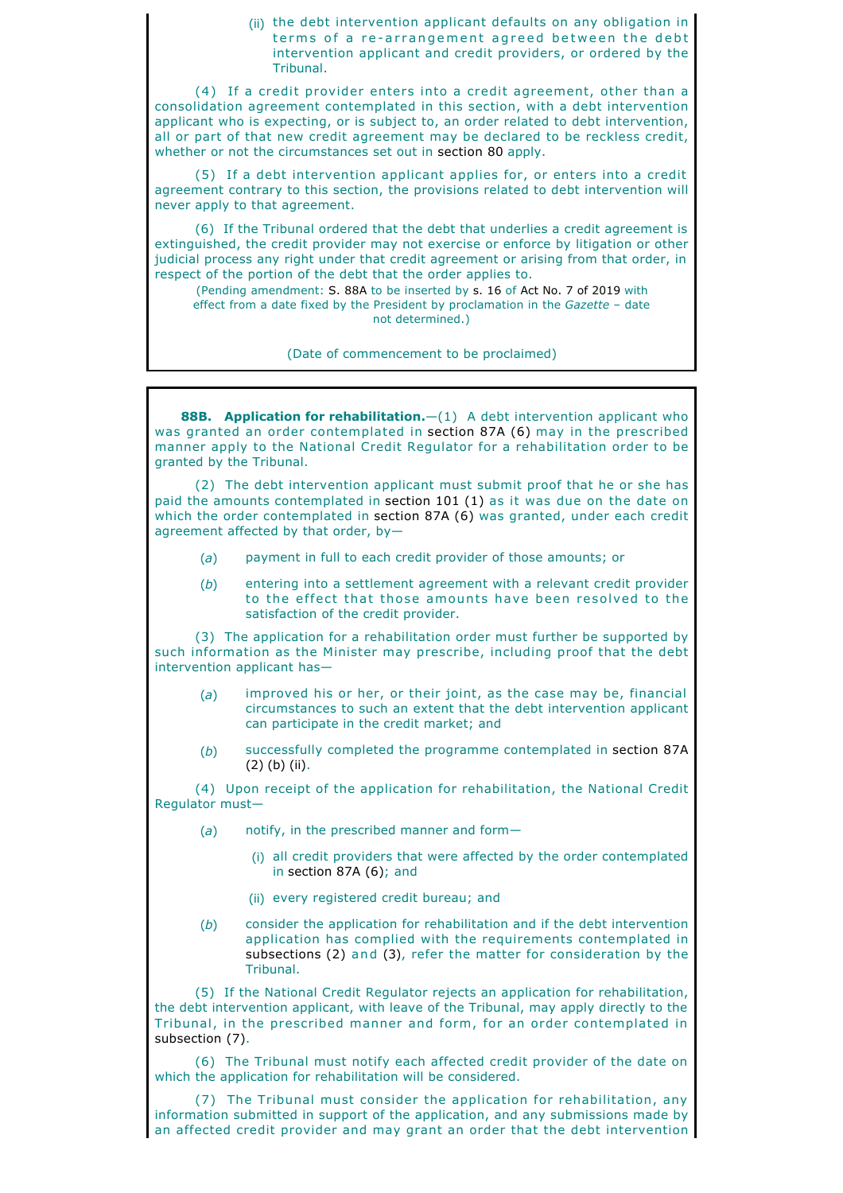(ii) the debt intervention applicant defaults on any obligation in terms of a re-arrangement agreed between the debt intervention applicant and credit providers, or ordered by the Tribunal.

(4) If a credit provider enters into a credit agreement, other than a consolidation agreement contemplated in this section, with a debt intervention applicant who is expecting, or is subject to, an order related to debt intervention, all or part of that new credit agreement may be declared to be reckless credit, whether or not the circumstances set out in section 80 apply.

(5) If a debt intervention applicant applies for, or enters into a credit agreement contrary to this section, the provisions related to debt intervention will never apply to that agreement.

(6) If the Tribunal ordered that the debt that underlies a credit agreement is extinguished, the credit provider may not exercise or enforce by litigation or other judicial process any right under that credit agreement or arising from that order, in respect of the portion of the debt that the order applies to.

(Pending amendment: S. 88A to be inserted by s. 16 of Act No. 7 of 2019 with effect from a date fixed by the President by proclamation in the *Gazette* – date not determined.)

(Date of commencement to be proclaimed)

---

**88B. Application for rehabilitation.**—(1) A debt intervention applicant who was granted an order contemplated in section 87A (6) may in the prescribed manner apply to the National Credit Regulator for a rehabilitation order to be granted by the Tribunal.

(2) The debt intervention applicant must submit proof that he or she has paid the amounts contemplated in section 101 (1) as it was due on the date on which the order contemplated in section 87A (6) was granted, under each credit agreement affected by that order, by—

(*a*) payment in full to each credit provider of those amounts; or

(*b*) entering into a settlement agreement with a relevant credit provider to the effect that those amounts have been resolved to the satisfaction of the credit provider.

(3) The application for a rehabilitation order must further be supported by such information as the Minister may prescribe, including proof that the debt intervention applicant has—

(*a*) improved his or her, or their joint, as the case may be, financial circumstances to such an extent that the debt intervention applicant can participate in the credit market; and

(*b*) successfully completed the programme contemplated in section 87A (2) (b) (ii).

(4) Upon receipt of the application for rehabilitation, the National Credit Regulator must—

(*a*) notify, in the prescribed manner and form—

(i) all credit providers that were affected by the order contemplated in section 87A (6); and

(ii) every registered credit bureau; and

(*b*) consider the application for rehabilitation and if the debt intervention application has complied with the requirements contemplated in subsections (2) and (3), refer the matter for consideration by the Tribunal.

(5) If the National Credit Regulator rejects an application for rehabilitation, the debt intervention applicant, with leave of the Tribunal, may apply directly to the Tribunal, in the prescribed manner and form, for an order contemplated in subsection (7).

(6) The Tribunal must notify each affected credit provider of the date on which the application for rehabilitation will be considered.

(7) The Tribunal must consider the application for rehabilitation, any information submitted in support of the application, and any submissions made by an affected credit provider and may grant an order that the debt intervention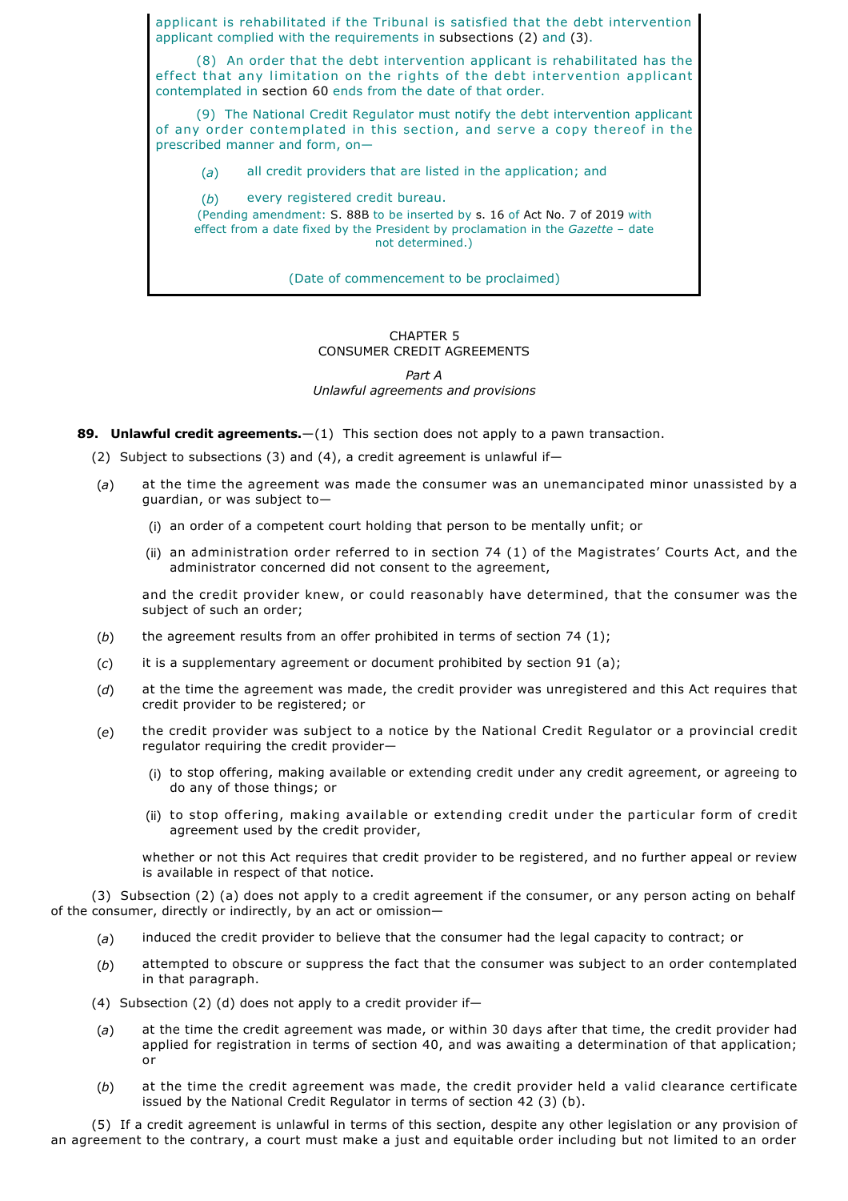applicant is rehabilitated if the Tribunal is satisfied that the debt intervention applicant complied with the requirements in subsections (2) and (3).

(8) An order that the debt intervention applicant is rehabilitated has the effect that any limitation on the rights of the debt intervention applicant contemplated in section 60 ends from the date of that order.

(9) The National Credit Regulator must notify the debt intervention applicant of any order contemplated in this section, and serve a copy thereof in the prescribed manner and form, on—

(*a*) all credit providers that are listed in the application; and

(*b*) every registered credit bureau.

(Pending amendment: S. 88B to be inserted by s. 16 of Act No. 7 of 2019 with effect from a date fixed by the President by proclamation in the *Gazette* – date not determined.)

(Date of commencement to be proclaimed)

## CHAPTER 5
## CONSUMER CREDIT AGREEMENTS

### *Part A*
### *Unlawful agreements and provisions*

**89. Unlawful credit agreements.**—(1) This section does not apply to a pawn transaction.

(2) Subject to subsections (3) and (4), a credit agreement is unlawful if—

(*a*) at the time the agreement was made the consumer was an unemancipated minor unassisted by a guardian, or was subject to—

(i) an order of a competent court holding that person to be mentally unfit; or

(ii) an administration order referred to in section 74 (1) of the Magistrates' Courts Act, and the administrator concerned did not consent to the agreement,

and the credit provider knew, or could reasonably have determined, that the consumer was the subject of such an order;

(*b*) the agreement results from an offer prohibited in terms of section 74 (1);

(*c*) it is a supplementary agreement or document prohibited by section 91 (a);

(*d*) at the time the agreement was made, the credit provider was unregistered and this Act requires that credit provider to be registered; or

(*e*) the credit provider was subject to a notice by the National Credit Regulator or a provincial credit regulator requiring the credit provider—

(i) to stop offering, making available or extending credit under any credit agreement, or agreeing to do any of those things; or

(ii) to stop offering, making available or extending credit under the particular form of credit agreement used by the credit provider,

whether or not this Act requires that credit provider to be registered, and no further appeal or review is available in respect of that notice.

(3) Subsection (2) (a) does not apply to a credit agreement if the consumer, or any person acting on behalf of the consumer, directly or indirectly, by an act or omission—

(*a*) induced the credit provider to believe that the consumer had the legal capacity to contract; or

(*b*) attempted to obscure or suppress the fact that the consumer was subject to an order contemplated in that paragraph.

(4) Subsection (2) (d) does not apply to a credit provider if—

(*a*) at the time the credit agreement was made, or within 30 days after that time, the credit provider had applied for registration in terms of section 40, and was awaiting a determination of that application; or

(*b*) at the time the credit agreement was made, the credit provider held a valid clearance certificate issued by the National Credit Regulator in terms of section 42 (3) (b).

(5) If a credit agreement is unlawful in terms of this section, despite any other legislation or any provision of an agreement to the contrary, a court must make a just and equitable order including but not limited to an order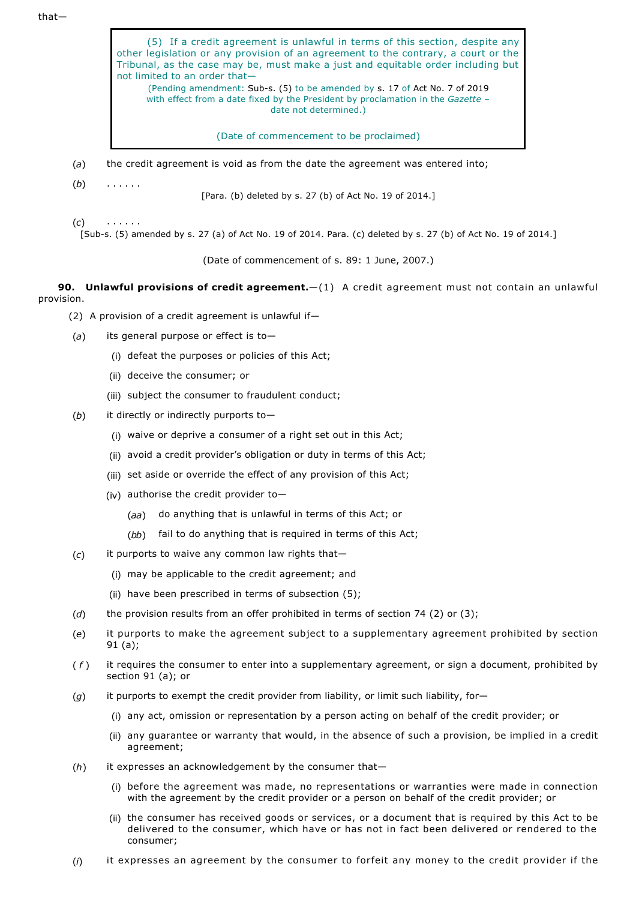that—

> (5) If a credit agreement is unlawful in terms of this section, despite any other legislation or any provision of an agreement to the contrary, a court or the Tribunal, as the case may be, must make a just and equitable order including but not limited to an order that—
>
> (Pending amendment: Sub-s. (5) to be amended by s. 17 of Act No. 7 of 2019 with effect from a date fixed by the President by proclamation in the *Gazette* – date not determined.)
>
> (Date of commencement to be proclaimed)

(*a*) the credit agreement is void as from the date the agreement was entered into;

(*b*) . . . . . .

[Para. (b) deleted by s. 27 (b) of Act No. 19 of 2014.]

(*c*) . . . . . .

[Sub-s. (5) amended by s. 27 (a) of Act No. 19 of 2014. Para. (c) deleted by s. 27 (b) of Act No. 19 of 2014.]

(Date of commencement of s. 89: 1 June, 2007.)

**90. Unlawful provisions of credit agreement.**—(1) A credit agreement must not contain an unlawful provision.

(2) A provision of a credit agreement is unlawful if—

(*a*) its general purpose or effect is to—

- (i) defeat the purposes or policies of this Act;
- (ii) deceive the consumer; or
- (iii) subject the consumer to fraudulent conduct;

(*b*) it directly or indirectly purports to—

- (i) waive or deprive a consumer of a right set out in this Act;
- (ii) avoid a credit provider's obligation or duty in terms of this Act;
- (iii) set aside or override the effect of any provision of this Act;
- (iv) authorise the credit provider to—
  - (*aa*) do anything that is unlawful in terms of this Act; or
  - (*bb*) fail to do anything that is required in terms of this Act;

(*c*) it purports to waive any common law rights that—

- (i) may be applicable to the credit agreement; and
- (ii) have been prescribed in terms of subsection (5);

(*d*) the provision results from an offer prohibited in terms of section 74 (2) or (3);

(*e*) it purports to make the agreement subject to a supplementary agreement prohibited by section 91 (a);

(*f*) it requires the consumer to enter into a supplementary agreement, or sign a document, prohibited by section 91 (a); or

(*g*) it purports to exempt the credit provider from liability, or limit such liability, for—

- (i) any act, omission or representation by a person acting on behalf of the credit provider; or
- (ii) any guarantee or warranty that would, in the absence of such a provision, be implied in a credit agreement;

(*h*) it expresses an acknowledgement by the consumer that—

- (i) before the agreement was made, no representations or warranties were made in connection with the agreement by the credit provider or a person on behalf of the credit provider; or
- (ii) the consumer has received goods or services, or a document that is required by this Act to be delivered to the consumer, which have or has not in fact been delivered or rendered to the consumer;

(*i*) it expresses an agreement by the consumer to forfeit any money to the credit provider if the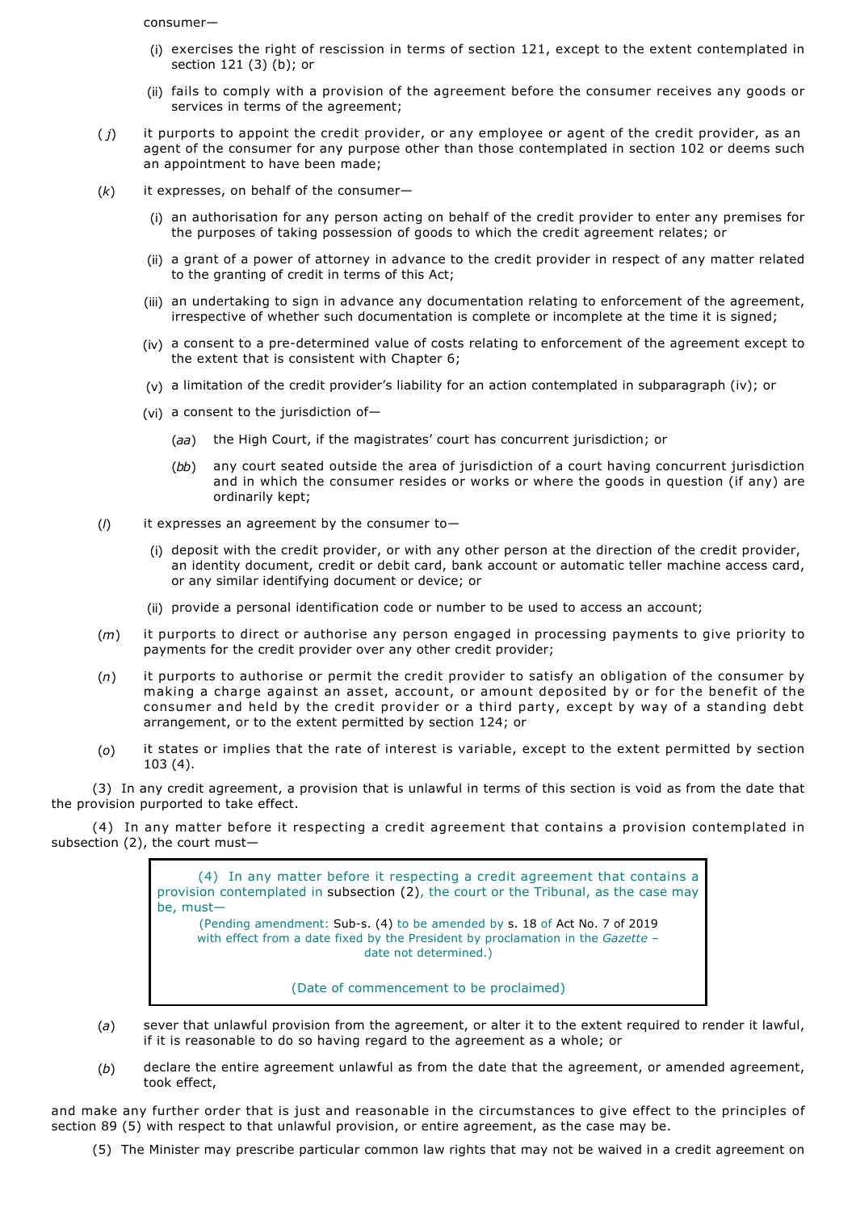consumer—

(i) exercises the right of rescission in terms of section 121, except to the extent contemplated in section 121 (3) (*b*); or

(ii) fails to comply with a provision of the agreement before the consumer receives any goods or services in terms of the agreement;

(*j*) it purports to appoint the credit provider, or any employee or agent of the credit provider, as an agent of the consumer for any purpose other than those contemplated in section 102 or deems such an appointment to have been made;

(*k*) it expresses, on behalf of the consumer—

(i) an authorisation for any person acting on behalf of the credit provider to enter any premises for the purposes of taking possession of goods to which the credit agreement relates; or

(ii) a grant of a power of attorney in advance to the credit provider in respect of any matter related to the granting of credit in terms of this Act;

(iii) an undertaking to sign in advance any documentation relating to enforcement of the agreement, irrespective of whether such documentation is complete or incomplete at the time it is signed;

(iv) a consent to a pre-determined value of costs relating to enforcement of the agreement except to the extent that is consistent with Chapter 6;

(v) a limitation of the credit provider's liability for an action contemplated in subparagraph (iv); or

(vi) a consent to the jurisdiction of—

(*aa*) the High Court, if the magistrates' court has concurrent jurisdiction; or

(*bb*) any court seated outside the area of jurisdiction of a court having concurrent jurisdiction and in which the consumer resides or works or where the goods in question (if any) are ordinarily kept;

(*l*) it expresses an agreement by the consumer to—

(i) deposit with the credit provider, or with any other person at the direction of the credit provider, an identity document, credit or debit card, bank account or automatic teller machine access card, or any similar identifying document or device; or

(ii) provide a personal identification code or number to be used to access an account;

(*m*) it purports to direct or authorise any person engaged in processing payments to give priority to payments for the credit provider over any other credit provider;

(*n*) it purports to authorise or permit the credit provider to satisfy an obligation of the consumer by making a charge against an asset, account, or amount deposited by or for the benefit of the consumer and held by the credit provider or a third party, except by way of a standing debt arrangement, or to the extent permitted by section 124; or

(*o*) it states or implies that the rate of interest is variable, except to the extent permitted by section 103 (4).

(3) In any credit agreement, a provision that is unlawful in terms of this section is void as from the date that the provision purported to take effect.

(4) In any matter before it respecting a credit agreement that contains a provision contemplated in subsection (2), the court must—

> (4) In any matter before it respecting a credit agreement that contains a provision contemplated in subsection (2), the court or the Tribunal, as the case may be, must—
>
> (Pending amendment: Sub-s. (4) to be amended by s. 18 of Act No. 7 of 2019 with effect from a date fixed by the President by proclamation in the *Gazette* – date not determined.)
>
> (Date of commencement to be proclaimed)

(*a*) sever that unlawful provision from the agreement, or alter it to the extent required to render it lawful, if it is reasonable to do so having regard to the agreement as a whole; or

(*b*) declare the entire agreement unlawful as from the date that the agreement, or amended agreement, took effect,

and make any further order that is just and reasonable in the circumstances to give effect to the principles of section 89 (5) with respect to that unlawful provision, or entire agreement, as the case may be.

(5) The Minister may prescribe particular common law rights that may not be waived in a credit agreement on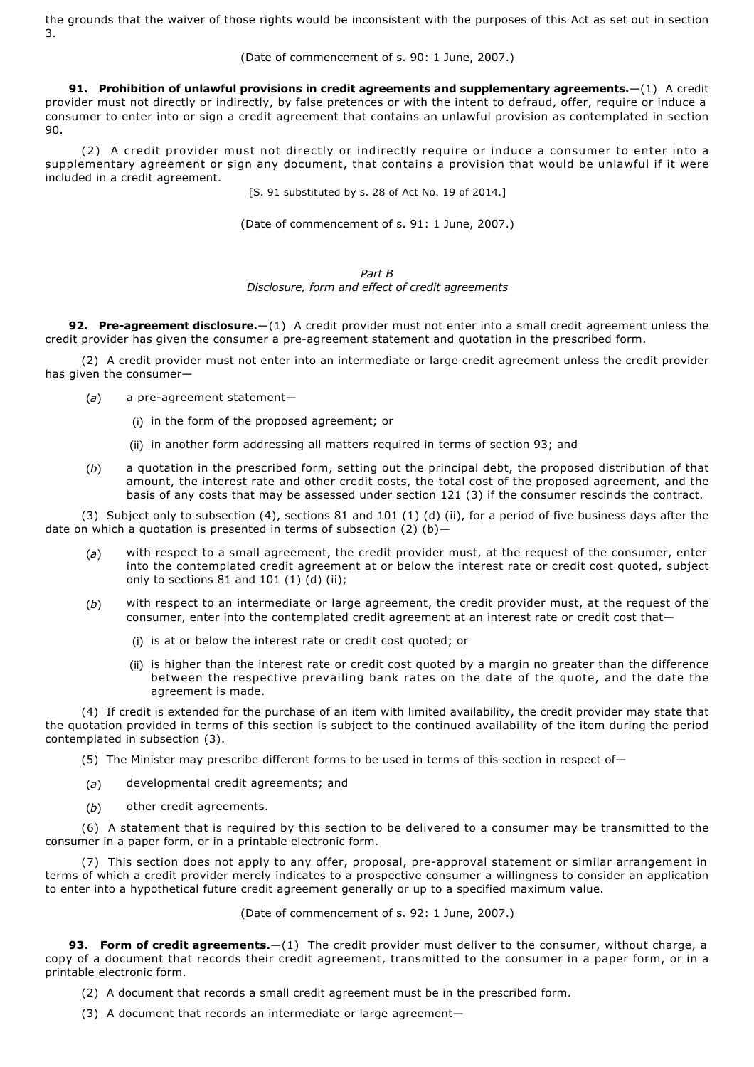the grounds that the waiver of those rights would be inconsistent with the purposes of this Act as set out in section 3.

(Date of commencement of s. 90: 1 June, 2007.)

**91. Prohibition of unlawful provisions in credit agreements and supplementary agreements.**—(1) A credit provider must not directly or indirectly, by false pretences or with the intent to defraud, offer, require or induce a consumer to enter into or sign a credit agreement that contains an unlawful provision as contemplated in section 90.

(2) A credit provider must not directly or indirectly require or induce a consumer to enter into a supplementary agreement or sign any document, that contains a provision that would be unlawful if it were included in a credit agreement.

[S. 91 substituted by s. 28 of Act No. 19 of 2014.]

(Date of commencement of s. 91: 1 June, 2007.)

*Part B*
*Disclosure, form and effect of credit agreements*

**92. Pre-agreement disclosure.**—(1) A credit provider must not enter into a small credit agreement unless the credit provider has given the consumer a pre-agreement statement and quotation in the prescribed form.

(2) A credit provider must not enter into an intermediate or large credit agreement unless the credit provider has given the consumer—

(*a*) a pre-agreement statement—

(i) in the form of the proposed agreement; or

(ii) in another form addressing all matters required in terms of section 93; and

(*b*) a quotation in the prescribed form, setting out the principal debt, the proposed distribution of that amount, the interest rate and other credit costs, the total cost of the proposed agreement, and the basis of any costs that may be assessed under section 121 (3) if the consumer rescinds the contract.

(3) Subject only to subsection (4), sections 81 and 101 (1) (d) (ii), for a period of five business days after the date on which a quotation is presented in terms of subsection (2) (b)—

(*a*) with respect to a small agreement, the credit provider must, at the request of the consumer, enter into the contemplated credit agreement at or below the interest rate or credit cost quoted, subject only to sections 81 and 101 (1) (d) (ii);

(*b*) with respect to an intermediate or large agreement, the credit provider must, at the request of the consumer, enter into the contemplated credit agreement at an interest rate or credit cost that—

(i) is at or below the interest rate or credit cost quoted; or

(ii) is higher than the interest rate or credit cost quoted by a margin no greater than the difference between the respective prevailing bank rates on the date of the quote, and the date the agreement is made.

(4) If credit is extended for the purchase of an item with limited availability, the credit provider may state that the quotation provided in terms of this section is subject to the continued availability of the item during the period contemplated in subsection (3).

(5) The Minister may prescribe different forms to be used in terms of this section in respect of—

(*a*) developmental credit agreements; and

(*b*) other credit agreements.

(6) A statement that is required by this section to be delivered to a consumer may be transmitted to the consumer in a paper form, or in a printable electronic form.

(7) This section does not apply to any offer, proposal, pre-approval statement or similar arrangement in terms of which a credit provider merely indicates to a prospective consumer a willingness to consider an application to enter into a hypothetical future credit agreement generally or up to a specified maximum value.

(Date of commencement of s. 92: 1 June, 2007.)

**93. Form of credit agreements.**—(1) The credit provider must deliver to the consumer, without charge, a copy of a document that records their credit agreement, transmitted to the consumer in a paper form, or in a printable electronic form.

(2) A document that records a small credit agreement must be in the prescribed form.

(3) A document that records an intermediate or large agreement—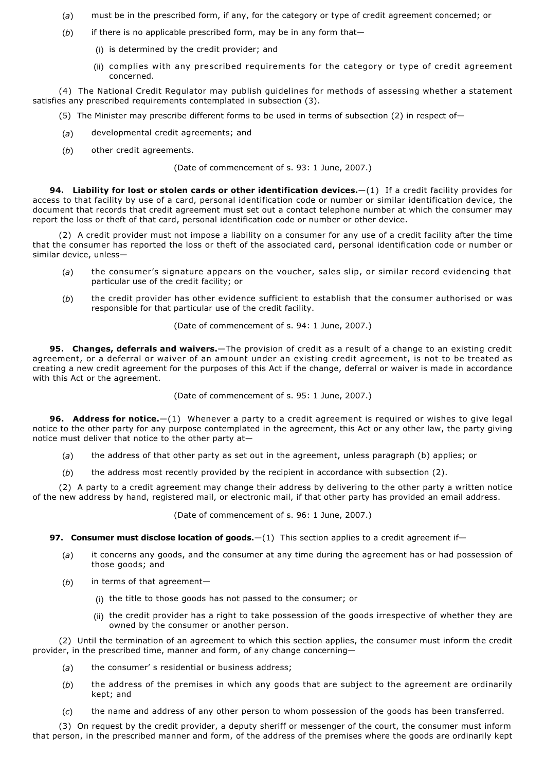(*a*) must be in the prescribed form, if any, for the category or type of credit agreement concerned; or

(*b*) if there is no applicable prescribed form, may be in any form that—

(i) is determined by the credit provider; and

(ii) complies with any prescribed requirements for the category or type of credit agreement concerned.

(4) The National Credit Regulator may publish guidelines for methods of assessing whether a statement satisfies any prescribed requirements contemplated in subsection (3).

(5) The Minister may prescribe different forms to be used in terms of subsection (2) in respect of—

(*a*) developmental credit agreements; and

(*b*) other credit agreements.

(Date of commencement of s. 93: 1 June, 2007.)

**94. Liability for lost or stolen cards or other identification devices.**—(1) If a credit facility provides for access to that facility by use of a card, personal identification code or number or similar identification device, the document that records that credit agreement must set out a contact telephone number at which the consumer may report the loss or theft of that card, personal identification code or number or other device.

(2) A credit provider must not impose a liability on a consumer for any use of a credit facility after the time that the consumer has reported the loss or theft of the associated card, personal identification code or number or similar device, unless—

(*a*) the consumer's signature appears on the voucher, sales slip, or similar record evidencing that particular use of the credit facility; or

(*b*) the credit provider has other evidence sufficient to establish that the consumer authorised or was responsible for that particular use of the credit facility.

(Date of commencement of s. 94: 1 June, 2007.)

**95. Changes, deferrals and waivers.**—The provision of credit as a result of a change to an existing credit agreement, or a deferral or waiver of an amount under an existing credit agreement, is not to be treated as creating a new credit agreement for the purposes of this Act if the change, deferral or waiver is made in accordance with this Act or the agreement.

(Date of commencement of s. 95: 1 June, 2007.)

**96. Address for notice.**—(1) Whenever a party to a credit agreement is required or wishes to give legal notice to the other party for any purpose contemplated in the agreement, this Act or any other law, the party giving notice must deliver that notice to the other party at—

(*a*) the address of that other party as set out in the agreement, unless paragraph (b) applies; or

(*b*) the address most recently provided by the recipient in accordance with subsection (2).

(2) A party to a credit agreement may change their address by delivering to the other party a written notice of the new address by hand, registered mail, or electronic mail, if that other party has provided an email address.

(Date of commencement of s. 96: 1 June, 2007.)

**97. Consumer must disclose location of goods.**—(1) This section applies to a credit agreement if—

(*a*) it concerns any goods, and the consumer at any time during the agreement has or had possession of those goods; and

(*b*) in terms of that agreement—

(i) the title to those goods has not passed to the consumer; or

(ii) the credit provider has a right to take possession of the goods irrespective of whether they are owned by the consumer or another person.

(2) Until the termination of an agreement to which this section applies, the consumer must inform the credit provider, in the prescribed time, manner and form, of any change concerning—

(*a*) the consumer' s residential or business address;

(*b*) the address of the premises in which any goods that are subject to the agreement are ordinarily kept; and

(*c*) the name and address of any other person to whom possession of the goods has been transferred.

(3) On request by the credit provider, a deputy sheriff or messenger of the court, the consumer must inform that person, in the prescribed manner and form, of the address of the premises where the goods are ordinarily kept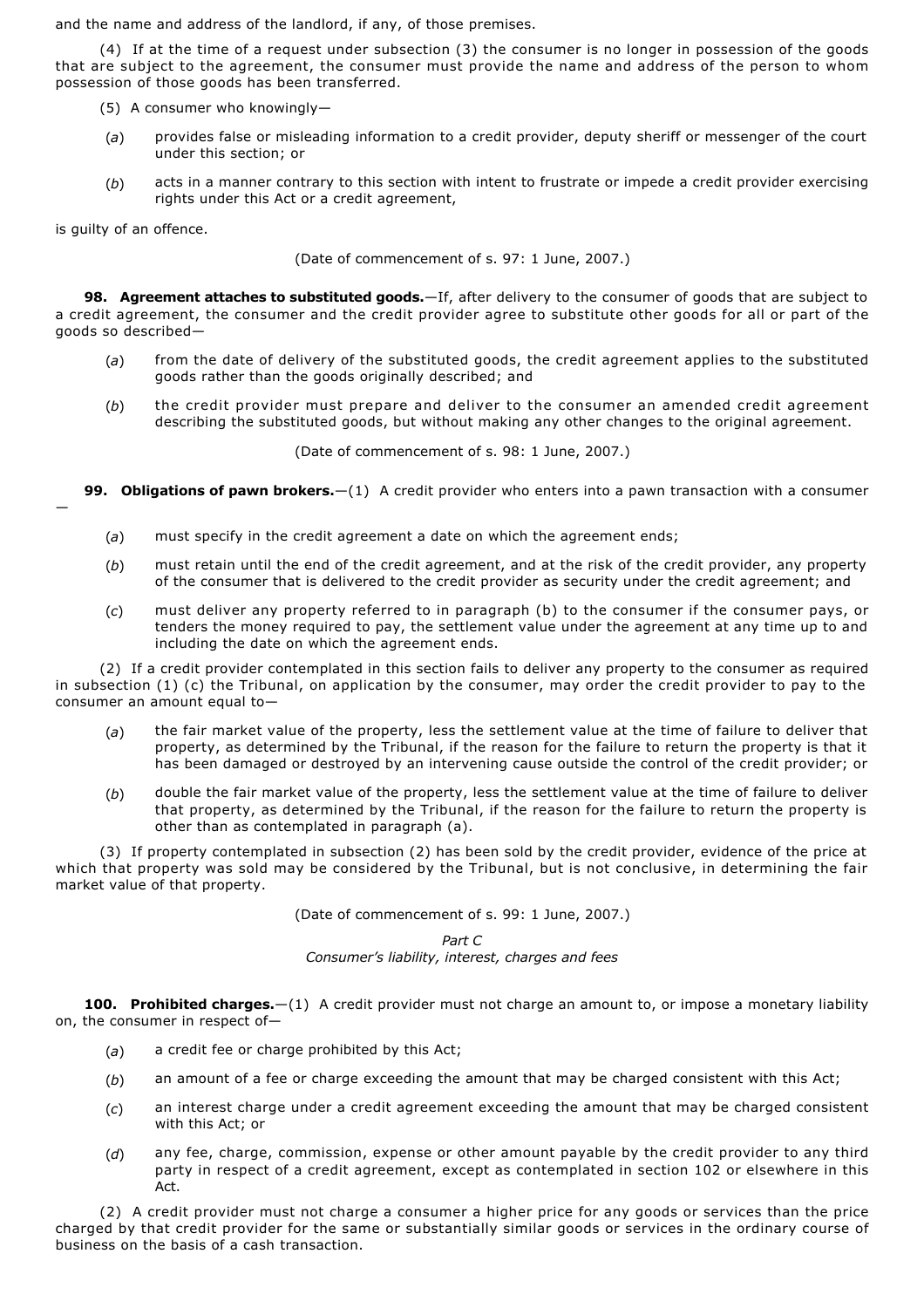and the name and address of the landlord, if any, of those premises.

(4) If at the time of a request under subsection (3) the consumer is no longer in possession of the goods that are subject to the agreement, the consumer must provide the name and address of the person to whom possession of those goods has been transferred.

(5) A consumer who knowingly—

(*a*) provides false or misleading information to a credit provider, deputy sheriff or messenger of the court under this section; or

(*b*) acts in a manner contrary to this section with intent to frustrate or impede a credit provider exercising rights under this Act or a credit agreement,

is guilty of an offence.

(Date of commencement of s. 97: 1 June, 2007.)

**98. Agreement attaches to substituted goods.**—If, after delivery to the consumer of goods that are subject to a credit agreement, the consumer and the credit provider agree to substitute other goods for all or part of the goods so described—

(*a*) from the date of delivery of the substituted goods, the credit agreement applies to the substituted goods rather than the goods originally described; and

(*b*) the credit provider must prepare and deliver to the consumer an amended credit agreement describing the substituted goods, but without making any other changes to the original agreement.

(Date of commencement of s. 98: 1 June, 2007.)

**99. Obligations of pawn brokers.**—(1) A credit provider who enters into a pawn transaction with a consumer —

(*a*) must specify in the credit agreement a date on which the agreement ends;

(*b*) must retain until the end of the credit agreement, and at the risk of the credit provider, any property of the consumer that is delivered to the credit provider as security under the credit agreement; and

(*c*) must deliver any property referred to in paragraph (b) to the consumer if the consumer pays, or tenders the money required to pay, the settlement value under the agreement at any time up to and including the date on which the agreement ends.

(2) If a credit provider contemplated in this section fails to deliver any property to the consumer as required in subsection (1) (c) the Tribunal, on application by the consumer, may order the credit provider to pay to the consumer an amount equal to—

(*a*) the fair market value of the property, less the settlement value at the time of failure to deliver that property, as determined by the Tribunal, if the reason for the failure to return the property is that it has been damaged or destroyed by an intervening cause outside the control of the credit provider; or

(*b*) double the fair market value of the property, less the settlement value at the time of failure to deliver that property, as determined by the Tribunal, if the reason for the failure to return the property is other than as contemplated in paragraph (a).

(3) If property contemplated in subsection (2) has been sold by the credit provider, evidence of the price at which that property was sold may be considered by the Tribunal, but is not conclusive, in determining the fair market value of that property.

(Date of commencement of s. 99: 1 June, 2007.)

*Part C*
*Consumer's liability, interest, charges and fees*

**100. Prohibited charges.**—(1) A credit provider must not charge an amount to, or impose a monetary liability on, the consumer in respect of—

(*a*) a credit fee or charge prohibited by this Act;

(*b*) an amount of a fee or charge exceeding the amount that may be charged consistent with this Act;

(*c*) an interest charge under a credit agreement exceeding the amount that may be charged consistent with this Act; or

(*d*) any fee, charge, commission, expense or other amount payable by the credit provider to any third party in respect of a credit agreement, except as contemplated in section 102 or elsewhere in this Act.

(2) A credit provider must not charge a consumer a higher price for any goods or services than the price charged by that credit provider for the same or substantially similar goods or services in the ordinary course of business on the basis of a cash transaction.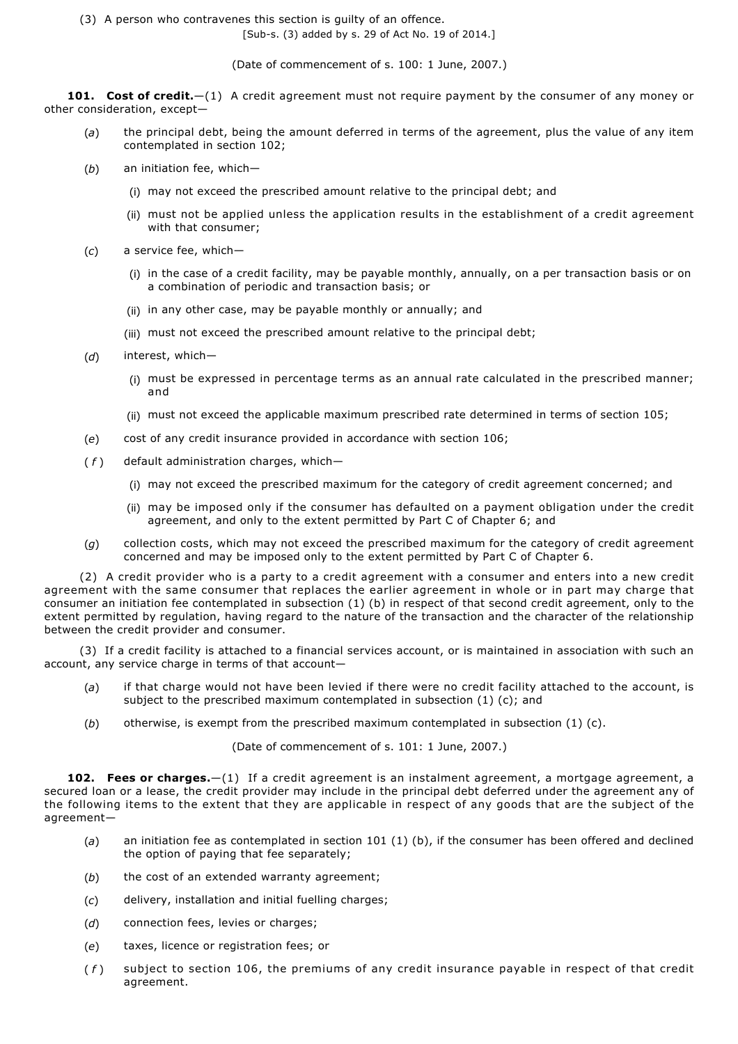(3) A person who contravenes this section is guilty of an offence.

[Sub-s. (3) added by s. 29 of Act No. 19 of 2014.]

(Date of commencement of s. 100: 1 June, 2007.)

**101. Cost of credit.**—(1) A credit agreement must not require payment by the consumer of any money or other consideration, except—

(*a*) the principal debt, being the amount deferred in terms of the agreement, plus the value of any item contemplated in section 102;

(*b*) an initiation fee, which—

(i) may not exceed the prescribed amount relative to the principal debt; and

(ii) must not be applied unless the application results in the establishment of a credit agreement with that consumer;

(*c*) a service fee, which—

(i) in the case of a credit facility, may be payable monthly, annually, on a per transaction basis or on a combination of periodic and transaction basis; or

(ii) in any other case, may be payable monthly or annually; and

(iii) must not exceed the prescribed amount relative to the principal debt;

(*d*) interest, which—

(i) must be expressed in percentage terms as an annual rate calculated in the prescribed manner; and

(ii) must not exceed the applicable maximum prescribed rate determined in terms of section 105;

(*e*) cost of any credit insurance provided in accordance with section 106;

(*f*) default administration charges, which—

(i) may not exceed the prescribed maximum for the category of credit agreement concerned; and

(ii) may be imposed only if the consumer has defaulted on a payment obligation under the credit agreement, and only to the extent permitted by Part C of Chapter 6; and

(*g*) collection costs, which may not exceed the prescribed maximum for the category of credit agreement concerned and may be imposed only to the extent permitted by Part C of Chapter 6.

(2) A credit provider who is a party to a credit agreement with a consumer and enters into a new credit agreement with the same consumer that replaces the earlier agreement in whole or in part may charge that consumer an initiation fee contemplated in subsection (1) (b) in respect of that second credit agreement, only to the extent permitted by regulation, having regard to the nature of the transaction and the character of the relationship between the credit provider and consumer.

(3) If a credit facility is attached to a financial services account, or is maintained in association with such an account, any service charge in terms of that account—

(*a*) if that charge would not have been levied if there were no credit facility attached to the account, is subject to the prescribed maximum contemplated in subsection (1) (c); and

(*b*) otherwise, is exempt from the prescribed maximum contemplated in subsection (1) (c).

(Date of commencement of s. 101: 1 June, 2007.)

**102. Fees or charges.**—(1) If a credit agreement is an instalment agreement, a mortgage agreement, a secured loan or a lease, the credit provider may include in the principal debt deferred under the agreement any of the following items to the extent that they are applicable in respect of any goods that are the subject of the agreement—

(*a*) an initiation fee as contemplated in section 101 (1) (b), if the consumer has been offered and declined the option of paying that fee separately;

(*b*) the cost of an extended warranty agreement;

(*c*) delivery, installation and initial fuelling charges;

(*d*) connection fees, levies or charges;

(*e*) taxes, licence or registration fees; or

(*f*) subject to section 106, the premiums of any credit insurance payable in respect of that credit agreement.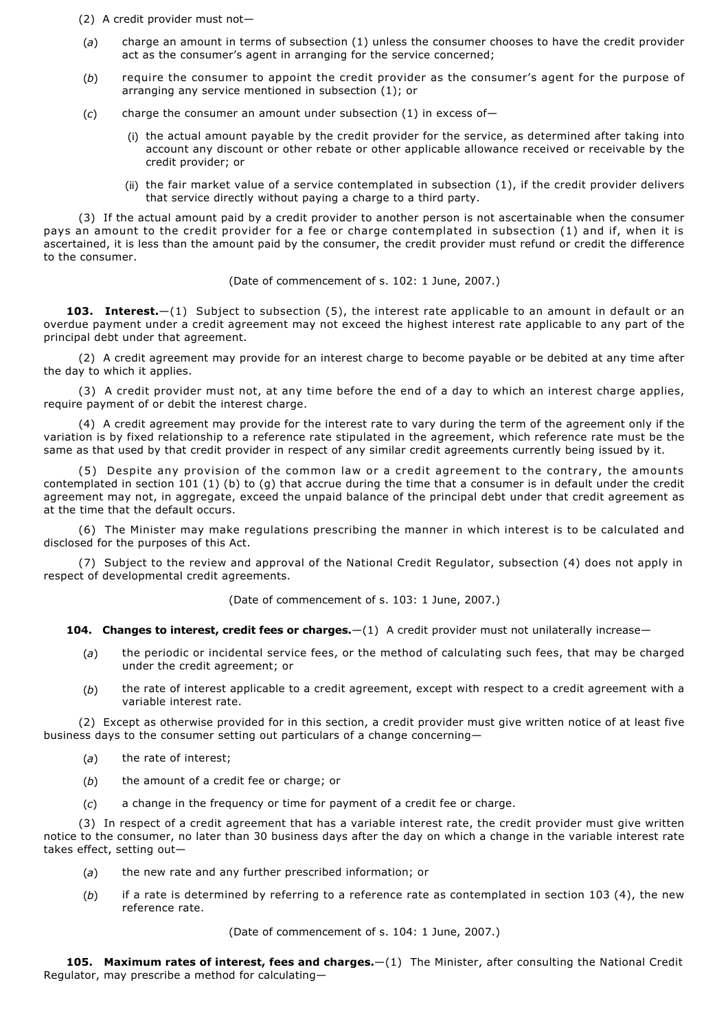(2) A credit provider must not—

(*a*) charge an amount in terms of subsection (1) unless the consumer chooses to have the credit provider act as the consumer's agent in arranging for the service concerned;

(*b*) require the consumer to appoint the credit provider as the consumer's agent for the purpose of arranging any service mentioned in subsection (1); or

(*c*) charge the consumer an amount under subsection (1) in excess of—

(i) the actual amount payable by the credit provider for the service, as determined after taking into account any discount or other rebate or other applicable allowance received or receivable by the credit provider; or

(ii) the fair market value of a service contemplated in subsection (1), if the credit provider delivers that service directly without paying a charge to a third party.

(3) If the actual amount paid by a credit provider to another person is not ascertainable when the consumer pays an amount to the credit provider for a fee or charge contemplated in subsection (1) and if, when it is ascertained, it is less than the amount paid by the consumer, the credit provider must refund or credit the difference to the consumer.

(Date of commencement of s. 102: 1 June, 2007.)

**103. Interest.**—(1) Subject to subsection (5), the interest rate applicable to an amount in default or an overdue payment under a credit agreement may not exceed the highest interest rate applicable to any part of the principal debt under that agreement.

(2) A credit agreement may provide for an interest charge to become payable or be debited at any time after the day to which it applies.

(3) A credit provider must not, at any time before the end of a day to which an interest charge applies, require payment of or debit the interest charge.

(4) A credit agreement may provide for the interest rate to vary during the term of the agreement only if the variation is by fixed relationship to a reference rate stipulated in the agreement, which reference rate must be the same as that used by that credit provider in respect of any similar credit agreements currently being issued by it.

(5) Despite any provision of the common law or a credit agreement to the contrary, the amounts contemplated in section 101 (1) (b) to (g) that accrue during the time that a consumer is in default under the credit agreement may not, in aggregate, exceed the unpaid balance of the principal debt under that credit agreement as at the time that the default occurs.

(6) The Minister may make regulations prescribing the manner in which interest is to be calculated and disclosed for the purposes of this Act.

(7) Subject to the review and approval of the National Credit Regulator, subsection (4) does not apply in respect of developmental credit agreements.

(Date of commencement of s. 103: 1 June, 2007.)

**104. Changes to interest, credit fees or charges.**—(1) A credit provider must not unilaterally increase—

(*a*) the periodic or incidental service fees, or the method of calculating such fees, that may be charged under the credit agreement; or

(*b*) the rate of interest applicable to a credit agreement, except with respect to a credit agreement with a variable interest rate.

(2) Except as otherwise provided for in this section, a credit provider must give written notice of at least five business days to the consumer setting out particulars of a change concerning—

(*a*) the rate of interest;

(*b*) the amount of a credit fee or charge; or

(*c*) a change in the frequency or time for payment of a credit fee or charge.

(3) In respect of a credit agreement that has a variable interest rate, the credit provider must give written notice to the consumer, no later than 30 business days after the day on which a change in the variable interest rate takes effect, setting out—

(*a*) the new rate and any further prescribed information; or

(*b*) if a rate is determined by referring to a reference rate as contemplated in section 103 (4), the new reference rate.

(Date of commencement of s. 104: 1 June, 2007.)

**105. Maximum rates of interest, fees and charges.**—(1) The Minister, after consulting the National Credit Regulator, may prescribe a method for calculating—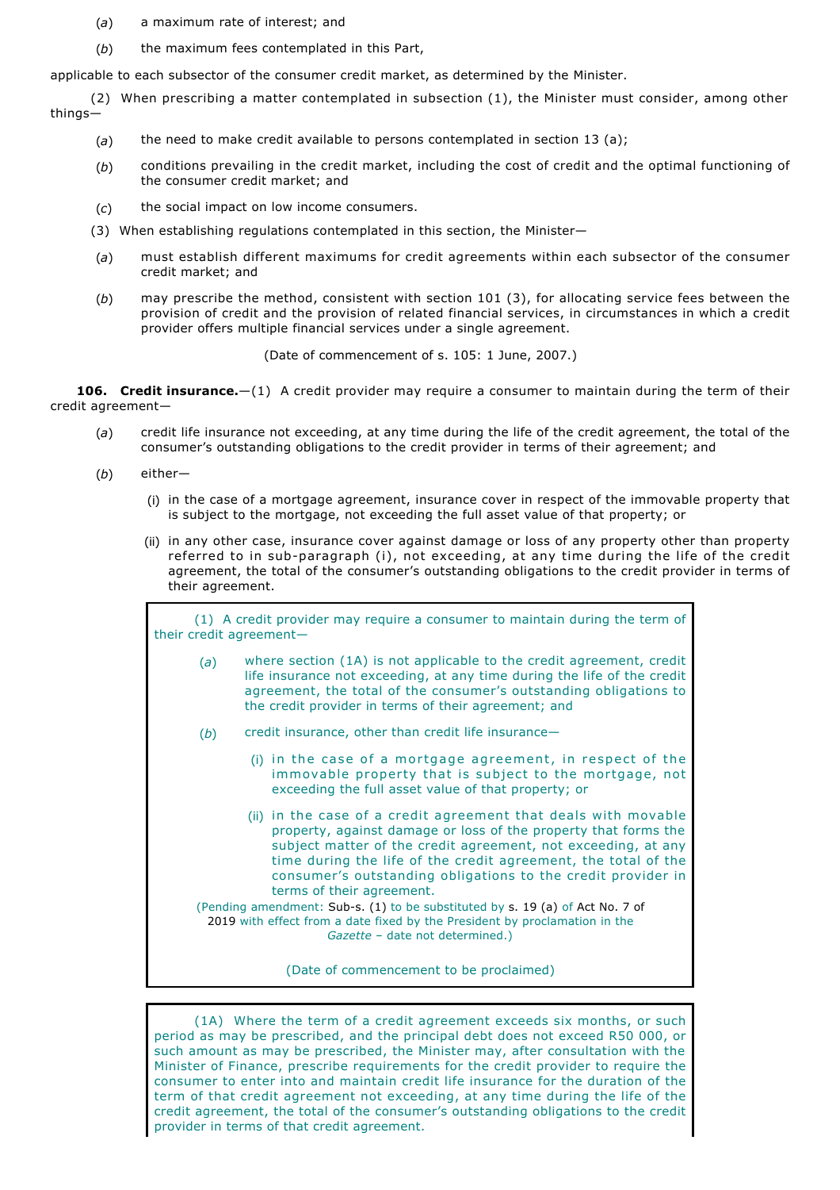(*a*) a maximum rate of interest; and

(*b*) the maximum fees contemplated in this Part,

applicable to each subsector of the consumer credit market, as determined by the Minister.

(2) When prescribing a matter contemplated in subsection (1), the Minister must consider, among other things—

(*a*) the need to make credit available to persons contemplated in section 13 (a);

(*b*) conditions prevailing in the credit market, including the cost of credit and the optimal functioning of the consumer credit market; and

(*c*) the social impact on low income consumers.

(3) When establishing regulations contemplated in this section, the Minister—

(*a*) must establish different maximums for credit agreements within each subsector of the consumer credit market; and

(*b*) may prescribe the method, consistent with section 101 (3), for allocating service fees between the provision of credit and the provision of related financial services, in circumstances in which a credit provider offers multiple financial services under a single agreement.

(Date of commencement of s. 105: 1 June, 2007.)

**106. Credit insurance.**—(1) A credit provider may require a consumer to maintain during the term of their credit agreement—

(*a*) credit life insurance not exceeding, at any time during the life of the credit agreement, the total of the consumer's outstanding obligations to the credit provider in terms of their agreement; and

(*b*) either—

(i) in the case of a mortgage agreement, insurance cover in respect of the immovable property that is subject to the mortgage, not exceeding the full asset value of that property; or

(ii) in any other case, insurance cover against damage or loss of any property other than property referred to in sub-paragraph (i), not exceeding, at any time during the life of the credit agreement, the total of the consumer's outstanding obligations to the credit provider in terms of their agreement.

> (1) A credit provider may require a consumer to maintain during the term of their credit agreement—
>
> (*a*) where section (1A) is not applicable to the credit agreement, credit life insurance not exceeding, at any time during the life of the credit agreement, the total of the consumer's outstanding obligations to the credit provider in terms of their agreement; and
>
> (*b*) credit insurance, other than credit life insurance—
>
> (i) in the case of a mortgage agreement, in respect of the immovable property that is subject to the mortgage, not exceeding the full asset value of that property; or
>
> (ii) in the case of a credit agreement that deals with movable property, against damage or loss of the property that forms the subject matter of the credit agreement, not exceeding, at any time during the life of the credit agreement, the total of the consumer's outstanding obligations to the credit provider in terms of their agreement.
>
> (Pending amendment: Sub-s. (1) to be substituted by s. 19 (a) of Act No. 7 of 2019 with effect from a date fixed by the President by proclamation in the *Gazette* – date not determined.)
>
> (Date of commencement to be proclaimed)

> (1A) Where the term of a credit agreement exceeds six months, or such period as may be prescribed, and the principal debt does not exceed R50 000, or such amount as may be prescribed, the Minister may, after consultation with the Minister of Finance, prescribe requirements for the credit provider to require the consumer to enter into and maintain credit life insurance for the duration of the term of that credit agreement not exceeding, at any time during the life of the credit agreement, the total of the consumer's outstanding obligations to the credit provider in terms of that credit agreement.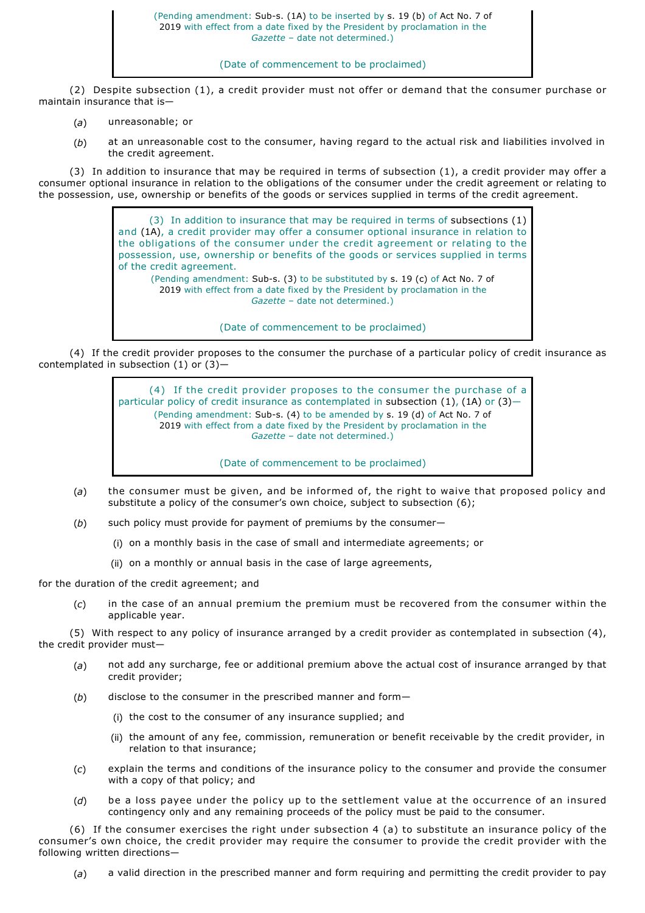> (Pending amendment: Sub-s. (1A) to be inserted by s. 19 (b) of Act No. 7 of 2019 with effect from a date fixed by the President by proclamation in the *Gazette* – date not determined.)
>
> (Date of commencement to be proclaimed)

(2) Despite subsection (1), a credit provider must not offer or demand that the consumer purchase or maintain insurance that is—

(*a*) unreasonable; or

(*b*) at an unreasonable cost to the consumer, having regard to the actual risk and liabilities involved in the credit agreement.

(3) In addition to insurance that may be required in terms of subsection (1), a credit provider may offer a consumer optional insurance in relation to the obligations of the consumer under the credit agreement or relating to the possession, use, ownership or benefits of the goods or services supplied in terms of the credit agreement.

> (3) In addition to insurance that may be required in terms of subsections (1) and (1A), a credit provider may offer a consumer optional insurance in relation to the obligations of the consumer under the credit agreement or relating to the possession, use, ownership or benefits of the goods or services supplied in terms of the credit agreement.
>
> (Pending amendment: Sub-s. (3) to be substituted by s. 19 (c) of Act No. 7 of 2019 with effect from a date fixed by the President by proclamation in the *Gazette* – date not determined.)
>
> (Date of commencement to be proclaimed)

(4) If the credit provider proposes to the consumer the purchase of a particular policy of credit insurance as contemplated in subsection (1) or (3)—

> (4) If the credit provider proposes to the consumer the purchase of a particular policy of credit insurance as contemplated in subsection (1), (1A) or (3)—
>
> (Pending amendment: Sub-s. (4) to be amended by s. 19 (d) of Act No. 7 of 2019 with effect from a date fixed by the President by proclamation in the *Gazette* – date not determined.)
>
> (Date of commencement to be proclaimed)

(*a*) the consumer must be given, and be informed of, the right to waive that proposed policy and substitute a policy of the consumer's own choice, subject to subsection (6);

(*b*) such policy must provide for payment of premiums by the consumer—

(i) on a monthly basis in the case of small and intermediate agreements; or

(ii) on a monthly or annual basis in the case of large agreements,

for the duration of the credit agreement; and

(*c*) in the case of an annual premium the premium must be recovered from the consumer within the applicable year.

(5) With respect to any policy of insurance arranged by a credit provider as contemplated in subsection (4), the credit provider must—

(*a*) not add any surcharge, fee or additional premium above the actual cost of insurance arranged by that credit provider;

(*b*) disclose to the consumer in the prescribed manner and form—

(i) the cost to the consumer of any insurance supplied; and

(ii) the amount of any fee, commission, remuneration or benefit receivable by the credit provider, in relation to that insurance;

(*c*) explain the terms and conditions of the insurance policy to the consumer and provide the consumer with a copy of that policy; and

(*d*) be a loss payee under the policy up to the settlement value at the occurrence of an insured contingency only and any remaining proceeds of the policy must be paid to the consumer.

(6) If the consumer exercises the right under subsection 4 (a) to substitute an insurance policy of the consumer's own choice, the credit provider may require the consumer to provide the credit provider with the following written directions—

(*a*) a valid direction in the prescribed manner and form requiring and permitting the credit provider to pay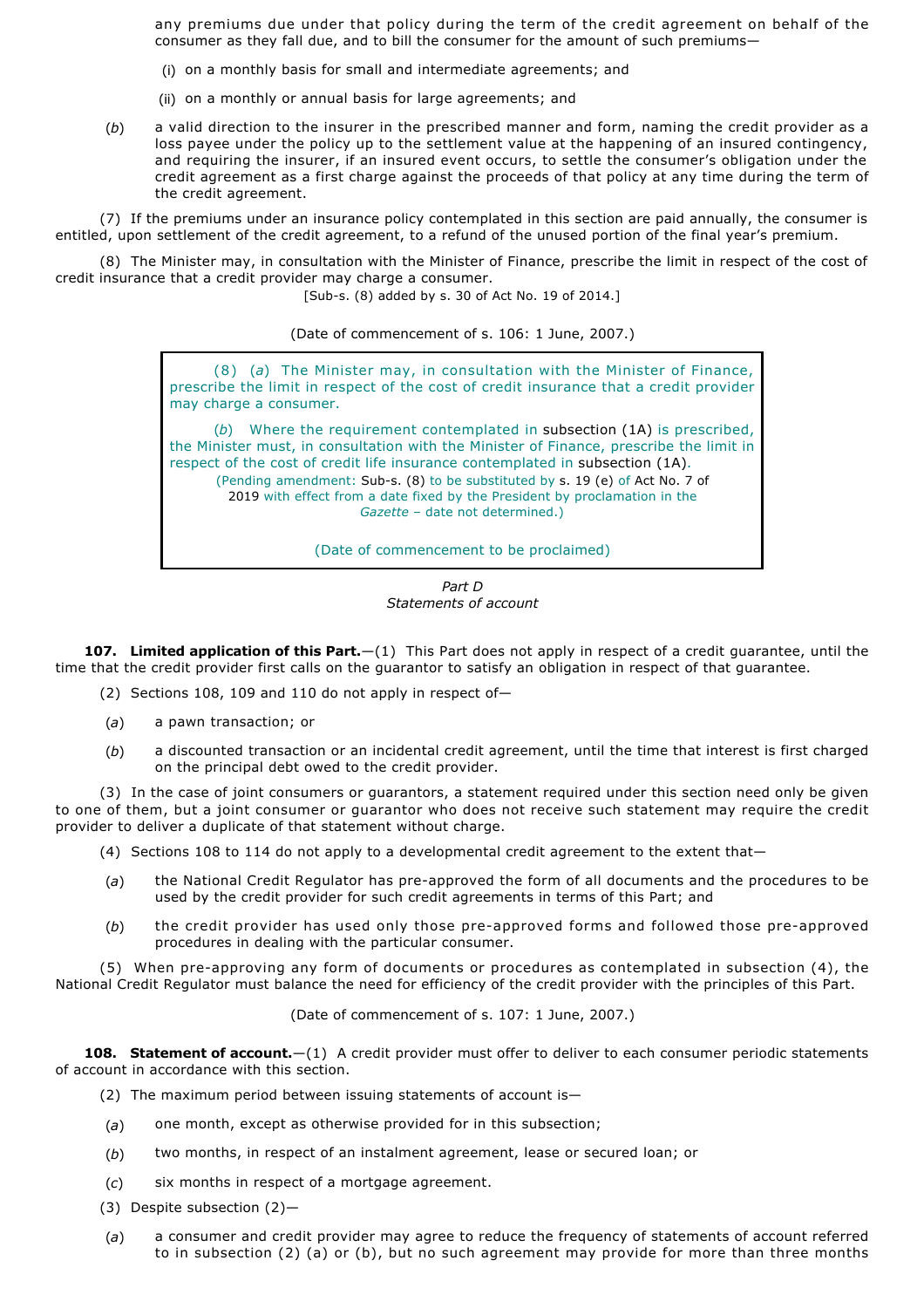any premiums due under that policy during the term of the credit agreement on behalf of the consumer as they fall due, and to bill the consumer for the amount of such premiums—

(i) on a monthly basis for small and intermediate agreements; and

(ii) on a monthly or annual basis for large agreements; and

(*b*) a valid direction to the insurer in the prescribed manner and form, naming the credit provider as a loss payee under the policy up to the settlement value at the happening of an insured contingency, and requiring the insurer, if an insured event occurs, to settle the consumer's obligation under the credit agreement as a first charge against the proceeds of that policy at any time during the term of the credit agreement.

(7) If the premiums under an insurance policy contemplated in this section are paid annually, the consumer is entitled, upon settlement of the credit agreement, to a refund of the unused portion of the final year's premium.

(8) The Minister may, in consultation with the Minister of Finance, prescribe the limit in respect of the cost of credit insurance that a credit provider may charge a consumer.

[Sub-s. (8) added by s. 30 of Act No. 19 of 2014.]

(Date of commencement of s. 106: 1 June, 2007.)

> (8) (*a*) The Minister may, in consultation with the Minister of Finance, prescribe the limit in respect of the cost of credit insurance that a credit provider may charge a consumer.
>
> (*b*) Where the requirement contemplated in subsection (1A) is prescribed, the Minister must, in consultation with the Minister of Finance, prescribe the limit in respect of the cost of credit life insurance contemplated in subsection (1A).
>
> (Pending amendment: Sub-s. (8) to be substituted by s. 19 (e) of Act No. 7 of 2019 with effect from a date fixed by the President by proclamation in the *Gazette* – date not determined.)
>
> (Date of commencement to be proclaimed)

*Part D*
*Statements of account*

**107. Limited application of this Part.**—(1) This Part does not apply in respect of a credit guarantee, until the time that the credit provider first calls on the guarantor to satisfy an obligation in respect of that guarantee.

(2) Sections 108, 109 and 110 do not apply in respect of—

(*a*) a pawn transaction; or

(*b*) a discounted transaction or an incidental credit agreement, until the time that interest is first charged on the principal debt owed to the credit provider.

(3) In the case of joint consumers or guarantors, a statement required under this section need only be given to one of them, but a joint consumer or guarantor who does not receive such statement may require the credit provider to deliver a duplicate of that statement without charge.

(4) Sections 108 to 114 do not apply to a developmental credit agreement to the extent that—

(*a*) the National Credit Regulator has pre-approved the form of all documents and the procedures to be used by the credit provider for such credit agreements in terms of this Part; and

(*b*) the credit provider has used only those pre-approved forms and followed those pre-approved procedures in dealing with the particular consumer.

(5) When pre-approving any form of documents or procedures as contemplated in subsection (4), the National Credit Regulator must balance the need for efficiency of the credit provider with the principles of this Part.

(Date of commencement of s. 107: 1 June, 2007.)

**108. Statement of account.**—(1) A credit provider must offer to deliver to each consumer periodic statements of account in accordance with this section.

(2) The maximum period between issuing statements of account is—

(*a*) one month, except as otherwise provided for in this subsection;

(*b*) two months, in respect of an instalment agreement, lease or secured loan; or

(*c*) six months in respect of a mortgage agreement.

(3) Despite subsection (2)—

(*a*) a consumer and credit provider may agree to reduce the frequency of statements of account referred to in subsection (2) (a) or (b), but no such agreement may provide for more than three months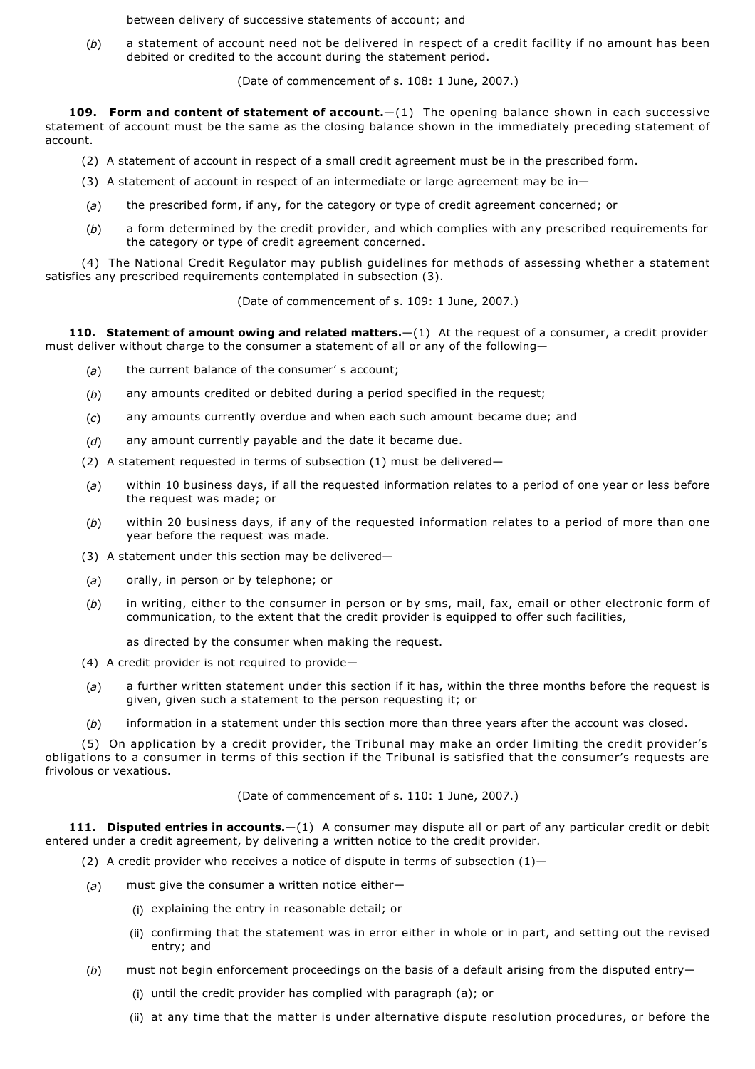between delivery of successive statements of account; and

(*b*) a statement of account need not be delivered in respect of a credit facility if no amount has been debited or credited to the account during the statement period.

(Date of commencement of s. 108: 1 June, 2007.)

**109. Form and content of statement of account.**—(1) The opening balance shown in each successive statement of account must be the same as the closing balance shown in the immediately preceding statement of account.

(2) A statement of account in respect of a small credit agreement must be in the prescribed form.

(3) A statement of account in respect of an intermediate or large agreement may be in—

(*a*) the prescribed form, if any, for the category or type of credit agreement concerned; or

(*b*) a form determined by the credit provider, and which complies with any prescribed requirements for the category or type of credit agreement concerned.

(4) The National Credit Regulator may publish guidelines for methods of assessing whether a statement satisfies any prescribed requirements contemplated in subsection (3).

(Date of commencement of s. 109: 1 June, 2007.)

**110. Statement of amount owing and related matters.**—(1) At the request of a consumer, a credit provider must deliver without charge to the consumer a statement of all or any of the following—

(*a*) the current balance of the consumer' s account;

(*b*) any amounts credited or debited during a period specified in the request;

(*c*) any amounts currently overdue and when each such amount became due; and

(*d*) any amount currently payable and the date it became due.

(2) A statement requested in terms of subsection (1) must be delivered—

(*a*) within 10 business days, if all the requested information relates to a period of one year or less before the request was made; or

(*b*) within 20 business days, if any of the requested information relates to a period of more than one year before the request was made.

(3) A statement under this section may be delivered—

(*a*) orally, in person or by telephone; or

(*b*) in writing, either to the consumer in person or by sms, mail, fax, email or other electronic form of communication, to the extent that the credit provider is equipped to offer such facilities,

as directed by the consumer when making the request.

(4) A credit provider is not required to provide—

(*a*) a further written statement under this section if it has, within the three months before the request is given, given such a statement to the person requesting it; or

(*b*) information in a statement under this section more than three years after the account was closed.

(5) On application by a credit provider, the Tribunal may make an order limiting the credit provider's obligations to a consumer in terms of this section if the Tribunal is satisfied that the consumer's requests are frivolous or vexatious.

(Date of commencement of s. 110: 1 June, 2007.)

**111. Disputed entries in accounts.**—(1) A consumer may dispute all or part of any particular credit or debit entered under a credit agreement, by delivering a written notice to the credit provider.

(2) A credit provider who receives a notice of dispute in terms of subsection (1)—

(*a*) must give the consumer a written notice either—

(i) explaining the entry in reasonable detail; or

(ii) confirming that the statement was in error either in whole or in part, and setting out the revised entry; and

(*b*) must not begin enforcement proceedings on the basis of a default arising from the disputed entry—

(i) until the credit provider has complied with paragraph (a); or

(ii) at any time that the matter is under alternative dispute resolution procedures, or before the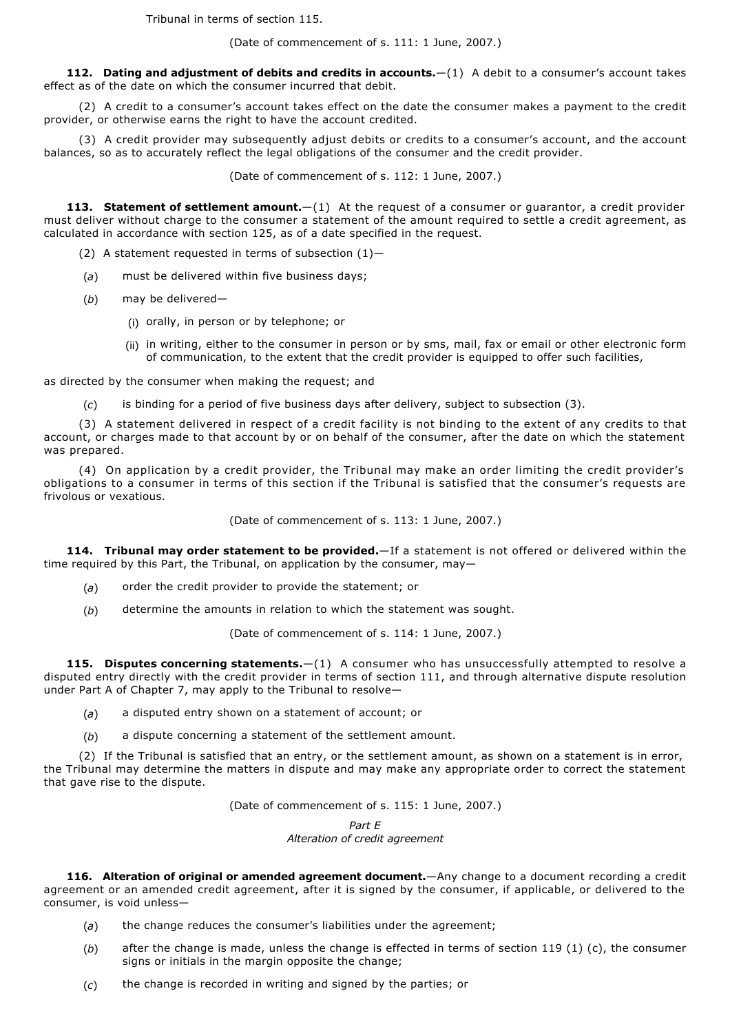Tribunal in terms of section 115.

(Date of commencement of s. 111: 1 June, 2007.)

**112. Dating and adjustment of debits and credits in accounts.**—(1) A debit to a consumer's account takes effect as of the date on which the consumer incurred that debit.

(2) A credit to a consumer's account takes effect on the date the consumer makes a payment to the credit provider, or otherwise earns the right to have the account credited.

(3) A credit provider may subsequently adjust debits or credits to a consumer's account, and the account balances, so as to accurately reflect the legal obligations of the consumer and the credit provider.

(Date of commencement of s. 112: 1 June, 2007.)

**113. Statement of settlement amount.**—(1) At the request of a consumer or guarantor, a credit provider must deliver without charge to the consumer a statement of the amount required to settle a credit agreement, as calculated in accordance with section 125, as of a date specified in the request.

(2) A statement requested in terms of subsection (1)—

(*a*) must be delivered within five business days;

(*b*) may be delivered—

(i) orally, in person or by telephone; or

(ii) in writing, either to the consumer in person or by sms, mail, fax or email or other electronic form of communication, to the extent that the credit provider is equipped to offer such facilities,

as directed by the consumer when making the request; and

(*c*) is binding for a period of five business days after delivery, subject to subsection (3).

(3) A statement delivered in respect of a credit facility is not binding to the extent of any credits to that account, or charges made to that account by or on behalf of the consumer, after the date on which the statement was prepared.

(4) On application by a credit provider, the Tribunal may make an order limiting the credit provider's obligations to a consumer in terms of this section if the Tribunal is satisfied that the consumer's requests are frivolous or vexatious.

(Date of commencement of s. 113: 1 June, 2007.)

**114. Tribunal may order statement to be provided.**—If a statement is not offered or delivered within the time required by this Part, the Tribunal, on application by the consumer, may—

(*a*) order the credit provider to provide the statement; or

(*b*) determine the amounts in relation to which the statement was sought.

(Date of commencement of s. 114: 1 June, 2007.)

**115. Disputes concerning statements.**—(1) A consumer who has unsuccessfully attempted to resolve a disputed entry directly with the credit provider in terms of section 111, and through alternative dispute resolution under Part A of Chapter 7, may apply to the Tribunal to resolve—

(*a*) a disputed entry shown on a statement of account; or

(*b*) a dispute concerning a statement of the settlement amount.

(2) If the Tribunal is satisfied that an entry, or the settlement amount, as shown on a statement is in error, the Tribunal may determine the matters in dispute and may make any appropriate order to correct the statement that gave rise to the dispute.

(Date of commencement of s. 115: 1 June, 2007.)

*Part E*
*Alteration of credit agreement*

**116. Alteration of original or amended agreement document.**—Any change to a document recording a credit agreement or an amended credit agreement, after it is signed by the consumer, if applicable, or delivered to the consumer, is void unless—

(*a*) the change reduces the consumer's liabilities under the agreement;

(*b*) after the change is made, unless the change is effected in terms of section 119 (1) (c), the consumer signs or initials in the margin opposite the change;

(*c*) the change is recorded in writing and signed by the parties; or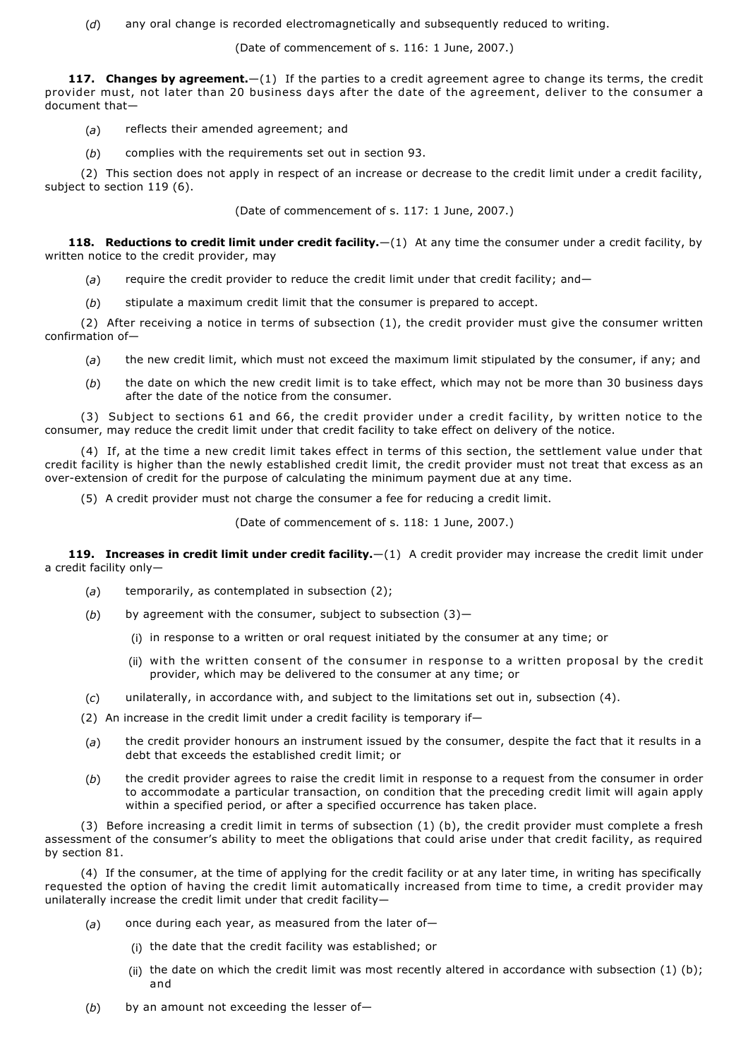(*d*) any oral change is recorded electromagnetically and subsequently reduced to writing.

(Date of commencement of s. 116: 1 June, 2007.)

**117. Changes by agreement.**—(1) If the parties to a credit agreement agree to change its terms, the credit provider must, not later than 20 business days after the date of the agreement, deliver to the consumer a document that—

(*a*) reflects their amended agreement; and

(*b*) complies with the requirements set out in section 93.

(2) This section does not apply in respect of an increase or decrease to the credit limit under a credit facility, subject to section 119 (6).

(Date of commencement of s. 117: 1 June, 2007.)

**118. Reductions to credit limit under credit facility.**—(1) At any time the consumer under a credit facility, by written notice to the credit provider, may

(*a*) require the credit provider to reduce the credit limit under that credit facility; and—

(*b*) stipulate a maximum credit limit that the consumer is prepared to accept.

(2) After receiving a notice in terms of subsection (1), the credit provider must give the consumer written confirmation of—

(*a*) the new credit limit, which must not exceed the maximum limit stipulated by the consumer, if any; and

(*b*) the date on which the new credit limit is to take effect, which may not be more than 30 business days after the date of the notice from the consumer.

(3) Subject to sections 61 and 66, the credit provider under a credit facility, by written notice to the consumer, may reduce the credit limit under that credit facility to take effect on delivery of the notice.

(4) If, at the time a new credit limit takes effect in terms of this section, the settlement value under that credit facility is higher than the newly established credit limit, the credit provider must not treat that excess as an over-extension of credit for the purpose of calculating the minimum payment due at any time.

(5) A credit provider must not charge the consumer a fee for reducing a credit limit.

(Date of commencement of s. 118: 1 June, 2007.)

**119. Increases in credit limit under credit facility.**—(1) A credit provider may increase the credit limit under a credit facility only—

(*a*) temporarily, as contemplated in subsection (2);

(*b*) by agreement with the consumer, subject to subsection (3)—

(i) in response to a written or oral request initiated by the consumer at any time; or

(ii) with the written consent of the consumer in response to a written proposal by the credit provider, which may be delivered to the consumer at any time; or

(*c*) unilaterally, in accordance with, and subject to the limitations set out in, subsection (4).

(2) An increase in the credit limit under a credit facility is temporary if—

(*a*) the credit provider honours an instrument issued by the consumer, despite the fact that it results in a debt that exceeds the established credit limit; or

(*b*) the credit provider agrees to raise the credit limit in response to a request from the consumer in order to accommodate a particular transaction, on condition that the preceding credit limit will again apply within a specified period, or after a specified occurrence has taken place.

(3) Before increasing a credit limit in terms of subsection (1) (b), the credit provider must complete a fresh assessment of the consumer's ability to meet the obligations that could arise under that credit facility, as required by section 81.

(4) If the consumer, at the time of applying for the credit facility or at any later time, in writing has specifically requested the option of having the credit limit automatically increased from time to time, a credit provider may unilaterally increase the credit limit under that credit facility—

(*a*) once during each year, as measured from the later of—

(i) the date that the credit facility was established; or

(ii) the date on which the credit limit was most recently altered in accordance with subsection (1) (b); and

(*b*) by an amount not exceeding the lesser of—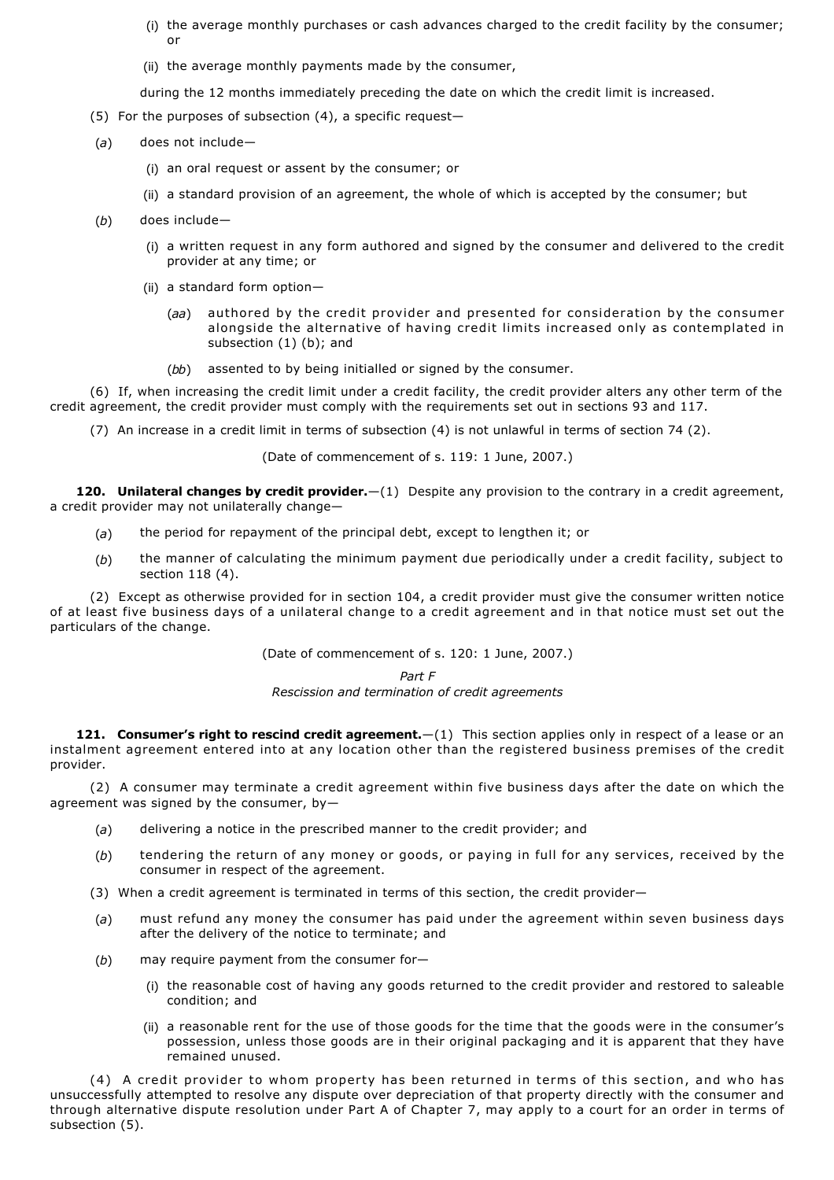(i) the average monthly purchases or cash advances charged to the credit facility by the consumer; or

(ii) the average monthly payments made by the consumer,

during the 12 months immediately preceding the date on which the credit limit is increased.

(5) For the purposes of subsection (4), a specific request—

(*a*) does not include—

(i) an oral request or assent by the consumer; or

(ii) a standard provision of an agreement, the whole of which is accepted by the consumer; but

(*b*) does include—

(i) a written request in any form authored and signed by the consumer and delivered to the credit provider at any time; or

(ii) a standard form option—

(*aa*) authored by the credit provider and presented for consideration by the consumer alongside the alternative of having credit limits increased only as contemplated in subsection (1) (b); and

(*bb*) assented to by being initialled or signed by the consumer.

(6) If, when increasing the credit limit under a credit facility, the credit provider alters any other term of the credit agreement, the credit provider must comply with the requirements set out in sections 93 and 117.

(7) An increase in a credit limit in terms of subsection (4) is not unlawful in terms of section 74 (2).

(Date of commencement of s. 119: 1 June, 2007.)

**120. Unilateral changes by credit provider.**—(1) Despite any provision to the contrary in a credit agreement, a credit provider may not unilaterally change—

(*a*) the period for repayment of the principal debt, except to lengthen it; or

(*b*) the manner of calculating the minimum payment due periodically under a credit facility, subject to section 118 (4).

(2) Except as otherwise provided for in section 104, a credit provider must give the consumer written notice of at least five business days of a unilateral change to a credit agreement and in that notice must set out the particulars of the change.

(Date of commencement of s. 120: 1 June, 2007.)

*Part F*
*Rescission and termination of credit agreements*

**121. Consumer's right to rescind credit agreement.**—(1) This section applies only in respect of a lease or an instalment agreement entered into at any location other than the registered business premises of the credit provider.

(2) A consumer may terminate a credit agreement within five business days after the date on which the agreement was signed by the consumer, by—

(*a*) delivering a notice in the prescribed manner to the credit provider; and

(*b*) tendering the return of any money or goods, or paying in full for any services, received by the consumer in respect of the agreement.

(3) When a credit agreement is terminated in terms of this section, the credit provider—

(*a*) must refund any money the consumer has paid under the agreement within seven business days after the delivery of the notice to terminate; and

(*b*) may require payment from the consumer for—

(i) the reasonable cost of having any goods returned to the credit provider and restored to saleable condition; and

(ii) a reasonable rent for the use of those goods for the time that the goods were in the consumer's possession, unless those goods are in their original packaging and it is apparent that they have remained unused.

(4) A credit provider to whom property has been returned in terms of this section, and who has unsuccessfully attempted to resolve any dispute over depreciation of that property directly with the consumer and through alternative dispute resolution under Part A of Chapter 7, may apply to a court for an order in terms of subsection (5).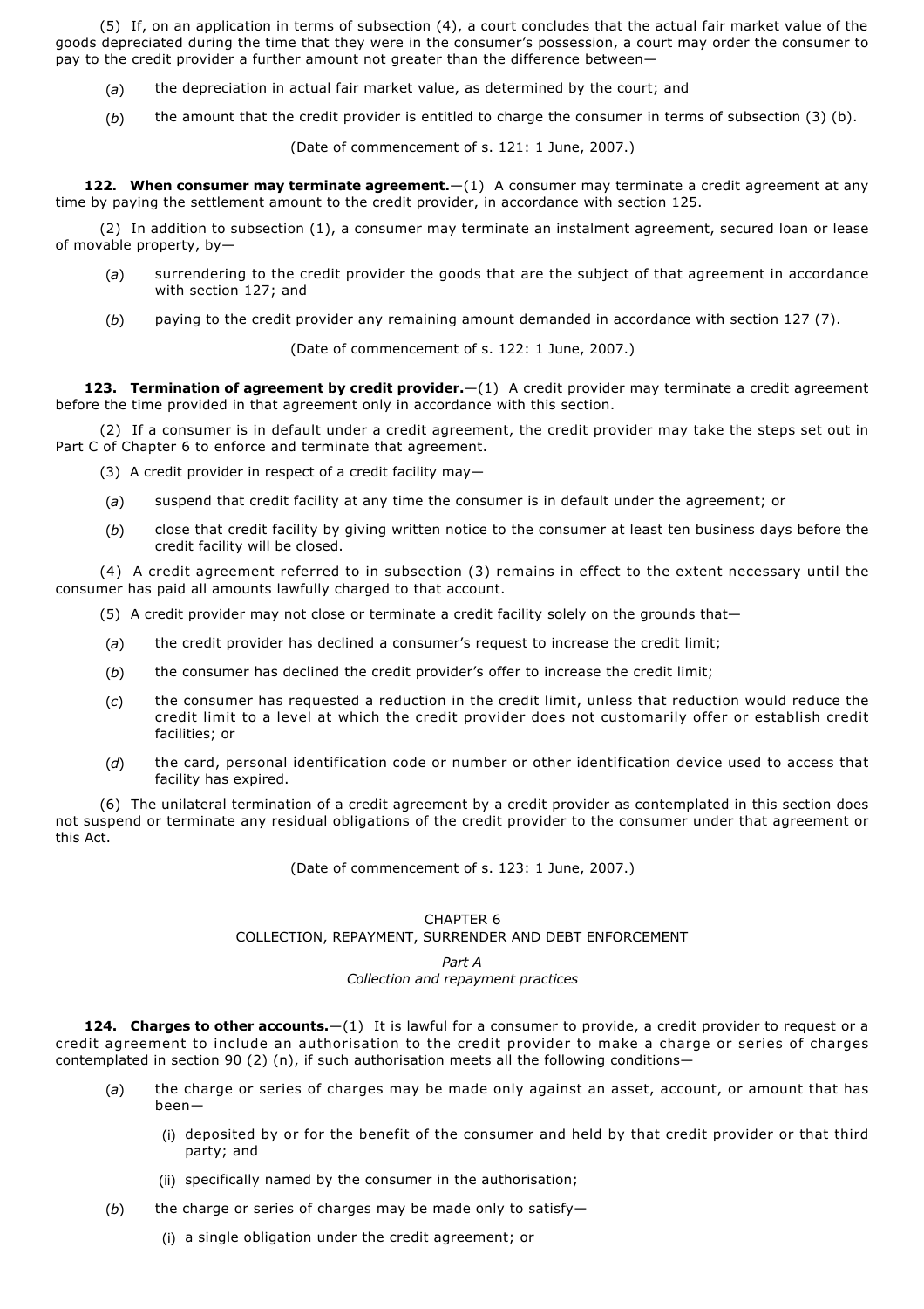(5) If, on an application in terms of subsection (4), a court concludes that the actual fair market value of the goods depreciated during the time that they were in the consumer's possession, a court may order the consumer to pay to the credit provider a further amount not greater than the difference between—

(*a*) the depreciation in actual fair market value, as determined by the court; and

(*b*) the amount that the credit provider is entitled to charge the consumer in terms of subsection (3) (b).

(Date of commencement of s. 121: 1 June, 2007.)

**122. When consumer may terminate agreement.**—(1) A consumer may terminate a credit agreement at any time by paying the settlement amount to the credit provider, in accordance with section 125.

(2) In addition to subsection (1), a consumer may terminate an instalment agreement, secured loan or lease of movable property, by—

(*a*) surrendering to the credit provider the goods that are the subject of that agreement in accordance with section 127; and

(*b*) paying to the credit provider any remaining amount demanded in accordance with section 127 (7).

(Date of commencement of s. 122: 1 June, 2007.)

**123. Termination of agreement by credit provider.**—(1) A credit provider may terminate a credit agreement before the time provided in that agreement only in accordance with this section.

(2) If a consumer is in default under a credit agreement, the credit provider may take the steps set out in Part C of Chapter 6 to enforce and terminate that agreement.

(3) A credit provider in respect of a credit facility may—

(*a*) suspend that credit facility at any time the consumer is in default under the agreement; or

(*b*) close that credit facility by giving written notice to the consumer at least ten business days before the credit facility will be closed.

(4) A credit agreement referred to in subsection (3) remains in effect to the extent necessary until the consumer has paid all amounts lawfully charged to that account.

(5) A credit provider may not close or terminate a credit facility solely on the grounds that—

(*a*) the credit provider has declined a consumer's request to increase the credit limit;

(*b*) the consumer has declined the credit provider's offer to increase the credit limit;

(*c*) the consumer has requested a reduction in the credit limit, unless that reduction would reduce the credit limit to a level at which the credit provider does not customarily offer or establish credit facilities; or

(*d*) the card, personal identification code or number or other identification device used to access that facility has expired.

(6) The unilateral termination of a credit agreement by a credit provider as contemplated in this section does not suspend or terminate any residual obligations of the credit provider to the consumer under that agreement or this Act.

(Date of commencement of s. 123: 1 June, 2007.)

## CHAPTER 6
## COLLECTION, REPAYMENT, SURRENDER AND DEBT ENFORCEMENT

### *Part A*
### *Collection and repayment practices*

**124. Charges to other accounts.**—(1) It is lawful for a consumer to provide, a credit provider to request or a credit agreement to include an authorisation to the credit provider to make a charge or series of charges contemplated in section 90 (2) (n), if such authorisation meets all the following conditions—

(*a*) the charge or series of charges may be made only against an asset, account, or amount that has been—

(i) deposited by or for the benefit of the consumer and held by that credit provider or that third party; and

(ii) specifically named by the consumer in the authorisation;

(*b*) the charge or series of charges may be made only to satisfy—

(i) a single obligation under the credit agreement; or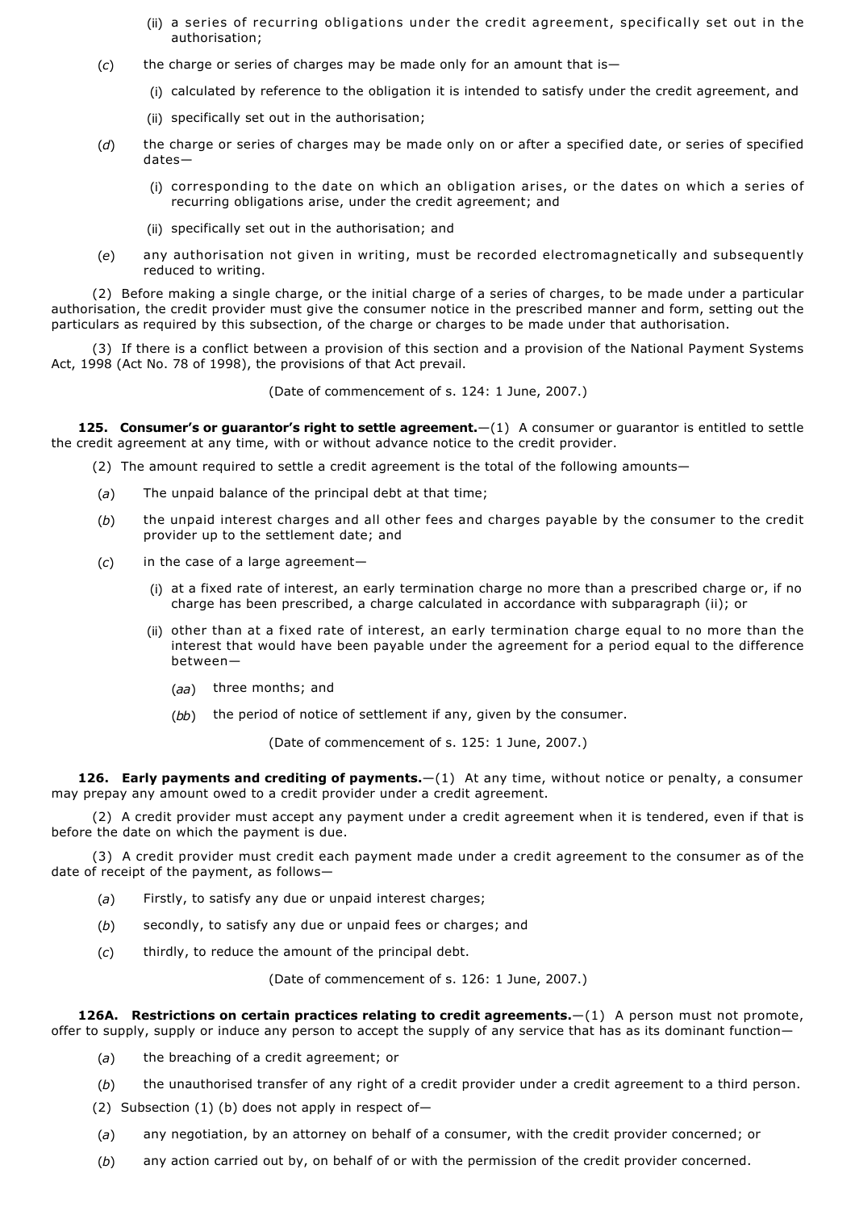(ii) a series of recurring obligations under the credit agreement, specifically set out in the authorisation;

(*c*) the charge or series of charges may be made only for an amount that is—

(i) calculated by reference to the obligation it is intended to satisfy under the credit agreement, and

(ii) specifically set out in the authorisation;

(*d*) the charge or series of charges may be made only on or after a specified date, or series of specified dates—

(i) corresponding to the date on which an obligation arises, or the dates on which a series of recurring obligations arise, under the credit agreement; and

(ii) specifically set out in the authorisation; and

(*e*) any authorisation not given in writing, must be recorded electromagnetically and subsequently reduced to writing.

(2) Before making a single charge, or the initial charge of a series of charges, to be made under a particular authorisation, the credit provider must give the consumer notice in the prescribed manner and form, setting out the particulars as required by this subsection, of the charge or charges to be made under that authorisation.

(3) If there is a conflict between a provision of this section and a provision of the National Payment Systems Act, 1998 (Act No. 78 of 1998), the provisions of that Act prevail.

(Date of commencement of s. 124: 1 June, 2007.)

**125. Consumer's or guarantor's right to settle agreement.**—(1) A consumer or guarantor is entitled to settle the credit agreement at any time, with or without advance notice to the credit provider.

(2) The amount required to settle a credit agreement is the total of the following amounts—

(*a*) The unpaid balance of the principal debt at that time;

(*b*) the unpaid interest charges and all other fees and charges payable by the consumer to the credit provider up to the settlement date; and

(*c*) in the case of a large agreement—

(i) at a fixed rate of interest, an early termination charge no more than a prescribed charge or, if no charge has been prescribed, a charge calculated in accordance with subparagraph (ii); or

(ii) other than at a fixed rate of interest, an early termination charge equal to no more than the interest that would have been payable under the agreement for a period equal to the difference between—

(*aa*) three months; and

(*bb*) the period of notice of settlement if any, given by the consumer.

(Date of commencement of s. 125: 1 June, 2007.)

**126. Early payments and crediting of payments.**—(1) At any time, without notice or penalty, a consumer may prepay any amount owed to a credit provider under a credit agreement.

(2) A credit provider must accept any payment under a credit agreement when it is tendered, even if that is before the date on which the payment is due.

(3) A credit provider must credit each payment made under a credit agreement to the consumer as of the date of receipt of the payment, as follows—

(*a*) Firstly, to satisfy any due or unpaid interest charges;

(*b*) secondly, to satisfy any due or unpaid fees or charges; and

(*c*) thirdly, to reduce the amount of the principal debt.

(Date of commencement of s. 126: 1 June, 2007.)

**126A. Restrictions on certain practices relating to credit agreements.**—(1) A person must not promote, offer to supply, supply or induce any person to accept the supply of any service that has as its dominant function—

(*a*) the breaching of a credit agreement; or

(*b*) the unauthorised transfer of any right of a credit provider under a credit agreement to a third person.

(2) Subsection (1) (b) does not apply in respect of—

(*a*) any negotiation, by an attorney on behalf of a consumer, with the credit provider concerned; or

(*b*) any action carried out by, on behalf of or with the permission of the credit provider concerned.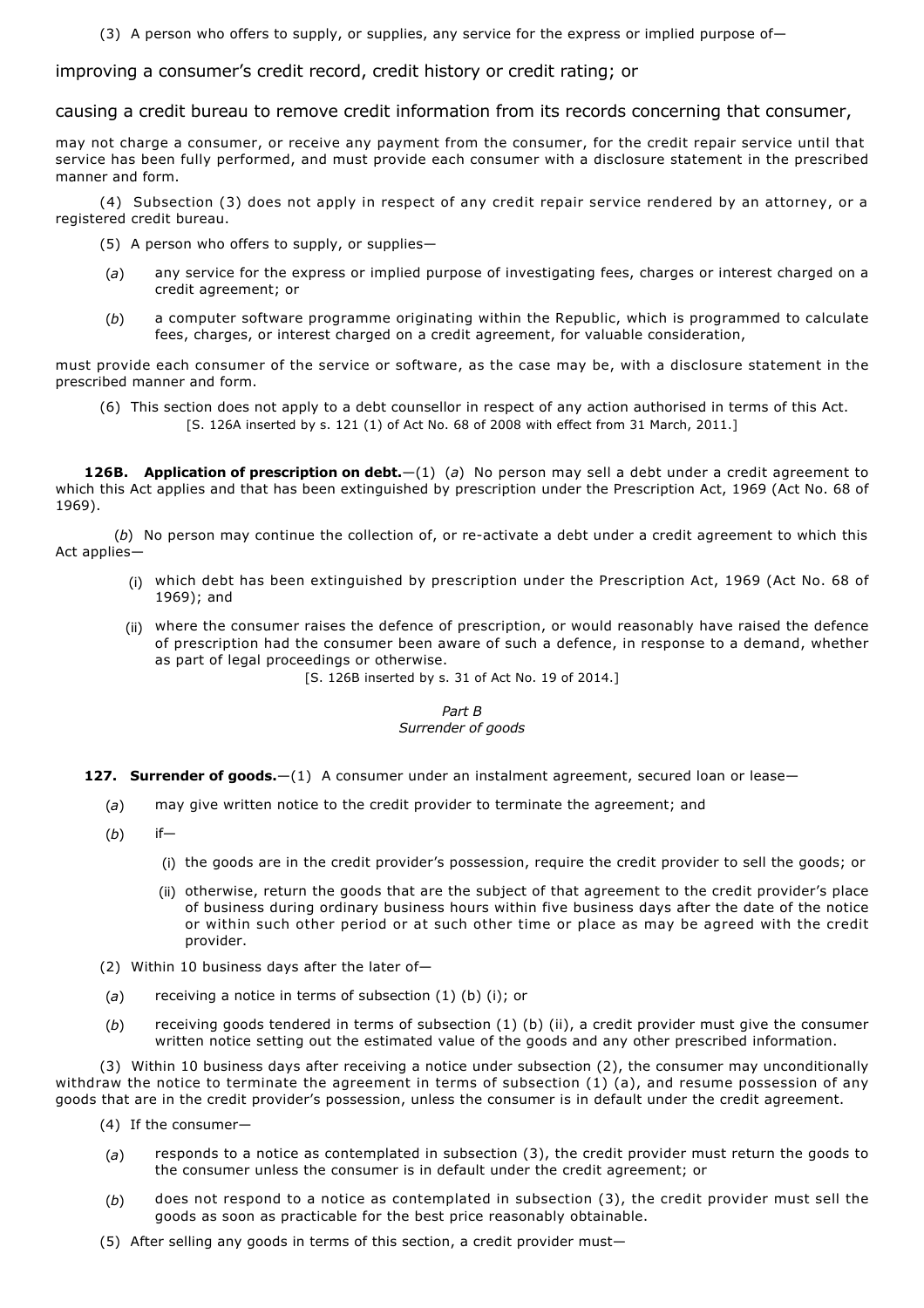(3) A person who offers to supply, or supplies, any service for the express or implied purpose of—

improving a consumer's credit record, credit history or credit rating; or

causing a credit bureau to remove credit information from its records concerning that consumer,

may not charge a consumer, or receive any payment from the consumer, for the credit repair service until that service has been fully performed, and must provide each consumer with a disclosure statement in the prescribed manner and form.

(4) Subsection (3) does not apply in respect of any credit repair service rendered by an attorney, or a registered credit bureau.

(5) A person who offers to supply, or supplies—

(*a*) any service for the express or implied purpose of investigating fees, charges or interest charged on a credit agreement; or

(*b*) a computer software programme originating within the Republic, which is programmed to calculate fees, charges, or interest charged on a credit agreement, for valuable consideration,

must provide each consumer of the service or software, as the case may be, with a disclosure statement in the prescribed manner and form.

(6) This section does not apply to a debt counsellor in respect of any action authorised in terms of this Act.
[S. 126A inserted by s. 121 (1) of Act No. 68 of 2008 with effect from 31 March, 2011.]

**126B. Application of prescription on debt.**—(1) (*a*) No person may sell a debt under a credit agreement to which this Act applies and that has been extinguished by prescription under the Prescription Act, 1969 (Act No. 68 of 1969).

(*b*) No person may continue the collection of, or re-activate a debt under a credit agreement to which this Act applies—

(i) which debt has been extinguished by prescription under the Prescription Act, 1969 (Act No. 68 of 1969); and

(ii) where the consumer raises the defence of prescription, or would reasonably have raised the defence of prescription had the consumer been aware of such a defence, in response to a demand, whether as part of legal proceedings or otherwise.
[S. 126B inserted by s. 31 of Act No. 19 of 2014.]

*Part B*
*Surrender of goods*

**127. Surrender of goods.**—(1) A consumer under an instalment agreement, secured loan or lease—

(*a*) may give written notice to the credit provider to terminate the agreement; and

(*b*) if—

(i) the goods are in the credit provider's possession, require the credit provider to sell the goods; or

(ii) otherwise, return the goods that are the subject of that agreement to the credit provider's place of business during ordinary business hours within five business days after the date of the notice or within such other period or at such other time or place as may be agreed with the credit provider.

(2) Within 10 business days after the later of—

(*a*) receiving a notice in terms of subsection (1) (b) (i); or

(*b*) receiving goods tendered in terms of subsection (1) (b) (ii), a credit provider must give the consumer written notice setting out the estimated value of the goods and any other prescribed information.

(3) Within 10 business days after receiving a notice under subsection (2), the consumer may unconditionally withdraw the notice to terminate the agreement in terms of subsection (1) (a), and resume possession of any goods that are in the credit provider's possession, unless the consumer is in default under the credit agreement.

(4) If the consumer—

(*a*) responds to a notice as contemplated in subsection (3), the credit provider must return the goods to the consumer unless the consumer is in default under the credit agreement; or

(*b*) does not respond to a notice as contemplated in subsection (3), the credit provider must sell the goods as soon as practicable for the best price reasonably obtainable.

(5) After selling any goods in terms of this section, a credit provider must—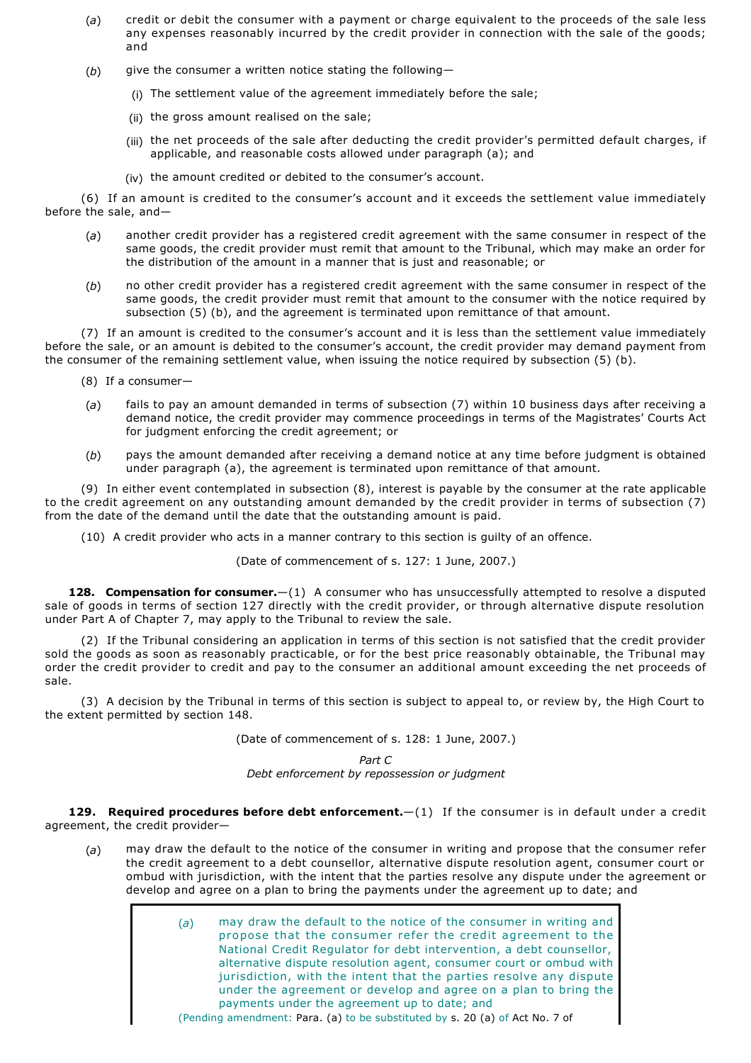(*a*) credit or debit the consumer with a payment or charge equivalent to the proceeds of the sale less any expenses reasonably incurred by the credit provider in connection with the sale of the goods; and

(*b*) give the consumer a written notice stating the following—

(i) The settlement value of the agreement immediately before the sale;

(ii) the gross amount realised on the sale;

(iii) the net proceeds of the sale after deducting the credit provider's permitted default charges, if applicable, and reasonable costs allowed under paragraph (a); and

(iv) the amount credited or debited to the consumer's account.

(6) If an amount is credited to the consumer's account and it exceeds the settlement value immediately before the sale, and—

(*a*) another credit provider has a registered credit agreement with the same consumer in respect of the same goods, the credit provider must remit that amount to the Tribunal, which may make an order for the distribution of the amount in a manner that is just and reasonable; or

(*b*) no other credit provider has a registered credit agreement with the same consumer in respect of the same goods, the credit provider must remit that amount to the consumer with the notice required by subsection (5) (b), and the agreement is terminated upon remittance of that amount.

(7) If an amount is credited to the consumer's account and it is less than the settlement value immediately before the sale, or an amount is debited to the consumer's account, the credit provider may demand payment from the consumer of the remaining settlement value, when issuing the notice required by subsection (5) (b).

(8) If a consumer—

(*a*) fails to pay an amount demanded in terms of subsection (7) within 10 business days after receiving a demand notice, the credit provider may commence proceedings in terms of the Magistrates' Courts Act for judgment enforcing the credit agreement; or

(*b*) pays the amount demanded after receiving a demand notice at any time before judgment is obtained under paragraph (a), the agreement is terminated upon remittance of that amount.

(9) In either event contemplated in subsection (8), interest is payable by the consumer at the rate applicable to the credit agreement on any outstanding amount demanded by the credit provider in terms of subsection (7) from the date of the demand until the date that the outstanding amount is paid.

(10) A credit provider who acts in a manner contrary to this section is guilty of an offence.

(Date of commencement of s. 127: 1 June, 2007.)

**128. Compensation for consumer.**—(1) A consumer who has unsuccessfully attempted to resolve a disputed sale of goods in terms of section 127 directly with the credit provider, or through alternative dispute resolution under Part A of Chapter 7, may apply to the Tribunal to review the sale.

(2) If the Tribunal considering an application in terms of this section is not satisfied that the credit provider sold the goods as soon as reasonably practicable, or for the best price reasonably obtainable, the Tribunal may order the credit provider to credit and pay to the consumer an additional amount exceeding the net proceeds of sale.

(3) A decision by the Tribunal in terms of this section is subject to appeal to, or review by, the High Court to the extent permitted by section 148.

(Date of commencement of s. 128: 1 June, 2007.)

*Part C*
*Debt enforcement by repossession or judgment*

**129. Required procedures before debt enforcement.**—(1) If the consumer is in default under a credit agreement, the credit provider—

(*a*) may draw the default to the notice of the consumer in writing and propose that the consumer refer the credit agreement to a debt counsellor, alternative dispute resolution agent, consumer court or ombud with jurisdiction, with the intent that the parties resolve any dispute under the agreement or develop and agree on a plan to bring the payments under the agreement up to date; and

> (*a*) may draw the default to the notice of the consumer in writing and propose that the consumer refer the credit agreement to the National Credit Regulator for debt intervention, a debt counsellor, alternative dispute resolution agent, consumer court or ombud with jurisdiction, with the intent that the parties resolve any dispute under the agreement or develop and agree on a plan to bring the payments under the agreement up to date; and
>
> (Pending amendment: Para. (a) to be substituted by s. 20 (a) of Act No. 7 of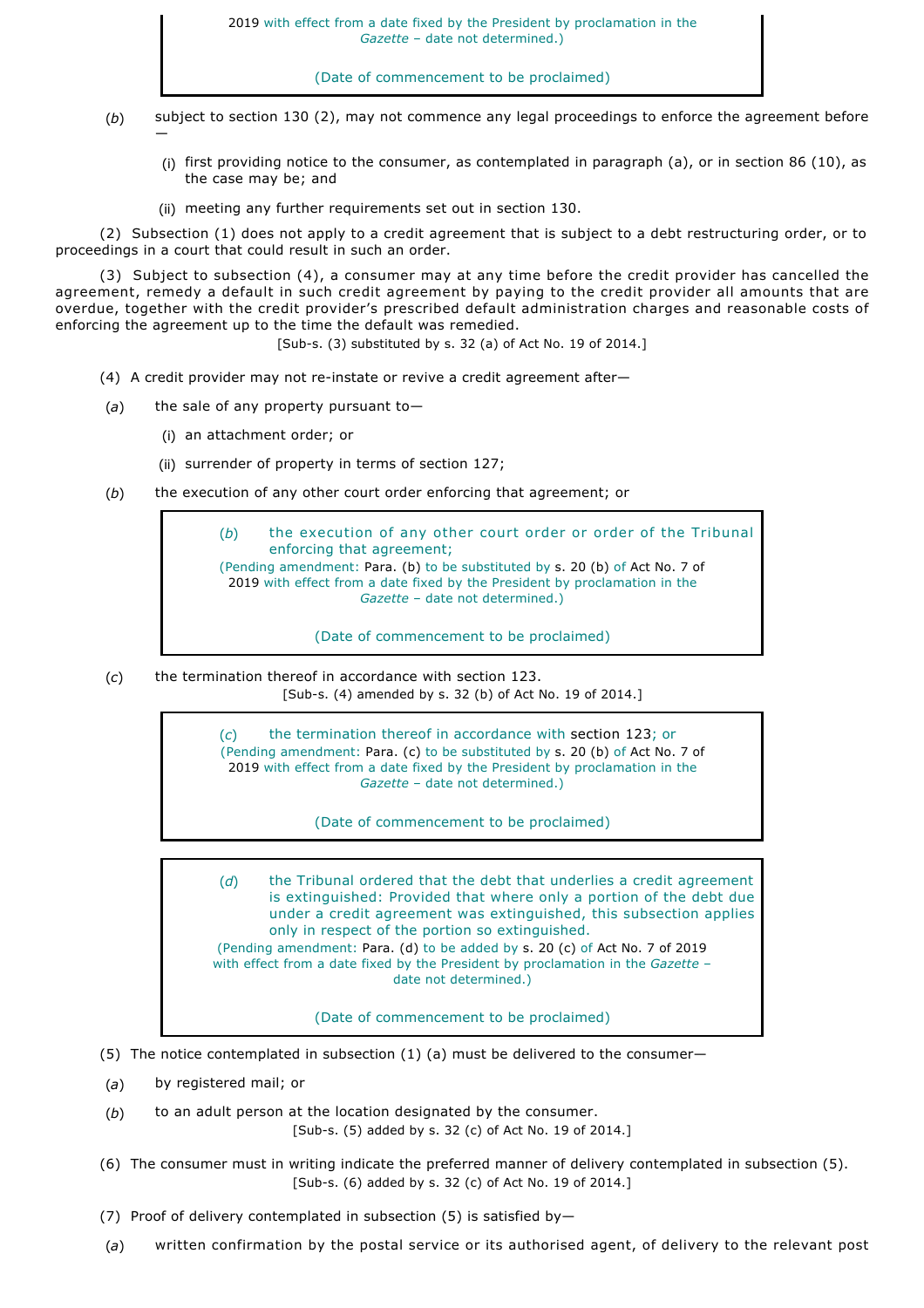2019 with effect from a date fixed by the President by proclamation in the *Gazette* – date not determined.)

(Date of commencement to be proclaimed)

(*b*) subject to section 130 (2), may not commence any legal proceedings to enforce the agreement before—

(i) first providing notice to the consumer, as contemplated in paragraph (a), or in section 86 (10), as the case may be; and

(ii) meeting any further requirements set out in section 130.

(2) Subsection (1) does not apply to a credit agreement that is subject to a debt restructuring order, or to proceedings in a court that could result in such an order.

(3) Subject to subsection (4), a consumer may at any time before the credit provider has cancelled the agreement, remedy a default in such credit agreement by paying to the credit provider all amounts that are overdue, together with the credit provider's prescribed default administration charges and reasonable costs of enforcing the agreement up to the time the default was remedied.

[Sub-s. (3) substituted by s. 32 (a) of Act No. 19 of 2014.]

(4) A credit provider may not re-instate or revive a credit agreement after—

(*a*) the sale of any property pursuant to—

(i) an attachment order; or

(ii) surrender of property in terms of section 127;

(*b*) the execution of any other court order enforcing that agreement; or

> (*b*) the execution of any other court order or order of the Tribunal enforcing that agreement;
> (Pending amendment: Para. (b) to be substituted by s. 20 (b) of Act No. 7 of 2019 with effect from a date fixed by the President by proclamation in the *Gazette* – date not determined.)
>
> (Date of commencement to be proclaimed)

(*c*) the termination thereof in accordance with section 123.

[Sub-s. (4) amended by s. 32 (b) of Act No. 19 of 2014.]

> (*c*) the termination thereof in accordance with section 123; or
> (Pending amendment: Para. (c) to be substituted by s. 20 (b) of Act No. 7 of 2019 with effect from a date fixed by the President by proclamation in the *Gazette* – date not determined.)
>
> (Date of commencement to be proclaimed)

> (*d*) the Tribunal ordered that the debt that underlies a credit agreement is extinguished: Provided that where only a portion of the debt due under a credit agreement was extinguished, this subsection applies only in respect of the portion so extinguished.
> (Pending amendment: Para. (d) to be added by s. 20 (c) of Act No. 7 of 2019 with effect from a date fixed by the President by proclamation in the *Gazette* – date not determined.)
>
> (Date of commencement to be proclaimed)

(5) The notice contemplated in subsection (1) (a) must be delivered to the consumer—

(*a*) by registered mail; or

(*b*) to an adult person at the location designated by the consumer.

[Sub-s. (5) added by s. 32 (c) of Act No. 19 of 2014.]

(6) The consumer must in writing indicate the preferred manner of delivery contemplated in subsection (5).

[Sub-s. (6) added by s. 32 (c) of Act No. 19 of 2014.]

(7) Proof of delivery contemplated in subsection (5) is satisfied by—

(*a*) written confirmation by the postal service or its authorised agent, of delivery to the relevant post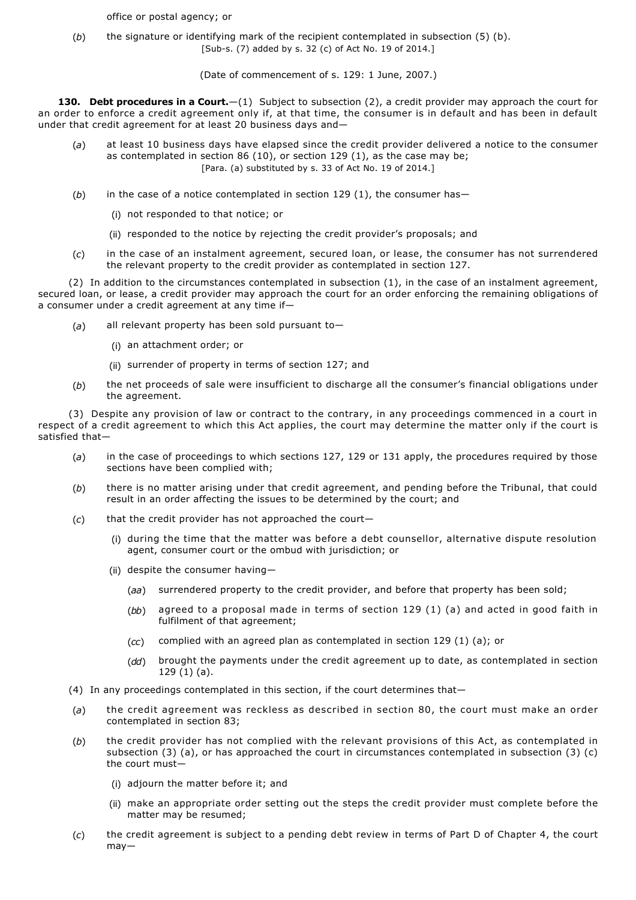office or postal agency; or

(*b*) the signature or identifying mark of the recipient contemplated in subsection (5) (b).
[Sub-s. (7) added by s. 32 (c) of Act No. 19 of 2014.]

(Date of commencement of s. 129: 1 June, 2007.)

**130. Debt procedures in a Court.**—(1) Subject to subsection (2), a credit provider may approach the court for an order to enforce a credit agreement only if, at that time, the consumer is in default and has been in default under that credit agreement for at least 20 business days and—

(*a*) at least 10 business days have elapsed since the credit provider delivered a notice to the consumer as contemplated in section 86 (10), or section 129 (1), as the case may be;
[Para. (a) substituted by s. 33 of Act No. 19 of 2014.]

(*b*) in the case of a notice contemplated in section 129 (1), the consumer has—

(i) not responded to that notice; or

(ii) responded to the notice by rejecting the credit provider's proposals; and

(*c*) in the case of an instalment agreement, secured loan, or lease, the consumer has not surrendered the relevant property to the credit provider as contemplated in section 127.

(2) In addition to the circumstances contemplated in subsection (1), in the case of an instalment agreement, secured loan, or lease, a credit provider may approach the court for an order enforcing the remaining obligations of a consumer under a credit agreement at any time if—

(*a*) all relevant property has been sold pursuant to—

(i) an attachment order; or

(ii) surrender of property in terms of section 127; and

(*b*) the net proceeds of sale were insufficient to discharge all the consumer's financial obligations under the agreement.

(3) Despite any provision of law or contract to the contrary, in any proceedings commenced in a court in respect of a credit agreement to which this Act applies, the court may determine the matter only if the court is satisfied that—

(*a*) in the case of proceedings to which sections 127, 129 or 131 apply, the procedures required by those sections have been complied with;

(*b*) there is no matter arising under that credit agreement, and pending before the Tribunal, that could result in an order affecting the issues to be determined by the court; and

(*c*) that the credit provider has not approached the court—

(i) during the time that the matter was before a debt counsellor, alternative dispute resolution agent, consumer court or the ombud with jurisdiction; or

(ii) despite the consumer having—

(*aa*) surrendered property to the credit provider, and before that property has been sold;

(*bb*) agreed to a proposal made in terms of section 129 (1) (a) and acted in good faith in fulfilment of that agreement;

(*cc*) complied with an agreed plan as contemplated in section 129 (1) (a); or

(*dd*) brought the payments under the credit agreement up to date, as contemplated in section 129 (1) (a).

(4) In any proceedings contemplated in this section, if the court determines that—

(*a*) the credit agreement was reckless as described in section 80, the court must make an order contemplated in section 83;

(*b*) the credit provider has not complied with the relevant provisions of this Act, as contemplated in subsection (3) (a), or has approached the court in circumstances contemplated in subsection (3) (c) the court must—

(i) adjourn the matter before it; and

(ii) make an appropriate order setting out the steps the credit provider must complete before the matter may be resumed;

(*c*) the credit agreement is subject to a pending debt review in terms of Part D of Chapter 4, the court may—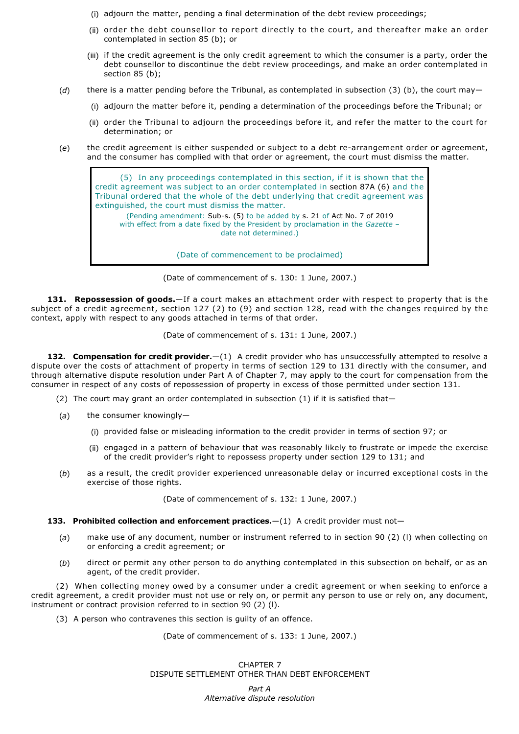(i) adjourn the matter, pending a final determination of the debt review proceedings;

(ii) order the debt counsellor to report directly to the court, and thereafter make an order contemplated in section 85 (b); or

(iii) if the credit agreement is the only credit agreement to which the consumer is a party, order the debt counsellor to discontinue the debt review proceedings, and make an order contemplated in section 85 (b);

(*d*) there is a matter pending before the Tribunal, as contemplated in subsection (3) (b), the court may—

(i) adjourn the matter before it, pending a determination of the proceedings before the Tribunal; or

(ii) order the Tribunal to adjourn the proceedings before it, and refer the matter to the court for determination; or

(*e*) the credit agreement is either suspended or subject to a debt re-arrangement order or agreement, and the consumer has complied with that order or agreement, the court must dismiss the matter.

> (5) In any proceedings contemplated in this section, if it is shown that the credit agreement was subject to an order contemplated in section 87A (6) and the Tribunal ordered that the whole of the debt underlying that credit agreement was extinguished, the court must dismiss the matter.
>
> (Pending amendment: Sub-s. (5) to be added by s. 21 of Act No. 7 of 2019 with effect from a date fixed by the President by proclamation in the *Gazette* – date not determined.)
>
> (Date of commencement to be proclaimed)

(Date of commencement of s. 130: 1 June, 2007.)

**131. Repossession of goods.**—If a court makes an attachment order with respect to property that is the subject of a credit agreement, section 127 (2) to (9) and section 128, read with the changes required by the context, apply with respect to any goods attached in terms of that order.

(Date of commencement of s. 131: 1 June, 2007.)

**132. Compensation for credit provider.**—(1) A credit provider who has unsuccessfully attempted to resolve a dispute over the costs of attachment of property in terms of section 129 to 131 directly with the consumer, and through alternative dispute resolution under Part A of Chapter 7, may apply to the court for compensation from the consumer in respect of any costs of repossession of property in excess of those permitted under section 131.

(2) The court may grant an order contemplated in subsection (1) if it is satisfied that—

(*a*) the consumer knowingly—

(i) provided false or misleading information to the credit provider in terms of section 97; or

(ii) engaged in a pattern of behaviour that was reasonably likely to frustrate or impede the exercise of the credit provider's right to repossess property under section 129 to 131; and

(*b*) as a result, the credit provider experienced unreasonable delay or incurred exceptional costs in the exercise of those rights.

(Date of commencement of s. 132: 1 June, 2007.)

**133. Prohibited collection and enforcement practices.**—(1) A credit provider must not—

(*a*) make use of any document, number or instrument referred to in section 90 (2) (l) when collecting on or enforcing a credit agreement; or

(*b*) direct or permit any other person to do anything contemplated in this subsection on behalf, or as an agent, of the credit provider.

(2) When collecting money owed by a consumer under a credit agreement or when seeking to enforce a credit agreement, a credit provider must not use or rely on, or permit any person to use or rely on, any document, instrument or contract provision referred to in section 90 (2) (l).

(3) A person who contravenes this section is guilty of an offence.

(Date of commencement of s. 133: 1 June, 2007.)

## CHAPTER 7
## DISPUTE SETTLEMENT OTHER THAN DEBT ENFORCEMENT

### *Part A*
### *Alternative dispute resolution*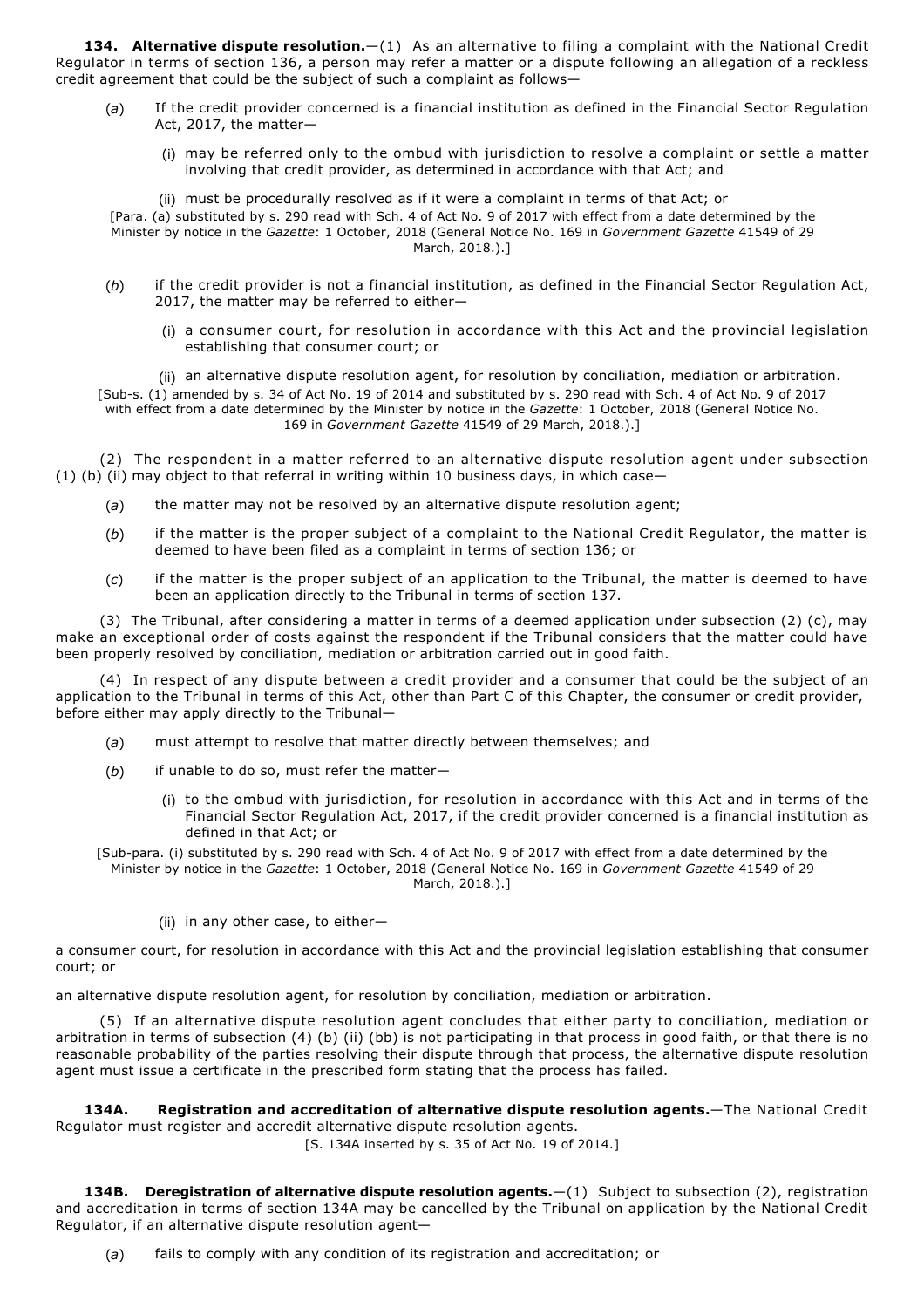**134. Alternative dispute resolution.**—(1) As an alternative to filing a complaint with the National Credit Regulator in terms of section 136, a person may refer a matter or a dispute following an allegation of a reckless credit agreement that could be the subject of such a complaint as follows—

(*a*) If the credit provider concerned is a financial institution as defined in the Financial Sector Regulation Act, 2017, the matter—

(i) may be referred only to the ombud with jurisdiction to resolve a complaint or settle a matter involving that credit provider, as determined in accordance with that Act; and

(ii) must be procedurally resolved as if it were a complaint in terms of that Act; or

[Para. (a) substituted by s. 290 read with Sch. 4 of Act No. 9 of 2017 with effect from a date determined by the Minister by notice in the *Gazette*: 1 October, 2018 (General Notice No. 169 in *Government Gazette* 41549 of 29 March, 2018.).]

(*b*) if the credit provider is not a financial institution, as defined in the Financial Sector Regulation Act, 2017, the matter may be referred to either—

(i) a consumer court, for resolution in accordance with this Act and the provincial legislation establishing that consumer court; or

(ii) an alternative dispute resolution agent, for resolution by conciliation, mediation or arbitration.

[Sub-s. (1) amended by s. 34 of Act No. 19 of 2014 and substituted by s. 290 read with Sch. 4 of Act No. 9 of 2017 with effect from a date determined by the Minister by notice in the *Gazette*: 1 October, 2018 (General Notice No. 169 in *Government Gazette* 41549 of 29 March, 2018.).]

(2) The respondent in a matter referred to an alternative dispute resolution agent under subsection (1) (b) (ii) may object to that referral in writing within 10 business days, in which case—

(*a*) the matter may not be resolved by an alternative dispute resolution agent;

(*b*) if the matter is the proper subject of a complaint to the National Credit Regulator, the matter is deemed to have been filed as a complaint in terms of section 136; or

(*c*) if the matter is the proper subject of an application to the Tribunal, the matter is deemed to have been an application directly to the Tribunal in terms of section 137.

(3) The Tribunal, after considering a matter in terms of a deemed application under subsection (2) (c), may make an exceptional order of costs against the respondent if the Tribunal considers that the matter could have been properly resolved by conciliation, mediation or arbitration carried out in good faith.

(4) In respect of any dispute between a credit provider and a consumer that could be the subject of an application to the Tribunal in terms of this Act, other than Part C of this Chapter, the consumer or credit provider, before either may apply directly to the Tribunal—

(*a*) must attempt to resolve that matter directly between themselves; and

(*b*) if unable to do so, must refer the matter—

(i) to the ombud with jurisdiction, for resolution in accordance with this Act and in terms of the Financial Sector Regulation Act, 2017, if the credit provider concerned is a financial institution as defined in that Act; or

[Sub-para. (i) substituted by s. 290 read with Sch. 4 of Act No. 9 of 2017 with effect from a date determined by the Minister by notice in the *Gazette*: 1 October, 2018 (General Notice No. 169 in *Government Gazette* 41549 of 29 March, 2018.).]

(ii) in any other case, to either—

a consumer court, for resolution in accordance with this Act and the provincial legislation establishing that consumer court; or

an alternative dispute resolution agent, for resolution by conciliation, mediation or arbitration.

(5) If an alternative dispute resolution agent concludes that either party to conciliation, mediation or arbitration in terms of subsection (4) (b) (ii) (bb) is not participating in that process in good faith, or that there is no reasonable probability of the parties resolving their dispute through that process, the alternative dispute resolution agent must issue a certificate in the prescribed form stating that the process has failed.

**134A. Registration and accreditation of alternative dispute resolution agents.**—The National Credit Regulator must register and accredit alternative dispute resolution agents.

[S. 134A inserted by s. 35 of Act No. 19 of 2014.]

**134B. Deregistration of alternative dispute resolution agents.**—(1) Subject to subsection (2), registration and accreditation in terms of section 134A may be cancelled by the Tribunal on application by the National Credit Regulator, if an alternative dispute resolution agent—

(*a*) fails to comply with any condition of its registration and accreditation; or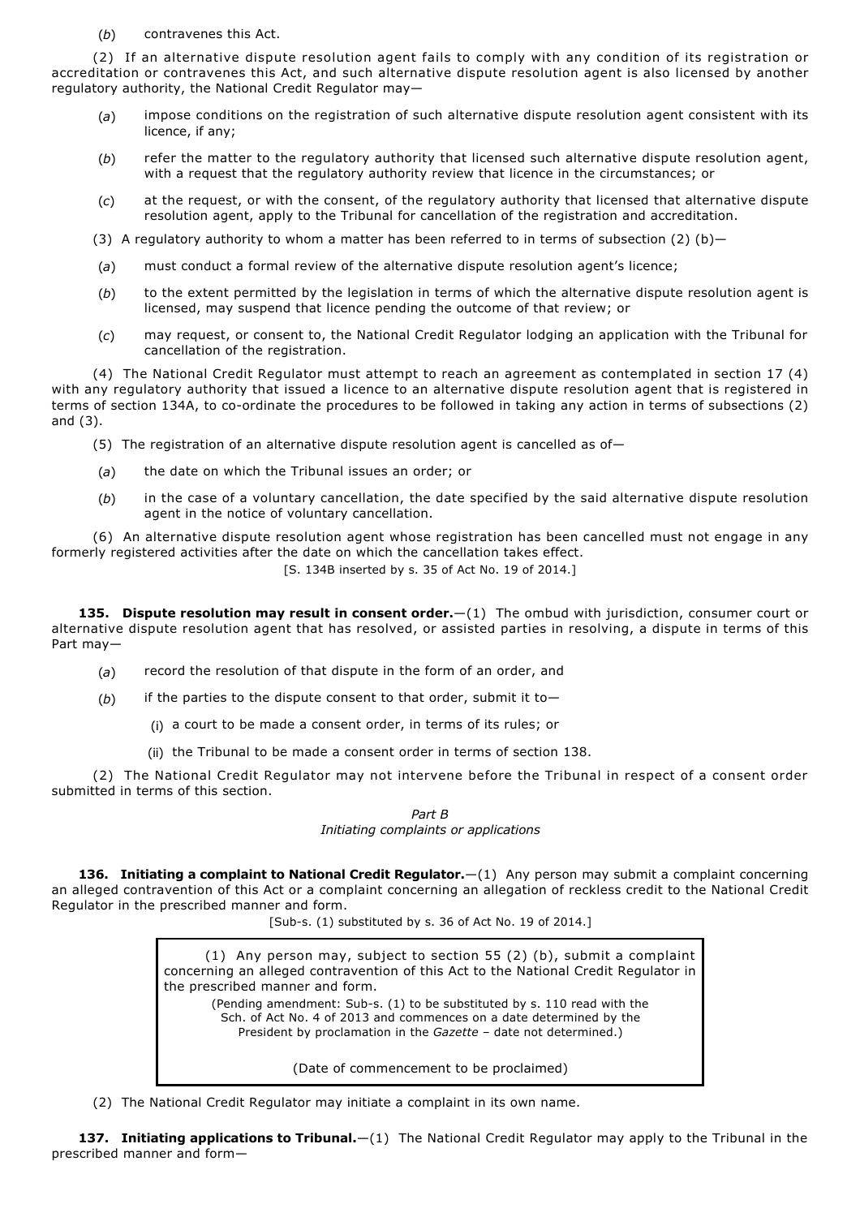(*b*) contravenes this Act.

(2) If an alternative dispute resolution agent fails to comply with any condition of its registration or accreditation or contravenes this Act, and such alternative dispute resolution agent is also licensed by another regulatory authority, the National Credit Regulator may—

(*a*) impose conditions on the registration of such alternative dispute resolution agent consistent with its licence, if any;

(*b*) refer the matter to the regulatory authority that licensed such alternative dispute resolution agent, with a request that the regulatory authority review that licence in the circumstances; or

(*c*) at the request, or with the consent, of the regulatory authority that licensed that alternative dispute resolution agent, apply to the Tribunal for cancellation of the registration and accreditation.

(3) A regulatory authority to whom a matter has been referred to in terms of subsection (2) (b)—

(*a*) must conduct a formal review of the alternative dispute resolution agent's licence;

(*b*) to the extent permitted by the legislation in terms of which the alternative dispute resolution agent is licensed, may suspend that licence pending the outcome of that review; or

(*c*) may request, or consent to, the National Credit Regulator lodging an application with the Tribunal for cancellation of the registration.

(4) The National Credit Regulator must attempt to reach an agreement as contemplated in section 17 (4) with any regulatory authority that issued a licence to an alternative dispute resolution agent that is registered in terms of section 134A, to co-ordinate the procedures to be followed in taking any action in terms of subsections (2) and (3).

(5) The registration of an alternative dispute resolution agent is cancelled as of—

(*a*) the date on which the Tribunal issues an order; or

(*b*) in the case of a voluntary cancellation, the date specified by the said alternative dispute resolution agent in the notice of voluntary cancellation.

(6) An alternative dispute resolution agent whose registration has been cancelled must not engage in any formerly registered activities after the date on which the cancellation takes effect.

[S. 134B inserted by s. 35 of Act No. 19 of 2014.]

**135. Dispute resolution may result in consent order.**—(1) The ombud with jurisdiction, consumer court or alternative dispute resolution agent that has resolved, or assisted parties in resolving, a dispute in terms of this Part may—

(*a*) record the resolution of that dispute in the form of an order, and

(*b*) if the parties to the dispute consent to that order, submit it to—

(i) a court to be made a consent order, in terms of its rules; or

(ii) the Tribunal to be made a consent order in terms of section 138.

(2) The National Credit Regulator may not intervene before the Tribunal in respect of a consent order submitted in terms of this section.

*Part B*
*Initiating complaints or applications*

**136. Initiating a complaint to National Credit Regulator.**—(1) Any person may submit a complaint concerning an alleged contravention of this Act or a complaint concerning an allegation of reckless credit to the National Credit Regulator in the prescribed manner and form.

[Sub-s. (1) substituted by s. 36 of Act No. 19 of 2014.]

> (1) Any person may, subject to section 55 (2) (b), submit a complaint concerning an alleged contravention of this Act to the National Credit Regulator in the prescribed manner and form.
>
> (Pending amendment: Sub-s. (1) to be substituted by s. 110 read with the Sch. of Act No. 4 of 2013 and commences on a date determined by the President by proclamation in the *Gazette* – date not determined.)
>
> (Date of commencement to be proclaimed)

(2) The National Credit Regulator may initiate a complaint in its own name.

**137. Initiating applications to Tribunal.**—(1) The National Credit Regulator may apply to the Tribunal in the prescribed manner and form—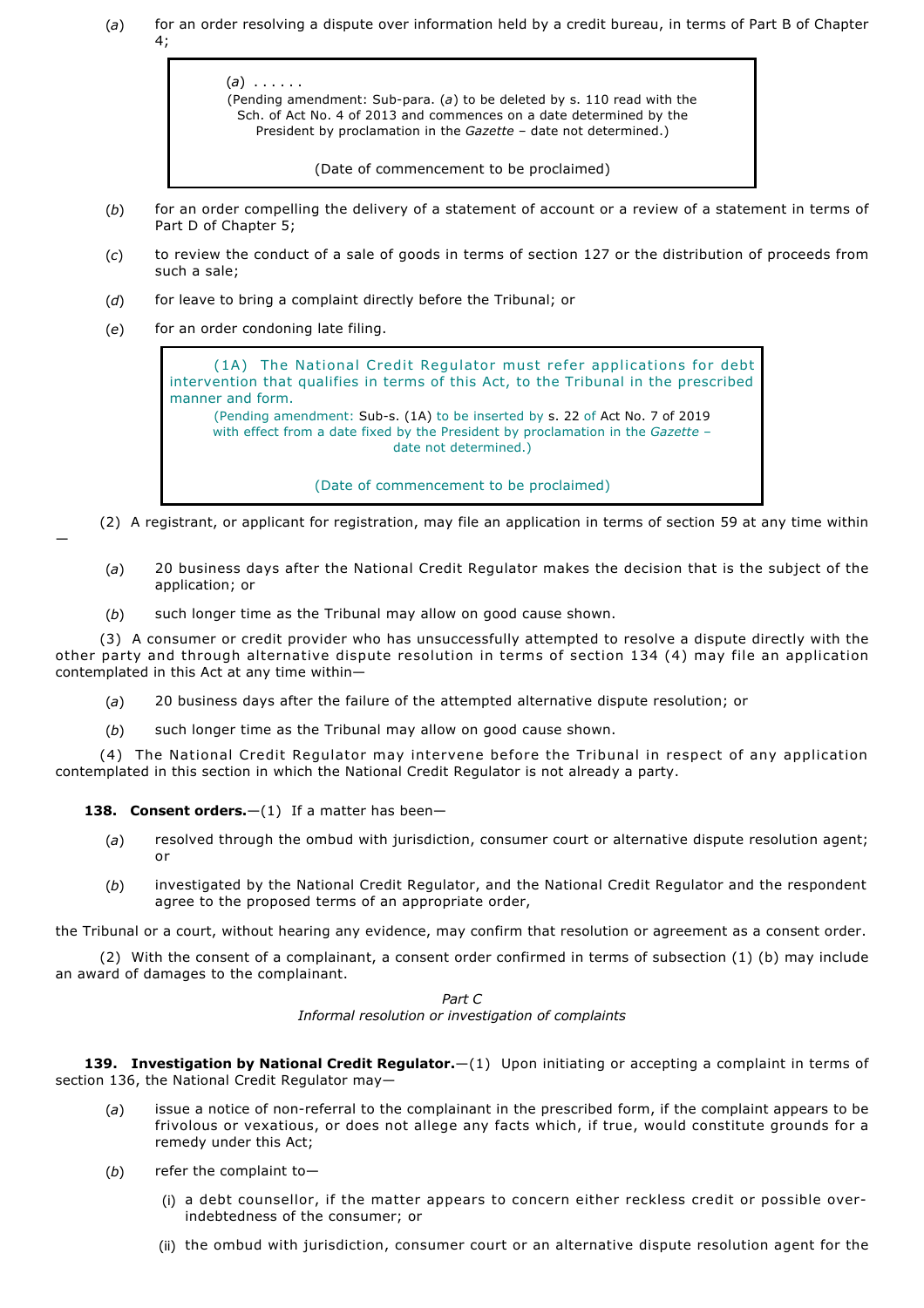(*a*) for an order resolving a dispute over information held by a credit bureau, in terms of Part B of Chapter 4;

> (*a*) . . . . . .
> (Pending amendment: Sub-para. (*a*) to be deleted by s. 110 read with the Sch. of Act No. 4 of 2013 and commences on a date determined by the President by proclamation in the *Gazette* – date not determined.)
>
> (Date of commencement to be proclaimed)

(*b*) for an order compelling the delivery of a statement of account or a review of a statement in terms of Part D of Chapter 5;

(*c*) to review the conduct of a sale of goods in terms of section 127 or the distribution of proceeds from such a sale;

(*d*) for leave to bring a complaint directly before the Tribunal; or

(*e*) for an order condoning late filing.

> (1A) The National Credit Regulator must refer applications for debt intervention that qualifies in terms of this Act, to the Tribunal in the prescribed manner and form.
> (Pending amendment: Sub-s. (1A) to be inserted by s. 22 of Act No. 7 of 2019 with effect from a date fixed by the President by proclamation in the *Gazette* – date not determined.)
>
> (Date of commencement to be proclaimed)

(2) A registrant, or applicant for registration, may file an application in terms of section 59 at any time within—

(*a*) 20 business days after the National Credit Regulator makes the decision that is the subject of the application; or

(*b*) such longer time as the Tribunal may allow on good cause shown.

(3) A consumer or credit provider who has unsuccessfully attempted to resolve a dispute directly with the other party and through alternative dispute resolution in terms of section 134 (4) may file an application contemplated in this Act at any time within—

(*a*) 20 business days after the failure of the attempted alternative dispute resolution; or

(*b*) such longer time as the Tribunal may allow on good cause shown.

(4) The National Credit Regulator may intervene before the Tribunal in respect of any application contemplated in this section in which the National Credit Regulator is not already a party.

**138. Consent orders.**—(1) If a matter has been—

(*a*) resolved through the ombud with jurisdiction, consumer court or alternative dispute resolution agent; or

(*b*) investigated by the National Credit Regulator, and the National Credit Regulator and the respondent agree to the proposed terms of an appropriate order,

the Tribunal or a court, without hearing any evidence, may confirm that resolution or agreement as a consent order.

(2) With the consent of a complainant, a consent order confirmed in terms of subsection (1) (b) may include an award of damages to the complainant.

*Part C*
*Informal resolution or investigation of complaints*

**139. Investigation by National Credit Regulator.**—(1) Upon initiating or accepting a complaint in terms of section 136, the National Credit Regulator may—

(*a*) issue a notice of non-referral to the complainant in the prescribed form, if the complaint appears to be frivolous or vexatious, or does not allege any facts which, if true, would constitute grounds for a remedy under this Act;

(*b*) refer the complaint to—

(i) a debt counsellor, if the matter appears to concern either reckless credit or possible over-indebtedness of the consumer; or

(ii) the ombud with jurisdiction, consumer court or an alternative dispute resolution agent for the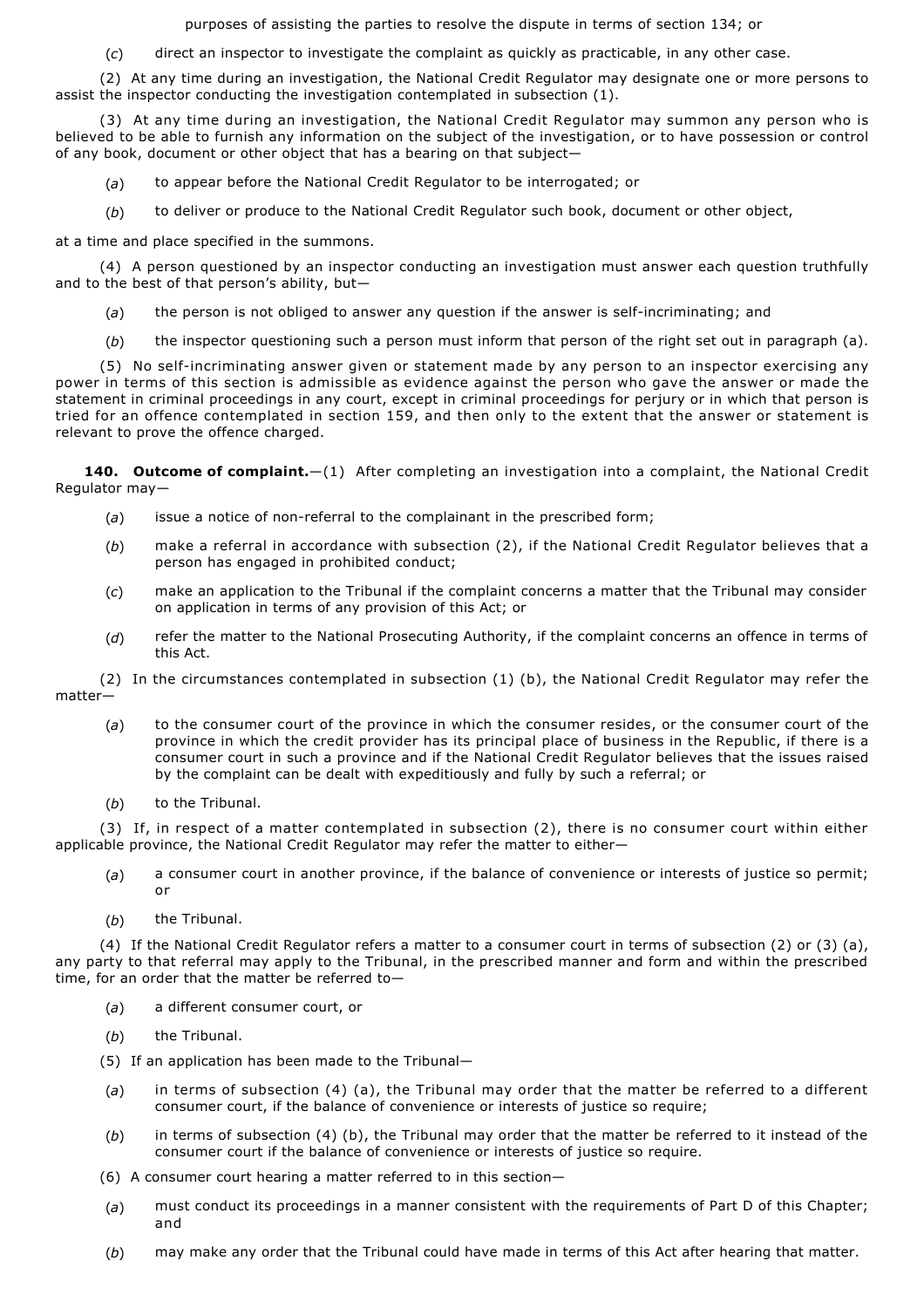purposes of assisting the parties to resolve the dispute in terms of section 134; or

(*c*) direct an inspector to investigate the complaint as quickly as practicable, in any other case.

(2) At any time during an investigation, the National Credit Regulator may designate one or more persons to assist the inspector conducting the investigation contemplated in subsection (1).

(3) At any time during an investigation, the National Credit Regulator may summon any person who is believed to be able to furnish any information on the subject of the investigation, or to have possession or control of any book, document or other object that has a bearing on that subject—

(*a*) to appear before the National Credit Regulator to be interrogated; or

(*b*) to deliver or produce to the National Credit Regulator such book, document or other object,

at a time and place specified in the summons.

(4) A person questioned by an inspector conducting an investigation must answer each question truthfully and to the best of that person's ability, but—

(*a*) the person is not obliged to answer any question if the answer is self-incriminating; and

(*b*) the inspector questioning such a person must inform that person of the right set out in paragraph (a).

(5) No self-incriminating answer given or statement made by any person to an inspector exercising any power in terms of this section is admissible as evidence against the person who gave the answer or made the statement in criminal proceedings in any court, except in criminal proceedings for perjury or in which that person is tried for an offence contemplated in section 159, and then only to the extent that the answer or statement is relevant to prove the offence charged.

**140. Outcome of complaint.**—(1) After completing an investigation into a complaint, the National Credit Regulator may—

(*a*) issue a notice of non-referral to the complainant in the prescribed form;

(*b*) make a referral in accordance with subsection (2), if the National Credit Regulator believes that a person has engaged in prohibited conduct;

(*c*) make an application to the Tribunal if the complaint concerns a matter that the Tribunal may consider on application in terms of any provision of this Act; or

(*d*) refer the matter to the National Prosecuting Authority, if the complaint concerns an offence in terms of this Act.

(2) In the circumstances contemplated in subsection (1) (b), the National Credit Regulator may refer the matter—

(*a*) to the consumer court of the province in which the consumer resides, or the consumer court of the province in which the credit provider has its principal place of business in the Republic, if there is a consumer court in such a province and if the National Credit Regulator believes that the issues raised by the complaint can be dealt with expeditiously and fully by such a referral; or

(*b*) to the Tribunal.

(3) If, in respect of a matter contemplated in subsection (2), there is no consumer court within either applicable province, the National Credit Regulator may refer the matter to either—

(*a*) a consumer court in another province, if the balance of convenience or interests of justice so permit; or

(*b*) the Tribunal.

(4) If the National Credit Regulator refers a matter to a consumer court in terms of subsection (2) or (3) (a), any party to that referral may apply to the Tribunal, in the prescribed manner and form and within the prescribed time, for an order that the matter be referred to—

(*a*) a different consumer court, or

(*b*) the Tribunal.

(5) If an application has been made to the Tribunal—

(*a*) in terms of subsection (4) (a), the Tribunal may order that the matter be referred to a different consumer court, if the balance of convenience or interests of justice so require;

(*b*) in terms of subsection (4) (b), the Tribunal may order that the matter be referred to it instead of the consumer court if the balance of convenience or interests of justice so require.

(6) A consumer court hearing a matter referred to in this section—

(*a*) must conduct its proceedings in a manner consistent with the requirements of Part D of this Chapter; and

(*b*) may make any order that the Tribunal could have made in terms of this Act after hearing that matter.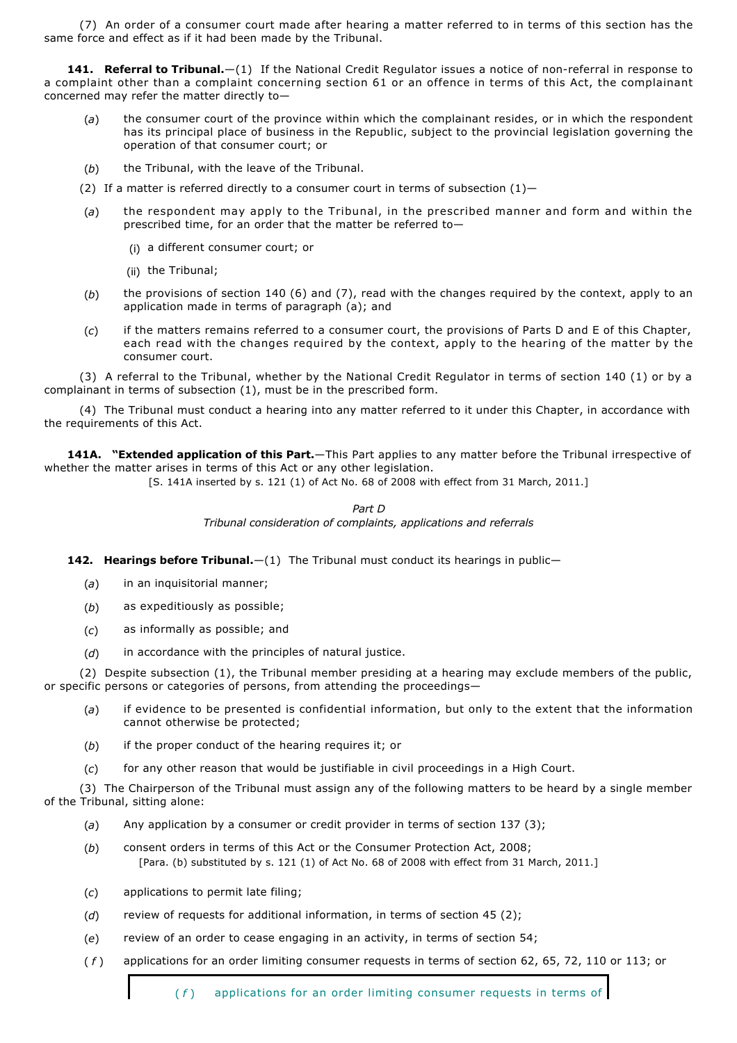(7) An order of a consumer court made after hearing a matter referred to in terms of this section has the same force and effect as if it had been made by the Tribunal.

**141. Referral to Tribunal.**—(1) If the National Credit Regulator issues a notice of non-referral in response to a complaint other than a complaint concerning section 61 or an offence in terms of this Act, the complainant concerned may refer the matter directly to—

(*a*) the consumer court of the province within which the complainant resides, or in which the respondent has its principal place of business in the Republic, subject to the provincial legislation governing the operation of that consumer court; or

(*b*) the Tribunal, with the leave of the Tribunal.

(2) If a matter is referred directly to a consumer court in terms of subsection (1)—

(*a*) the respondent may apply to the Tribunal, in the prescribed manner and form and within the prescribed time, for an order that the matter be referred to—

(i) a different consumer court; or

(ii) the Tribunal;

(*b*) the provisions of section 140 (6) and (7), read with the changes required by the context, apply to an application made in terms of paragraph (a); and

(*c*) if the matters remains referred to a consumer court, the provisions of Parts D and E of this Chapter, each read with the changes required by the context, apply to the hearing of the matter by the consumer court.

(3) A referral to the Tribunal, whether by the National Credit Regulator in terms of section 140 (1) or by a complainant in terms of subsection (1), must be in the prescribed form.

(4) The Tribunal must conduct a hearing into any matter referred to it under this Chapter, in accordance with the requirements of this Act.

**141A. "Extended application of this Part.**—This Part applies to any matter before the Tribunal irrespective of whether the matter arises in terms of this Act or any other legislation.

[S. 141A inserted by s. 121 (1) of Act No. 68 of 2008 with effect from 31 March, 2011.]

*Part D*

*Tribunal consideration of complaints, applications and referrals*

**142. Hearings before Tribunal.**—(1) The Tribunal must conduct its hearings in public—

(*a*) in an inquisitorial manner;

(*b*) as expeditiously as possible;

(*c*) as informally as possible; and

(*d*) in accordance with the principles of natural justice.

(2) Despite subsection (1), the Tribunal member presiding at a hearing may exclude members of the public, or specific persons or categories of persons, from attending the proceedings—

(*a*) if evidence to be presented is confidential information, but only to the extent that the information cannot otherwise be protected;

(*b*) if the proper conduct of the hearing requires it; or

(*c*) for any other reason that would be justifiable in civil proceedings in a High Court.

(3) The Chairperson of the Tribunal must assign any of the following matters to be heard by a single member of the Tribunal, sitting alone:

(*a*) Any application by a consumer or credit provider in terms of section 137 (3);

(*b*) consent orders in terms of this Act or the Consumer Protection Act, 2008;

[Para. (b) substituted by s. 121 (1) of Act No. 68 of 2008 with effect from 31 March, 2011.]

(*c*) applications to permit late filing;

(*d*) review of requests for additional information, in terms of section 45 (2);

(*e*) review of an order to cease engaging in an activity, in terms of section 54;

(*f*) applications for an order limiting consumer requests in terms of section 62, 65, 72, 110 or 113; or

(*f*) applications for an order limiting consumer requests in terms of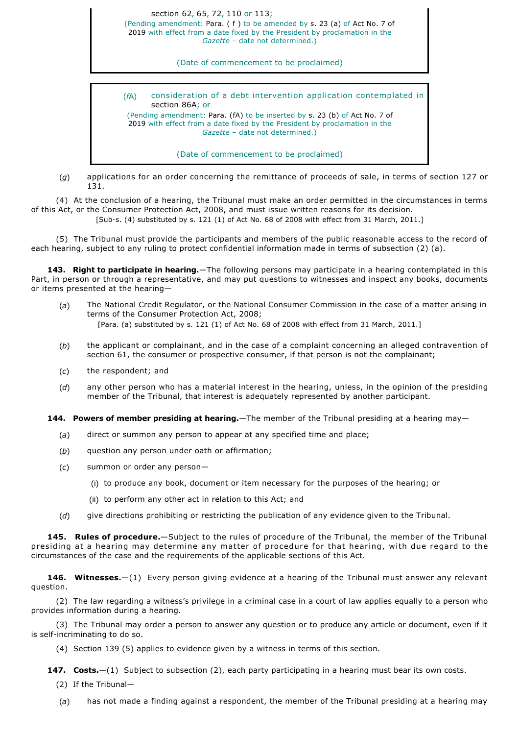section 62, 65, 72, 110 or 113;

(Pending amendment: Para. ( f ) to be amended by s. 23 (a) of Act No. 7 of 2019 with effect from a date fixed by the President by proclamation in the *Gazette* – date not determined.)

(Date of commencement to be proclaimed)

(*f*A) consideration of a debt intervention application contemplated in section 86A; or

(Pending amendment: Para. (fA) to be inserted by s. 23 (b) of Act No. 7 of 2019 with effect from a date fixed by the President by proclamation in the *Gazette* – date not determined.)

(Date of commencement to be proclaimed)

(*g*) applications for an order concerning the remittance of proceeds of sale, in terms of section 127 or 131.

(4) At the conclusion of a hearing, the Tribunal must make an order permitted in the circumstances in terms of this Act, or the Consumer Protection Act, 2008, and must issue written reasons for its decision.

[Sub-s. (4) substituted by s. 121 (1) of Act No. 68 of 2008 with effect from 31 March, 2011.]

(5) The Tribunal must provide the participants and members of the public reasonable access to the record of each hearing, subject to any ruling to protect confidential information made in terms of subsection (2) (a).

**143. Right to participate in hearing.**—The following persons may participate in a hearing contemplated in this Part, in person or through a representative, and may put questions to witnesses and inspect any books, documents or items presented at the hearing—

(*a*) The National Credit Regulator, or the National Consumer Commission in the case of a matter arising in terms of the Consumer Protection Act, 2008;

[Para. (a) substituted by s. 121 (1) of Act No. 68 of 2008 with effect from 31 March, 2011.]

(*b*) the applicant or complainant, and in the case of a complaint concerning an alleged contravention of section 61, the consumer or prospective consumer, if that person is not the complainant;

(*c*) the respondent; and

(*d*) any other person who has a material interest in the hearing, unless, in the opinion of the presiding member of the Tribunal, that interest is adequately represented by another participant.

**144. Powers of member presiding at hearing.**—The member of the Tribunal presiding at a hearing may—

(*a*) direct or summon any person to appear at any specified time and place;

(*b*) question any person under oath or affirmation;

(*c*) summon or order any person—

(i) to produce any book, document or item necessary for the purposes of the hearing; or

(ii) to perform any other act in relation to this Act; and

(*d*) give directions prohibiting or restricting the publication of any evidence given to the Tribunal.

**145. Rules of procedure.**—Subject to the rules of procedure of the Tribunal, the member of the Tribunal presiding at a hearing may determine any matter of procedure for that hearing, with due regard to the circumstances of the case and the requirements of the applicable sections of this Act.

**146. Witnesses.**—(1) Every person giving evidence at a hearing of the Tribunal must answer any relevant question.

(2) The law regarding a witness's privilege in a criminal case in a court of law applies equally to a person who provides information during a hearing.

(3) The Tribunal may order a person to answer any question or to produce any article or document, even if it is self-incriminating to do so.

(4) Section 139 (5) applies to evidence given by a witness in terms of this section.

**147. Costs.**—(1) Subject to subsection (2), each party participating in a hearing must bear its own costs.

(2) If the Tribunal—

(*a*) has not made a finding against a respondent, the member of the Tribunal presiding at a hearing may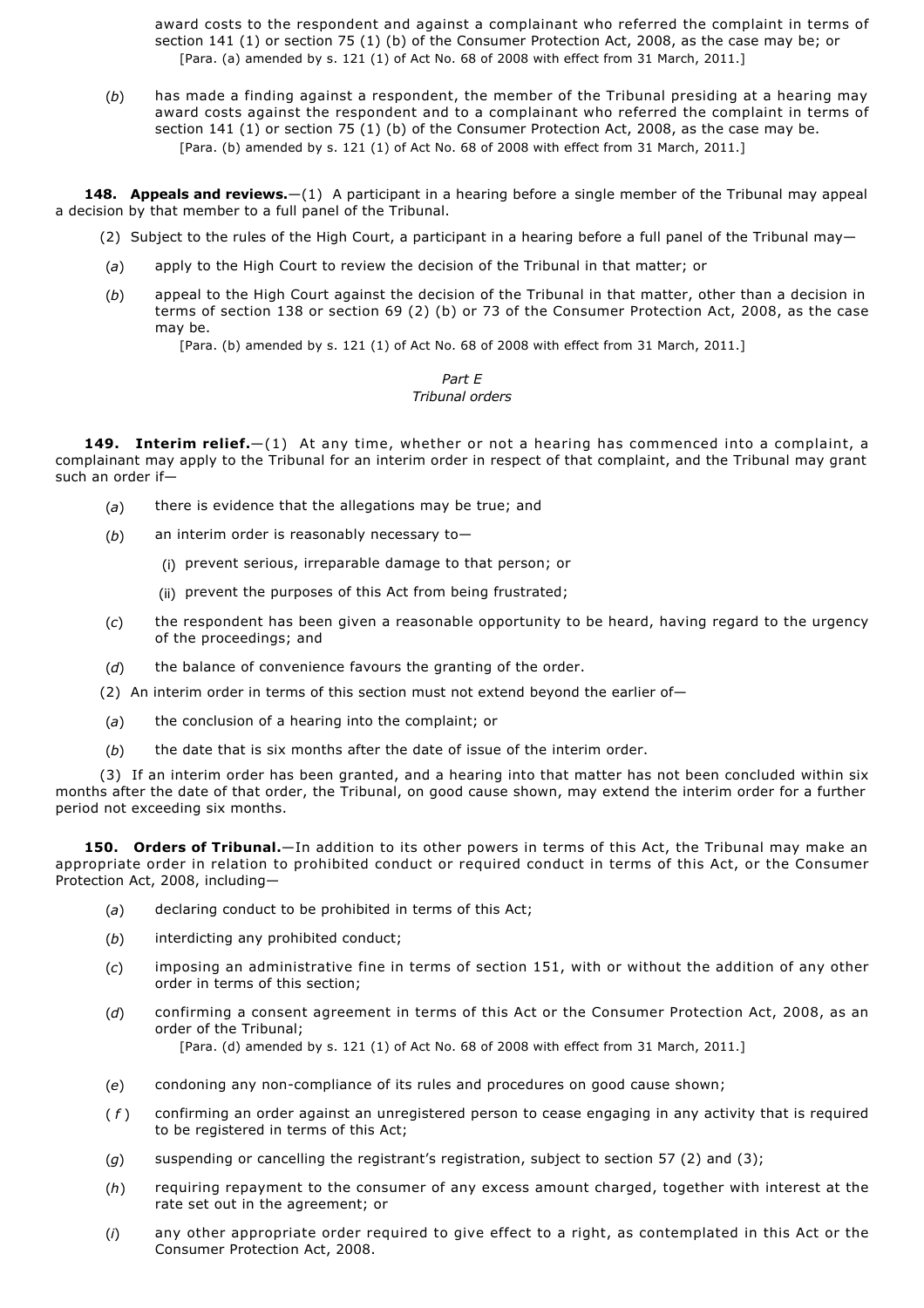award costs to the respondent and against a complainant who referred the complaint in terms of section 141 (1) or section 75 (1) (b) of the Consumer Protection Act, 2008, as the case may be; or

[Para. (a) amended by s. 121 (1) of Act No. 68 of 2008 with effect from 31 March, 2011.]

(*b*) has made a finding against a respondent, the member of the Tribunal presiding at a hearing may award costs against the respondent and to a complainant who referred the complaint in terms of section 141 (1) or section 75 (1) (b) of the Consumer Protection Act, 2008, as the case may be.

[Para. (b) amended by s. 121 (1) of Act No. 68 of 2008 with effect from 31 March, 2011.]

**148. Appeals and reviews.**—(1) A participant in a hearing before a single member of the Tribunal may appeal a decision by that member to a full panel of the Tribunal.

(2) Subject to the rules of the High Court, a participant in a hearing before a full panel of the Tribunal may—

(*a*) apply to the High Court to review the decision of the Tribunal in that matter; or

(*b*) appeal to the High Court against the decision of the Tribunal in that matter, other than a decision in terms of section 138 or section 69 (2) (b) or 73 of the Consumer Protection Act, 2008, as the case may be.

[Para. (b) amended by s. 121 (1) of Act No. 68 of 2008 with effect from 31 March, 2011.]

*Part E*
*Tribunal orders*

**149. Interim relief.**—(1) At any time, whether or not a hearing has commenced into a complaint, a complainant may apply to the Tribunal for an interim order in respect of that complaint, and the Tribunal may grant such an order if—

(*a*) there is evidence that the allegations may be true; and

(*b*) an interim order is reasonably necessary to—

(i) prevent serious, irreparable damage to that person; or

(ii) prevent the purposes of this Act from being frustrated;

(*c*) the respondent has been given a reasonable opportunity to be heard, having regard to the urgency of the proceedings; and

(*d*) the balance of convenience favours the granting of the order.

(2) An interim order in terms of this section must not extend beyond the earlier of—

(*a*) the conclusion of a hearing into the complaint; or

(*b*) the date that is six months after the date of issue of the interim order.

(3) If an interim order has been granted, and a hearing into that matter has not been concluded within six months after the date of that order, the Tribunal, on good cause shown, may extend the interim order for a further period not exceeding six months.

**150. Orders of Tribunal.**—In addition to its other powers in terms of this Act, the Tribunal may make an appropriate order in relation to prohibited conduct or required conduct in terms of this Act, or the Consumer Protection Act, 2008, including—

(*a*) declaring conduct to be prohibited in terms of this Act;

(*b*) interdicting any prohibited conduct;

(*c*) imposing an administrative fine in terms of section 151, with or without the addition of any other order in terms of this section;

(*d*) confirming a consent agreement in terms of this Act or the Consumer Protection Act, 2008, as an order of the Tribunal;

[Para. (d) amended by s. 121 (1) of Act No. 68 of 2008 with effect from 31 March, 2011.]

(*e*) condoning any non-compliance of its rules and procedures on good cause shown;

(*f*) confirming an order against an unregistered person to cease engaging in any activity that is required to be registered in terms of this Act;

(*g*) suspending or cancelling the registrant's registration, subject to section 57 (2) and (3);

(*h*) requiring repayment to the consumer of any excess amount charged, together with interest at the rate set out in the agreement; or

(*i*) any other appropriate order required to give effect to a right, as contemplated in this Act or the Consumer Protection Act, 2008.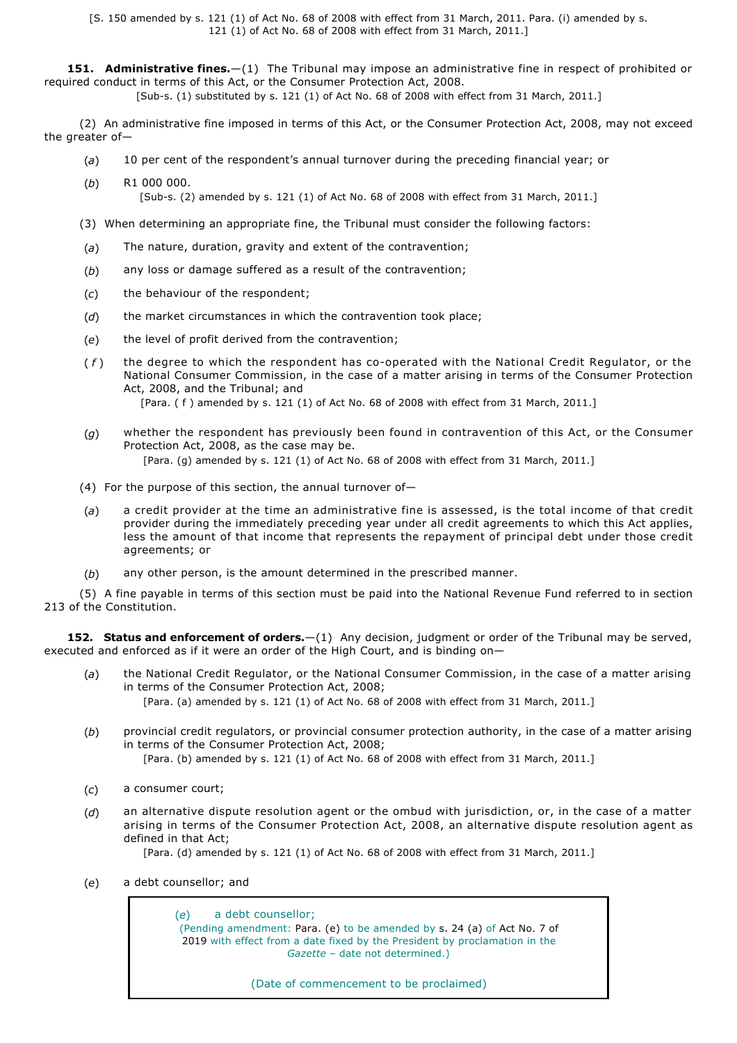[S. 150 amended by s. 121 (1) of Act No. 68 of 2008 with effect from 31 March, 2011. Para. (i) amended by s. 121 (1) of Act No. 68 of 2008 with effect from 31 March, 2011.]

**151. Administrative fines.**—(1) The Tribunal may impose an administrative fine in respect of prohibited or required conduct in terms of this Act, or the Consumer Protection Act, 2008.

[Sub-s. (1) substituted by s. 121 (1) of Act No. 68 of 2008 with effect from 31 March, 2011.]

(2) An administrative fine imposed in terms of this Act, or the Consumer Protection Act, 2008, may not exceed the greater of—

(*a*) 10 per cent of the respondent's annual turnover during the preceding financial year; or

(*b*) R1 000 000.

[Sub-s. (2) amended by s. 121 (1) of Act No. 68 of 2008 with effect from 31 March, 2011.]

(3) When determining an appropriate fine, the Tribunal must consider the following factors:

(*a*) The nature, duration, gravity and extent of the contravention;

(*b*) any loss or damage suffered as a result of the contravention;

(*c*) the behaviour of the respondent;

(*d*) the market circumstances in which the contravention took place;

(*e*) the level of profit derived from the contravention;

(*f*) the degree to which the respondent has co-operated with the National Credit Regulator, or the National Consumer Commission, in the case of a matter arising in terms of the Consumer Protection Act, 2008, and the Tribunal; and

[Para. (*f*) amended by s. 121 (1) of Act No. 68 of 2008 with effect from 31 March, 2011.]

(*g*) whether the respondent has previously been found in contravention of this Act, or the Consumer Protection Act, 2008, as the case may be.

[Para. (g) amended by s. 121 (1) of Act No. 68 of 2008 with effect from 31 March, 2011.]

(4) For the purpose of this section, the annual turnover of—

(*a*) a credit provider at the time an administrative fine is assessed, is the total income of that credit provider during the immediately preceding year under all credit agreements to which this Act applies, less the amount of that income that represents the repayment of principal debt under those credit agreements; or

(*b*) any other person, is the amount determined in the prescribed manner.

(5) A fine payable in terms of this section must be paid into the National Revenue Fund referred to in section 213 of the Constitution.

**152. Status and enforcement of orders.**—(1) Any decision, judgment or order of the Tribunal may be served, executed and enforced as if it were an order of the High Court, and is binding on—

(*a*) the National Credit Regulator, or the National Consumer Commission, in the case of a matter arising in terms of the Consumer Protection Act, 2008;

[Para. (a) amended by s. 121 (1) of Act No. 68 of 2008 with effect from 31 March, 2011.]

(*b*) provincial credit regulators, or provincial consumer protection authority, in the case of a matter arising in terms of the Consumer Protection Act, 2008;

[Para. (b) amended by s. 121 (1) of Act No. 68 of 2008 with effect from 31 March, 2011.]

(*c*) a consumer court;

(*d*) an alternative dispute resolution agent or the ombud with jurisdiction, or, in the case of a matter arising in terms of the Consumer Protection Act, 2008, an alternative dispute resolution agent as defined in that Act;

[Para. (d) amended by s. 121 (1) of Act No. 68 of 2008 with effect from 31 March, 2011.]

(*e*) a debt counsellor; and

> (*e*) a debt counsellor;
>
> (Pending amendment: Para. (e) to be amended by s. 24 (a) of Act No. 7 of 2019 with effect from a date fixed by the President by proclamation in the *Gazette* – date not determined.)
>
> (Date of commencement to be proclaimed)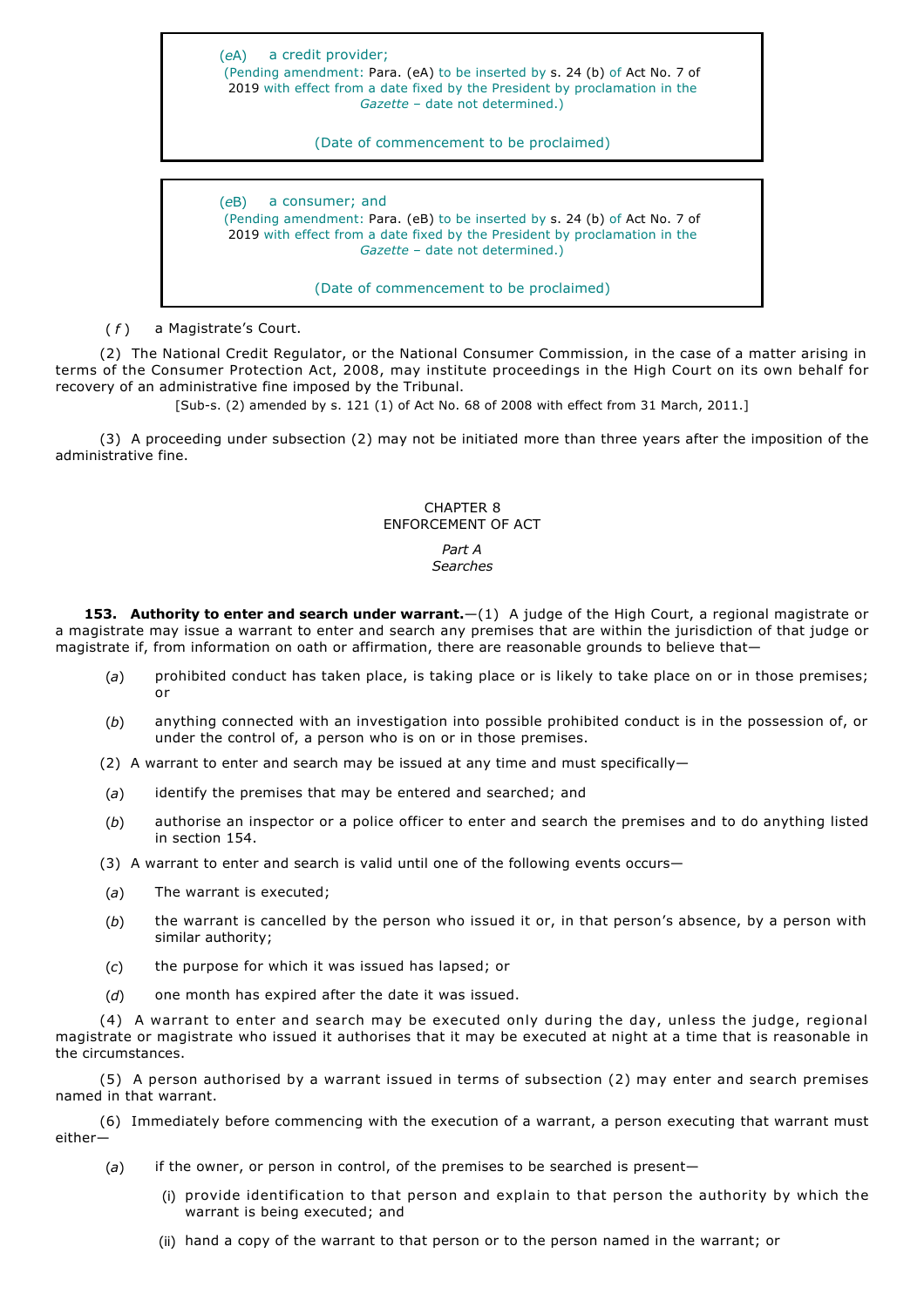> (*e*A) a credit provider;
>
> (Pending amendment: Para. (eA) to be inserted by s. 24 (b) of Act No. 7 of 2019 with effect from a date fixed by the President by proclamation in the *Gazette* – date not determined.)
>
> (Date of commencement to be proclaimed)

> (*e*B) a consumer; and
>
> (Pending amendment: Para. (eB) to be inserted by s. 24 (b) of Act No. 7 of 2019 with effect from a date fixed by the President by proclamation in the *Gazette* – date not determined.)
>
> (Date of commencement to be proclaimed)

(*f*) a Magistrate's Court.

(2) The National Credit Regulator, or the National Consumer Commission, in the case of a matter arising in terms of the Consumer Protection Act, 2008, may institute proceedings in the High Court on its own behalf for recovery of an administrative fine imposed by the Tribunal.

[Sub-s. (2) amended by s. 121 (1) of Act No. 68 of 2008 with effect from 31 March, 2011.]

(3) A proceeding under subsection (2) may not be initiated more than three years after the imposition of the administrative fine.

## CHAPTER 8
## ENFORCEMENT OF ACT

### *Part A*
### *Searches*

**153. Authority to enter and search under warrant.**—(1) A judge of the High Court, a regional magistrate or a magistrate may issue a warrant to enter and search any premises that are within the jurisdiction of that judge or magistrate if, from information on oath or affirmation, there are reasonable grounds to believe that—

(*a*) prohibited conduct has taken place, is taking place or is likely to take place on or in those premises; or

(*b*) anything connected with an investigation into possible prohibited conduct is in the possession of, or under the control of, a person who is on or in those premises.

(2) A warrant to enter and search may be issued at any time and must specifically—

(*a*) identify the premises that may be entered and searched; and

(*b*) authorise an inspector or a police officer to enter and search the premises and to do anything listed in section 154.

(3) A warrant to enter and search is valid until one of the following events occurs—

(*a*) The warrant is executed;

(*b*) the warrant is cancelled by the person who issued it or, in that person's absence, by a person with similar authority;

(*c*) the purpose for which it was issued has lapsed; or

(*d*) one month has expired after the date it was issued.

(4) A warrant to enter and search may be executed only during the day, unless the judge, regional magistrate or magistrate who issued it authorises that it may be executed at night at a time that is reasonable in the circumstances.

(5) A person authorised by a warrant issued in terms of subsection (2) may enter and search premises named in that warrant.

(6) Immediately before commencing with the execution of a warrant, a person executing that warrant must either—

(*a*) if the owner, or person in control, of the premises to be searched is present—

(i) provide identification to that person and explain to that person the authority by which the warrant is being executed; and

(ii) hand a copy of the warrant to that person or to the person named in the warrant; or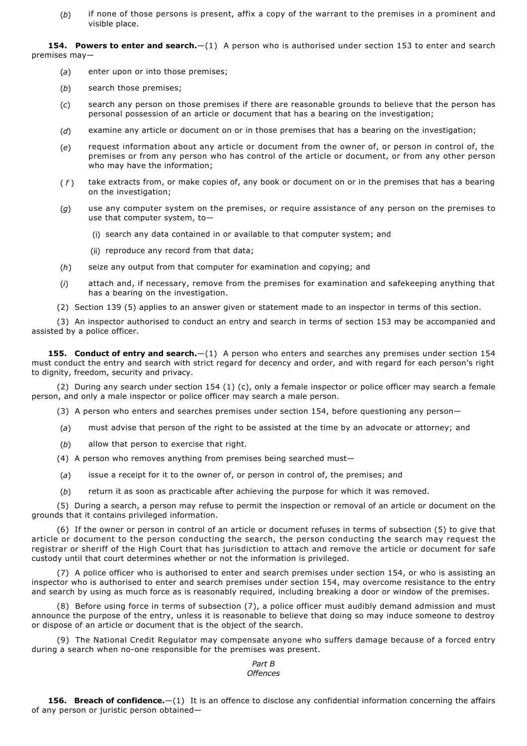(*b*) if none of those persons is present, affix a copy of the warrant to the premises in a prominent and visible place.

**154. Powers to enter and search.**—(1) A person who is authorised under section 153 to enter and search premises may—

(*a*) enter upon or into those premises;

(*b*) search those premises;

(*c*) search any person on those premises if there are reasonable grounds to believe that the person has personal possession of an article or document that has a bearing on the investigation;

(*d*) examine any article or document on or in those premises that has a bearing on the investigation;

(*e*) request information about any article or document from the owner of, or person in control of, the premises or from any person who has control of the article or document, or from any other person who may have the information;

(*f*) take extracts from, or make copies of, any book or document on or in the premises that has a bearing on the investigation;

(*g*) use any computer system on the premises, or require assistance of any person on the premises to use that computer system, to—

(i) search any data contained in or available to that computer system; and

(ii) reproduce any record from that data;

(*h*) seize any output from that computer for examination and copying; and

(*i*) attach and, if necessary, remove from the premises for examination and safekeeping anything that has a bearing on the investigation.

(2) Section 139 (5) applies to an answer given or statement made to an inspector in terms of this section.

(3) An inspector authorised to conduct an entry and search in terms of section 153 may be accompanied and assisted by a police officer.

**155. Conduct of entry and search.**—(1) A person who enters and searches any premises under section 154 must conduct the entry and search with strict regard for decency and order, and with regard for each person's right to dignity, freedom, security and privacy.

(2) During any search under section 154 (1) (c), only a female inspector or police officer may search a female person, and only a male inspector or police officer may search a male person.

(3) A person who enters and searches premises under section 154, before questioning any person—

(*a*) must advise that person of the right to be assisted at the time by an advocate or attorney; and

(*b*) allow that person to exercise that right.

(4) A person who removes anything from premises being searched must—

(*a*) issue a receipt for it to the owner of, or person in control of, the premises; and

(*b*) return it as soon as practicable after achieving the purpose for which it was removed.

(5) During a search, a person may refuse to permit the inspection or removal of an article or document on the grounds that it contains privileged information.

(6) If the owner or person in control of an article or document refuses in terms of subsection (5) to give that article or document to the person conducting the search, the person conducting the search may request the registrar or sheriff of the High Court that has jurisdiction to attach and remove the article or document for safe custody until that court determines whether or not the information is privileged.

(7) A police officer who is authorised to enter and search premises under section 154, or who is assisting an inspector who is authorised to enter and search premises under section 154, may overcome resistance to the entry and search by using as much force as is reasonably required, including breaking a door or window of the premises.

(8) Before using force in terms of subsection (7), a police officer must audibly demand admission and must announce the purpose of the entry, unless it is reasonable to believe that doing so may induce someone to destroy or dispose of an article or document that is the object of the search.

(9) The National Credit Regulator may compensate anyone who suffers damage because of a forced entry during a search when no-one responsible for the premises was present.

*Part B*
*Offences*

**156. Breach of confidence.**—(1) It is an offence to disclose any confidential information concerning the affairs of any person or juristic person obtained—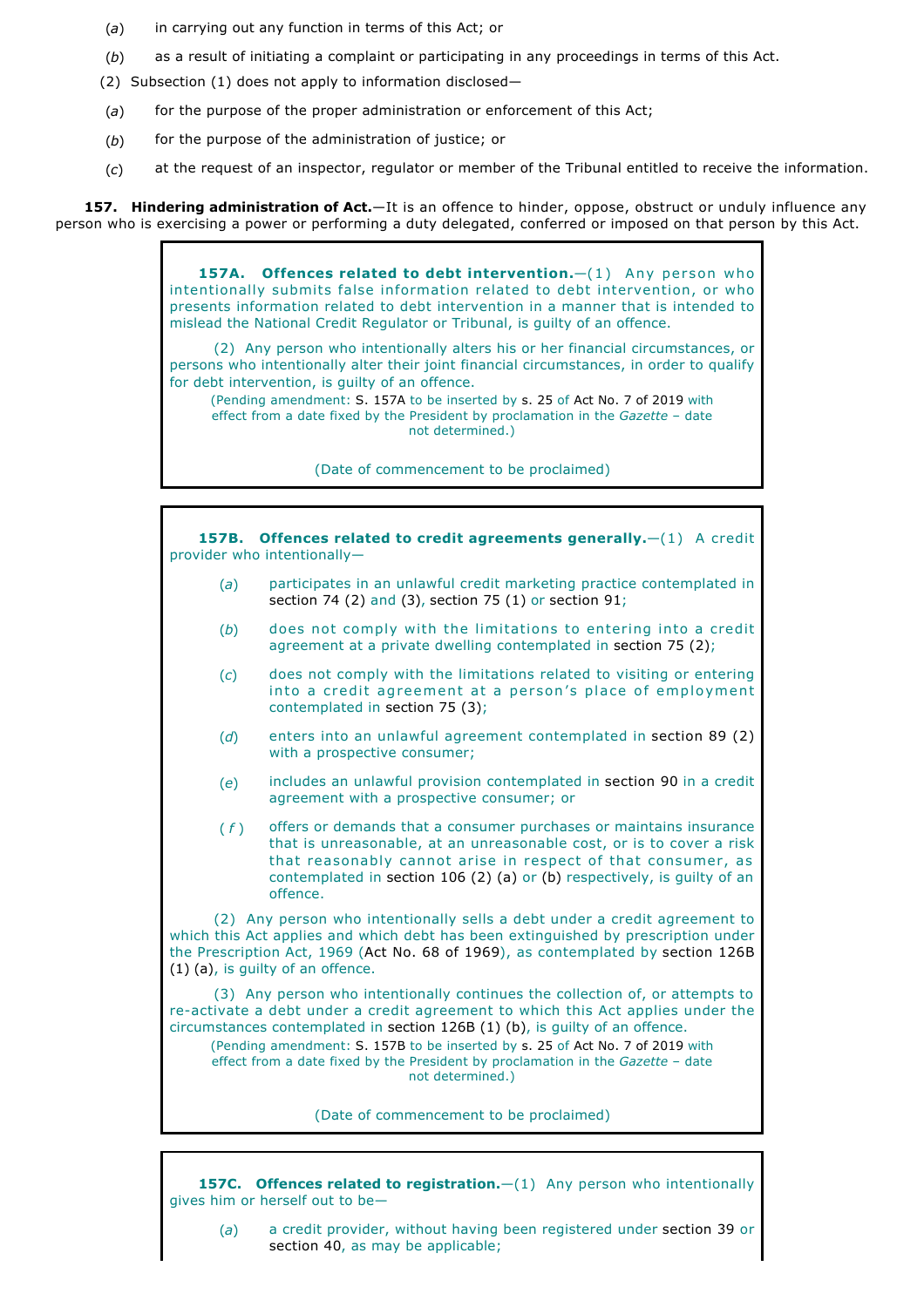(*a*) in carrying out any function in terms of this Act; or

(*b*) as a result of initiating a complaint or participating in any proceedings in terms of this Act.

(2) Subsection (1) does not apply to information disclosed—

(*a*) for the purpose of the proper administration or enforcement of this Act;

(*b*) for the purpose of the administration of justice; or

(*c*) at the request of an inspector, regulator or member of the Tribunal entitled to receive the information.

**157. Hindering administration of Act.**—It is an offence to hinder, oppose, obstruct or unduly influence any person who is exercising a power or performing a duty delegated, conferred or imposed on that person by this Act.

**157A. Offences related to debt intervention.**—(1) Any person who intentionally submits false information related to debt intervention, or who presents information related to debt intervention in a manner that is intended to mislead the National Credit Regulator or Tribunal, is guilty of an offence.

(2) Any person who intentionally alters his or her financial circumstances, or persons who intentionally alter their joint financial circumstances, in order to qualify for debt intervention, is guilty of an offence.

(Pending amendment: S. 157A to be inserted by s. 25 of Act No. 7 of 2019 with effect from a date fixed by the President by proclamation in the *Gazette* – date not determined.)

(Date of commencement to be proclaimed)

**157B. Offences related to credit agreements generally.**—(1) A credit provider who intentionally—

(*a*) participates in an unlawful credit marketing practice contemplated in section 74 (2) and (3), section 75 (1) or section 91;

(*b*) does not comply with the limitations to entering into a credit agreement at a private dwelling contemplated in section 75 (2);

(*c*) does not comply with the limitations related to visiting or entering into a credit agreement at a person's place of employment contemplated in section 75 (3);

(*d*) enters into an unlawful agreement contemplated in section 89 (2) with a prospective consumer;

(*e*) includes an unlawful provision contemplated in section 90 in a credit agreement with a prospective consumer; or

(*f*) offers or demands that a consumer purchases or maintains insurance that is unreasonable, at an unreasonable cost, or is to cover a risk that reasonably cannot arise in respect of that consumer, as contemplated in section 106 (2) (a) or (b) respectively, is guilty of an offence.

(2) Any person who intentionally sells a debt under a credit agreement to which this Act applies and which debt has been extinguished by prescription under the Prescription Act, 1969 (Act No. 68 of 1969), as contemplated by section 126B (1) (a), is guilty of an offence.

(3) Any person who intentionally continues the collection of, or attempts to re-activate a debt under a credit agreement to which this Act applies under the circumstances contemplated in section 126B (1) (b), is guilty of an offence.

(Pending amendment: S. 157B to be inserted by s. 25 of Act No. 7 of 2019 with effect from a date fixed by the President by proclamation in the *Gazette* – date not determined.)

(Date of commencement to be proclaimed)

**157C. Offences related to registration.**—(1) Any person who intentionally gives him or herself out to be—

(*a*) a credit provider, without having been registered under section 39 or section 40, as may be applicable;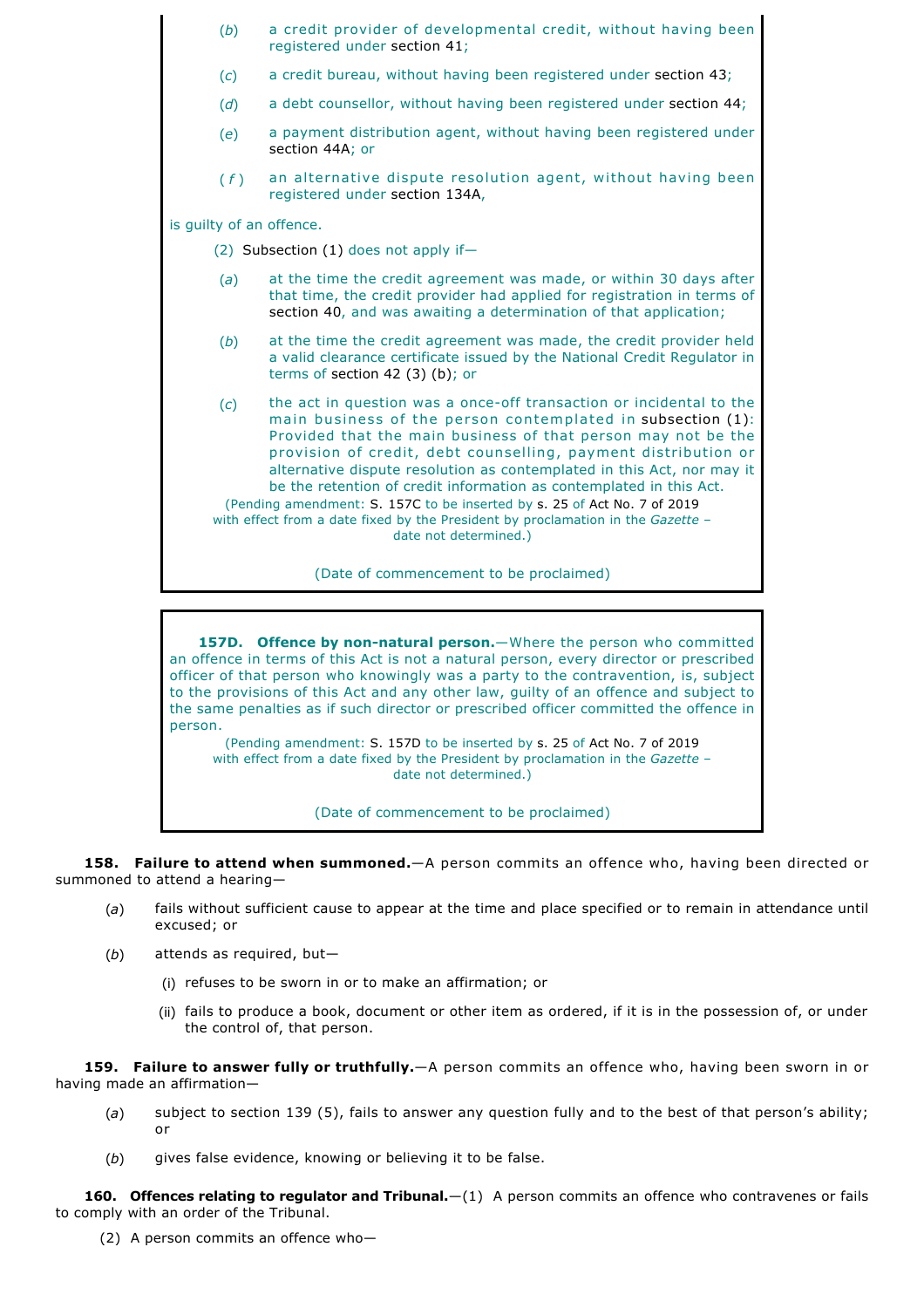(*b*) a credit provider of developmental credit, without having been registered under section 41;

(*c*) a credit bureau, without having been registered under section 43;

(*d*) a debt counsellor, without having been registered under section 44;

(*e*) a payment distribution agent, without having been registered under section 44A; or

(*f*) an alternative dispute resolution agent, without having been registered under section 134A,

is guilty of an offence.

(2) Subsection (1) does not apply if—

(*a*) at the time the credit agreement was made, or within 30 days after that time, the credit provider had applied for registration in terms of section 40, and was awaiting a determination of that application;

(*b*) at the time the credit agreement was made, the credit provider held a valid clearance certificate issued by the National Credit Regulator in terms of section 42 (3) (b); or

(*c*) the act in question was a once-off transaction or incidental to the main business of the person contemplated in subsection (1): Provided that the main business of that person may not be the provision of credit, debt counselling, payment distribution or alternative dispute resolution as contemplated in this Act, nor may it be the retention of credit information as contemplated in this Act.

(Pending amendment: S. 157C to be inserted by s. 25 of Act No. 7 of 2019 with effect from a date fixed by the President by proclamation in the *Gazette* – date not determined.)

(Date of commencement to be proclaimed)

**157D. Offence by non-natural person.**—Where the person who committed an offence in terms of this Act is not a natural person, every director or prescribed officer of that person who knowingly was a party to the contravention, is, subject to the provisions of this Act and any other law, guilty of an offence and subject to the same penalties as if such director or prescribed officer committed the offence in person.

(Pending amendment: S. 157D to be inserted by s. 25 of Act No. 7 of 2019 with effect from a date fixed by the President by proclamation in the *Gazette* – date not determined.)

(Date of commencement to be proclaimed)

**158. Failure to attend when summoned.**—A person commits an offence who, having been directed or summoned to attend a hearing—

(*a*) fails without sufficient cause to appear at the time and place specified or to remain in attendance until excused; or

(*b*) attends as required, but—

(i) refuses to be sworn in or to make an affirmation; or

(ii) fails to produce a book, document or other item as ordered, if it is in the possession of, or under the control of, that person.

**159. Failure to answer fully or truthfully.**—A person commits an offence who, having been sworn in or having made an affirmation—

(*a*) subject to section 139 (5), fails to answer any question fully and to the best of that person's ability; or

(*b*) gives false evidence, knowing or believing it to be false.

**160. Offences relating to regulator and Tribunal.**—(1) A person commits an offence who contravenes or fails to comply with an order of the Tribunal.

(2) A person commits an offence who—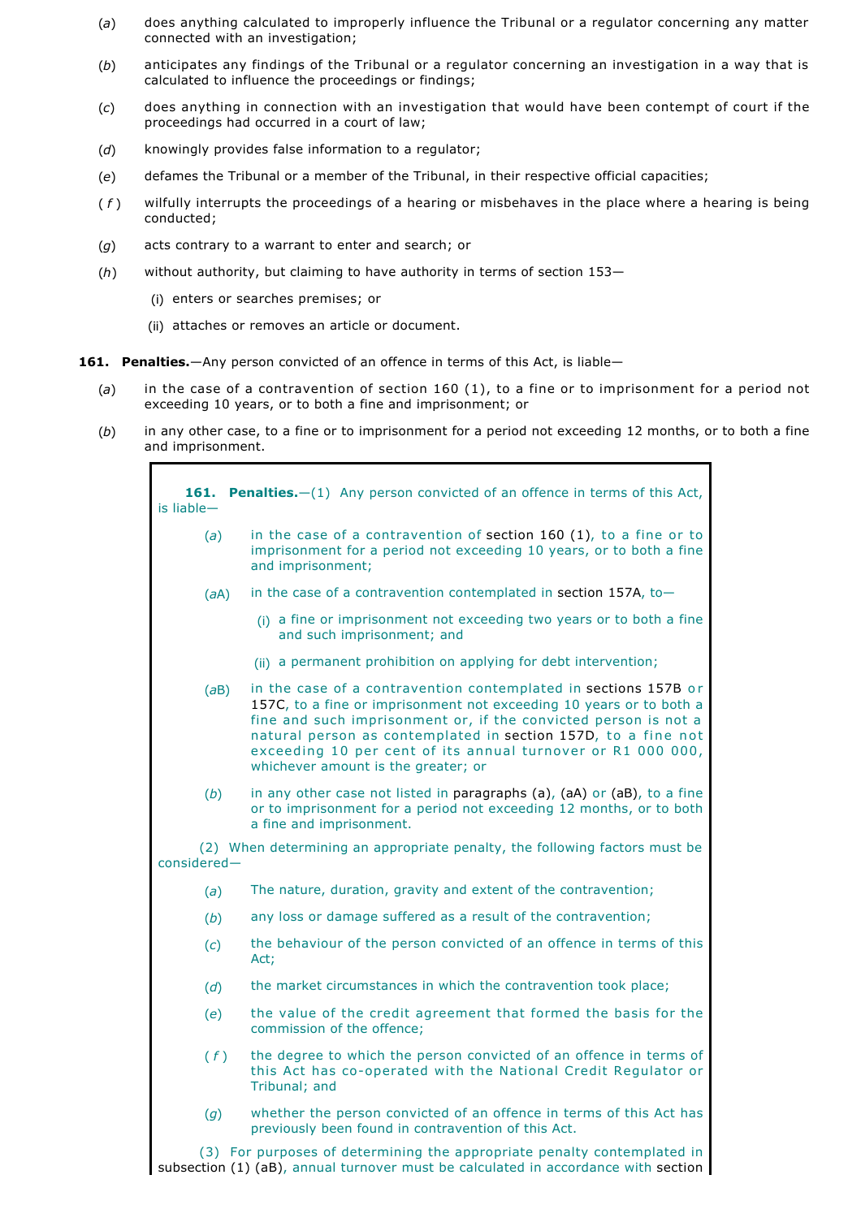(*a*) does anything calculated to improperly influence the Tribunal or a regulator concerning any matter connected with an investigation;

(*b*) anticipates any findings of the Tribunal or a regulator concerning an investigation in a way that is calculated to influence the proceedings or findings;

(*c*) does anything in connection with an investigation that would have been contempt of court if the proceedings had occurred in a court of law;

(*d*) knowingly provides false information to a regulator;

(*e*) defames the Tribunal or a member of the Tribunal, in their respective official capacities;

(*f*) wilfully interrupts the proceedings of a hearing or misbehaves in the place where a hearing is being conducted;

(*g*) acts contrary to a warrant to enter and search; or

(*h*) without authority, but claiming to have authority in terms of section 153—

(i) enters or searches premises; or

(ii) attaches or removes an article or document.

**161. Penalties.**—Any person convicted of an offence in terms of this Act, is liable—

(*a*) in the case of a contravention of section 160 (1), to a fine or to imprisonment for a period not exceeding 10 years, or to both a fine and imprisonment; or

(*b*) in any other case, to a fine or to imprisonment for a period not exceeding 12 months, or to both a fine and imprisonment.

> **161. Penalties.**—(1) Any person convicted of an offence in terms of this Act, is liable—
>
> (*a*) in the case of a contravention of section 160 (1), to a fine or to imprisonment for a period not exceeding 10 years, or to both a fine and imprisonment;
>
> (*a*A) in the case of a contravention contemplated in section 157A, to—
>
> (i) a fine or imprisonment not exceeding two years or to both a fine and such imprisonment; and
>
> (ii) a permanent prohibition on applying for debt intervention;
>
> (*a*B) in the case of a contravention contemplated in sections 157B or 157C, to a fine or imprisonment not exceeding 10 years or to both a fine and such imprisonment or, if the convicted person is not a natural person as contemplated in section 157D, to a fine not exceeding 10 per cent of its annual turnover or R1 000 000, whichever amount is the greater; or
>
> (*b*) in any other case not listed in paragraphs (a), (aA) or (aB), to a fine or to imprisonment for a period not exceeding 12 months, or to both a fine and imprisonment.
>
> (2) When determining an appropriate penalty, the following factors must be considered—
>
> (*a*) The nature, duration, gravity and extent of the contravention;
>
> (*b*) any loss or damage suffered as a result of the contravention;
>
> (*c*) the behaviour of the person convicted of an offence in terms of this Act;
>
> (*d*) the market circumstances in which the contravention took place;
>
> (*e*) the value of the credit agreement that formed the basis for the commission of the offence;
>
> (*f*) the degree to which the person convicted of an offence in terms of this Act has co-operated with the National Credit Regulator or Tribunal; and
>
> (*g*) whether the person convicted of an offence in terms of this Act has previously been found in contravention of this Act.
>
> (3) For purposes of determining the appropriate penalty contemplated in subsection (1) (aB), annual turnover must be calculated in accordance with section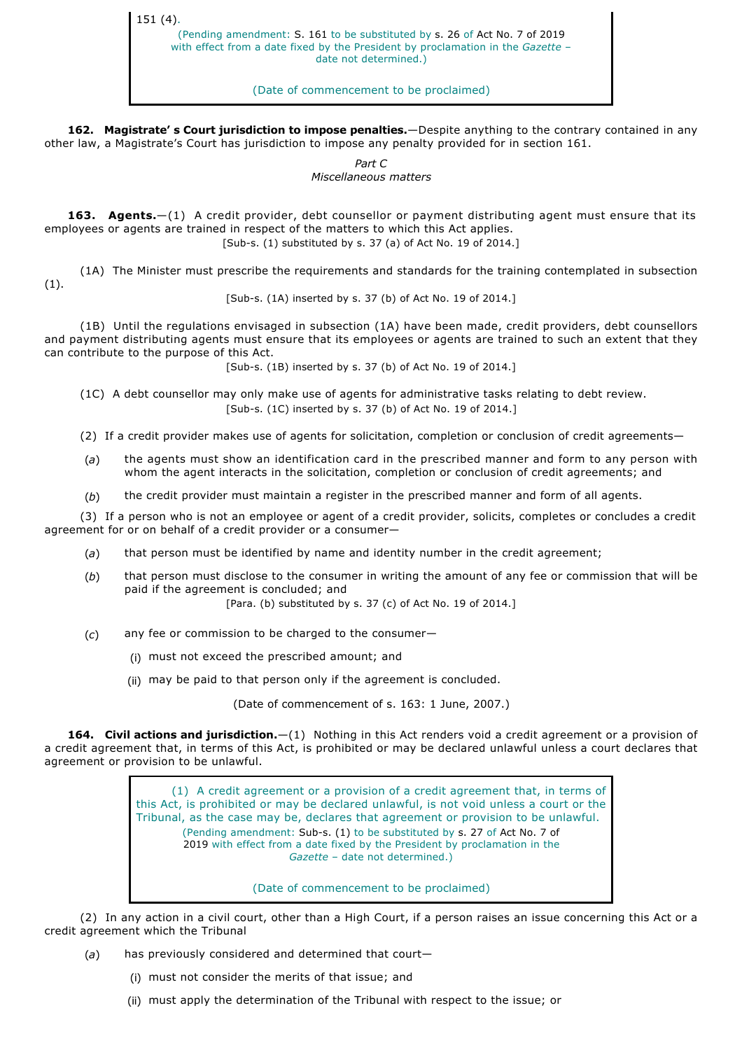> 151 (4).
>
> (Pending amendment: S. 161 to be substituted by s. 26 of Act No. 7 of 2019 with effect from a date fixed by the President by proclamation in the *Gazette* – date not determined.)
>
> (Date of commencement to be proclaimed)

**162. Magistrate' s Court jurisdiction to impose penalties.**—Despite anything to the contrary contained in any other law, a Magistrate's Court has jurisdiction to impose any penalty provided for in section 161.

*Part C*
*Miscellaneous matters*

**163. Agents.**—(1) A credit provider, debt counsellor or payment distributing agent must ensure that its employees or agents are trained in respect of the matters to which this Act applies.

[Sub-s. (1) substituted by s. 37 (a) of Act No. 19 of 2014.]

(1A) The Minister must prescribe the requirements and standards for the training contemplated in subsection (1).

[Sub-s. (1A) inserted by s. 37 (b) of Act No. 19 of 2014.]

(1B) Until the regulations envisaged in subsection (1A) have been made, credit providers, debt counsellors and payment distributing agents must ensure that its employees or agents are trained to such an extent that they can contribute to the purpose of this Act.

[Sub-s. (1B) inserted by s. 37 (b) of Act No. 19 of 2014.]

(1C) A debt counsellor may only make use of agents for administrative tasks relating to debt review.

[Sub-s. (1C) inserted by s. 37 (b) of Act No. 19 of 2014.]

(2) If a credit provider makes use of agents for solicitation, completion or conclusion of credit agreements—

(*a*) the agents must show an identification card in the prescribed manner and form to any person with whom the agent interacts in the solicitation, completion or conclusion of credit agreements; and

(*b*) the credit provider must maintain a register in the prescribed manner and form of all agents.

(3) If a person who is not an employee or agent of a credit provider, solicits, completes or concludes a credit agreement for or on behalf of a credit provider or a consumer—

(*a*) that person must be identified by name and identity number in the credit agreement;

(*b*) that person must disclose to the consumer in writing the amount of any fee or commission that will be paid if the agreement is concluded; and

[Para. (b) substituted by s. 37 (c) of Act No. 19 of 2014.]

(*c*) any fee or commission to be charged to the consumer—

(i) must not exceed the prescribed amount; and

(ii) may be paid to that person only if the agreement is concluded.

(Date of commencement of s. 163: 1 June, 2007.)

**164. Civil actions and jurisdiction.**—(1) Nothing in this Act renders void a credit agreement or a provision of a credit agreement that, in terms of this Act, is prohibited or may be declared unlawful unless a court declares that agreement or provision to be unlawful.

> (1) A credit agreement or a provision of a credit agreement that, in terms of this Act, is prohibited or may be declared unlawful, is not void unless a court or the Tribunal, as the case may be, declares that agreement or provision to be unlawful.
>
> (Pending amendment: Sub-s. (1) to be substituted by s. 27 of Act No. 7 of 2019 with effect from a date fixed by the President by proclamation in the *Gazette* – date not determined.)
>
> (Date of commencement to be proclaimed)

(2) In any action in a civil court, other than a High Court, if a person raises an issue concerning this Act or a credit agreement which the Tribunal

(*a*) has previously considered and determined that court—

(i) must not consider the merits of that issue; and

(ii) must apply the determination of the Tribunal with respect to the issue; or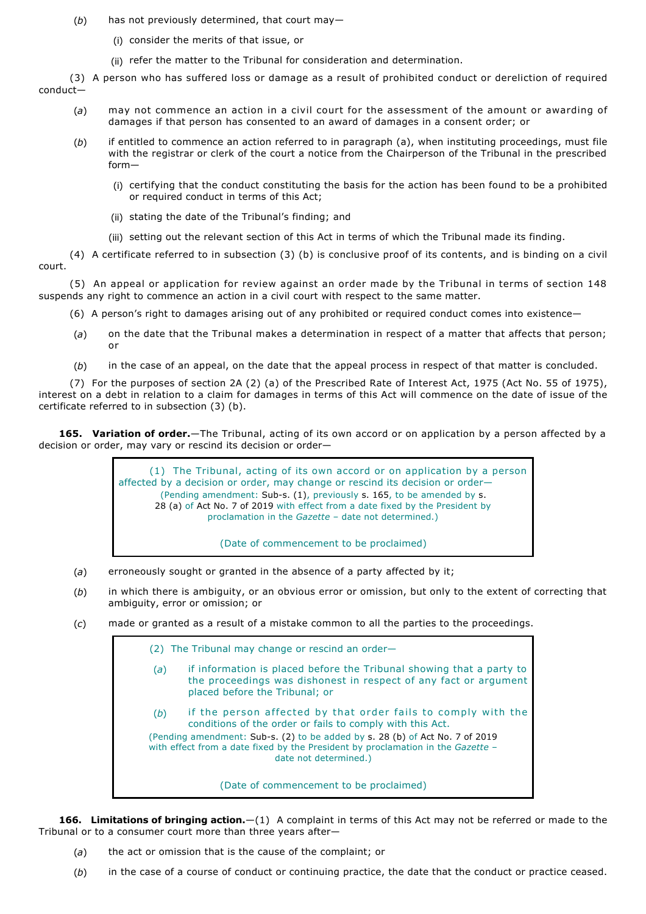(*b*) has not previously determined, that court may—

(i) consider the merits of that issue, or

(ii) refer the matter to the Tribunal for consideration and determination.

(3) A person who has suffered loss or damage as a result of prohibited conduct or dereliction of required conduct—

(*a*) may not commence an action in a civil court for the assessment of the amount or awarding of damages if that person has consented to an award of damages in a consent order; or

(*b*) if entitled to commence an action referred to in paragraph (a), when instituting proceedings, must file with the registrar or clerk of the court a notice from the Chairperson of the Tribunal in the prescribed form—

(i) certifying that the conduct constituting the basis for the action has been found to be a prohibited or required conduct in terms of this Act;

(ii) stating the date of the Tribunal's finding; and

(iii) setting out the relevant section of this Act in terms of which the Tribunal made its finding.

(4) A certificate referred to in subsection (3) (b) is conclusive proof of its contents, and is binding on a civil court.

(5) An appeal or application for review against an order made by the Tribunal in terms of section 148 suspends any right to commence an action in a civil court with respect to the same matter.

(6) A person's right to damages arising out of any prohibited or required conduct comes into existence—

(*a*) on the date that the Tribunal makes a determination in respect of a matter that affects that person; or

(*b*) in the case of an appeal, on the date that the appeal process in respect of that matter is concluded.

(7) For the purposes of section 2A (2) (a) of the Prescribed Rate of Interest Act, 1975 (Act No. 55 of 1975), interest on a debt in relation to a claim for damages in terms of this Act will commence on the date of issue of the certificate referred to in subsection (3) (b).

**165. Variation of order.**—The Tribunal, acting of its own accord or on application by a person affected by a decision or order, may vary or rescind its decision or order—

> (1) The Tribunal, acting of its own accord or on application by a person affected by a decision or order, may change or rescind its decision or order—
>
> (Pending amendment: Sub-s. (1), previously s. 165, to be amended by s. 28 (a) of Act No. 7 of 2019 with effect from a date fixed by the President by proclamation in the *Gazette* – date not determined.)
>
> (Date of commencement to be proclaimed)

(*a*) erroneously sought or granted in the absence of a party affected by it;

(*b*) in which there is ambiguity, or an obvious error or omission, but only to the extent of correcting that ambiguity, error or omission; or

(*c*) made or granted as a result of a mistake common to all the parties to the proceedings.

> (2) The Tribunal may change or rescind an order—
>
> (*a*) if information is placed before the Tribunal showing that a party to the proceedings was dishonest in respect of any fact or argument placed before the Tribunal; or
>
> (*b*) if the person affected by that order fails to comply with the conditions of the order or fails to comply with this Act.
>
> (Pending amendment: Sub-s. (2) to be added by s. 28 (b) of Act No. 7 of 2019 with effect from a date fixed by the President by proclamation in the *Gazette* – date not determined.)
>
> (Date of commencement to be proclaimed)

**166. Limitations of bringing action.**—(1) A complaint in terms of this Act may not be referred or made to the Tribunal or to a consumer court more than three years after—

(*a*) the act or omission that is the cause of the complaint; or

(*b*) in the case of a course of conduct or continuing practice, the date that the conduct or practice ceased.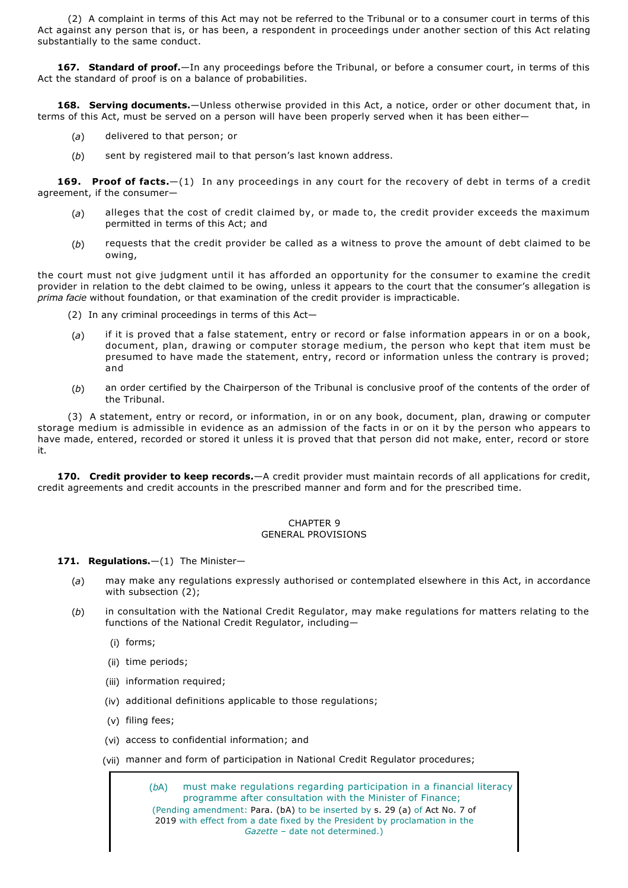(2) A complaint in terms of this Act may not be referred to the Tribunal or to a consumer court in terms of this Act against any person that is, or has been, a respondent in proceedings under another section of this Act relating substantially to the same conduct.

**167. Standard of proof.**—In any proceedings before the Tribunal, or before a consumer court, in terms of this Act the standard of proof is on a balance of probabilities.

**168. Serving documents.**—Unless otherwise provided in this Act, a notice, order or other document that, in terms of this Act, must be served on a person will have been properly served when it has been either—

(*a*) delivered to that person; or

(*b*) sent by registered mail to that person's last known address.

**169. Proof of facts.**—(1) In any proceedings in any court for the recovery of debt in terms of a credit agreement, if the consumer—

(*a*) alleges that the cost of credit claimed by, or made to, the credit provider exceeds the maximum permitted in terms of this Act; and

(*b*) requests that the credit provider be called as a witness to prove the amount of debt claimed to be owing,

the court must not give judgment until it has afforded an opportunity for the consumer to examine the credit provider in relation to the debt claimed to be owing, unless it appears to the court that the consumer's allegation is *prima facie* without foundation, or that examination of the credit provider is impracticable.

(2) In any criminal proceedings in terms of this Act—

(*a*) if it is proved that a false statement, entry or record or false information appears in or on a book, document, plan, drawing or computer storage medium, the person who kept that item must be presumed to have made the statement, entry, record or information unless the contrary is proved; and

(*b*) an order certified by the Chairperson of the Tribunal is conclusive proof of the contents of the order of the Tribunal.

(3) A statement, entry or record, or information, in or on any book, document, plan, drawing or computer storage medium is admissible in evidence as an admission of the facts in or on it by the person who appears to have made, entered, recorded or stored it unless it is proved that that person did not make, enter, record or store it.

**170. Credit provider to keep records.**—A credit provider must maintain records of all applications for credit, credit agreements and credit accounts in the prescribed manner and form and for the prescribed time.

## CHAPTER 9
## GENERAL PROVISIONS

**171. Regulations.**—(1) The Minister—

(*a*) may make any regulations expressly authorised or contemplated elsewhere in this Act, in accordance with subsection (2);

(*b*) in consultation with the National Credit Regulator, may make regulations for matters relating to the functions of the National Credit Regulator, including—

(i) forms;

(ii) time periods;

(iii) information required;

(iv) additional definitions applicable to those regulations;

(v) filing fees;

(vi) access to confidential information; and

(vii) manner and form of participation in National Credit Regulator procedures;

(*b*A) must make regulations regarding participation in a financial literacy programme after consultation with the Minister of Finance;

(Pending amendment: Para. (bA) to be inserted by s. 29 (a) of Act No. 7 of 2019 with effect from a date fixed by the President by proclamation in the *Gazette* – date not determined.)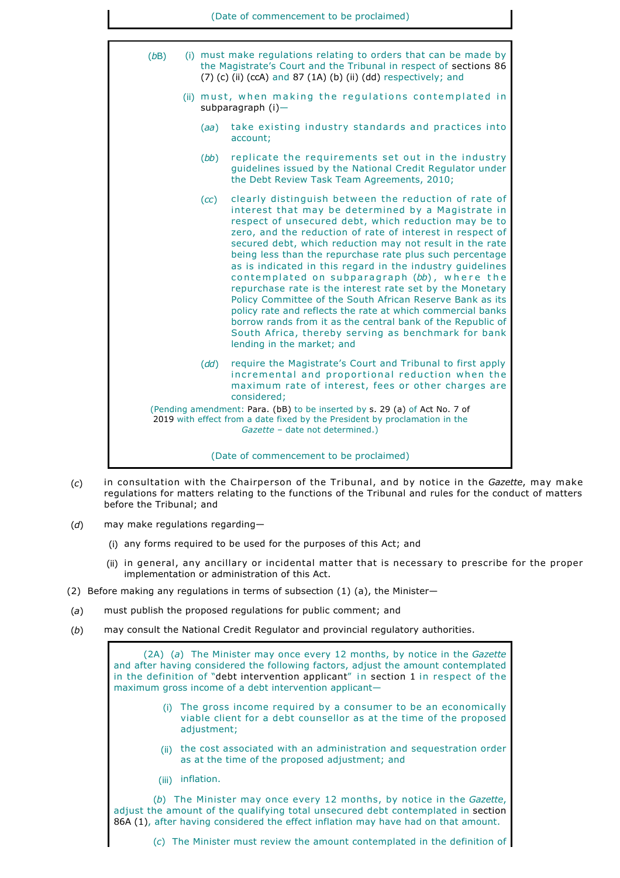(Date of commencement to be proclaimed)

> (*b*B) (i) must make regulations relating to orders that can be made by the Magistrate's Court and the Tribunal in respect of sections 86 (7) (c) (ii) (ccA) and 87 (1A) (b) (ii) (dd) respectively; and
>
> (ii) must, when making the regulations contemplated in subparagraph (i)—
>
> (*aa*) take existing industry standards and practices into account;
>
> (*bb*) replicate the requirements set out in the industry guidelines issued by the National Credit Regulator under the Debt Review Task Team Agreements, 2010;
>
> (*cc*) clearly distinguish between the reduction of rate of interest that may be determined by a Magistrate in respect of unsecured debt, which reduction may be to zero, and the reduction of rate of interest in respect of secured debt, which reduction may not result in the rate being less than the repurchase rate plus such percentage as is indicated in this regard in the industry guidelines contemplated on subparagraph (*bb*), where the repurchase rate is the interest rate set by the Monetary Policy Committee of the South African Reserve Bank as its policy rate and reflects the rate at which commercial banks borrow rands from it as the central bank of the Republic of South Africa, thereby serving as benchmark for bank lending in the market; and
>
> (*dd*) require the Magistrate's Court and Tribunal to first apply incremental and proportional reduction when the maximum rate of interest, fees or other charges are considered;
>
> (Pending amendment: Para. (bB) to be inserted by s. 29 (a) of Act No. 7 of 2019 with effect from a date fixed by the President by proclamation in the *Gazette* – date not determined.)
>
> (Date of commencement to be proclaimed)

(*c*) in consultation with the Chairperson of the Tribunal, and by notice in the *Gazette*, may make regulations for matters relating to the functions of the Tribunal and rules for the conduct of matters before the Tribunal; and

(*d*) may make regulations regarding—

(i) any forms required to be used for the purposes of this Act; and

(ii) in general, any ancillary or incidental matter that is necessary to prescribe for the proper implementation or administration of this Act.

(2) Before making any regulations in terms of subsection (1) (a), the Minister—

(*a*) must publish the proposed regulations for public comment; and

(*b*) may consult the National Credit Regulator and provincial regulatory authorities.

> (2A) (*a*) The Minister may once every 12 months, by notice in the *Gazette* and after having considered the following factors, adjust the amount contemplated in the definition of "debt intervention applicant" in section 1 in respect of the maximum gross income of a debt intervention applicant—
>
> (i) The gross income required by a consumer to be an economically viable client for a debt counsellor as at the time of the proposed adjustment;
>
> (ii) the cost associated with an administration and sequestration order as at the time of the proposed adjustment; and
>
> (iii) inflation.
>
> (*b*) The Minister may once every 12 months, by notice in the *Gazette*, adjust the amount of the qualifying total unsecured debt contemplated in section 86A (1), after having considered the effect inflation may have had on that amount.
>
> (*c*) The Minister must review the amount contemplated in the definition of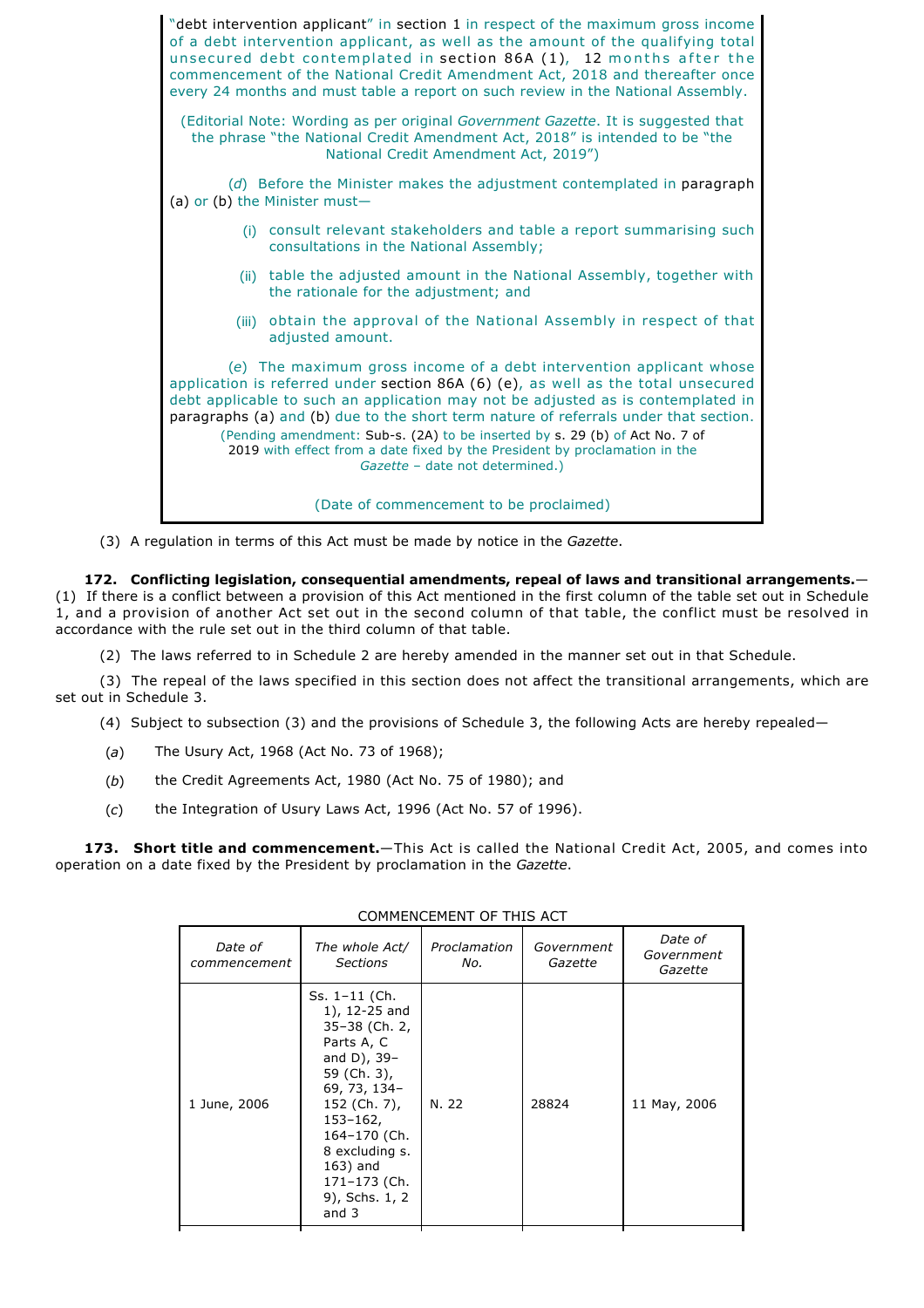"debt intervention applicant" in section 1 in respect of the maximum gross income of a debt intervention applicant, as well as the amount of the qualifying total unsecured debt contemplated in section 86A (1), 12 months after the commencement of the National Credit Amendment Act, 2018 and thereafter once every 24 months and must table a report on such review in the National Assembly.

(Editorial Note: Wording as per original *Government Gazette*. It is suggested that the phrase "the National Credit Amendment Act, 2018" is intended to be "the National Credit Amendment Act, 2019")

(*d*) Before the Minister makes the adjustment contemplated in paragraph (a) or (b) the Minister must—

(i) consult relevant stakeholders and table a report summarising such consultations in the National Assembly;

(ii) table the adjusted amount in the National Assembly, together with the rationale for the adjustment; and

(iii) obtain the approval of the National Assembly in respect of that adjusted amount.

(*e*) The maximum gross income of a debt intervention applicant whose application is referred under section 86A (6) (e), as well as the total unsecured debt applicable to such an application may not be adjusted as is contemplated in paragraphs (a) and (b) due to the short term nature of referrals under that section.

(Pending amendment: Sub-s. (2A) to be inserted by s. 29 (b) of Act No. 7 of 2019 with effect from a date fixed by the President by proclamation in the *Gazette* – date not determined.)

(Date of commencement to be proclaimed)

(3) A regulation in terms of this Act must be made by notice in the *Gazette*.

**172. Conflicting legislation, consequential amendments, repeal of laws and transitional arrangements.**—(1) If there is a conflict between a provision of this Act mentioned in the first column of the table set out in Schedule 1, and a provision of another Act set out in the second column of that table, the conflict must be resolved in accordance with the rule set out in the third column of that table.

(2) The laws referred to in Schedule 2 are hereby amended in the manner set out in that Schedule.

(3) The repeal of the laws specified in this section does not affect the transitional arrangements, which are set out in Schedule 3.

(4) Subject to subsection (3) and the provisions of Schedule 3, the following Acts are hereby repealed—

(*a*) The Usury Act, 1968 (Act No. 73 of 1968);

(*b*) the Credit Agreements Act, 1980 (Act No. 75 of 1980); and

(*c*) the Integration of Usury Laws Act, 1996 (Act No. 57 of 1996).

**173. Short title and commencement.**—This Act is called the National Credit Act, 2005, and comes into operation on a date fixed by the President by proclamation in the *Gazette*.

COMMENCEMENT OF THIS ACT

| *Date of commencement* | *The whole Act/ Sections* | *Proclamation No.* | *Government Gazette* | *Date of Government Gazette* |
|---|---|---|---|---|
| 1 June, 2006 | Ss. 1–11 (Ch. 1), 12-25 and 35–38 (Ch. 2, Parts A, C and D), 39–59 (Ch. 3), 69, 73, 134–152 (Ch. 7), 153–162, 164–170 (Ch. 8 excluding s. 163) and 171–173 (Ch. 9), Schs. 1, 2 and 3 | N. 22 | 28824 | 11 May, 2006 |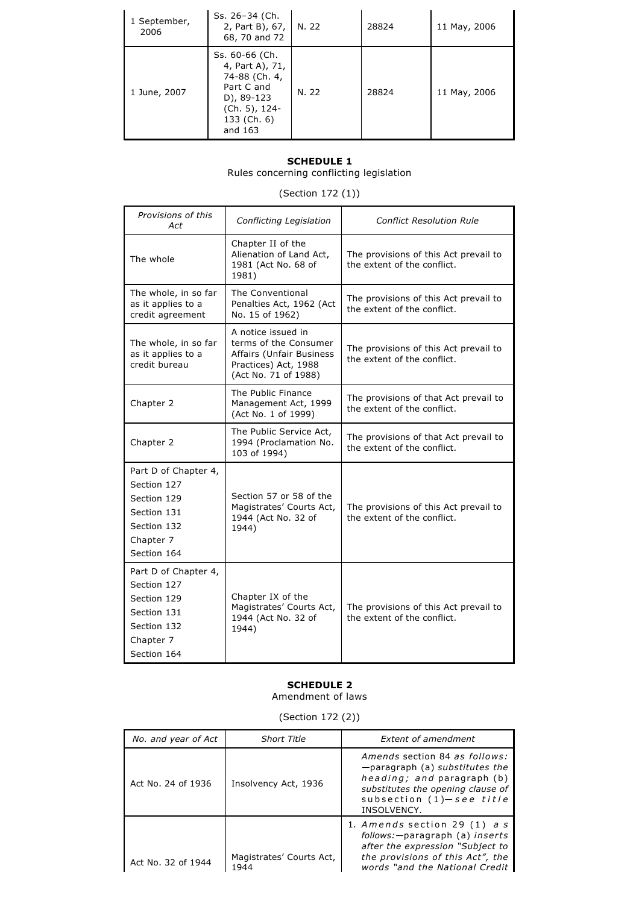| | | | | |
|---|---|---|---|---|
| 1 September, 2006 | Ss. 26–34 (Ch. 2, Part B), 67, 68, 70 and 72 | N. 22 | 28824 | 11 May, 2006 |
| 1 June, 2007 | Ss. 60-66 (Ch. 4, Part A), 71, 74-88 (Ch. 4, Part C and D), 89-123 (Ch. 5), 124-133 (Ch. 6) and 163 | N. 22 | 28824 | 11 May, 2006 |

**SCHEDULE 1**

Rules concerning conflicting legislation

(Section 172 (1))

| *Provisions of this Act* | *Conflicting Legislation* | *Conflict Resolution Rule* |
|---|---|---|
| The whole | Chapter II of the Alienation of Land Act, 1981 (Act No. 68 of 1981) | The provisions of this Act prevail to the extent of the conflict. |
| The whole, in so far as it applies to a credit agreement | The Conventional Penalties Act, 1962 (Act No. 15 of 1962) | The provisions of this Act prevail to the extent of the conflict. |
| The whole, in so far as it applies to a credit bureau | A notice issued in terms of the Consumer Affairs (Unfair Business Practices) Act, 1988 (Act No. 71 of 1988) | The provisions of this Act prevail to the extent of the conflict. |
| Chapter 2 | The Public Finance Management Act, 1999 (Act No. 1 of 1999) | The provisions of that Act prevail to the extent of the conflict. |
| Chapter 2 | The Public Service Act, 1994 (Proclamation No. 103 of 1994) | The provisions of that Act prevail to the extent of the conflict. |
| Part D of Chapter 4, Section 127, Section 129, Section 131, Section 132, Chapter 7, Section 164 | Section 57 or 58 of the Magistrates' Courts Act, 1944 (Act No. 32 of 1944) | The provisions of this Act prevail to the extent of the conflict. |
| Part D of Chapter 4, Section 127, Section 129, Section 131, Section 132, Chapter 7, Section 164 | Chapter IX of the Magistrates' Courts Act, 1944 (Act No. 32 of 1944) | The provisions of this Act prevail to the extent of the conflict. |

**SCHEDULE 2**

Amendment of laws

(Section 172 (2))

| *No. and year of Act* | *Short Title* | *Extent of amendment* |
|---|---|---|
| Act No. 24 of 1936 | Insolvency Act, 1936 | *Amends* section 84 *as follows:*—paragraph (a) *substitutes the heading; and* paragraph (b) *substitutes the opening clause of* subsection (1)—*see title* INSOLVENCY. |
| Act No. 32 of 1944 | Magistrates' Courts Act, 1944 | 1. *Amends* section 29 (1) *as follows:*—paragraph (a) *inserts after the expression "Subject to the provisions of this Act", the words "and the National Credit* |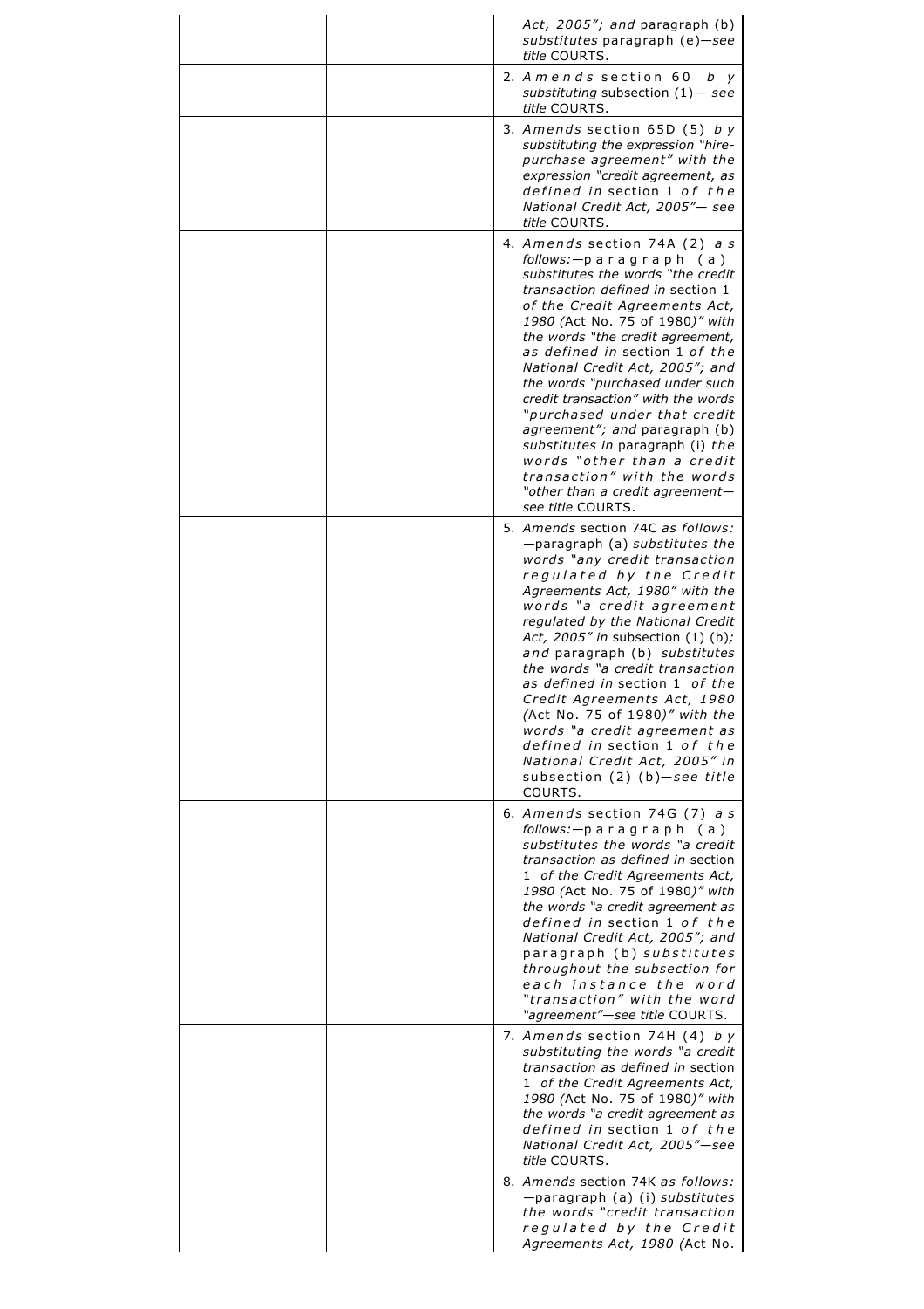|  |  |  |
|---|---|---|
|  |  | *Act, 2005"; and* paragraph (b) *substitutes* paragraph (e)—*see title* COURTS. |
|  |  | 2. *Amends* section 60 *by substituting* subsection (1)— *see title* COURTS. |
|  |  | 3. *Amends* section 65D (5) *by substituting the expression "hire-purchase agreement" with the expression "credit agreement, as defined in* section 1 *of the National Credit Act, 2005"— see title* COURTS. |
|  |  | 4. *Amends* section 74A (2) *as follows:—*paragraph (a) *substitutes the words "the credit transaction defined in* section 1 *of the Credit Agreements Act, 1980 (*Act No. 75 of 1980*)" with the words "the credit agreement, as defined in* section 1 *of the National Credit Act, 2005"; and the words "purchased under such credit transaction" with the words "purchased under that credit agreement"; and* paragraph (b) *substitutes in* paragraph (i) *the words "other than a credit transaction" with the words "other than a credit agreement—see title* COURTS. |
|  |  | 5. *Amends* section 74C *as follows:* —paragraph (a) *substitutes the words "any credit transaction regulated by the Credit Agreements Act, 1980" with the words "a credit agreement regulated by the National Credit Act, 2005" in* subsection (1) (b)*; and* paragraph (b) *substitutes the words "a credit transaction as defined in* section 1 *of the Credit Agreements Act, 1980 (*Act No. 75 of 1980*)" with the words "a credit agreement as defined in* section 1 *of the National Credit Act, 2005" in* subsection (2) (b)—*see title* COURTS. |
|  |  | 6. *Amends* section 74G (7) *as follows:—*paragraph (a) *substitutes the words "a credit transaction as defined in* section 1 *of the Credit Agreements Act, 1980 (*Act No. 75 of 1980*)" with the words "a credit agreement as defined in* section 1 *of the National Credit Act, 2005"; and* paragraph (b) *substitutes throughout the subsection for each instance the word "transaction" with the word "agreement"—see title* COURTS. |
|  |  | 7. *Amends* section 74H (4) *by substituting the words "a credit transaction as defined in* section 1 *of the Credit Agreements Act, 1980 (*Act No. 75 of 1980*)" with the words "a credit agreement as defined in* section 1 *of the National Credit Act, 2005"—see title* COURTS. |
|  |  | 8. *Amends* section 74K *as follows:* —paragraph (a) (i) *substitutes the words "credit transaction regulated by the Credit Agreements Act, 1980 (*Act No. |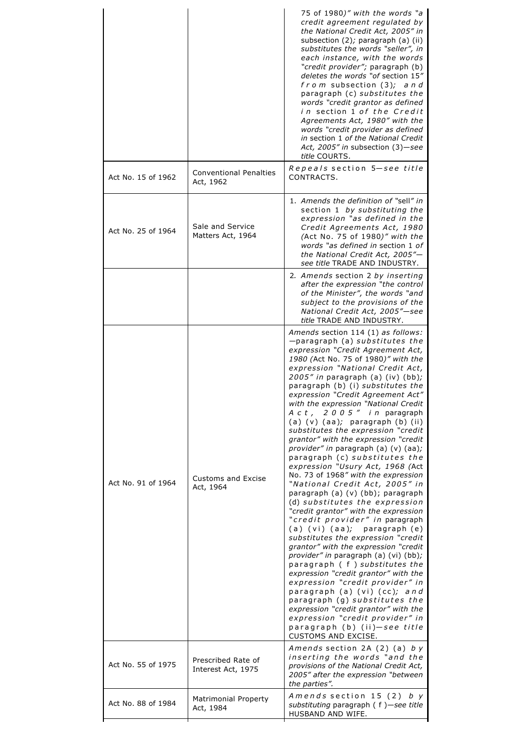| | | |
|---|---|---|
| | | 75 of 1980)" with the words "a credit agreement regulated by the National Credit Act, 2005" in subsection (2); paragraph (a) (ii) substitutes the words "seller", in each instance, with the words "credit provider"; paragraph (b) deletes the words "of section 15" from subsection (3); and paragraph (c) substitutes the words "credit grantor as defined in section 1 of the Credit Agreements Act, 1980" with the words "credit provider as defined in section 1 of the National Credit Act, 2005" in subsection (3)—see title COURTS. |
| Act No. 15 of 1962 | Conventional Penalties Act, 1962 | Repeals section 5—see title CONTRACTS. |
| Act No. 25 of 1964 | Sale and Service Matters Act, 1964 | 1. Amends the definition of "sell" in section 1 by substituting the expression "as defined in the Credit Agreements Act, 1980 (Act No. 75 of 1980)" with the words "as defined in section 1 of the National Credit Act, 2005"—see title TRADE AND INDUSTRY. |
| | | 2. Amends section 2 by inserting after the expression "the control of the Minister", the words "and subject to the provisions of the National Credit Act, 2005"—see title TRADE AND INDUSTRY. |
| Act No. 91 of 1964 | Customs and Excise Act, 1964 | Amends section 114 (1) as follows: —paragraph (a) substitutes the expression "Credit Agreement Act, 1980 (Act No. 75 of 1980)" with the expression "National Credit Act, 2005" in paragraph (a) (iv) (bb); paragraph (b) (i) substitutes the expression "Credit Agreement Act" with the expression "National Credit Act, 2005" in paragraph (a) (v) (aa); paragraph (b) (ii) substitutes the expression "credit grantor" with the expression "credit provider" in paragraph (a) (v) (aa); paragraph (c) substitutes the expression "Usury Act, 1968 (Act No. 73 of 1968" with the expression "National Credit Act, 2005" in paragraph (a) (v) (bb); paragraph (d) substitutes the expression "credit grantor" with the expression "credit provider" in paragraph (a) (vi) (aa); paragraph (e) substitutes the expression "credit grantor" with the expression "credit provider" in paragraph (a) (vi) (bb); paragraph (f) substitutes the expression "credit grantor" with the expression "credit provider" in paragraph (a) (vi) (cc); and paragraph (g) substitutes the expression "credit grantor" with the expression "credit provider" in paragraph (b) (ii)—see title CUSTOMS AND EXCISE. |
| Act No. 55 of 1975 | Prescribed Rate of Interest Act, 1975 | Amends section 2A (2) (a) by inserting the words "and the provisions of the National Credit Act, 2005" after the expression "between the parties". |
| Act No. 88 of 1984 | Matrimonial Property Act, 1984 | Amends section 15 (2) by substituting paragraph (f)—see title HUSBAND AND WIFE. |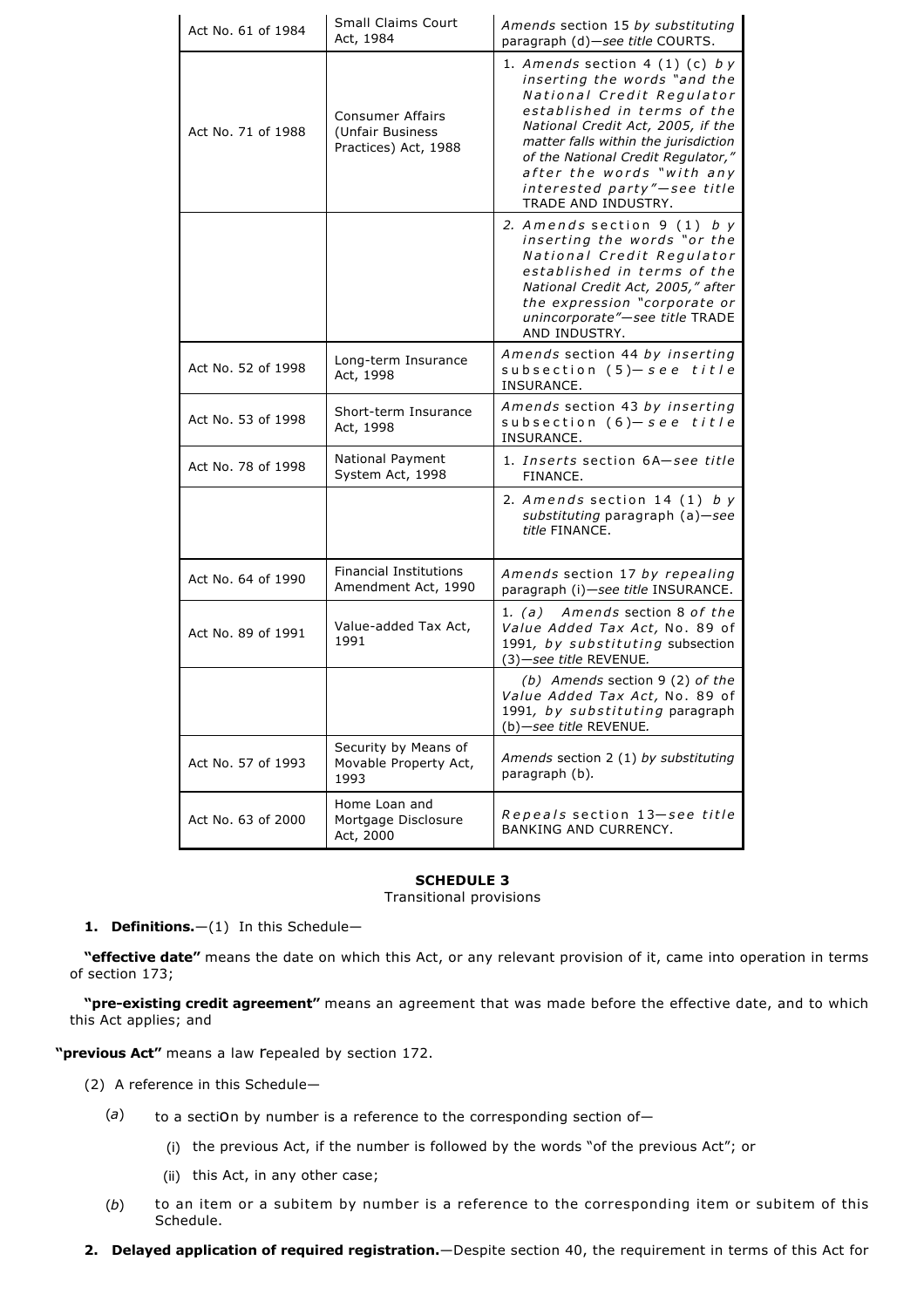| | | |
|---|---|---|
| Act No. 61 of 1984 | Small Claims Court Act, 1984 | *Amends* section 15 *by substituting* paragraph (d)—*see title* COURTS. |
| Act No. 71 of 1988 | Consumer Affairs (Unfair Business Practices) Act, 1988 | 1. *Amends* section 4 (1) (c) *by inserting the words "and the National Credit Regulator established in terms of the National Credit Act, 2005, if the matter falls within the jurisdiction of the National Credit Regulator," after the words "with any interested party"—see title* TRADE AND INDUSTRY. |
| | | 2. *Amends* section 9 (1) *by inserting the words "or the National Credit Regulator established in terms of the National Credit Act, 2005," after the expression "corporate or unincorporate"—see title* TRADE AND INDUSTRY. |
| Act No. 52 of 1998 | Long-term Insurance Act, 1998 | *Amends* section 44 *by inserting* subsection (5)—*see title* INSURANCE. |
| Act No. 53 of 1998 | Short-term Insurance Act, 1998 | *Amends* section 43 *by inserting* subsection (6)—*see title* INSURANCE. |
| Act No. 78 of 1998 | National Payment System Act, 1998 | 1. *Inserts* section 6A—*see title* FINANCE. |
| | | 2. *Amends* section 14 (1) *by substituting* paragraph (a)—*see title* FINANCE. |
| Act No. 64 of 1990 | Financial Institutions Amendment Act, 1990 | *Amends* section 17 *by repealing* paragraph (i)—*see title* INSURANCE. |
| Act No. 89 of 1991 | Value-added Tax Act, 1991 | 1. *(a) Amends* section 8 *of the Value Added Tax Act,* No. 89 of 1991, *by substituting* subsection (3)—*see title* REVENUE. |
| | | *(b) Amends* section 9 (2) *of the Value Added Tax Act,* No. 89 of 1991, *by substituting* paragraph (b)—*see title* REVENUE. |
| Act No. 57 of 1993 | Security by Means of Movable Property Act, 1993 | *Amends* section 2 (1) *by substituting* paragraph (b). |
| Act No. 63 of 2000 | Home Loan and Mortgage Disclosure Act, 2000 | *Repeals* section 13—*see title* BANKING AND CURRENCY. |

## SCHEDULE 3

Transitional provisions

**1. Definitions.**—(1) In this Schedule—

**"effective date"** means the date on which this Act, or any relevant provision of it, came into operation in terms of section 173;

**"pre-existing credit agreement"** means an agreement that was made before the effective date, and to which this Act applies; and

**"previous Act"** means a law repealed by section 172.

(2) A reference in this Schedule—

(*a*) to a section by number is a reference to the corresponding section of—

(i) the previous Act, if the number is followed by the words "of the previous Act"; or

(ii) this Act, in any other case;

(*b*) to an item or a subitem by number is a reference to the corresponding item or subitem of this Schedule.

**2. Delayed application of required registration.**—Despite section 40, the requirement in terms of this Act for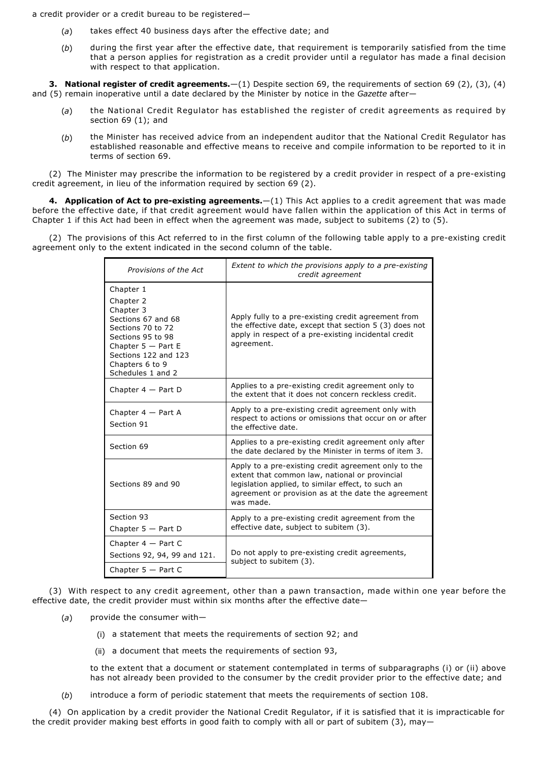a credit provider or a credit bureau to be registered—

(*a*) takes effect 40 business days after the effective date; and

(*b*) during the first year after the effective date, that requirement is temporarily satisfied from the time that a person applies for registration as a credit provider until a regulator has made a final decision with respect to that application.

**3. National register of credit agreements.**—(1) Despite section 69, the requirements of section 69 (2), (3), (4) and (5) remain inoperative until a date declared by the Minister by notice in the *Gazette* after—

(*a*) the National Credit Regulator has established the register of credit agreements as required by section 69 (1); and

(*b*) the Minister has received advice from an independent auditor that the National Credit Regulator has established reasonable and effective means to receive and compile information to be reported to it in terms of section 69.

(2) The Minister may prescribe the information to be registered by a credit provider in respect of a pre-existing credit agreement, in lieu of the information required by section 69 (2).

**4. Application of Act to pre-existing agreements.**—(1) This Act applies to a credit agreement that was made before the effective date, if that credit agreement would have fallen within the application of this Act in terms of Chapter 1 if this Act had been in effect when the agreement was made, subject to subitems (2) to (5).

(2) The provisions of this Act referred to in the first column of the following table apply to a pre-existing credit agreement only to the extent indicated in the second column of the table.

| *Provisions of the Act* | *Extent to which the provisions apply to a pre-existing credit agreement* |
|---|---|
| Chapter 1<br>Chapter 2<br>Chapter 3<br>Sections 67 and 68<br>Sections 70 to 72<br>Sections 95 to 98<br>Chapter 5 — Part E<br>Sections 122 and 123<br>Chapters 6 to 9<br>Schedules 1 and 2 | Apply fully to a pre-existing credit agreement from the effective date, except that section 5 (3) does not apply in respect of a pre-existing incidental credit agreement. |
| Chapter 4 — Part D | Applies to a pre-existing credit agreement only to the extent that it does not concern reckless credit. |
| Chapter 4 — Part A<br>Section 91 | Apply to a pre-existing credit agreement only with respect to actions or omissions that occur on or after the effective date. |
| Section 69 | Applies to a pre-existing credit agreement only after the date declared by the Minister in terms of item 3. |
| Sections 89 and 90 | Apply to a pre-existing credit agreement only to the extent that common law, national or provincial legislation applied, to similar effect, to such an agreement or provision as at the date the agreement was made. |
| Section 93<br>Chapter 5 — Part D | Apply to a pre-existing credit agreement from the effective date, subject to subitem (3). |
| Chapter 4 — Part C<br>Sections 92, 94, 99 and 121.<br>Chapter 5 — Part C | Do not apply to pre-existing credit agreements, subject to subitem (3). |

(3) With respect to any credit agreement, other than a pawn transaction, made within one year before the effective date, the credit provider must within six months after the effective date—

(*a*) provide the consumer with—

(i) a statement that meets the requirements of section 92; and

(ii) a document that meets the requirements of section 93,

to the extent that a document or statement contemplated in terms of subparagraphs (i) or (ii) above has not already been provided to the consumer by the credit provider prior to the effective date; and

(*b*) introduce a form of periodic statement that meets the requirements of section 108.

(4) On application by a credit provider the National Credit Regulator, if it is satisfied that it is impracticable for the credit provider making best efforts in good faith to comply with all or part of subitem (3), may—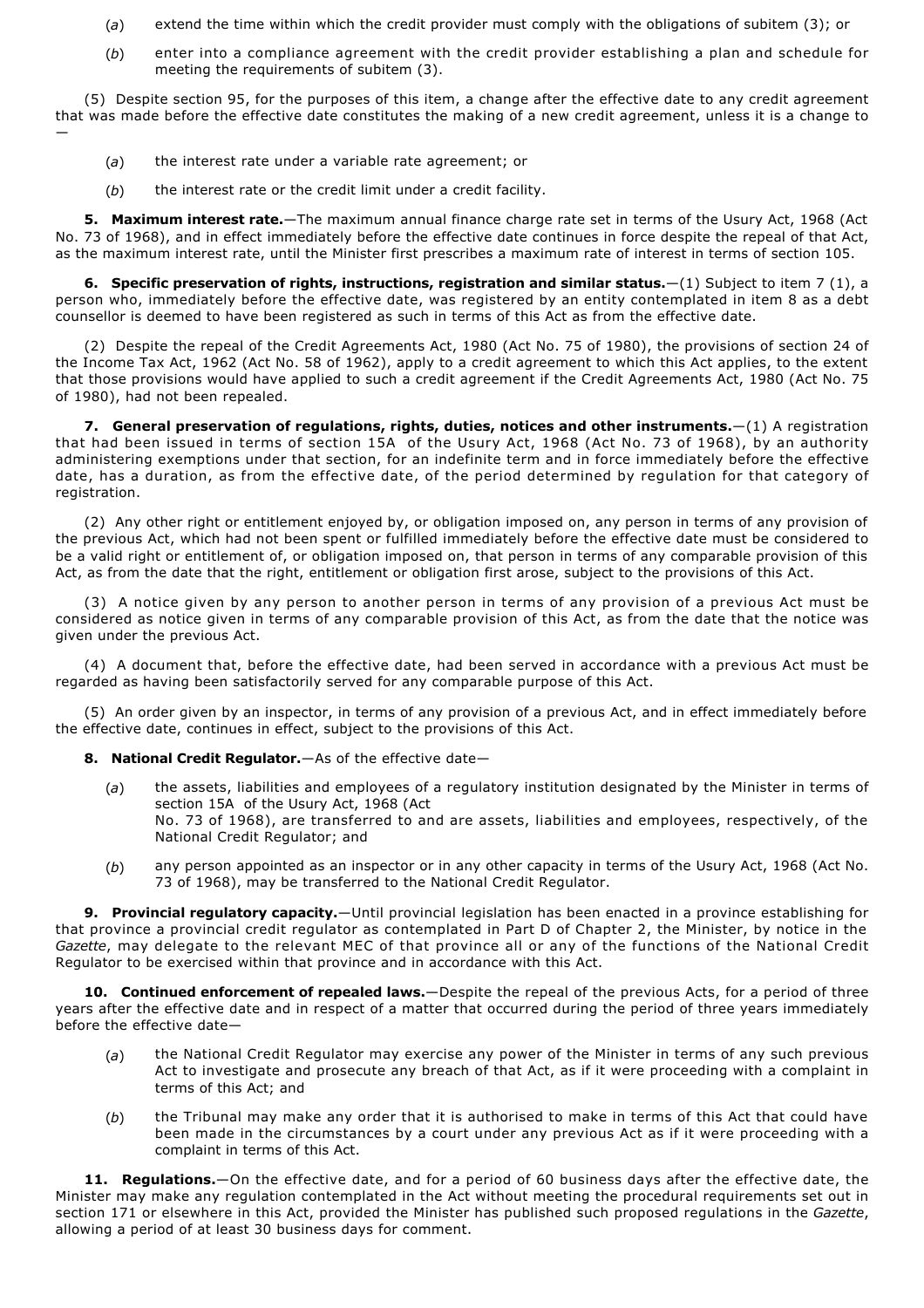(*a*) extend the time within which the credit provider must comply with the obligations of subitem (3); or

(*b*) enter into a compliance agreement with the credit provider establishing a plan and schedule for meeting the requirements of subitem (3).

(5) Despite section 95, for the purposes of this item, a change after the effective date to any credit agreement that was made before the effective date constitutes the making of a new credit agreement, unless it is a change to —

(*a*) the interest rate under a variable rate agreement; or

(*b*) the interest rate or the credit limit under a credit facility.

**5. Maximum interest rate.**—The maximum annual finance charge rate set in terms of the Usury Act, 1968 (Act No. 73 of 1968), and in effect immediately before the effective date continues in force despite the repeal of that Act, as the maximum interest rate, until the Minister first prescribes a maximum rate of interest in terms of section 105.

**6. Specific preservation of rights, instructions, registration and similar status.**—(1) Subject to item 7 (1), a person who, immediately before the effective date, was registered by an entity contemplated in item 8 as a debt counsellor is deemed to have been registered as such in terms of this Act as from the effective date.

(2) Despite the repeal of the Credit Agreements Act, 1980 (Act No. 75 of 1980), the provisions of section 24 of the Income Tax Act, 1962 (Act No. 58 of 1962), apply to a credit agreement to which this Act applies, to the extent that those provisions would have applied to such a credit agreement if the Credit Agreements Act, 1980 (Act No. 75 of 1980), had not been repealed.

**7. General preservation of regulations, rights, duties, notices and other instruments.**—(1) A registration that had been issued in terms of section 15A of the Usury Act, 1968 (Act No. 73 of 1968), by an authority administering exemptions under that section, for an indefinite term and in force immediately before the effective date, has a duration, as from the effective date, of the period determined by regulation for that category of registration.

(2) Any other right or entitlement enjoyed by, or obligation imposed on, any person in terms of any provision of the previous Act, which had not been spent or fulfilled immediately before the effective date must be considered to be a valid right or entitlement of, or obligation imposed on, that person in terms of any comparable provision of this Act, as from the date that the right, entitlement or obligation first arose, subject to the provisions of this Act.

(3) A notice given by any person to another person in terms of any provision of a previous Act must be considered as notice given in terms of any comparable provision of this Act, as from the date that the notice was given under the previous Act.

(4) A document that, before the effective date, had been served in accordance with a previous Act must be regarded as having been satisfactorily served for any comparable purpose of this Act.

(5) An order given by an inspector, in terms of any provision of a previous Act, and in effect immediately before the effective date, continues in effect, subject to the provisions of this Act.

**8. National Credit Regulator.**—As of the effective date—

(*a*) the assets, liabilities and employees of a regulatory institution designated by the Minister in terms of section 15A of the Usury Act, 1968 (Act No. 73 of 1968), are transferred to and are assets, liabilities and employees, respectively, of the National Credit Regulator; and

(*b*) any person appointed as an inspector or in any other capacity in terms of the Usury Act, 1968 (Act No. 73 of 1968), may be transferred to the National Credit Regulator.

**9. Provincial regulatory capacity.**—Until provincial legislation has been enacted in a province establishing for that province a provincial credit regulator as contemplated in Part D of Chapter 2, the Minister, by notice in the *Gazette*, may delegate to the relevant MEC of that province all or any of the functions of the National Credit Regulator to be exercised within that province and in accordance with this Act.

**10. Continued enforcement of repealed laws.**—Despite the repeal of the previous Acts, for a period of three years after the effective date and in respect of a matter that occurred during the period of three years immediately before the effective date—

(*a*) the National Credit Regulator may exercise any power of the Minister in terms of any such previous Act to investigate and prosecute any breach of that Act, as if it were proceeding with a complaint in terms of this Act; and

(*b*) the Tribunal may make any order that it is authorised to make in terms of this Act that could have been made in the circumstances by a court under any previous Act as if it were proceeding with a complaint in terms of this Act.

**11. Regulations.**—On the effective date, and for a period of 60 business days after the effective date, the Minister may make any regulation contemplated in the Act without meeting the procedural requirements set out in section 171 or elsewhere in this Act, provided the Minister has published such proposed regulations in the *Gazette*, allowing a period of at least 30 business days for comment.